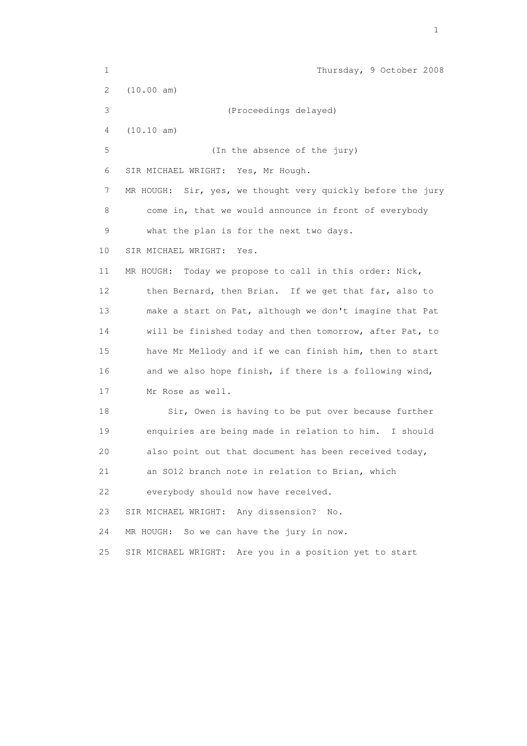Thursday, 9 October 2008

(10.00 am)

(Proceedings delayed)

(10.10 am)

(In the absence of the jury)

SIR MICHAEL WRIGHT: Yes, Mr Hough.

MR HOUGH: Sir, yes, we thought very quickly before the jury come in, that we would announce in front of everybody what the plan is for the next two days.

SIR MICHAEL WRIGHT: Yes.

MR HOUGH: Today we propose to call in this order: Nick, then Bernard, then Brian. If we get that far, also to make a start on Pat, although we don't imagine that Pat will be finished today and then tomorrow, after Pat, to have Mr Mellody and if we can finish him, then to start and we also hope finish, if there is a following wind, Mr Rose as well.

Sir, Owen is having to be put over because further enquiries are being made in relation to him. I should also point out that document has been received today, an SO12 branch note in relation to Brian, which everybody should now have received.

SIR MICHAEL WRIGHT: Any dissension? No.

MR HOUGH: So we can have the jury in now.

SIR MICHAEL WRIGHT: Are you in a position yet to start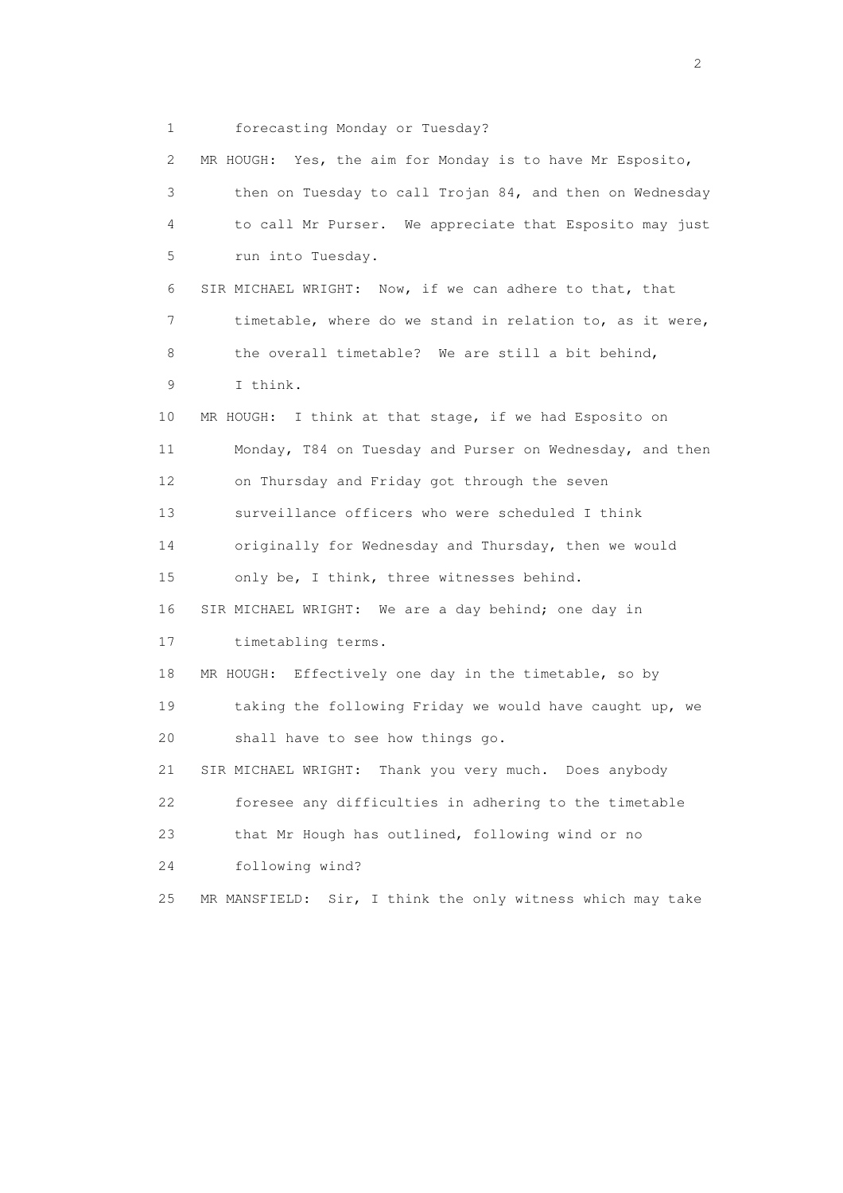1 forecasting Monday or Tuesday?

2 MR HOUGH: Yes, the aim for Monday is to have Mr Esposito,

3 then on Tuesday to call Trojan 84, and then on Wednesday

4 to call Mr Purser. We appreciate that Esposito may just

5 run into Tuesday.

6 SIR MICHAEL WRIGHT: Now, if we can adhere to that, that

7 timetable, where do we stand in relation to, as it were,

8 the overall timetable? We are still a bit behind,

9 I think.

10 MR HOUGH: I think at that stage, if we had Esposito on

11 Monday, T84 on Tuesday and Purser on Wednesday, and then

12 on Thursday and Friday got through the seven

13 surveillance officers who were scheduled I think

14 originally for Wednesday and Thursday, then we would

15 only be, I think, three witnesses behind.

16 SIR MICHAEL WRIGHT: We are a day behind; one day in

17 timetabling terms.

18 MR HOUGH: Effectively one day in the timetable, so by

19 taking the following Friday we would have caught up, we

20 shall have to see how things go.

21 SIR MICHAEL WRIGHT: Thank you very much. Does anybody

22 foresee any difficulties in adhering to the timetable

23 that Mr Hough has outlined, following wind or no

24 following wind?

25 MR MANSFIELD: Sir, I think the only witness which may take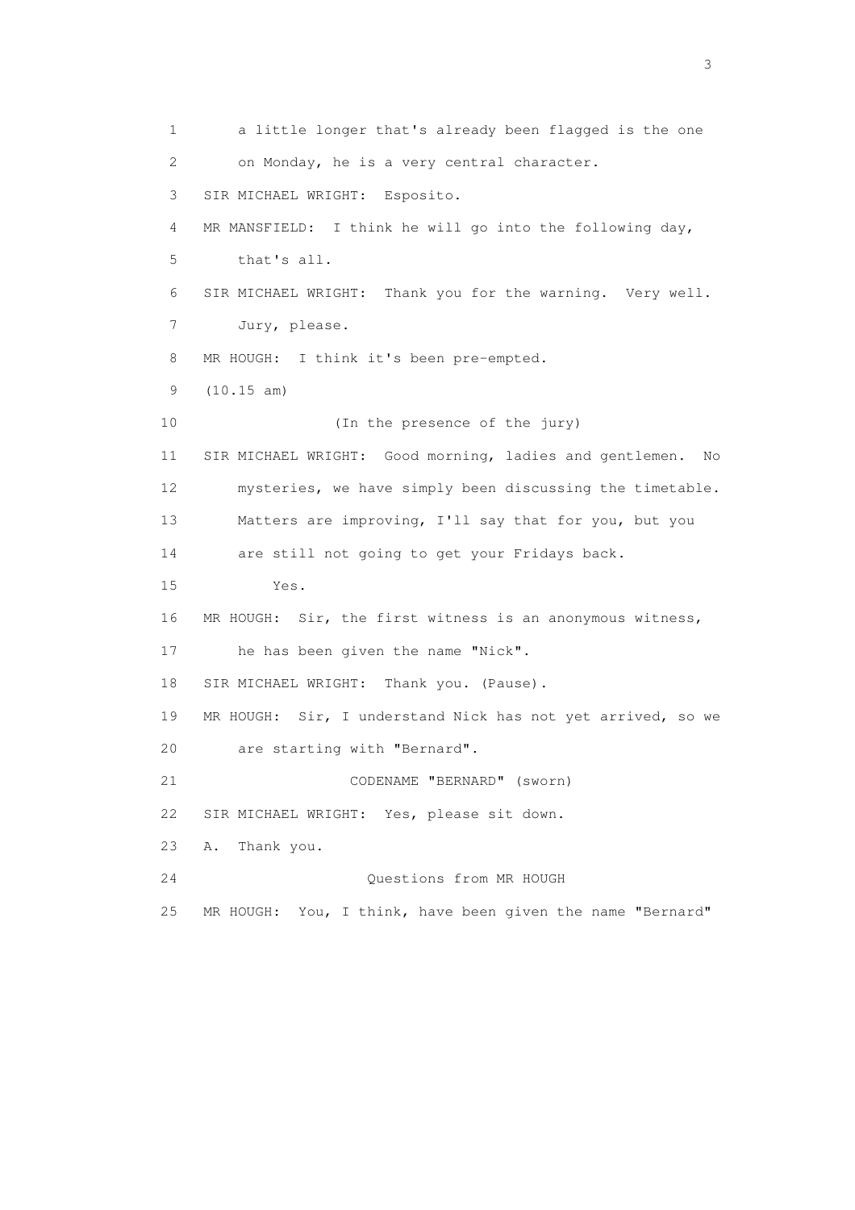1 a little longer that's already been flagged is the one
2 on Monday, he is a very central character.
3 SIR MICHAEL WRIGHT: Esposito.
4 MR MANSFIELD: I think he will go into the following day,
5 that's all.
6 SIR MICHAEL WRIGHT: Thank you for the warning. Very well.
7 Jury, please.
8 MR HOUGH: I think it's been pre-empted.
9 (10.15 am)
10 (In the presence of the jury)
11 SIR MICHAEL WRIGHT: Good morning, ladies and gentlemen. No
12 mysteries, we have simply been discussing the timetable.
13 Matters are improving, I'll say that for you, but you
14 are still not going to get your Fridays back.
15 Yes.
16 MR HOUGH: Sir, the first witness is an anonymous witness,
17 he has been given the name "Nick".
18 SIR MICHAEL WRIGHT: Thank you. (Pause).
19 MR HOUGH: Sir, I understand Nick has not yet arrived, so we
20 are starting with "Bernard".
21 CODENAME "BERNARD" (sworn)
22 SIR MICHAEL WRIGHT: Yes, please sit down.
23 A. Thank you.
24 Questions from MR HOUGH
25 MR HOUGH: You, I think, have been given the name "Bernard"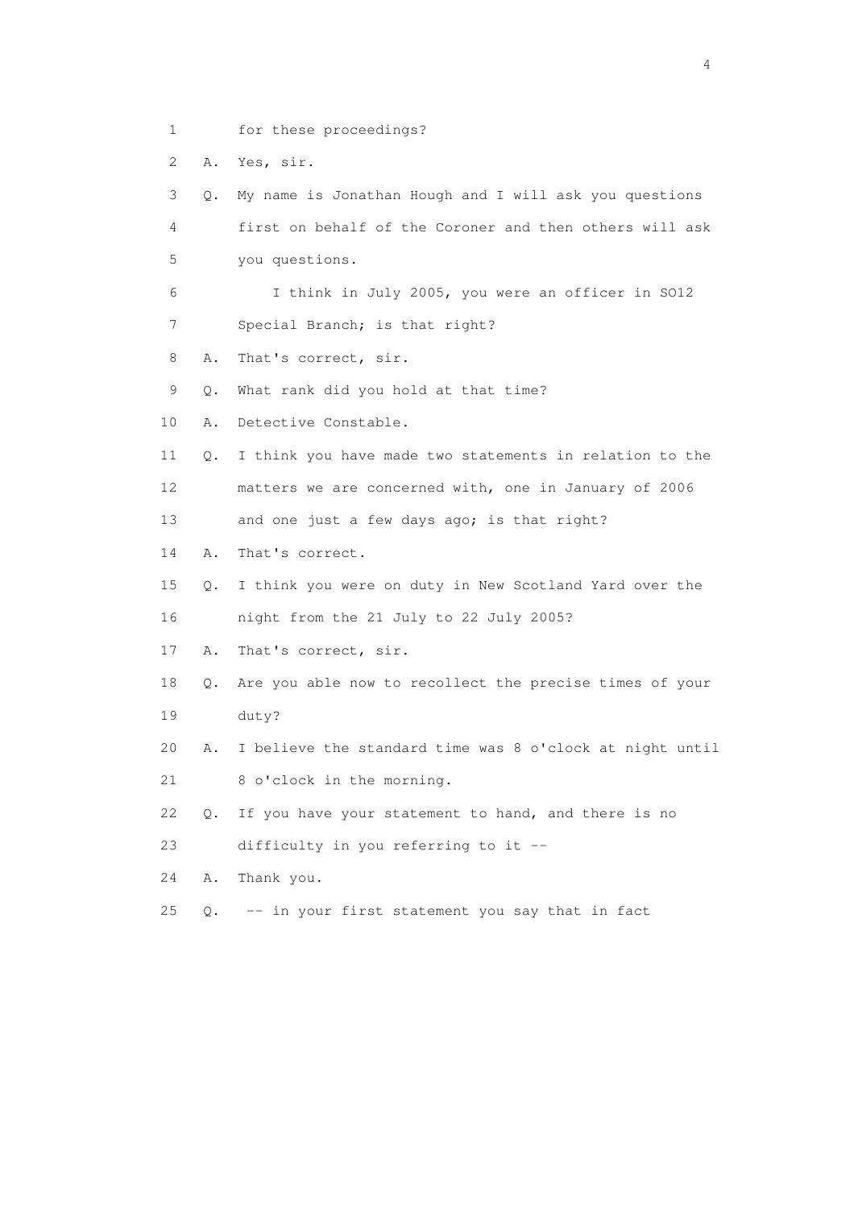1 for these proceedings?

2 A. Yes, sir.

3 Q. My name is Jonathan Hough and I will ask you questions

4 first on behalf of the Coroner and then others will ask

5 you questions.

6 I think in July 2005, you were an officer in SO12

7 Special Branch; is that right?

8 A. That's correct, sir.

9 Q. What rank did you hold at that time?

10 A. Detective Constable.

11 Q. I think you have made two statements in relation to the

12 matters we are concerned with, one in January of 2006

13 and one just a few days ago; is that right?

14 A. That's correct.

15 Q. I think you were on duty in New Scotland Yard over the

16 night from the 21 July to 22 July 2005?

17 A. That's correct, sir.

18 Q. Are you able now to recollect the precise times of your

19 duty?

20 A. I believe the standard time was 8 o'clock at night until

21 8 o'clock in the morning.

22 Q. If you have your statement to hand, and there is no

23 difficulty in you referring to it --

24 A. Thank you.

25 Q. -- in your first statement you say that in fact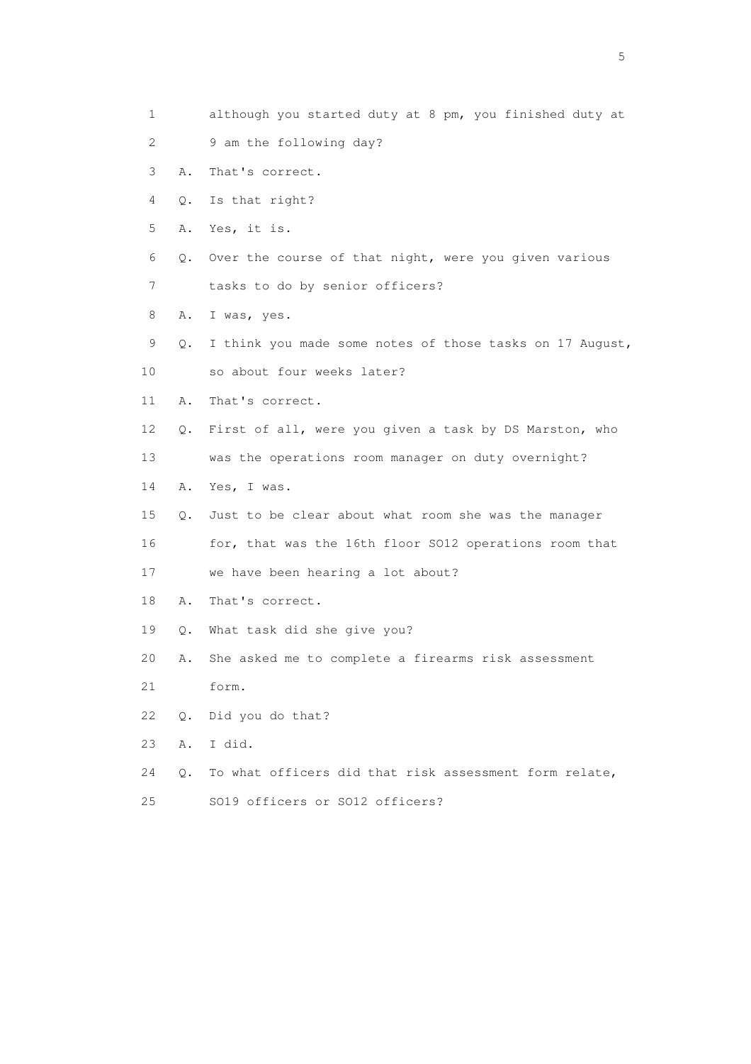1 although you started duty at 8 pm, you finished duty at

2 9 am the following day?

3 A. That's correct.

4 Q. Is that right?

5 A. Yes, it is.

6 Q. Over the course of that night, were you given various

7 tasks to do by senior officers?

8 A. I was, yes.

9 Q. I think you made some notes of those tasks on 17 August,

10 so about four weeks later?

11 A. That's correct.

12 Q. First of all, were you given a task by DS Marston, who

13 was the operations room manager on duty overnight?

14 A. Yes, I was.

15 Q. Just to be clear about what room she was the manager

16 for, that was the 16th floor SO12 operations room that

17 we have been hearing a lot about?

18 A. That's correct.

19 Q. What task did she give you?

20 A. She asked me to complete a firearms risk assessment

21 form.

22 Q. Did you do that?

23 A. I did.

24 Q. To what officers did that risk assessment form relate,

25 SO19 officers or SO12 officers?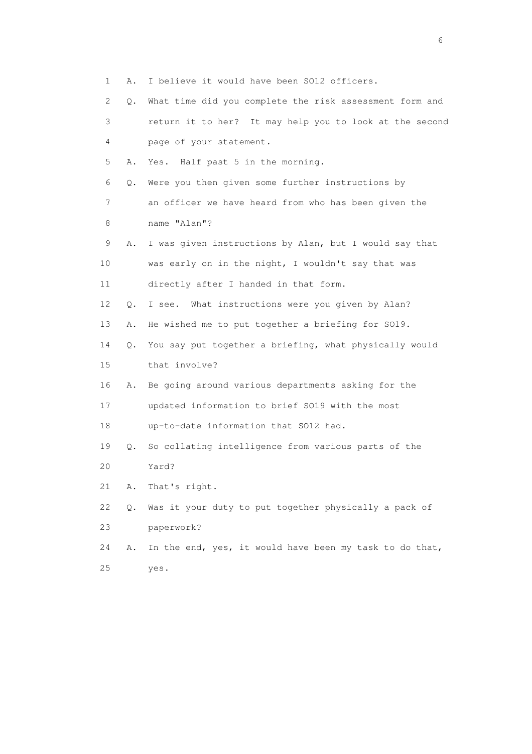1 A. I believe it would have been SO12 officers.

2 Q. What time did you complete the risk assessment form and

3 return it to her? It may help you to look at the second

4 page of your statement.

5 A. Yes. Half past 5 in the morning.

6 Q. Were you then given some further instructions by

7 an officer we have heard from who has been given the

8 name "Alan"?

9 A. I was given instructions by Alan, but I would say that

10 was early on in the night, I wouldn't say that was

11 directly after I handed in that form.

12 Q. I see. What instructions were you given by Alan?

13 A. He wished me to put together a briefing for SO19.

14 Q. You say put together a briefing, what physically would

15 that involve?

16 A. Be going around various departments asking for the

17 updated information to brief SO19 with the most

18 up-to-date information that SO12 had.

19 Q. So collating intelligence from various parts of the

20 Yard?

21 A. That's right.

22 Q. Was it your duty to put together physically a pack of

23 paperwork?

24 A. In the end, yes, it would have been my task to do that,

25 yes.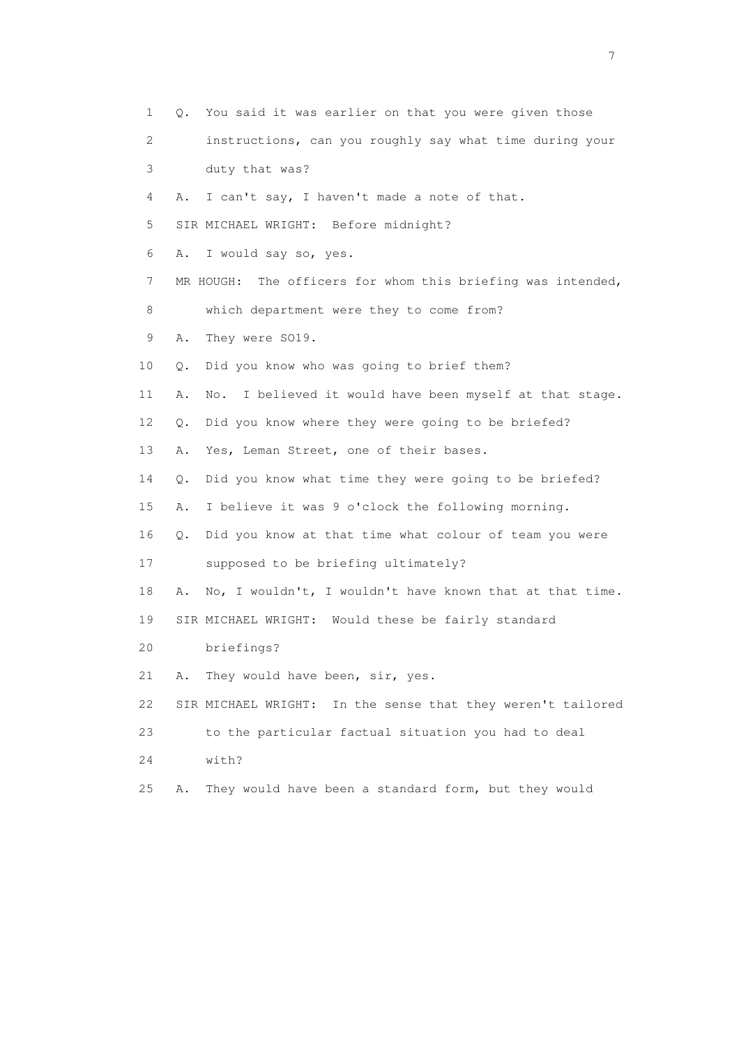1 Q. You said it was earlier on that you were given those
2 instructions, can you roughly say what time during your
3 duty that was?
4 A. I can't say, I haven't made a note of that.
5 SIR MICHAEL WRIGHT: Before midnight?
6 A. I would say so, yes.
7 MR HOUGH: The officers for whom this briefing was intended,
8 which department were they to come from?
9 A. They were SO19.
10 Q. Did you know who was going to brief them?
11 A. No. I believed it would have been myself at that stage.
12 Q. Did you know where they were going to be briefed?
13 A. Yes, Leman Street, one of their bases.
14 Q. Did you know what time they were going to be briefed?
15 A. I believe it was 9 o'clock the following morning.
16 Q. Did you know at that time what colour of team you were
17 supposed to be briefing ultimately?
18 A. No, I wouldn't, I wouldn't have known that at that time.
19 SIR MICHAEL WRIGHT: Would these be fairly standard
20 briefings?
21 A. They would have been, sir, yes.
22 SIR MICHAEL WRIGHT: In the sense that they weren't tailored
23 to the particular factual situation you had to deal
24 with?
25 A. They would have been a standard form, but they would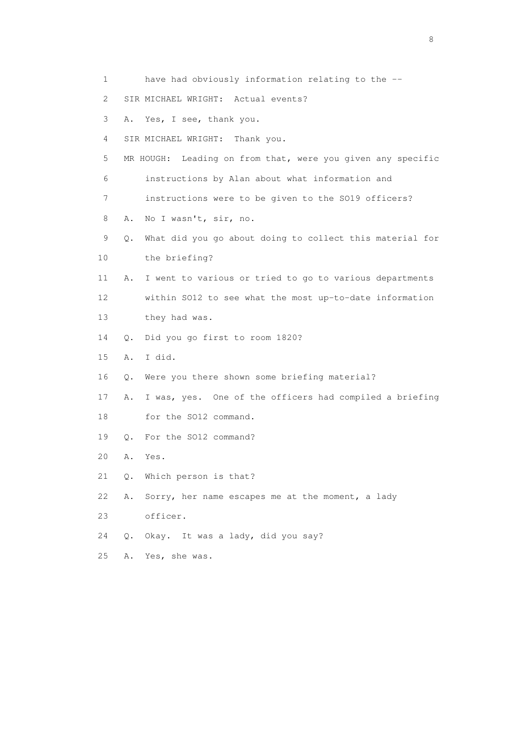1 have had obviously information relating to the --

2 SIR MICHAEL WRIGHT: Actual events?

3 A. Yes, I see, thank you.

4 SIR MICHAEL WRIGHT: Thank you.

5 MR HOUGH: Leading on from that, were you given any specific

6 instructions by Alan about what information and

7 instructions were to be given to the SO19 officers?

8 A. No I wasn't, sir, no.

9 Q. What did you go about doing to collect this material for

10 the briefing?

11 A. I went to various or tried to go to various departments

12 within SO12 to see what the most up-to-date information

13 they had was.

14 Q. Did you go first to room 1820?

15 A. I did.

16 Q. Were you there shown some briefing material?

17 A. I was, yes. One of the officers had compiled a briefing

18 for the SO12 command.

19 Q. For the SO12 command?

20 A. Yes.

21 Q. Which person is that?

22 A. Sorry, her name escapes me at the moment, a lady

23 officer.

24 Q. Okay. It was a lady, did you say?

25 A. Yes, she was.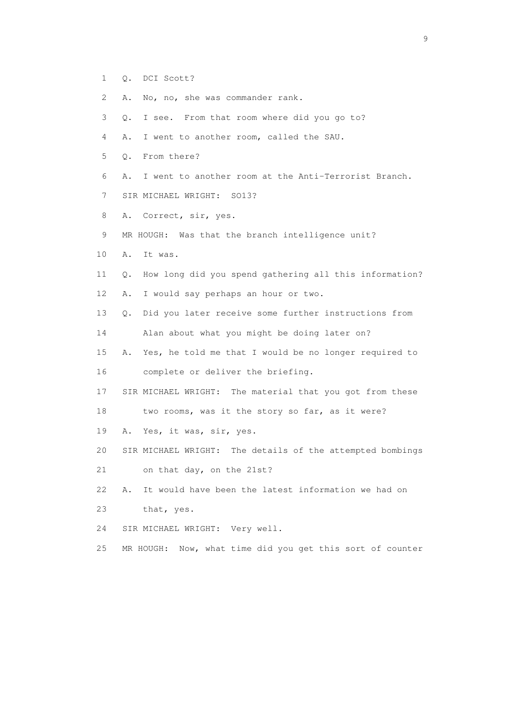1 Q. DCI Scott?

2 A. No, no, she was commander rank.

3 Q. I see. From that room where did you go to?

4 A. I went to another room, called the SAU.

5 Q. From there?

6 A. I went to another room at the Anti-Terrorist Branch.

7 SIR MICHAEL WRIGHT: SO13?

8 A. Correct, sir, yes.

9 MR HOUGH: Was that the branch intelligence unit?

10 A. It was.

11 Q. How long did you spend gathering all this information?

12 A. I would say perhaps an hour or two.

13 Q. Did you later receive some further instructions from

14 Alan about what you might be doing later on?

15 A. Yes, he told me that I would be no longer required to

16 complete or deliver the briefing.

17 SIR MICHAEL WRIGHT: The material that you got from these

18 two rooms, was it the story so far, as it were?

19 A. Yes, it was, sir, yes.

20 SIR MICHAEL WRIGHT: The details of the attempted bombings

21 on that day, on the 21st?

22 A. It would have been the latest information we had on

23 that, yes.

24 SIR MICHAEL WRIGHT: Very well.

25 MR HOUGH: Now, what time did you get this sort of counter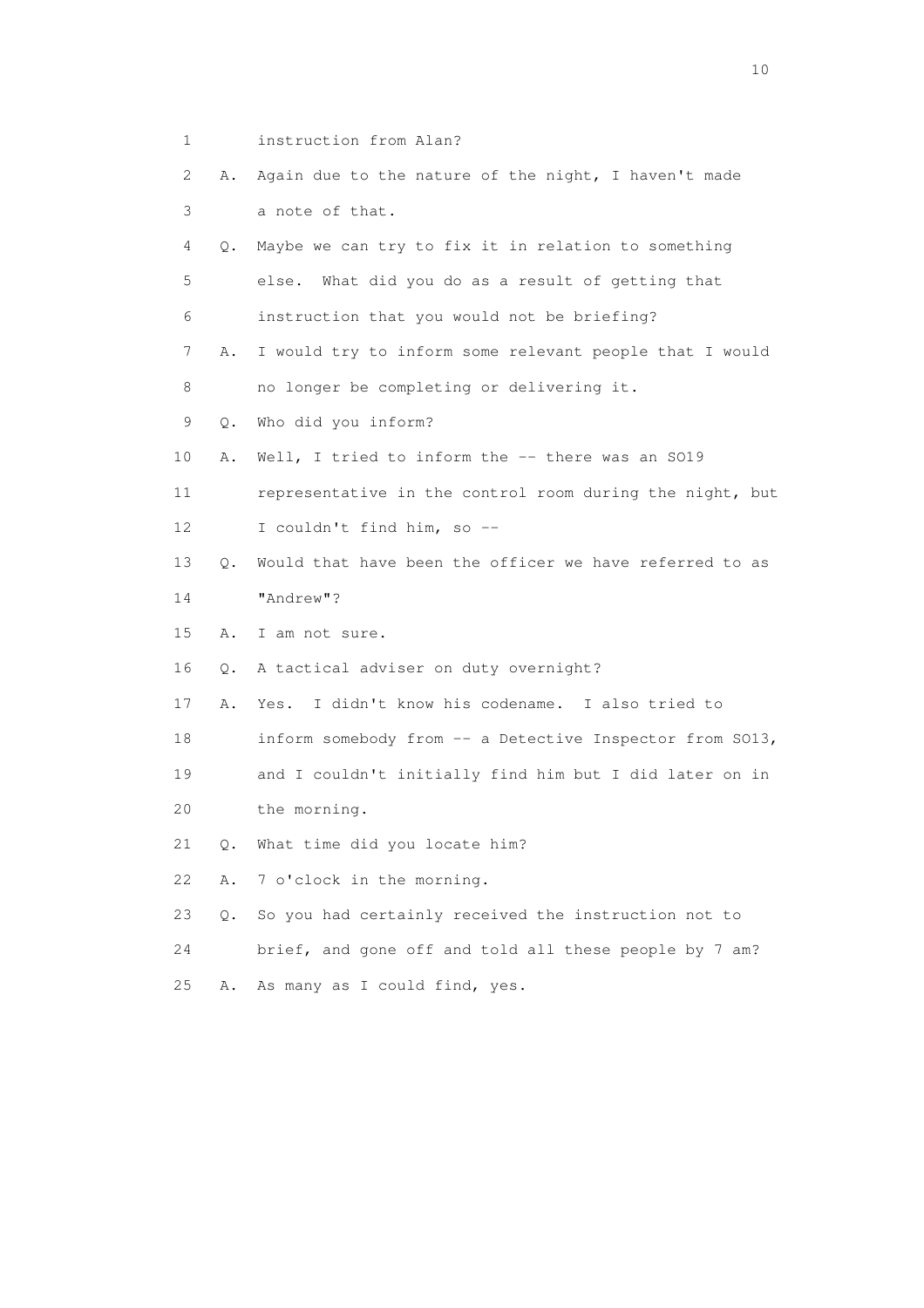1 instruction from Alan?

2 A. Again due to the nature of the night, I haven't made

3 a note of that.

4 Q. Maybe we can try to fix it in relation to something

5 else. What did you do as a result of getting that

6 instruction that you would not be briefing?

7 A. I would try to inform some relevant people that I would

8 no longer be completing or delivering it.

9 Q. Who did you inform?

10 A. Well, I tried to inform the -- there was an SO19

11 representative in the control room during the night, but

12 I couldn't find him, so --

13 Q. Would that have been the officer we have referred to as

14 "Andrew"?

15 A. I am not sure.

16 Q. A tactical adviser on duty overnight?

17 A. Yes. I didn't know his codename. I also tried to

18 inform somebody from -- a Detective Inspector from SO13,

19 and I couldn't initially find him but I did later on in

20 the morning.

21 Q. What time did you locate him?

22 A. 7 o'clock in the morning.

23 Q. So you had certainly received the instruction not to

24 brief, and gone off and told all these people by 7 am?

25 A. As many as I could find, yes.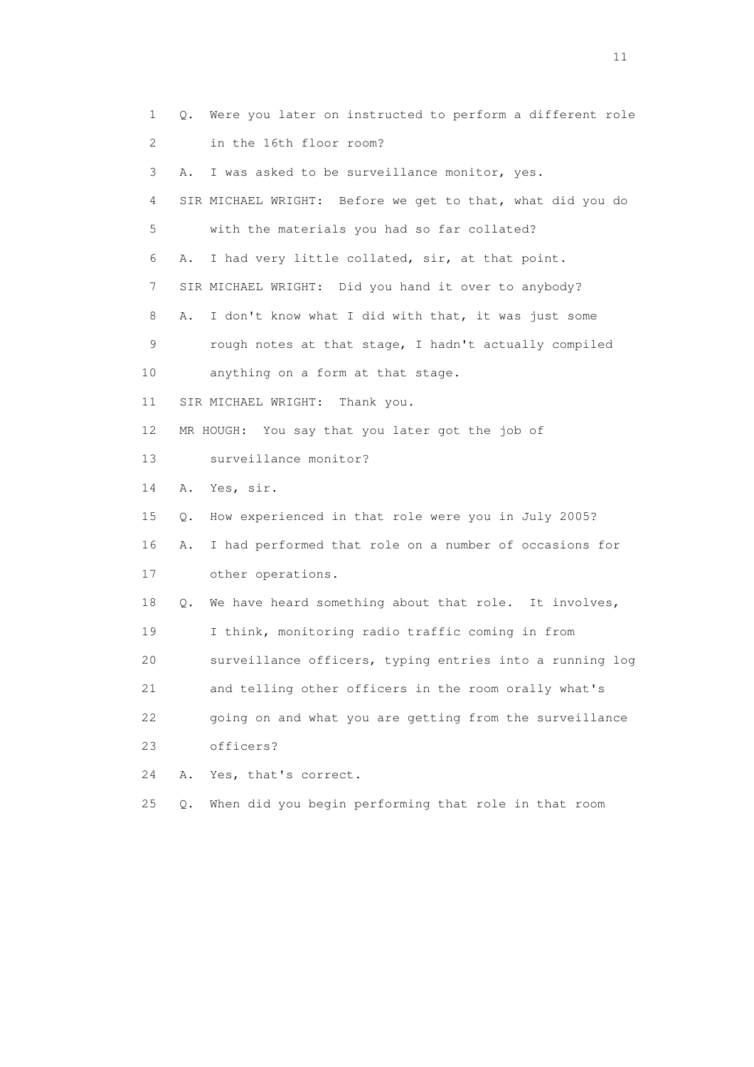1 Q. Were you later on instructed to perform a different role
2 in the 16th floor room?
3 A. I was asked to be surveillance monitor, yes.
4 SIR MICHAEL WRIGHT: Before we get to that, what did you do
5 with the materials you had so far collated?
6 A. I had very little collated, sir, at that point.
7 SIR MICHAEL WRIGHT: Did you hand it over to anybody?
8 A. I don't know what I did with that, it was just some
9 rough notes at that stage, I hadn't actually compiled
10 anything on a form at that stage.
11 SIR MICHAEL WRIGHT: Thank you.
12 MR HOUGH: You say that you later got the job of
13 surveillance monitor?
14 A. Yes, sir.
15 Q. How experienced in that role were you in July 2005?
16 A. I had performed that role on a number of occasions for
17 other operations.
18 Q. We have heard something about that role. It involves,
19 I think, monitoring radio traffic coming in from
20 surveillance officers, typing entries into a running log
21 and telling other officers in the room orally what's
22 going on and what you are getting from the surveillance
23 officers?
24 A. Yes, that's correct.
25 Q. When did you begin performing that role in that room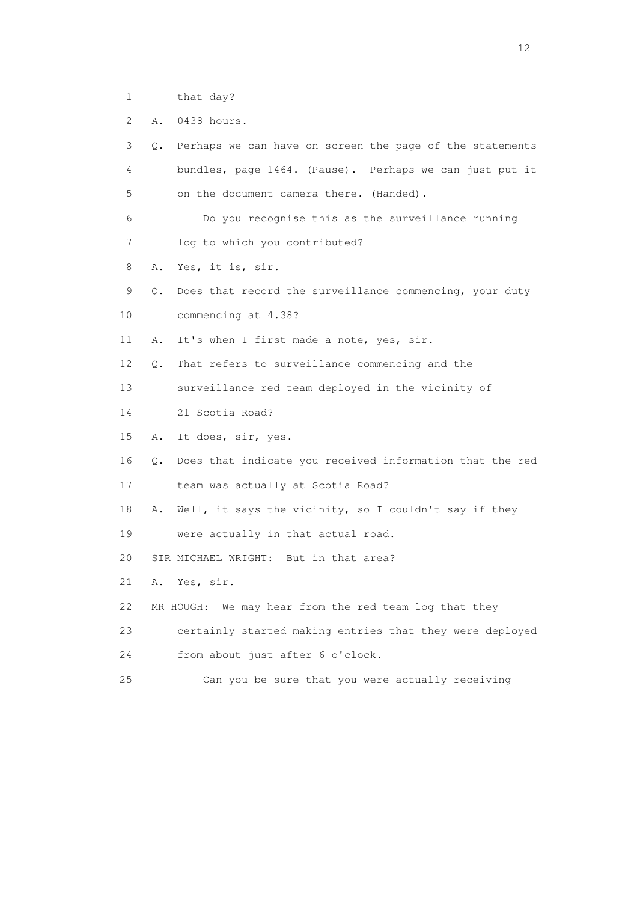1 that day?

2 A. 0438 hours.

3 Q. Perhaps we can have on screen the page of the statements

4 bundles, page 1464. (Pause). Perhaps we can just put it

5 on the document camera there. (Handed).

6 Do you recognise this as the surveillance running

7 log to which you contributed?

8 A. Yes, it is, sir.

9 Q. Does that record the surveillance commencing, your duty

10 commencing at 4.38?

11 A. It's when I first made a note, yes, sir.

12 Q. That refers to surveillance commencing and the

13 surveillance red team deployed in the vicinity of

14 21 Scotia Road?

15 A. It does, sir, yes.

16 Q. Does that indicate you received information that the red

17 team was actually at Scotia Road?

18 A. Well, it says the vicinity, so I couldn't say if they

19 were actually in that actual road.

20 SIR MICHAEL WRIGHT: But in that area?

21 A. Yes, sir.

22 MR HOUGH: We may hear from the red team log that they

23 certainly started making entries that they were deployed

24 from about just after 6 o'clock.

25 Can you be sure that you were actually receiving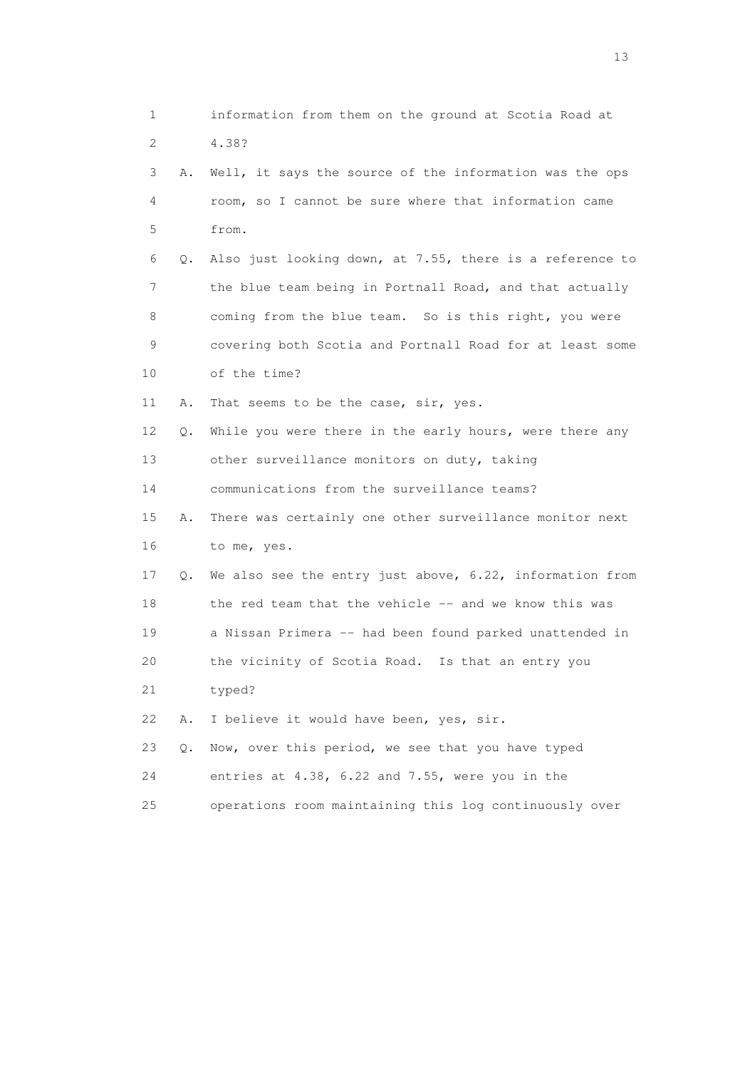1 information from them on the ground at Scotia Road at
2 4.38?

3 A. Well, it says the source of the information was the ops
4 room, so I cannot be sure where that information came
5 from.

6 Q. Also just looking down, at 7.55, there is a reference to
7 the blue team being in Portnall Road, and that actually
8 coming from the blue team. So is this right, you were
9 covering both Scotia and Portnall Road for at least some
10 of the time?

11 A. That seems to be the case, sir, yes.

12 Q. While you were there in the early hours, were there any
13 other surveillance monitors on duty, taking
14 communications from the surveillance teams?

15 A. There was certainly one other surveillance monitor next
16 to me, yes.

17 Q. We also see the entry just above, 6.22, information from
18 the red team that the vehicle -- and we know this was
19 a Nissan Primera -- had been found parked unattended in
20 the vicinity of Scotia Road. Is that an entry you
21 typed?

22 A. I believe it would have been, yes, sir.

23 Q. Now, over this period, we see that you have typed
24 entries at 4.38, 6.22 and 7.55, were you in the
25 operations room maintaining this log continuously over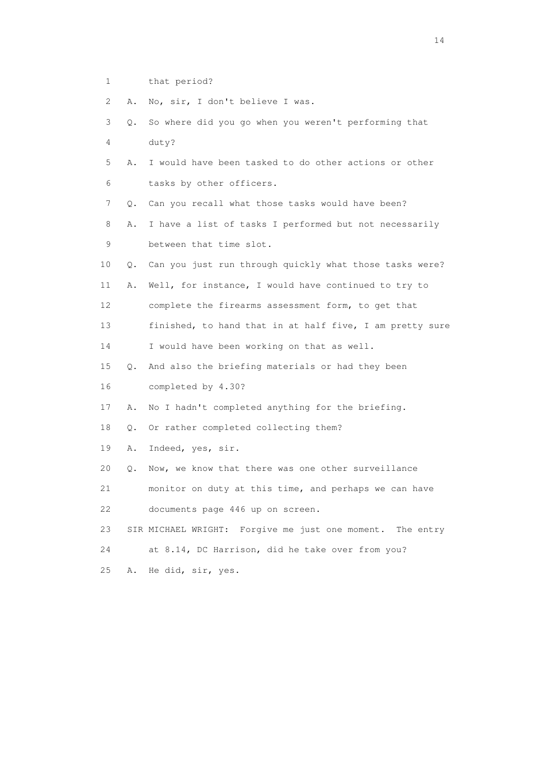1 that period?

2 A. No, sir, I don't believe I was.

3 Q. So where did you go when you weren't performing that

4 duty?

5 A. I would have been tasked to do other actions or other

6 tasks by other officers.

7 Q. Can you recall what those tasks would have been?

8 A. I have a list of tasks I performed but not necessarily

9 between that time slot.

10 Q. Can you just run through quickly what those tasks were?

11 A. Well, for instance, I would have continued to try to

12 complete the firearms assessment form, to get that

13 finished, to hand that in at half five, I am pretty sure

14 I would have been working on that as well.

15 Q. And also the briefing materials or had they been

16 completed by 4.30?

17 A. No I hadn't completed anything for the briefing.

18 Q. Or rather completed collecting them?

19 A. Indeed, yes, sir.

20 Q. Now, we know that there was one other surveillance

21 monitor on duty at this time, and perhaps we can have

22 documents page 446 up on screen.

23 SIR MICHAEL WRIGHT: Forgive me just one moment. The entry

24 at 8.14, DC Harrison, did he take over from you?

25 A. He did, sir, yes.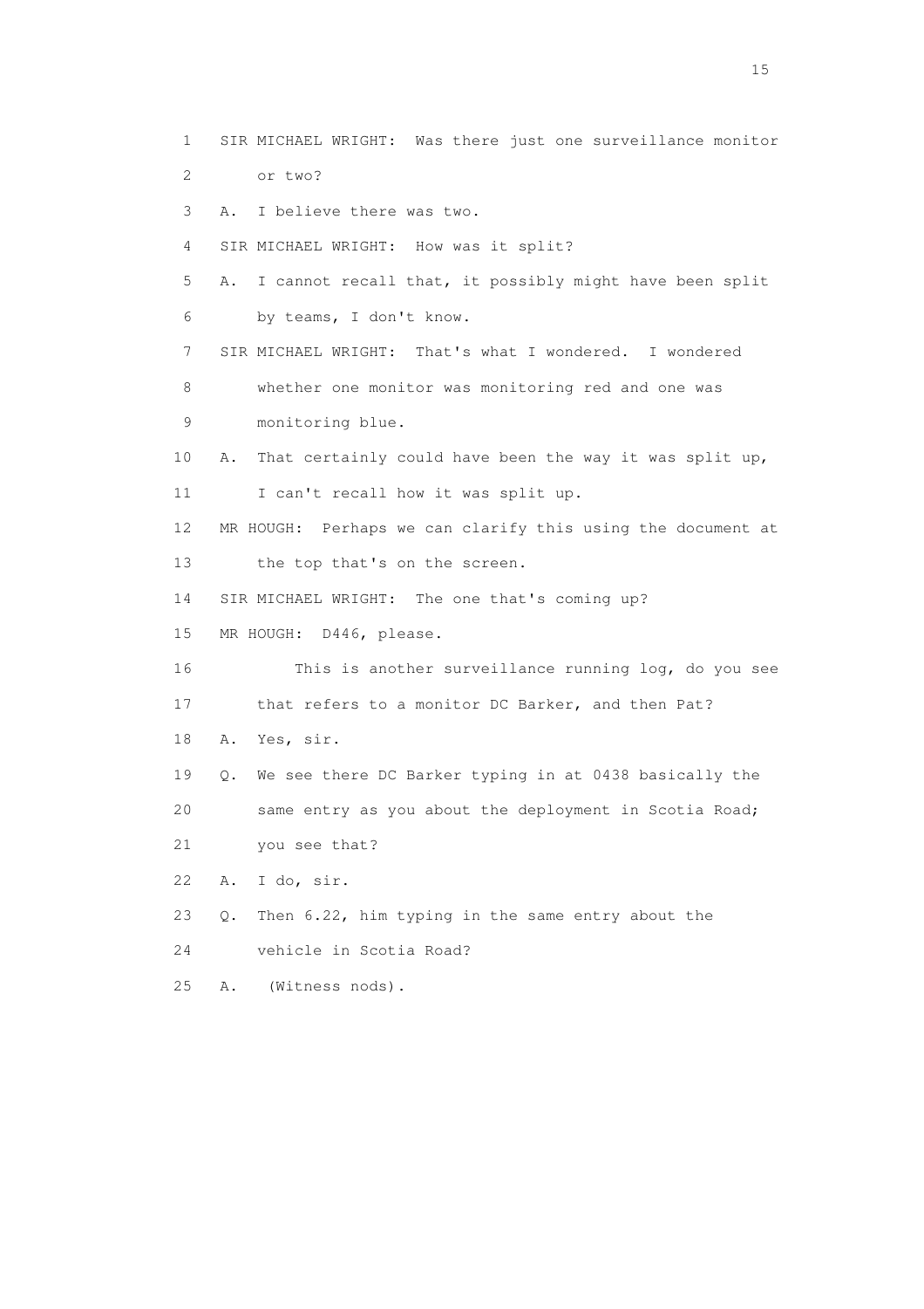1 SIR MICHAEL WRIGHT: Was there just one surveillance monitor
2 or two?
3 A. I believe there was two.
4 SIR MICHAEL WRIGHT: How was it split?
5 A. I cannot recall that, it possibly might have been split
6 by teams, I don't know.
7 SIR MICHAEL WRIGHT: That's what I wondered. I wondered
8 whether one monitor was monitoring red and one was
9 monitoring blue.
10 A. That certainly could have been the way it was split up,
11 I can't recall how it was split up.
12 MR HOUGH: Perhaps we can clarify this using the document at
13 the top that's on the screen.
14 SIR MICHAEL WRIGHT: The one that's coming up?
15 MR HOUGH: D446, please.
16 This is another surveillance running log, do you see
17 that refers to a monitor DC Barker, and then Pat?
18 A. Yes, sir.
19 Q. We see there DC Barker typing in at 0438 basically the
20 same entry as you about the deployment in Scotia Road;
21 you see that?
22 A. I do, sir.
23 Q. Then 6.22, him typing in the same entry about the
24 vehicle in Scotia Road?
25 A. (Witness nods).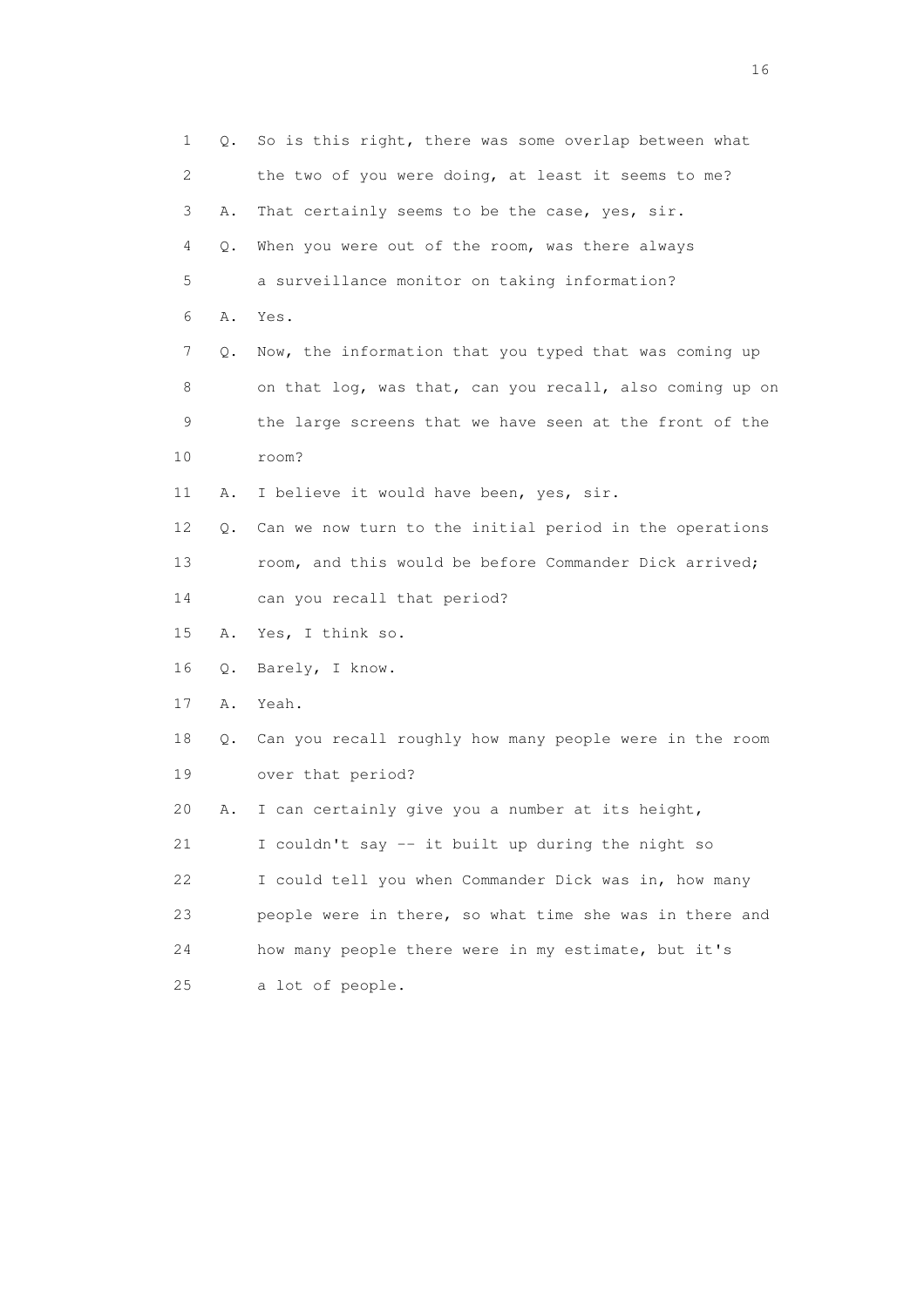1 Q. So is this right, there was some overlap between what
2 the two of you were doing, at least it seems to me?
3 A. That certainly seems to be the case, yes, sir.
4 Q. When you were out of the room, was there always
5 a surveillance monitor on taking information?
6 A. Yes.
7 Q. Now, the information that you typed that was coming up
8 on that log, was that, can you recall, also coming up on
9 the large screens that we have seen at the front of the
10 room?
11 A. I believe it would have been, yes, sir.
12 Q. Can we now turn to the initial period in the operations
13 room, and this would be before Commander Dick arrived;
14 can you recall that period?
15 A. Yes, I think so.
16 Q. Barely, I know.
17 A. Yeah.
18 Q. Can you recall roughly how many people were in the room
19 over that period?
20 A. I can certainly give you a number at its height,
21 I couldn't say -- it built up during the night so
22 I could tell you when Commander Dick was in, how many
23 people were in there, so what time she was in there and
24 how many people there were in my estimate, but it's
25 a lot of people.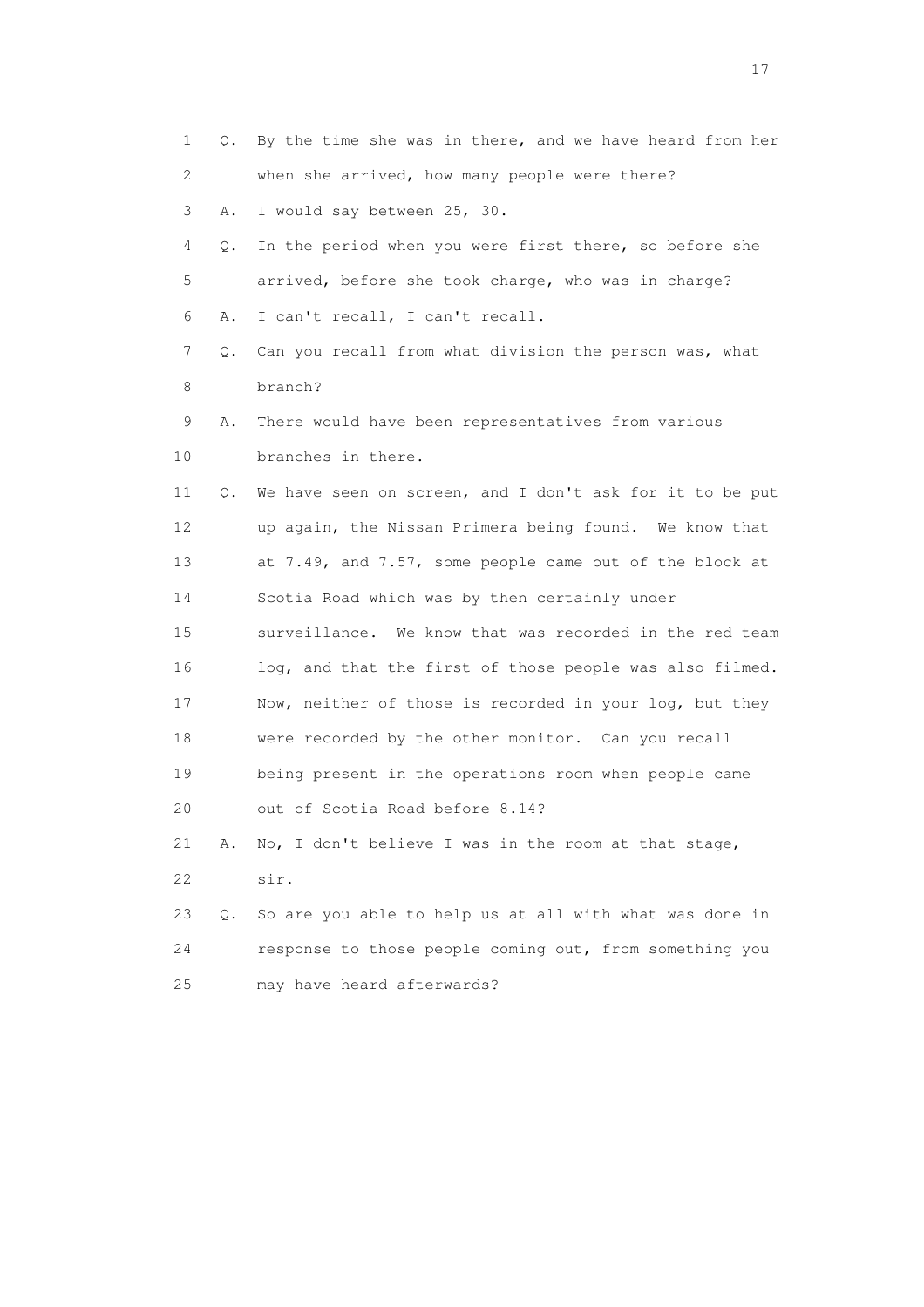1 Q. By the time she was in there, and we have heard from her
2 when she arrived, how many people were there?
3 A. I would say between 25, 30.
4 Q. In the period when you were first there, so before she
5 arrived, before she took charge, who was in charge?
6 A. I can't recall, I can't recall.
7 Q. Can you recall from what division the person was, what
8 branch?
9 A. There would have been representatives from various
10 branches in there.
11 Q. We have seen on screen, and I don't ask for it to be put
12 up again, the Nissan Primera being found. We know that
13 at 7.49, and 7.57, some people came out of the block at
14 Scotia Road which was by then certainly under
15 surveillance. We know that was recorded in the red team
16 log, and that the first of those people was also filmed.
17 Now, neither of those is recorded in your log, but they
18 were recorded by the other monitor. Can you recall
19 being present in the operations room when people came
20 out of Scotia Road before 8.14?
21 A. No, I don't believe I was in the room at that stage,
22 sir.
23 Q. So are you able to help us at all with what was done in
24 response to those people coming out, from something you
25 may have heard afterwards?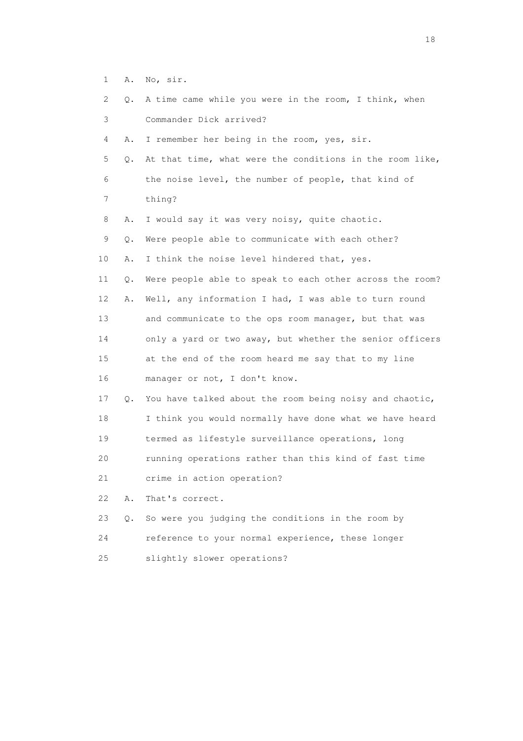1 A. No, sir.

2 Q. A time came while you were in the room, I think, when

3 Commander Dick arrived?

4 A. I remember her being in the room, yes, sir.

5 Q. At that time, what were the conditions in the room like,

6 the noise level, the number of people, that kind of

7 thing?

8 A. I would say it was very noisy, quite chaotic.

9 Q. Were people able to communicate with each other?

10 A. I think the noise level hindered that, yes.

11 Q. Were people able to speak to each other across the room?

12 A. Well, any information I had, I was able to turn round

13 and communicate to the ops room manager, but that was

14 only a yard or two away, but whether the senior officers

15 at the end of the room heard me say that to my line

16 manager or not, I don't know.

17 Q. You have talked about the room being noisy and chaotic,

18 I think you would normally have done what we have heard

19 termed as lifestyle surveillance operations, long

20 running operations rather than this kind of fast time

21 crime in action operation?

22 A. That's correct.

23 Q. So were you judging the conditions in the room by

24 reference to your normal experience, these longer

25 slightly slower operations?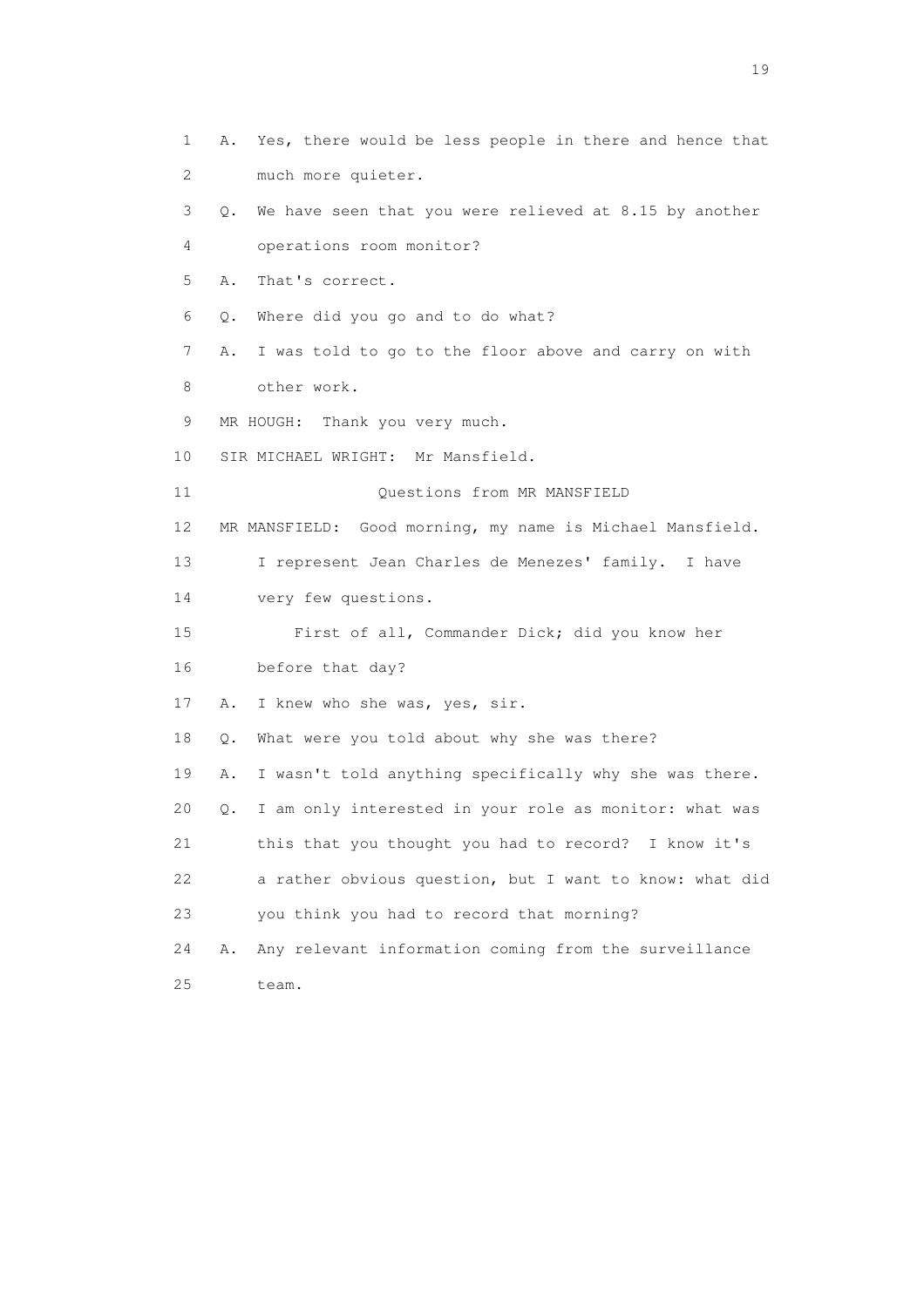1 A. Yes, there would be less people in there and hence that
2 much more quieter.
3 Q. We have seen that you were relieved at 8.15 by another
4 operations room monitor?
5 A. That's correct.
6 Q. Where did you go and to do what?
7 A. I was told to go to the floor above and carry on with
8 other work.
9 MR HOUGH: Thank you very much.
10 SIR MICHAEL WRIGHT: Mr Mansfield.
11 Questions from MR MANSFIELD
12 MR MANSFIELD: Good morning, my name is Michael Mansfield.
13 I represent Jean Charles de Menezes' family. I have
14 very few questions.
15 First of all, Commander Dick; did you know her
16 before that day?
17 A. I knew who she was, yes, sir.
18 Q. What were you told about why she was there?
19 A. I wasn't told anything specifically why she was there.
20 Q. I am only interested in your role as monitor: what was
21 this that you thought you had to record? I know it's
22 a rather obvious question, but I want to know: what did
23 you think you had to record that morning?
24 A. Any relevant information coming from the surveillance
25 team.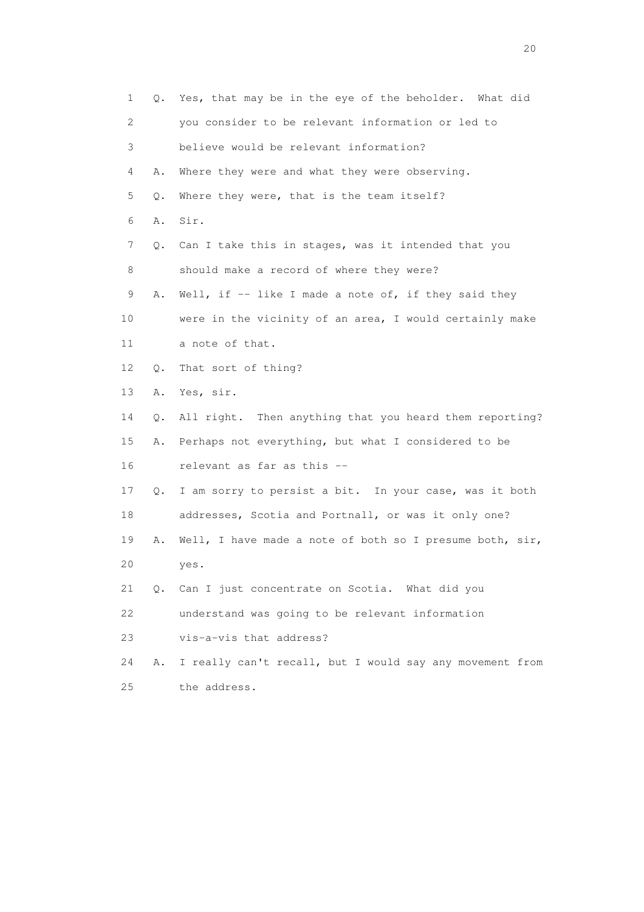1 Q. Yes, that may be in the eye of the beholder. What did
2 you consider to be relevant information or led to
3 believe would be relevant information?
4 A. Where they were and what they were observing.
5 Q. Where they were, that is the team itself?
6 A. Sir.
7 Q. Can I take this in stages, was it intended that you
8 should make a record of where they were?
9 A. Well, if -- like I made a note of, if they said they
10 were in the vicinity of an area, I would certainly make
11 a note of that.
12 Q. That sort of thing?
13 A. Yes, sir.
14 Q. All right. Then anything that you heard them reporting?
15 A. Perhaps not everything, but what I considered to be
16 relevant as far as this --
17 Q. I am sorry to persist a bit. In your case, was it both
18 addresses, Scotia and Portnall, or was it only one?
19 A. Well, I have made a note of both so I presume both, sir,
20 yes.
21 Q. Can I just concentrate on Scotia. What did you
22 understand was going to be relevant information
23 vis-a-vis that address?
24 A. I really can't recall, but I would say any movement from
25 the address.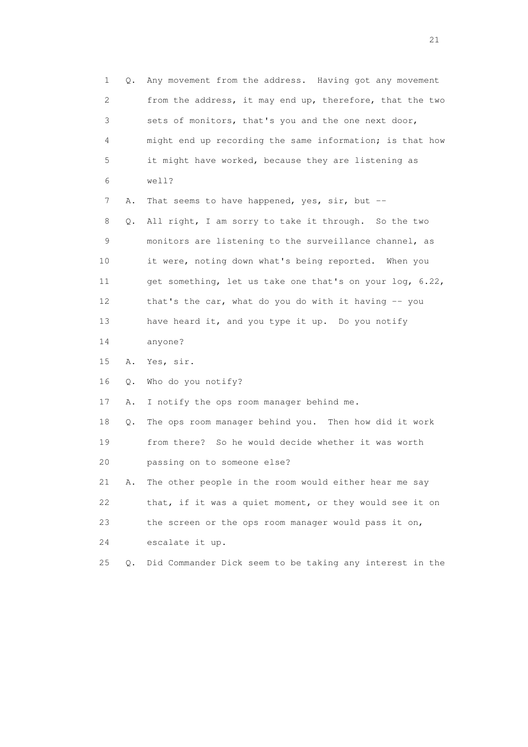1 Q. Any movement from the address. Having got any movement
2 from the address, it may end up, therefore, that the two
3 sets of monitors, that's you and the one next door,
4 might end up recording the same information; is that how
5 it might have worked, because they are listening as
6 well?
7 A. That seems to have happened, yes, sir, but --
8 Q. All right, I am sorry to take it through. So the two
9 monitors are listening to the surveillance channel, as
10 it were, noting down what's being reported. When you
11 get something, let us take one that's on your log, 6.22,
12 that's the car, what do you do with it having -- you
13 have heard it, and you type it up. Do you notify
14 anyone?
15 A. Yes, sir.
16 Q. Who do you notify?
17 A. I notify the ops room manager behind me.
18 Q. The ops room manager behind you. Then how did it work
19 from there? So he would decide whether it was worth
20 passing on to someone else?
21 A. The other people in the room would either hear me say
22 that, if it was a quiet moment, or they would see it on
23 the screen or the ops room manager would pass it on,
24 escalate it up.
25 Q. Did Commander Dick seem to be taking any interest in the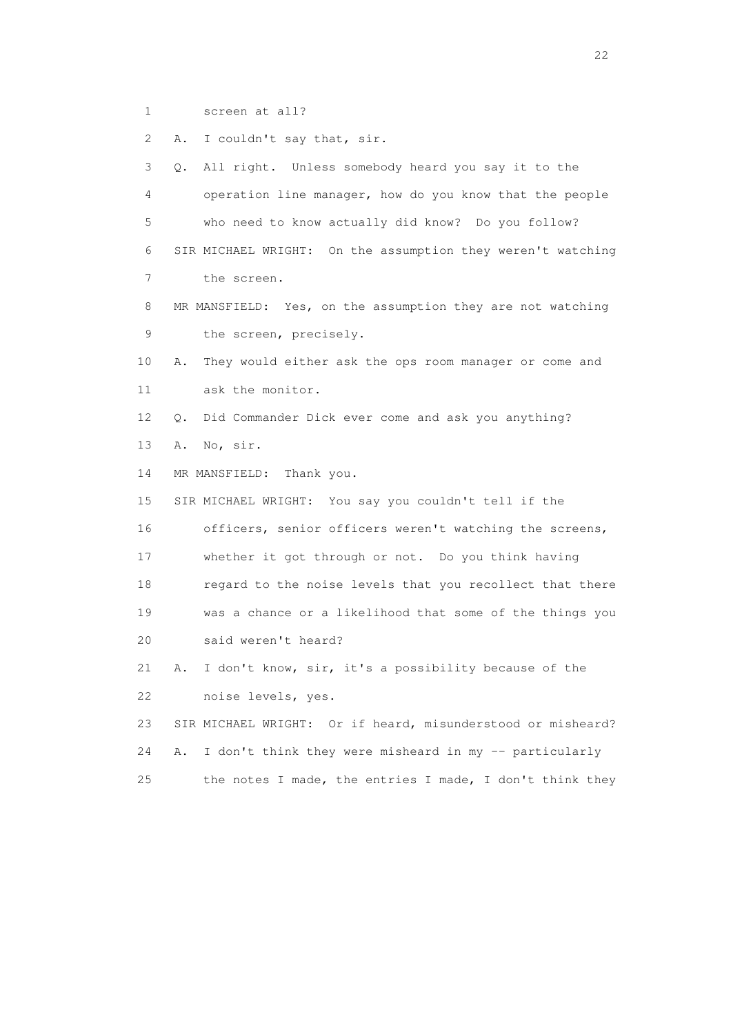1 screen at all?

2 A. I couldn't say that, sir.

3 Q. All right. Unless somebody heard you say it to the

4 operation line manager, how do you know that the people

5 who need to know actually did know? Do you follow?

6 SIR MICHAEL WRIGHT: On the assumption they weren't watching

7 the screen.

8 MR MANSFIELD: Yes, on the assumption they are not watching

9 the screen, precisely.

10 A. They would either ask the ops room manager or come and

11 ask the monitor.

12 Q. Did Commander Dick ever come and ask you anything?

13 A. No, sir.

14 MR MANSFIELD: Thank you.

15 SIR MICHAEL WRIGHT: You say you couldn't tell if the

16 officers, senior officers weren't watching the screens,

17 whether it got through or not. Do you think having

18 regard to the noise levels that you recollect that there

19 was a chance or a likelihood that some of the things you

20 said weren't heard?

21 A. I don't know, sir, it's a possibility because of the

22 noise levels, yes.

23 SIR MICHAEL WRIGHT: Or if heard, misunderstood or misheard?

24 A. I don't think they were misheard in my -- particularly

25 the notes I made, the entries I made, I don't think they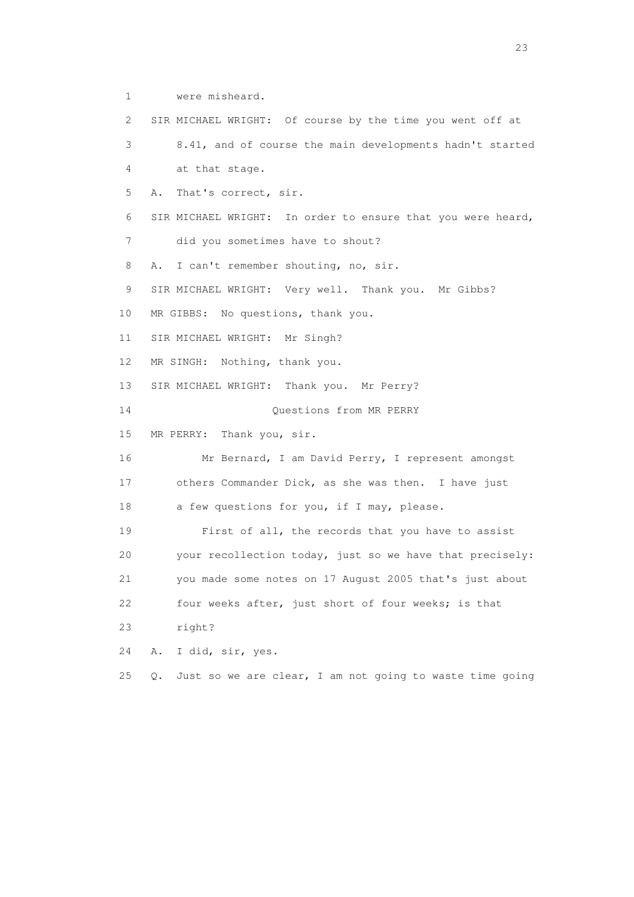1 were misheard.

2 SIR MICHAEL WRIGHT: Of course by the time you went off at

3 8.41, and of course the main developments hadn't started

4 at that stage.

5 A. That's correct, sir.

6 SIR MICHAEL WRIGHT: In order to ensure that you were heard,

7 did you sometimes have to shout?

8 A. I can't remember shouting, no, sir.

9 SIR MICHAEL WRIGHT: Very well. Thank you. Mr Gibbs?

10 MR GIBBS: No questions, thank you.

11 SIR MICHAEL WRIGHT: Mr Singh?

12 MR SINGH: Nothing, thank you.

13 SIR MICHAEL WRIGHT: Thank you. Mr Perry?

14 Questions from MR PERRY

15 MR PERRY: Thank you, sir.

16 Mr Bernard, I am David Perry, I represent amongst

17 others Commander Dick, as she was then. I have just

18 a few questions for you, if I may, please.

19 First of all, the records that you have to assist

20 your recollection today, just so we have that precisely:

21 you made some notes on 17 August 2005 that's just about

22 four weeks after, just short of four weeks; is that

23 right?

24 A. I did, sir, yes.

25 Q. Just so we are clear, I am not going to waste time going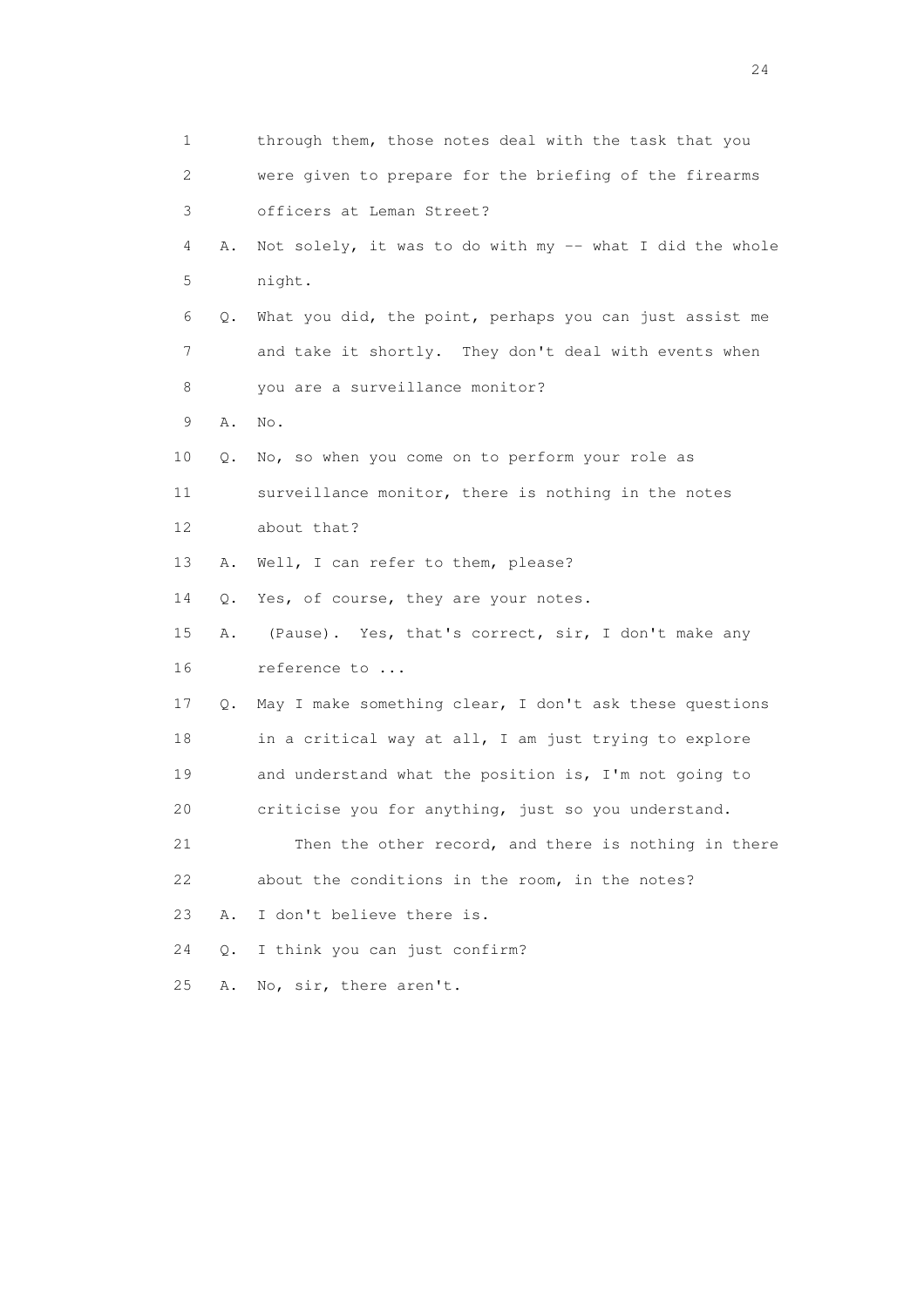1 through them, those notes deal with the task that you
2 were given to prepare for the briefing of the firearms
3 officers at Leman Street?
4 A. Not solely, it was to do with my -- what I did the whole
5 night.
6 Q. What you did, the point, perhaps you can just assist me
7 and take it shortly. They don't deal with events when
8 you are a surveillance monitor?
9 A. No.
10 Q. No, so when you come on to perform your role as
11 surveillance monitor, there is nothing in the notes
12 about that?
13 A. Well, I can refer to them, please?
14 Q. Yes, of course, they are your notes.
15 A. (Pause). Yes, that's correct, sir, I don't make any
16 reference to ...
17 Q. May I make something clear, I don't ask these questions
18 in a critical way at all, I am just trying to explore
19 and understand what the position is, I'm not going to
20 criticise you for anything, just so you understand.
21 Then the other record, and there is nothing in there
22 about the conditions in the room, in the notes?
23 A. I don't believe there is.
24 Q. I think you can just confirm?
25 A. No, sir, there aren't.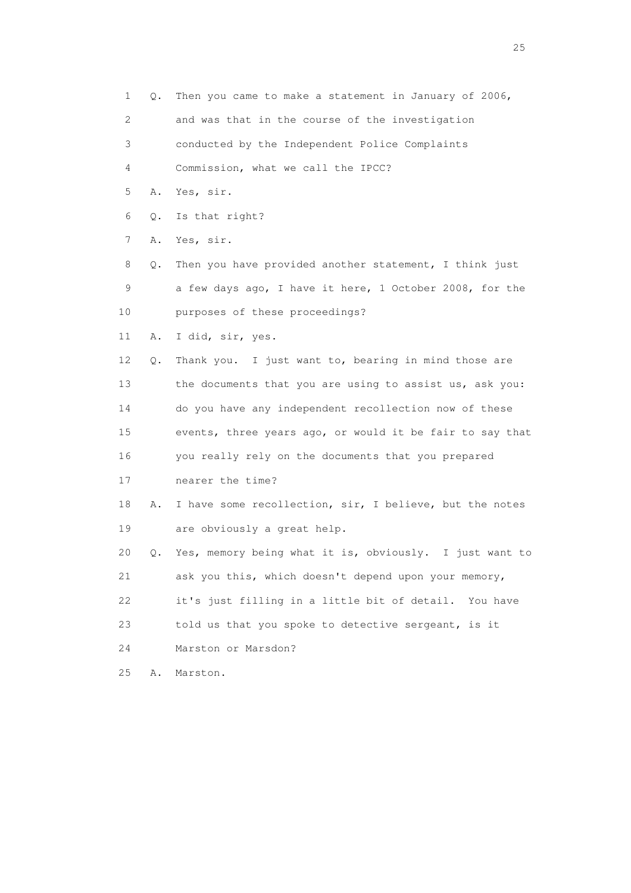1 Q. Then you came to make a statement in January of 2006,

2 and was that in the course of the investigation

3 conducted by the Independent Police Complaints

4 Commission, what we call the IPCC?

5 A. Yes, sir.

6 Q. Is that right?

7 A. Yes, sir.

8 Q. Then you have provided another statement, I think just

9 a few days ago, I have it here, 1 October 2008, for the

10 purposes of these proceedings?

11 A. I did, sir, yes.

12 Q. Thank you. I just want to, bearing in mind those are

13 the documents that you are using to assist us, ask you:

14 do you have any independent recollection now of these

15 events, three years ago, or would it be fair to say that

16 you really rely on the documents that you prepared

17 nearer the time?

18 A. I have some recollection, sir, I believe, but the notes

19 are obviously a great help.

20 Q. Yes, memory being what it is, obviously. I just want to

21 ask you this, which doesn't depend upon your memory,

22 it's just filling in a little bit of detail. You have

23 told us that you spoke to detective sergeant, is it

24 Marston or Marsdon?

25 A. Marston.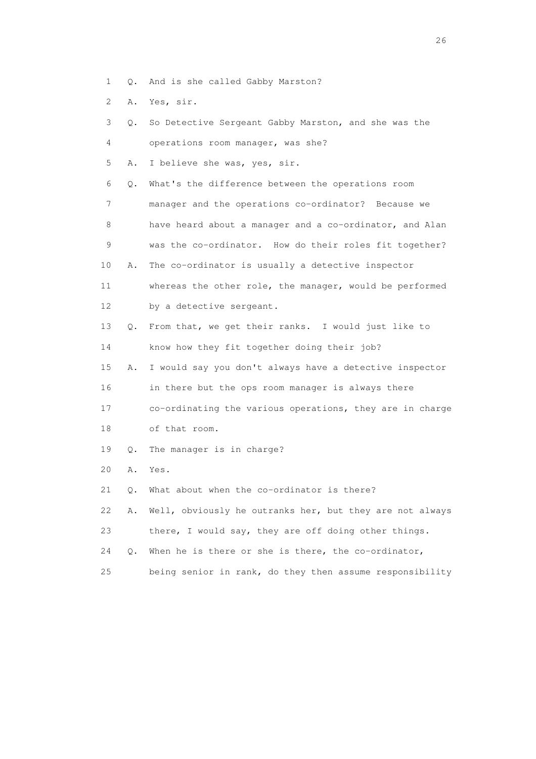1 Q. And is she called Gabby Marston?

2 A. Yes, sir.

3 Q. So Detective Sergeant Gabby Marston, and she was the

4 operations room manager, was she?

5 A. I believe she was, yes, sir.

6 Q. What's the difference between the operations room

7 manager and the operations co-ordinator? Because we

8 have heard about a manager and a co-ordinator, and Alan

9 was the co-ordinator. How do their roles fit together?

10 A. The co-ordinator is usually a detective inspector

11 whereas the other role, the manager, would be performed

12 by a detective sergeant.

13 Q. From that, we get their ranks. I would just like to

14 know how they fit together doing their job?

15 A. I would say you don't always have a detective inspector

16 in there but the ops room manager is always there

17 co-ordinating the various operations, they are in charge

18 of that room.

19 Q. The manager is in charge?

20 A. Yes.

21 Q. What about when the co-ordinator is there?

22 A. Well, obviously he outranks her, but they are not always

23 there, I would say, they are off doing other things.

24 Q. When he is there or she is there, the co-ordinator,

25 being senior in rank, do they then assume responsibility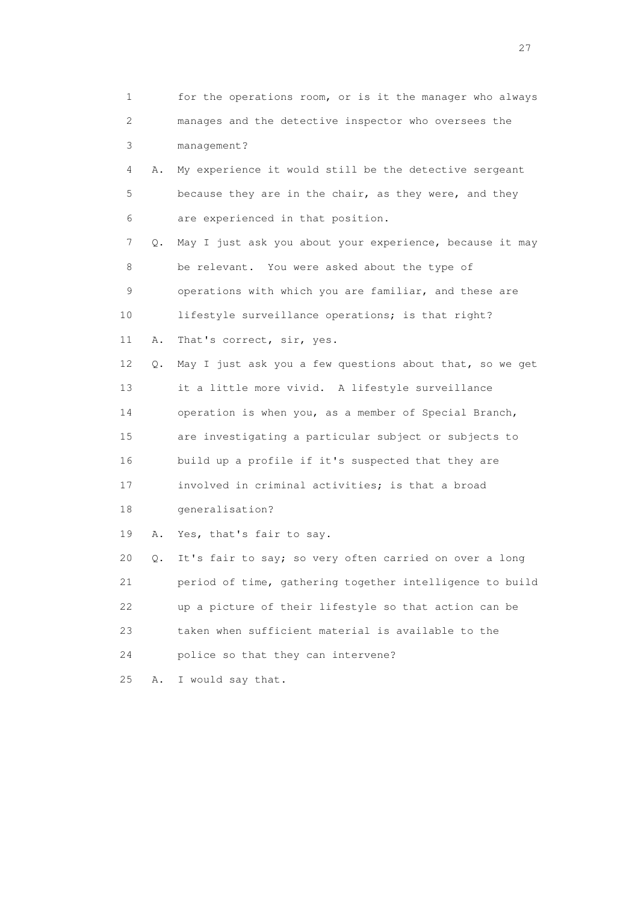1 for the operations room, or is it the manager who always
2 manages and the detective inspector who oversees the
3 management?

4 A. My experience it would still be the detective sergeant
5 because they are in the chair, as they were, and they
6 are experienced in that position.

7 Q. May I just ask you about your experience, because it may
8 be relevant. You were asked about the type of
9 operations with which you are familiar, and these are
10 lifestyle surveillance operations; is that right?

11 A. That's correct, sir, yes.

12 Q. May I just ask you a few questions about that, so we get
13 it a little more vivid. A lifestyle surveillance
14 operation is when you, as a member of Special Branch,
15 are investigating a particular subject or subjects to
16 build up a profile if it's suspected that they are
17 involved in criminal activities; is that a broad
18 generalisation?

19 A. Yes, that's fair to say.

20 Q. It's fair to say; so very often carried on over a long
21 period of time, gathering together intelligence to build
22 up a picture of their lifestyle so that action can be
23 taken when sufficient material is available to the
24 police so that they can intervene?

25 A. I would say that.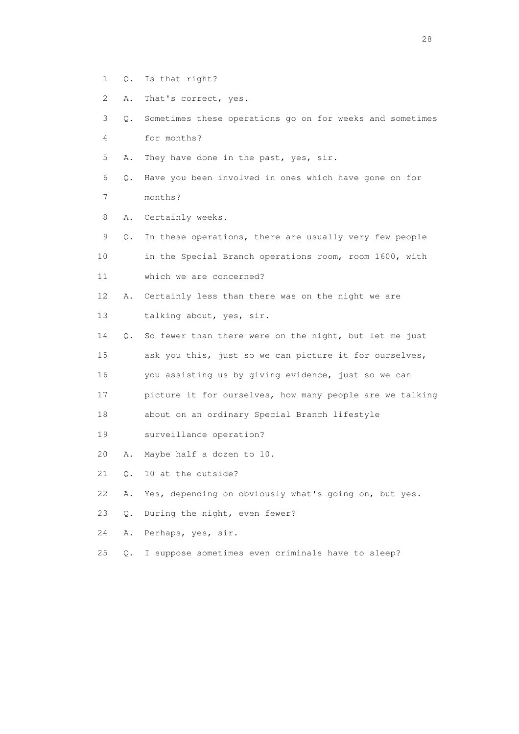1 Q. Is that right?

2 A. That's correct, yes.

3 Q. Sometimes these operations go on for weeks and sometimes
4 for months?

5 A. They have done in the past, yes, sir.

6 Q. Have you been involved in ones which have gone on for
7 months?

8 A. Certainly weeks.

9 Q. In these operations, there are usually very few people
10 in the Special Branch operations room, room 1600, with
11 which we are concerned?

12 A. Certainly less than there was on the night we are
13 talking about, yes, sir.

14 Q. So fewer than there were on the night, but let me just
15 ask you this, just so we can picture it for ourselves,
16 you assisting us by giving evidence, just so we can
17 picture it for ourselves, how many people are we talking
18 about on an ordinary Special Branch lifestyle
19 surveillance operation?

20 A. Maybe half a dozen to 10.

21 Q. 10 at the outside?

22 A. Yes, depending on obviously what's going on, but yes.

23 Q. During the night, even fewer?

24 A. Perhaps, yes, sir.

25 Q. I suppose sometimes even criminals have to sleep?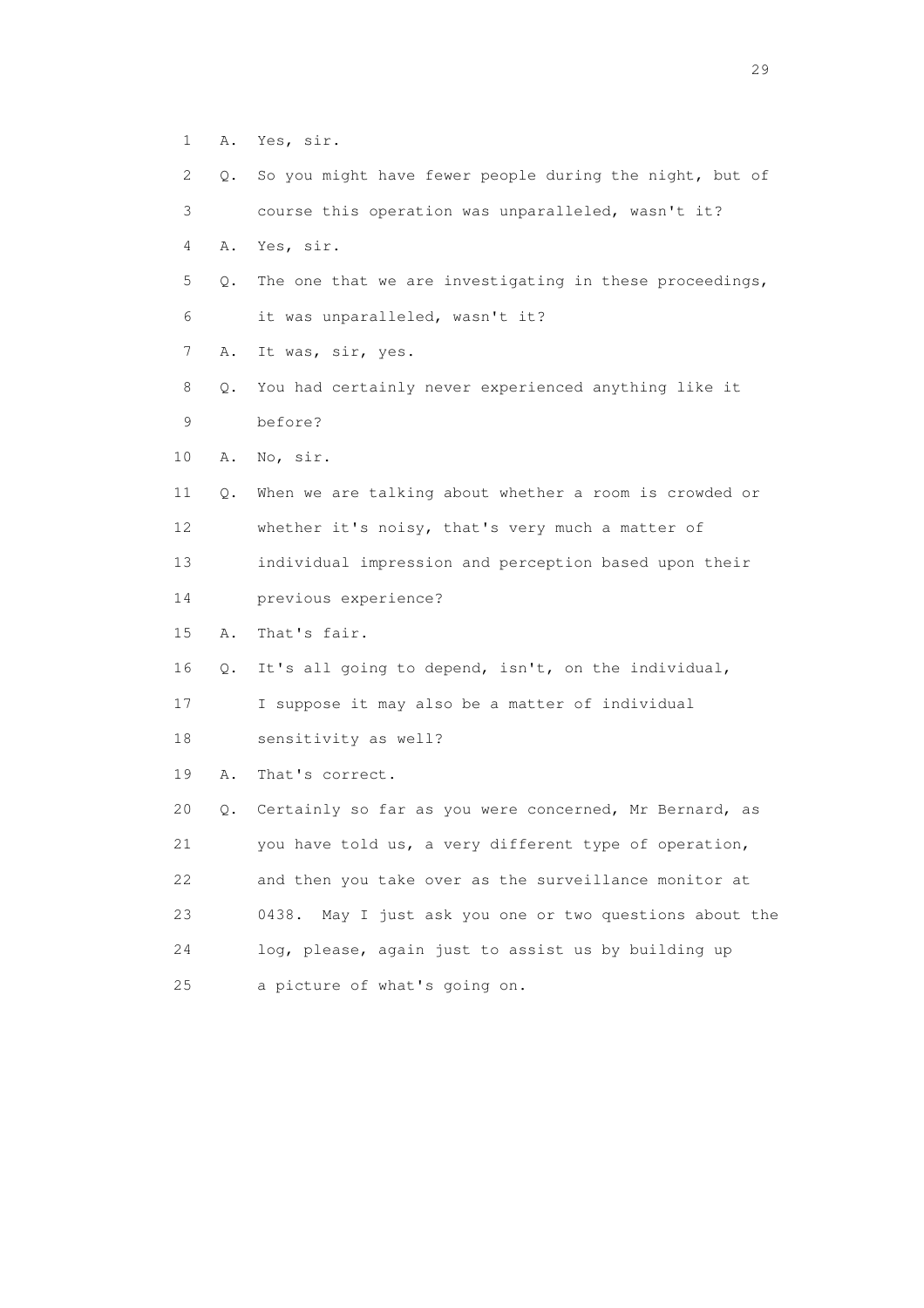1 A. Yes, sir.

2 Q. So you might have fewer people during the night, but of

3 course this operation was unparalleled, wasn't it?

4 A. Yes, sir.

5 Q. The one that we are investigating in these proceedings,

6 it was unparalleled, wasn't it?

7 A. It was, sir, yes.

8 Q. You had certainly never experienced anything like it

9 before?

10 A. No, sir.

11 Q. When we are talking about whether a room is crowded or

12 whether it's noisy, that's very much a matter of

13 individual impression and perception based upon their

14 previous experience?

15 A. That's fair.

16 Q. It's all going to depend, isn't, on the individual,

17 I suppose it may also be a matter of individual

18 sensitivity as well?

19 A. That's correct.

20 Q. Certainly so far as you were concerned, Mr Bernard, as

21 you have told us, a very different type of operation,

22 and then you take over as the surveillance monitor at

23 0438. May I just ask you one or two questions about the

24 log, please, again just to assist us by building up

25 a picture of what's going on.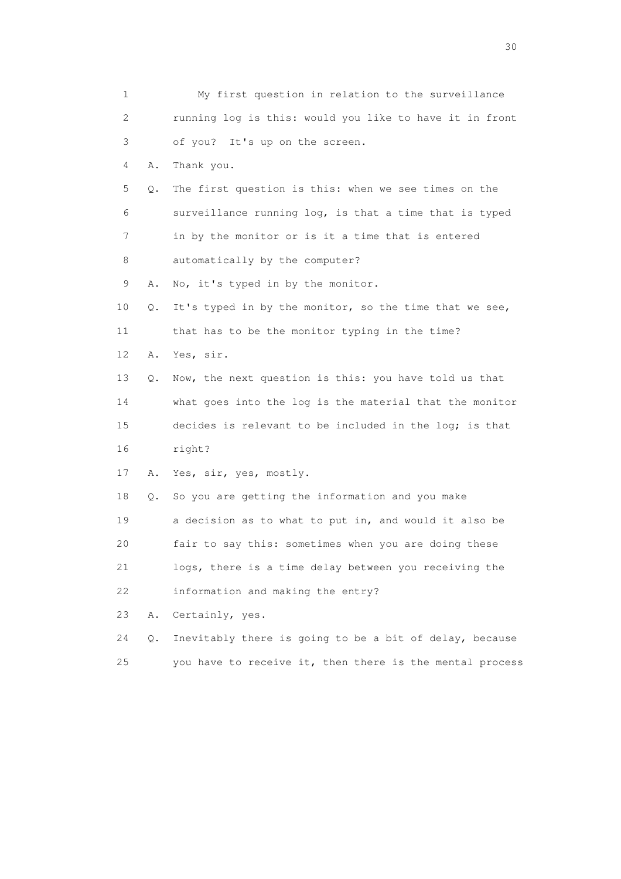1 My first question in relation to the surveillance
2 running log is this: would you like to have it in front
3 of you? It's up on the screen.
4 A. Thank you.
5 Q. The first question is this: when we see times on the
6 surveillance running log, is that a time that is typed
7 in by the monitor or is it a time that is entered
8 automatically by the computer?
9 A. No, it's typed in by the monitor.
10 Q. It's typed in by the monitor, so the time that we see,
11 that has to be the monitor typing in the time?
12 A. Yes, sir.
13 Q. Now, the next question is this: you have told us that
14 what goes into the log is the material that the monitor
15 decides is relevant to be included in the log; is that
16 right?
17 A. Yes, sir, yes, mostly.
18 Q. So you are getting the information and you make
19 a decision as to what to put in, and would it also be
20 fair to say this: sometimes when you are doing these
21 logs, there is a time delay between you receiving the
22 information and making the entry?
23 A. Certainly, yes.
24 Q. Inevitably there is going to be a bit of delay, because
25 you have to receive it, then there is the mental process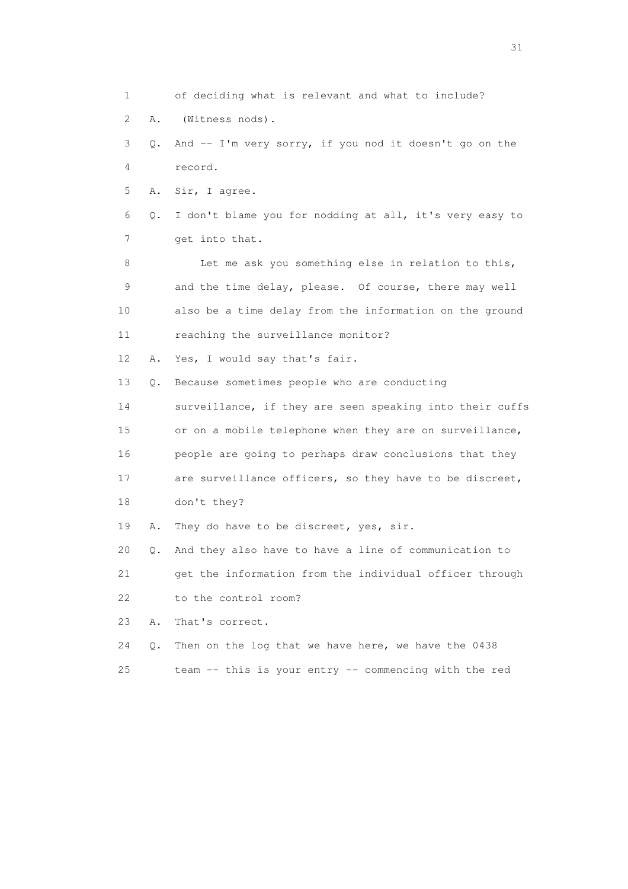1 of deciding what is relevant and what to include?

2 A. (Witness nods).

3 Q. And -- I'm very sorry, if you nod it doesn't go on the

4 record.

5 A. Sir, I agree.

6 Q. I don't blame you for nodding at all, it's very easy to

7 get into that.

8 Let me ask you something else in relation to this,

9 and the time delay, please. Of course, there may well

10 also be a time delay from the information on the ground

11 reaching the surveillance monitor?

12 A. Yes, I would say that's fair.

13 Q. Because sometimes people who are conducting

14 surveillance, if they are seen speaking into their cuffs

15 or on a mobile telephone when they are on surveillance,

16 people are going to perhaps draw conclusions that they

17 are surveillance officers, so they have to be discreet,

18 don't they?

19 A. They do have to be discreet, yes, sir.

20 Q. And they also have to have a line of communication to

21 get the information from the individual officer through

22 to the control room?

23 A. That's correct.

24 Q. Then on the log that we have here, we have the 0438

25 team -- this is your entry -- commencing with the red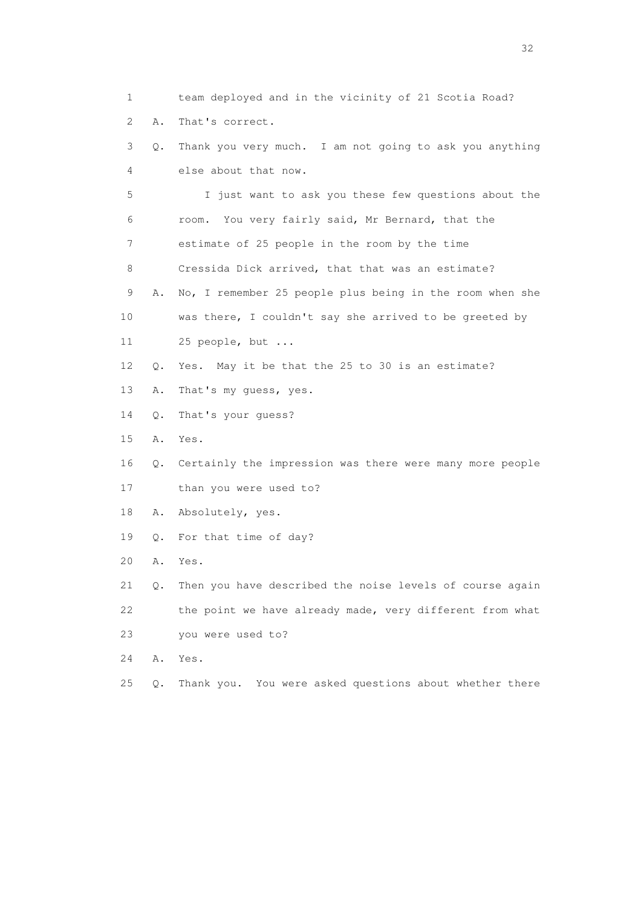1 team deployed and in the vicinity of 21 Scotia Road?

2 A. That's correct.

3 Q. Thank you very much. I am not going to ask you anything

4 else about that now.

5 I just want to ask you these few questions about the

6 room. You very fairly said, Mr Bernard, that the

7 estimate of 25 people in the room by the time

8 Cressida Dick arrived, that that was an estimate?

9 A. No, I remember 25 people plus being in the room when she

10 was there, I couldn't say she arrived to be greeted by

11 25 people, but ...

12 Q. Yes. May it be that the 25 to 30 is an estimate?

13 A. That's my guess, yes.

14 Q. That's your guess?

15 A. Yes.

16 Q. Certainly the impression was there were many more people

17 than you were used to?

18 A. Absolutely, yes.

19 Q. For that time of day?

20 A. Yes.

21 Q. Then you have described the noise levels of course again

22 the point we have already made, very different from what

23 you were used to?

24 A. Yes.

25 Q. Thank you. You were asked questions about whether there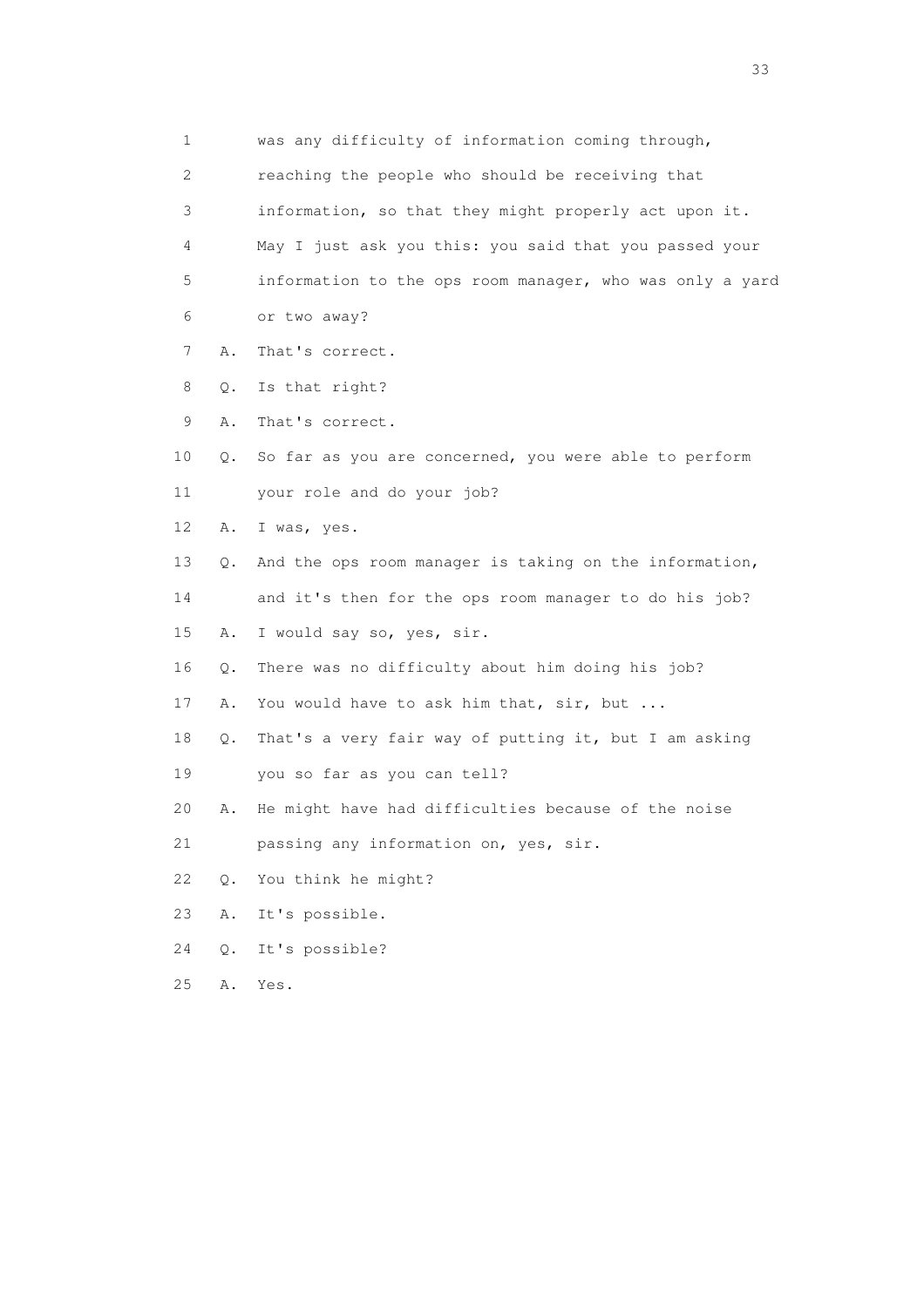1 was any difficulty of information coming through,
2 reaching the people who should be receiving that
3 information, so that they might properly act upon it.
4 May I just ask you this: you said that you passed your
5 information to the ops room manager, who was only a yard
6 or two away?
7 A. That's correct.
8 Q. Is that right?
9 A. That's correct.
10 Q. So far as you are concerned, you were able to perform
11 your role and do your job?
12 A. I was, yes.
13 Q. And the ops room manager is taking on the information,
14 and it's then for the ops room manager to do his job?
15 A. I would say so, yes, sir.
16 Q. There was no difficulty about him doing his job?
17 A. You would have to ask him that, sir, but ...
18 Q. That's a very fair way of putting it, but I am asking
19 you so far as you can tell?
20 A. He might have had difficulties because of the noise
21 passing any information on, yes, sir.
22 Q. You think he might?
23 A. It's possible.
24 Q. It's possible?
25 A. Yes.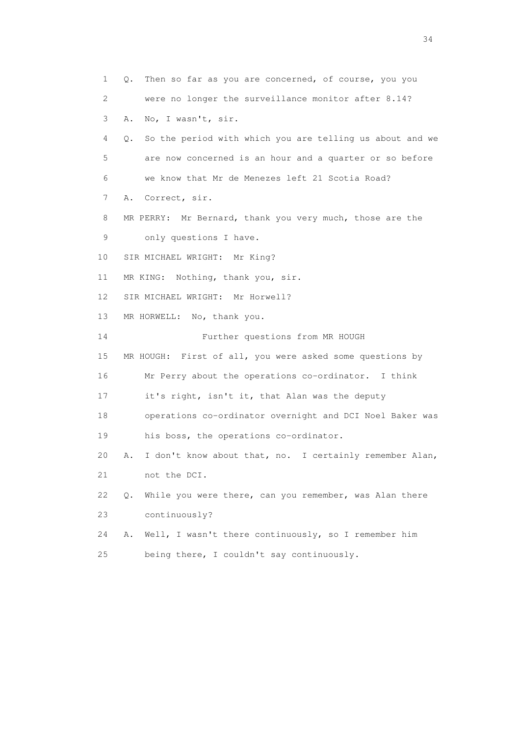1 Q. Then so far as you are concerned, of course, you you
2 were no longer the surveillance monitor after 8.14?
3 A. No, I wasn't, sir.
4 Q. So the period with which you are telling us about and we
5 are now concerned is an hour and a quarter or so before
6 we know that Mr de Menezes left 21 Scotia Road?
7 A. Correct, sir.
8 MR PERRY: Mr Bernard, thank you very much, those are the
9 only questions I have.
10 SIR MICHAEL WRIGHT: Mr King?
11 MR KING: Nothing, thank you, sir.
12 SIR MICHAEL WRIGHT: Mr Horwell?
13 MR HORWELL: No, thank you.
14 Further questions from MR HOUGH
15 MR HOUGH: First of all, you were asked some questions by
16 Mr Perry about the operations co-ordinator. I think
17 it's right, isn't it, that Alan was the deputy
18 operations co-ordinator overnight and DCI Noel Baker was
19 his boss, the operations co-ordinator.
20 A. I don't know about that, no. I certainly remember Alan,
21 not the DCI.
22 Q. While you were there, can you remember, was Alan there
23 continuously?
24 A. Well, I wasn't there continuously, so I remember him
25 being there, I couldn't say continuously.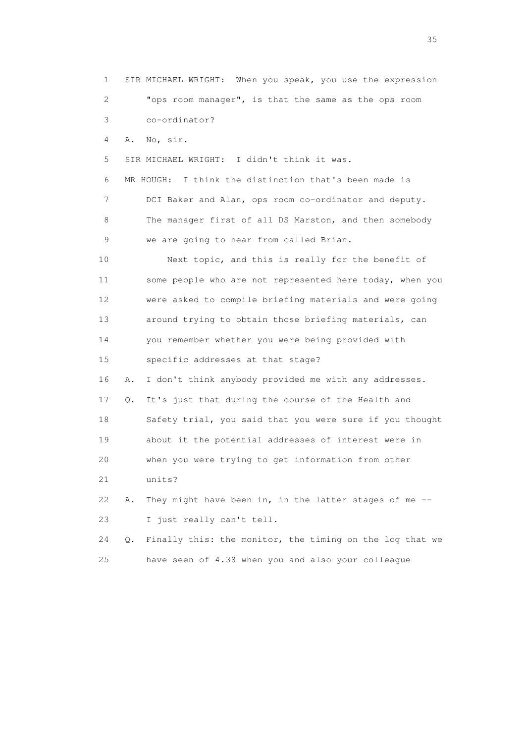1 SIR MICHAEL WRIGHT: When you speak, you use the expression

2 "ops room manager", is that the same as the ops room

3 co-ordinator?

4 A. No, sir.

5 SIR MICHAEL WRIGHT: I didn't think it was.

6 MR HOUGH: I think the distinction that's been made is

7 DCI Baker and Alan, ops room co-ordinator and deputy.

8 The manager first of all DS Marston, and then somebody

9 we are going to hear from called Brian.

10 Next topic, and this is really for the benefit of

11 some people who are not represented here today, when you

12 were asked to compile briefing materials and were going

13 around trying to obtain those briefing materials, can

14 you remember whether you were being provided with

15 specific addresses at that stage?

16 A. I don't think anybody provided me with any addresses.

17 Q. It's just that during the course of the Health and

18 Safety trial, you said that you were sure if you thought

19 about it the potential addresses of interest were in

20 when you were trying to get information from other

21 units?

22 A. They might have been in, in the latter stages of me --

23 I just really can't tell.

24 Q. Finally this: the monitor, the timing on the log that we

25 have seen of 4.38 when you and also your colleague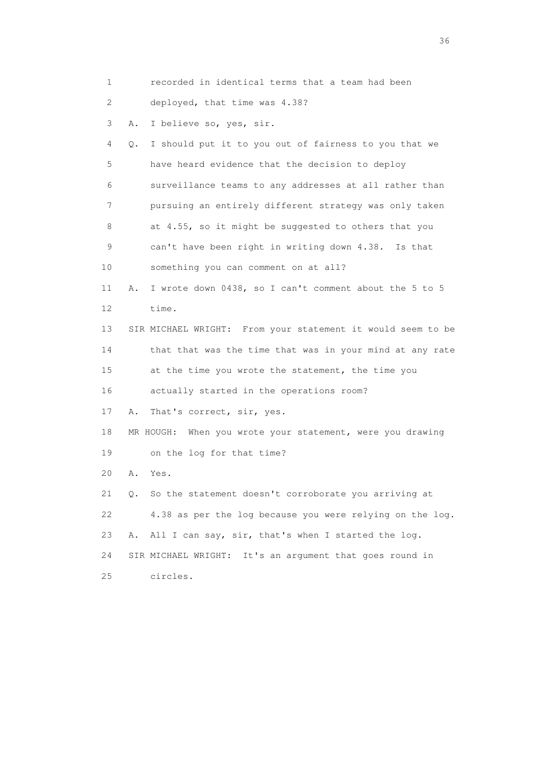1 recorded in identical terms that a team had been

2 deployed, that time was 4.38?

3 A. I believe so, yes, sir.

4 Q. I should put it to you out of fairness to you that we

5 have heard evidence that the decision to deploy

6 surveillance teams to any addresses at all rather than

7 pursuing an entirely different strategy was only taken

8 at 4.55, so it might be suggested to others that you

9 can't have been right in writing down 4.38. Is that

10 something you can comment on at all?

11 A. I wrote down 0438, so I can't comment about the 5 to 5

12 time.

13 SIR MICHAEL WRIGHT: From your statement it would seem to be

14 that that was the time that was in your mind at any rate

15 at the time you wrote the statement, the time you

16 actually started in the operations room?

17 A. That's correct, sir, yes.

18 MR HOUGH: When you wrote your statement, were you drawing

19 on the log for that time?

20 A. Yes.

21 Q. So the statement doesn't corroborate you arriving at

22 4.38 as per the log because you were relying on the log.

23 A. All I can say, sir, that's when I started the log.

24 SIR MICHAEL WRIGHT: It's an argument that goes round in

25 circles.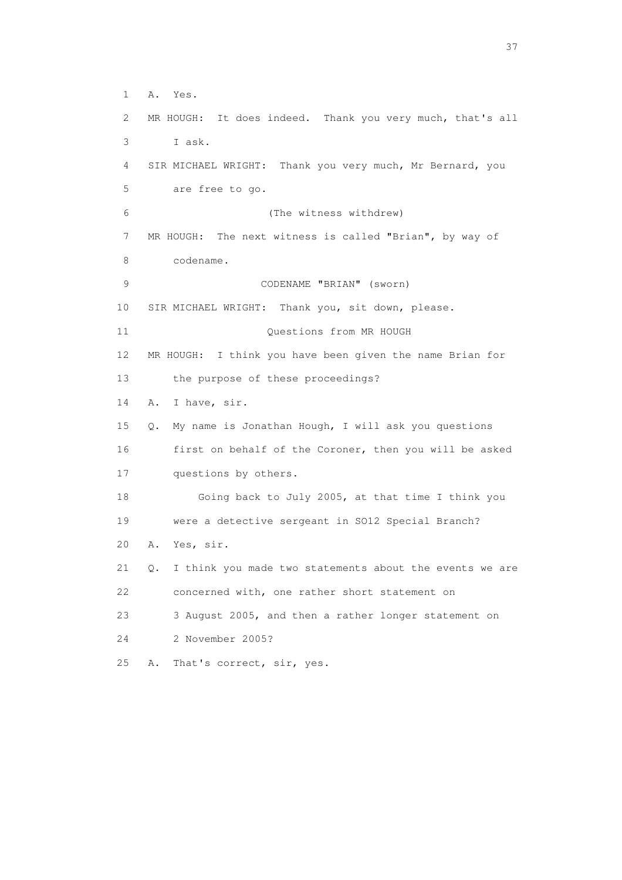1 A. Yes.

2 MR HOUGH: It does indeed. Thank you very much, that's all

3 I ask.

4 SIR MICHAEL WRIGHT: Thank you very much, Mr Bernard, you

5 are free to go.

6 (The witness withdrew)

7 MR HOUGH: The next witness is called "Brian", by way of

8 codename.

9 CODENAME "BRIAN" (sworn)

10 SIR MICHAEL WRIGHT: Thank you, sit down, please.

11 Questions from MR HOUGH

12 MR HOUGH: I think you have been given the name Brian for

13 the purpose of these proceedings?

14 A. I have, sir.

15 Q. My name is Jonathan Hough, I will ask you questions

16 first on behalf of the Coroner, then you will be asked

17 questions by others.

18 Going back to July 2005, at that time I think you

19 were a detective sergeant in SO12 Special Branch?

20 A. Yes, sir.

21 Q. I think you made two statements about the events we are

22 concerned with, one rather short statement on

23 3 August 2005, and then a rather longer statement on

24 2 November 2005?

25 A. That's correct, sir, yes.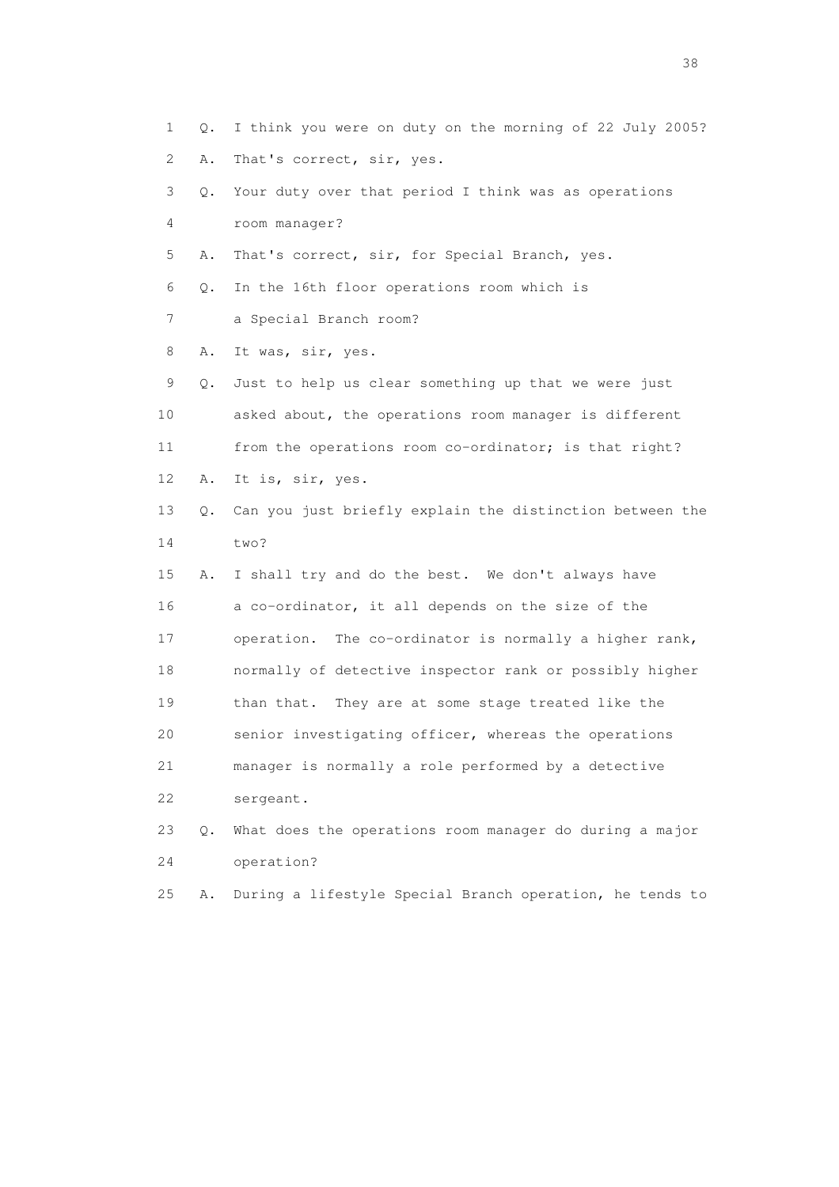1 Q. I think you were on duty on the morning of 22 July 2005?
2 A. That's correct, sir, yes.
3 Q. Your duty over that period I think was as operations
4 room manager?
5 A. That's correct, sir, for Special Branch, yes.
6 Q. In the 16th floor operations room which is
7 a Special Branch room?
8 A. It was, sir, yes.
9 Q. Just to help us clear something up that we were just
10 asked about, the operations room manager is different
11 from the operations room co-ordinator; is that right?
12 A. It is, sir, yes.
13 Q. Can you just briefly explain the distinction between the
14 two?
15 A. I shall try and do the best. We don't always have
16 a co-ordinator, it all depends on the size of the
17 operation. The co-ordinator is normally a higher rank,
18 normally of detective inspector rank or possibly higher
19 than that. They are at some stage treated like the
20 senior investigating officer, whereas the operations
21 manager is normally a role performed by a detective
22 sergeant.
23 Q. What does the operations room manager do during a major
24 operation?
25 A. During a lifestyle Special Branch operation, he tends to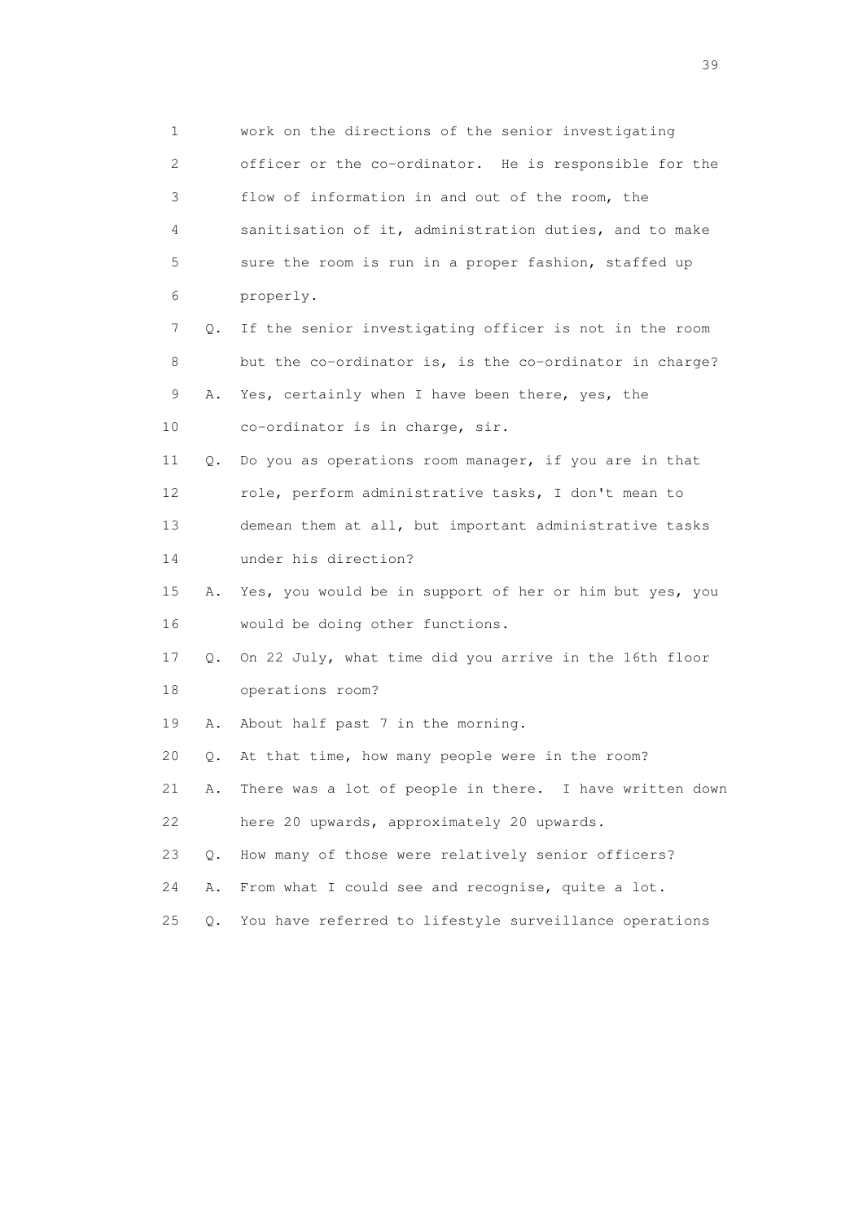1 work on the directions of the senior investigating
2 officer or the co-ordinator. He is responsible for the
3 flow of information in and out of the room, the
4 sanitisation of it, administration duties, and to make
5 sure the room is run in a proper fashion, staffed up
6 properly.

7 Q. If the senior investigating officer is not in the room
8 but the co-ordinator is, is the co-ordinator in charge?

9 A. Yes, certainly when I have been there, yes, the
10 co-ordinator is in charge, sir.

11 Q. Do you as operations room manager, if you are in that
12 role, perform administrative tasks, I don't mean to
13 demean them at all, but important administrative tasks
14 under his direction?

15 A. Yes, you would be in support of her or him but yes, you
16 would be doing other functions.

17 Q. On 22 July, what time did you arrive in the 16th floor
18 operations room?

19 A. About half past 7 in the morning.

20 Q. At that time, how many people were in the room?

21 A. There was a lot of people in there. I have written down
22 here 20 upwards, approximately 20 upwards.

23 Q. How many of those were relatively senior officers?

24 A. From what I could see and recognise, quite a lot.

25 Q. You have referred to lifestyle surveillance operations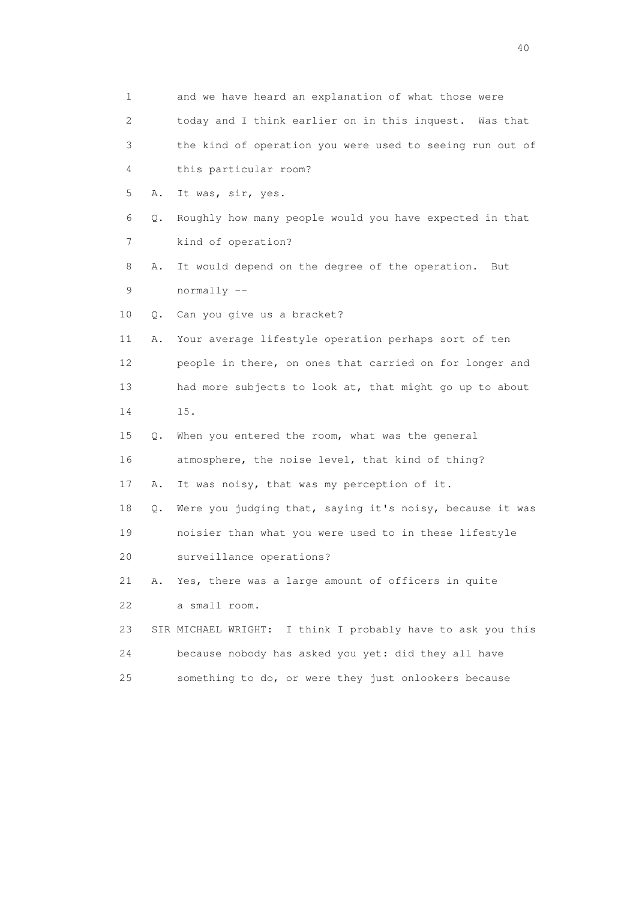1 and we have heard an explanation of what those were
2 today and I think earlier on in this inquest. Was that
3 the kind of operation you were used to seeing run out of
4 this particular room?

5 A. It was, sir, yes.

6 Q. Roughly how many people would you have expected in that
7 kind of operation?

8 A. It would depend on the degree of the operation. But
9 normally --

10 Q. Can you give us a bracket?

11 A. Your average lifestyle operation perhaps sort of ten
12 people in there, on ones that carried on for longer and
13 had more subjects to look at, that might go up to about
14 15.

15 Q. When you entered the room, what was the general
16 atmosphere, the noise level, that kind of thing?

17 A. It was noisy, that was my perception of it.

18 Q. Were you judging that, saying it's noisy, because it was
19 noisier than what you were used to in these lifestyle
20 surveillance operations?

21 A. Yes, there was a large amount of officers in quite
22 a small room.

23 SIR MICHAEL WRIGHT: I think I probably have to ask you this
24 because nobody has asked you yet: did they all have
25 something to do, or were they just onlookers because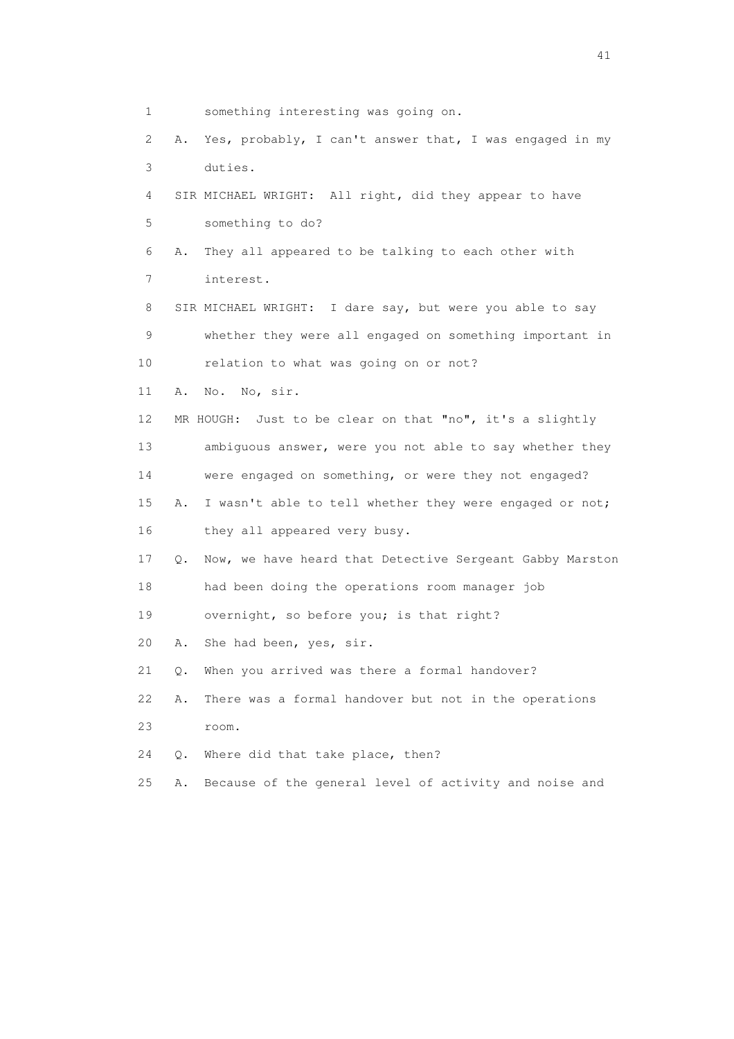1 something interesting was going on.

2 A. Yes, probably, I can't answer that, I was engaged in my

3 duties.

4 SIR MICHAEL WRIGHT: All right, did they appear to have

5 something to do?

6 A. They all appeared to be talking to each other with

7 interest.

8 SIR MICHAEL WRIGHT: I dare say, but were you able to say

9 whether they were all engaged on something important in

10 relation to what was going on or not?

11 A. No. No, sir.

12 MR HOUGH: Just to be clear on that "no", it's a slightly

13 ambiguous answer, were you not able to say whether they

14 were engaged on something, or were they not engaged?

15 A. I wasn't able to tell whether they were engaged or not;

16 they all appeared very busy.

17 Q. Now, we have heard that Detective Sergeant Gabby Marston

18 had been doing the operations room manager job

19 overnight, so before you; is that right?

20 A. She had been, yes, sir.

21 Q. When you arrived was there a formal handover?

22 A. There was a formal handover but not in the operations

23 room.

24 Q. Where did that take place, then?

25 A. Because of the general level of activity and noise and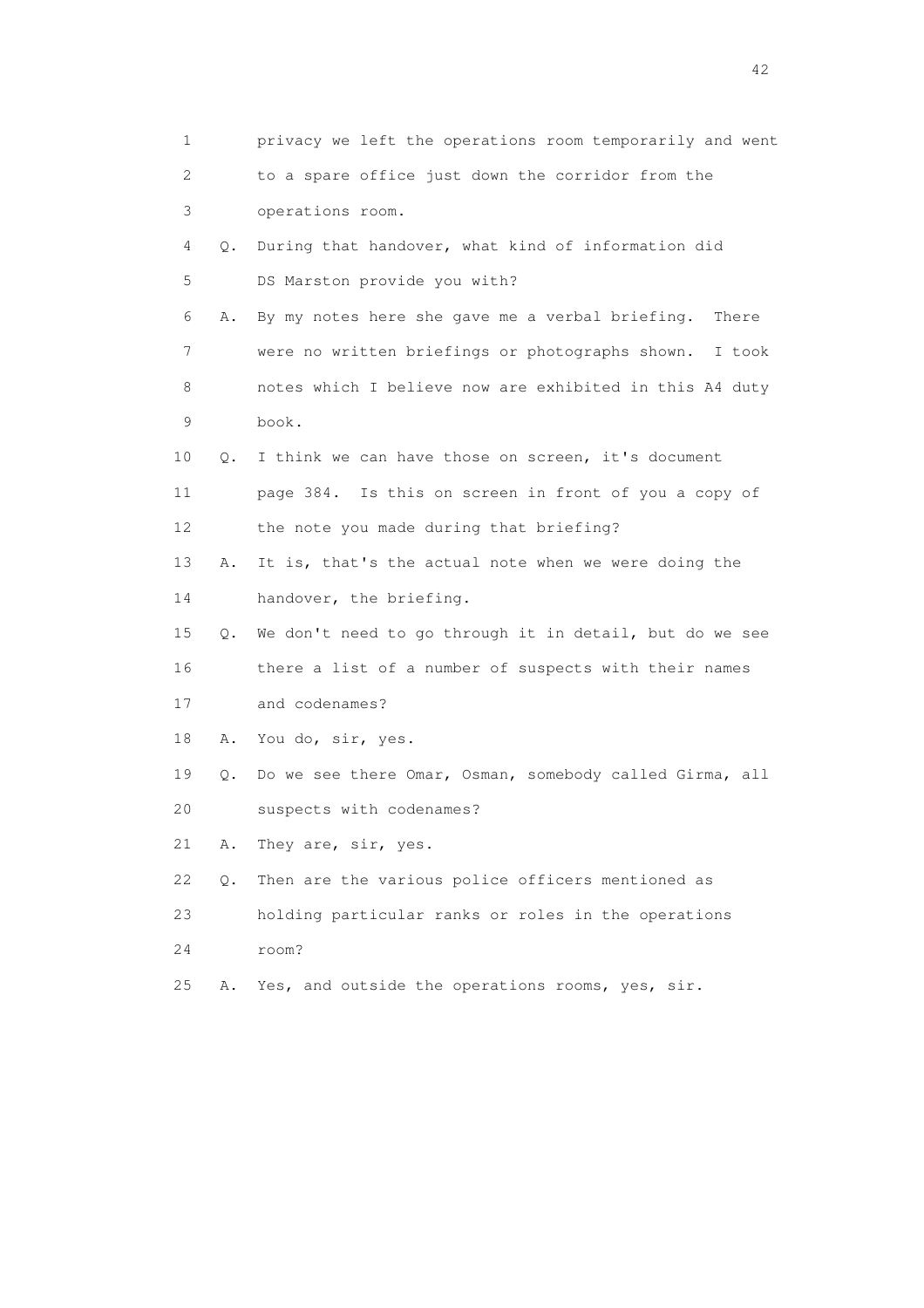1 privacy we left the operations room temporarily and went
2 to a spare office just down the corridor from the
3 operations room.
4 Q. During that handover, what kind of information did
5 DS Marston provide you with?
6 A. By my notes here she gave me a verbal briefing. There
7 were no written briefings or photographs shown. I took
8 notes which I believe now are exhibited in this A4 duty
9 book.
10 Q. I think we can have those on screen, it's document
11 page 384. Is this on screen in front of you a copy of
12 the note you made during that briefing?
13 A. It is, that's the actual note when we were doing the
14 handover, the briefing.
15 Q. We don't need to go through it in detail, but do we see
16 there a list of a number of suspects with their names
17 and codenames?
18 A. You do, sir, yes.
19 Q. Do we see there Omar, Osman, somebody called Girma, all
20 suspects with codenames?
21 A. They are, sir, yes.
22 Q. Then are the various police officers mentioned as
23 holding particular ranks or roles in the operations
24 room?
25 A. Yes, and outside the operations rooms, yes, sir.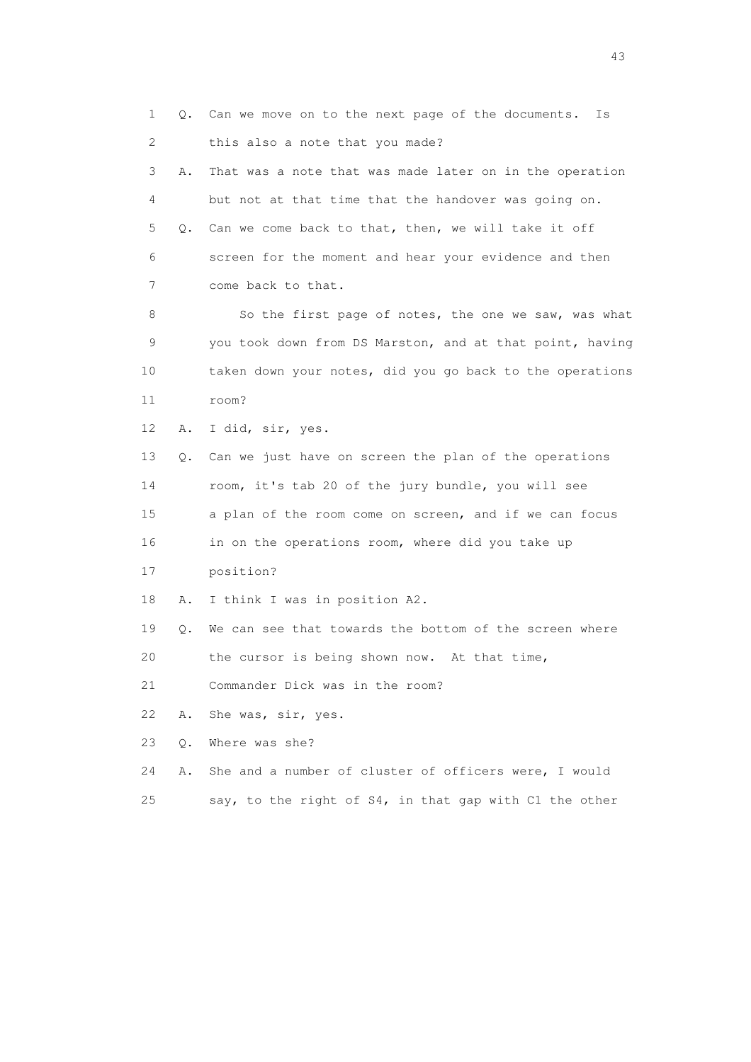1 Q. Can we move on to the next page of the documents. Is
2 this also a note that you made?
3 A. That was a note that was made later on in the operation
4 but not at that time that the handover was going on.
5 Q. Can we come back to that, then, we will take it off
6 screen for the moment and hear your evidence and then
7 come back to that.
8 So the first page of notes, the one we saw, was what
9 you took down from DS Marston, and at that point, having
10 taken down your notes, did you go back to the operations
11 room?
12 A. I did, sir, yes.
13 Q. Can we just have on screen the plan of the operations
14 room, it's tab 20 of the jury bundle, you will see
15 a plan of the room come on screen, and if we can focus
16 in on the operations room, where did you take up
17 position?
18 A. I think I was in position A2.
19 Q. We can see that towards the bottom of the screen where
20 the cursor is being shown now. At that time,
21 Commander Dick was in the room?
22 A. She was, sir, yes.
23 Q. Where was she?
24 A. She and a number of cluster of officers were, I would
25 say, to the right of S4, in that gap with C1 the other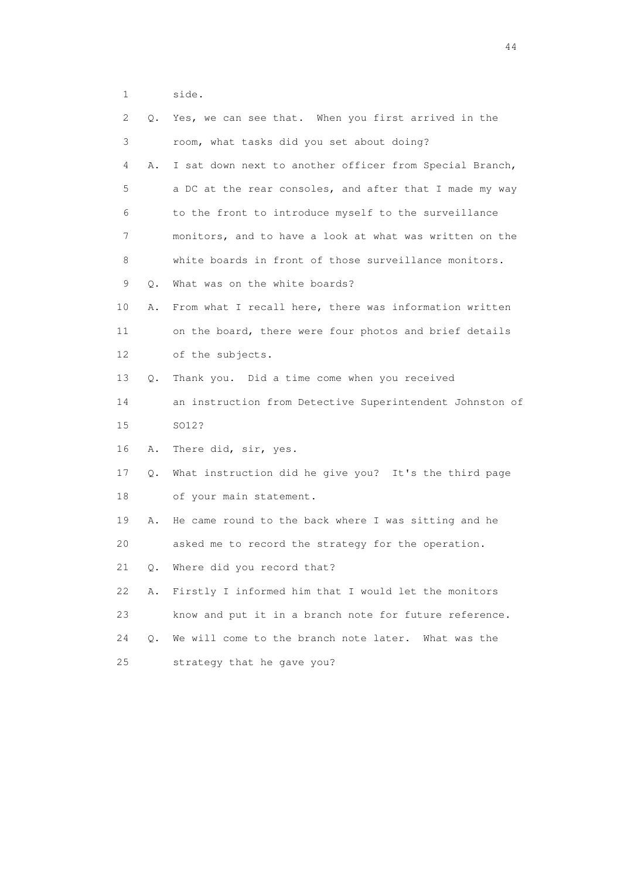1 side.

2 Q. Yes, we can see that. When you first arrived in the

3 room, what tasks did you set about doing?

4 A. I sat down next to another officer from Special Branch,

5 a DC at the rear consoles, and after that I made my way

6 to the front to introduce myself to the surveillance

7 monitors, and to have a look at what was written on the

8 white boards in front of those surveillance monitors.

9 Q. What was on the white boards?

10 A. From what I recall here, there was information written

11 on the board, there were four photos and brief details

12 of the subjects.

13 Q. Thank you. Did a time come when you received

14 an instruction from Detective Superintendent Johnston of

15 SO12?

16 A. There did, sir, yes.

17 Q. What instruction did he give you? It's the third page

18 of your main statement.

19 A. He came round to the back where I was sitting and he

20 asked me to record the strategy for the operation.

21 Q. Where did you record that?

22 A. Firstly I informed him that I would let the monitors

23 know and put it in a branch note for future reference.

24 Q. We will come to the branch note later. What was the

25 strategy that he gave you?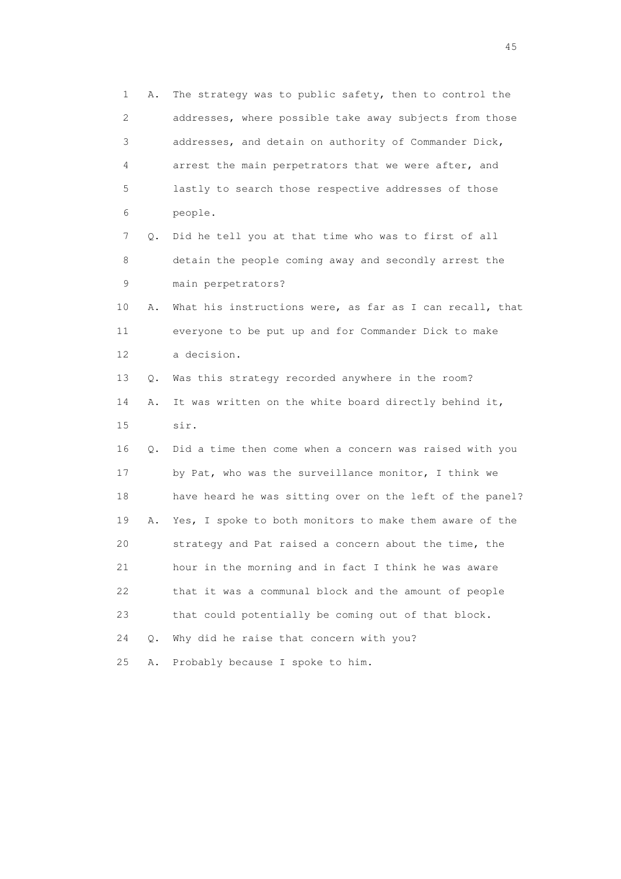1 A. The strategy was to public safety, then to control the
2 addresses, where possible take away subjects from those
3 addresses, and detain on authority of Commander Dick,
4 arrest the main perpetrators that we were after, and
5 lastly to search those respective addresses of those
6 people.
7 Q. Did he tell you at that time who was to first of all
8 detain the people coming away and secondly arrest the
9 main perpetrators?
10 A. What his instructions were, as far as I can recall, that
11 everyone to be put up and for Commander Dick to make
12 a decision.
13 Q. Was this strategy recorded anywhere in the room?
14 A. It was written on the white board directly behind it,
15 sir.
16 Q. Did a time then come when a concern was raised with you
17 by Pat, who was the surveillance monitor, I think we
18 have heard he was sitting over on the left of the panel?
19 A. Yes, I spoke to both monitors to make them aware of the
20 strategy and Pat raised a concern about the time, the
21 hour in the morning and in fact I think he was aware
22 that it was a communal block and the amount of people
23 that could potentially be coming out of that block.
24 Q. Why did he raise that concern with you?
25 A. Probably because I spoke to him.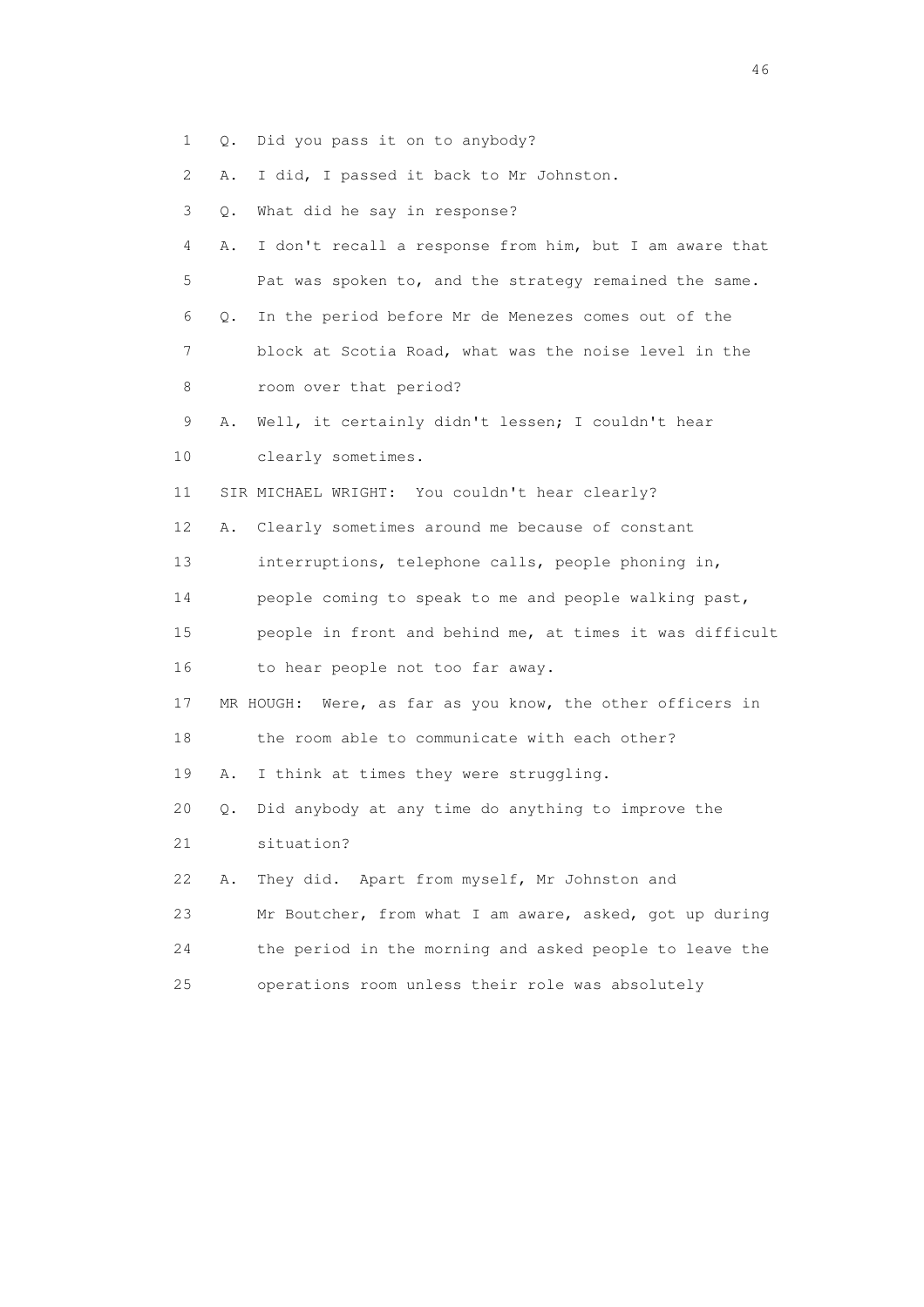1 Q. Did you pass it on to anybody?

2 A. I did, I passed it back to Mr Johnston.

3 Q. What did he say in response?

4 A. I don't recall a response from him, but I am aware that

5 Pat was spoken to, and the strategy remained the same.

6 Q. In the period before Mr de Menezes comes out of the

7 block at Scotia Road, what was the noise level in the

8 room over that period?

9 A. Well, it certainly didn't lessen; I couldn't hear

10 clearly sometimes.

11 SIR MICHAEL WRIGHT: You couldn't hear clearly?

12 A. Clearly sometimes around me because of constant

13 interruptions, telephone calls, people phoning in,

14 people coming to speak to me and people walking past,

15 people in front and behind me, at times it was difficult

16 to hear people not too far away.

17 MR HOUGH: Were, as far as you know, the other officers in

18 the room able to communicate with each other?

19 A. I think at times they were struggling.

20 Q. Did anybody at any time do anything to improve the

21 situation?

22 A. They did. Apart from myself, Mr Johnston and

23 Mr Boutcher, from what I am aware, asked, got up during

24 the period in the morning and asked people to leave the

25 operations room unless their role was absolutely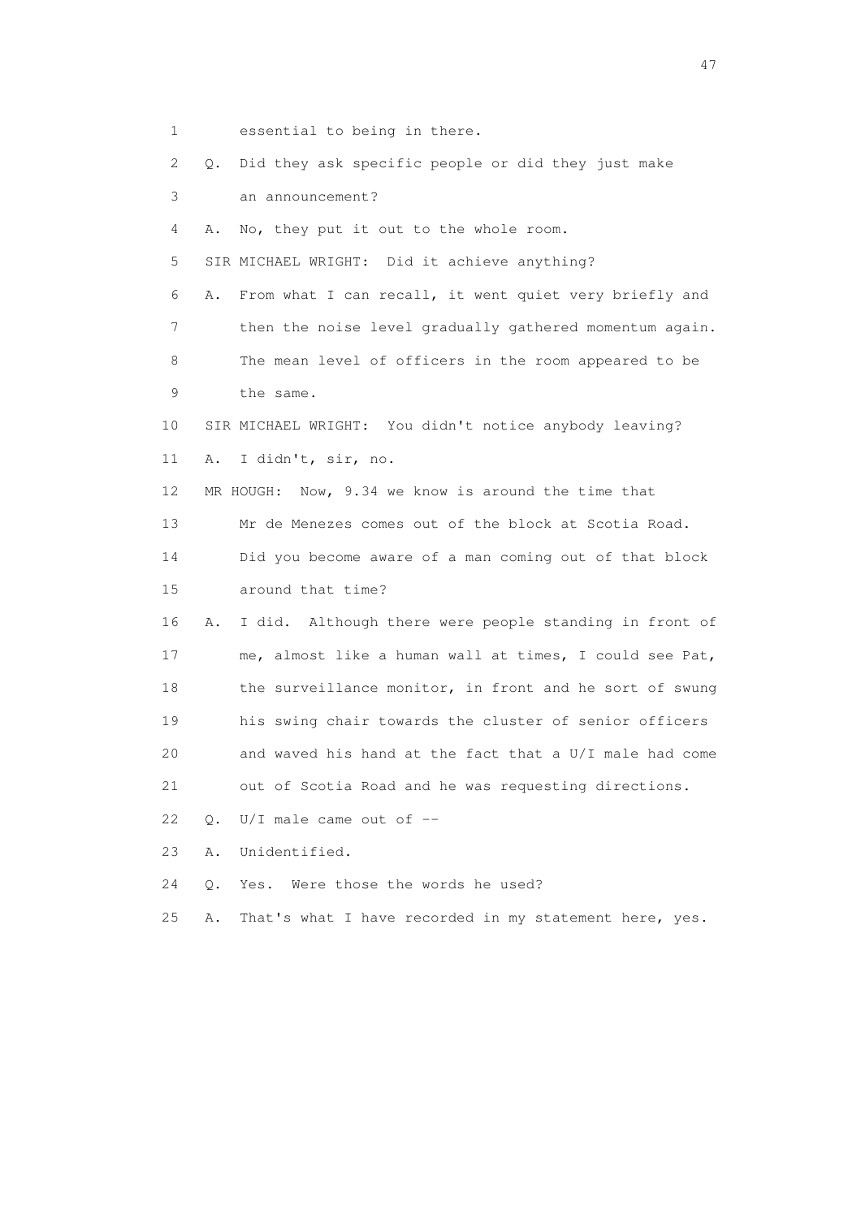1 essential to being in there.

2 Q. Did they ask specific people or did they just make

3 an announcement?

4 A. No, they put it out to the whole room.

5 SIR MICHAEL WRIGHT: Did it achieve anything?

6 A. From what I can recall, it went quiet very briefly and

7 then the noise level gradually gathered momentum again.

8 The mean level of officers in the room appeared to be

9 the same.

10 SIR MICHAEL WRIGHT: You didn't notice anybody leaving?

11 A. I didn't, sir, no.

12 MR HOUGH: Now, 9.34 we know is around the time that

13 Mr de Menezes comes out of the block at Scotia Road.

14 Did you become aware of a man coming out of that block

15 around that time?

16 A. I did. Although there were people standing in front of

17 me, almost like a human wall at times, I could see Pat,

18 the surveillance monitor, in front and he sort of swung

19 his swing chair towards the cluster of senior officers

20 and waved his hand at the fact that a U/I male had come

21 out of Scotia Road and he was requesting directions.

22 Q. U/I male came out of --

23 A. Unidentified.

24 Q. Yes. Were those the words he used?

25 A. That's what I have recorded in my statement here, yes.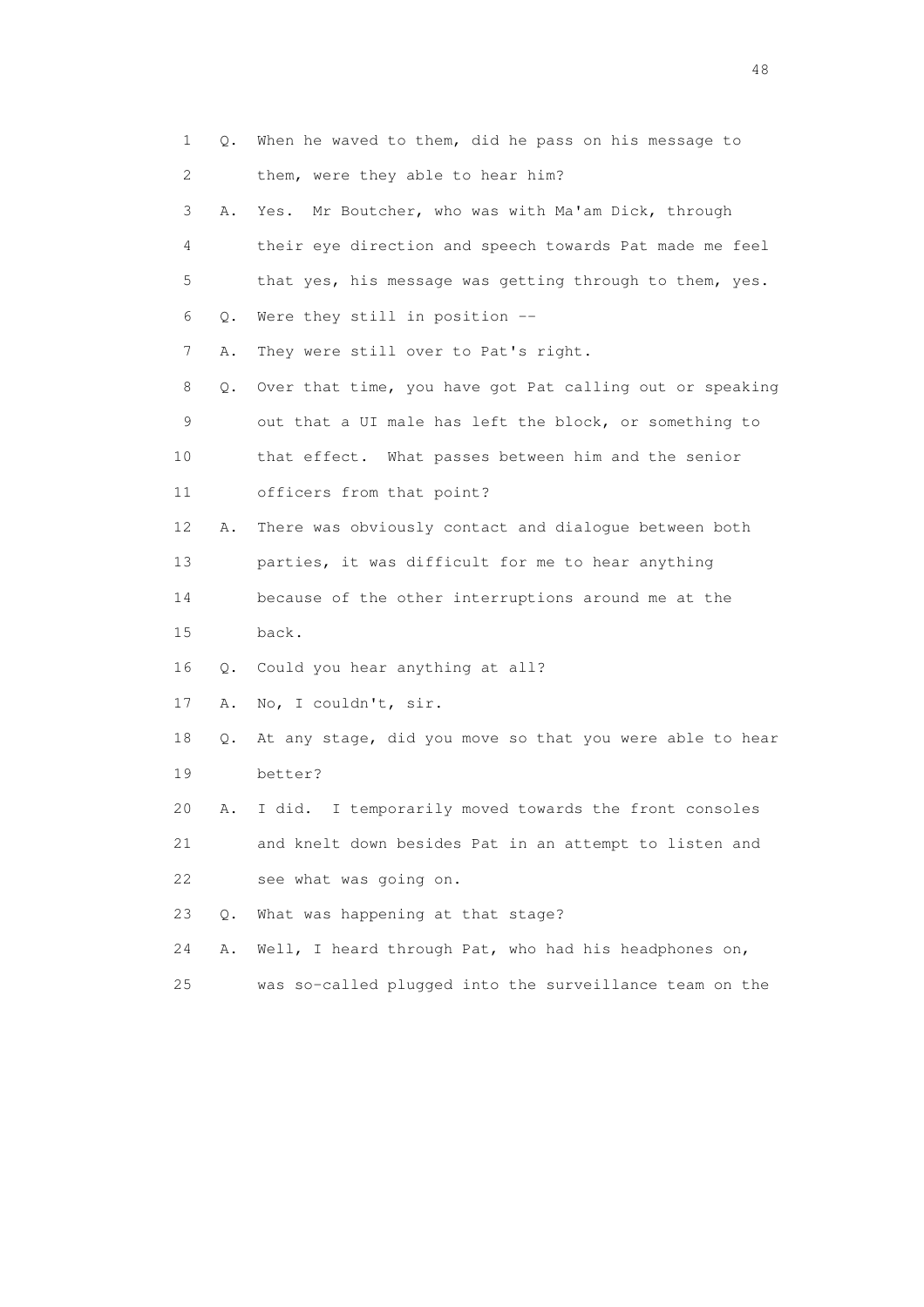1 Q. When he waved to them, did he pass on his message to
2 them, were they able to hear him?
3 A. Yes. Mr Boutcher, who was with Ma'am Dick, through
4 their eye direction and speech towards Pat made me feel
5 that yes, his message was getting through to them, yes.
6 Q. Were they still in position --
7 A. They were still over to Pat's right.
8 Q. Over that time, you have got Pat calling out or speaking
9 out that a UI male has left the block, or something to
10 that effect. What passes between him and the senior
11 officers from that point?
12 A. There was obviously contact and dialogue between both
13 parties, it was difficult for me to hear anything
14 because of the other interruptions around me at the
15 back.
16 Q. Could you hear anything at all?
17 A. No, I couldn't, sir.
18 Q. At any stage, did you move so that you were able to hear
19 better?
20 A. I did. I temporarily moved towards the front consoles
21 and knelt down besides Pat in an attempt to listen and
22 see what was going on.
23 Q. What was happening at that stage?
24 A. Well, I heard through Pat, who had his headphones on,
25 was so-called plugged into the surveillance team on the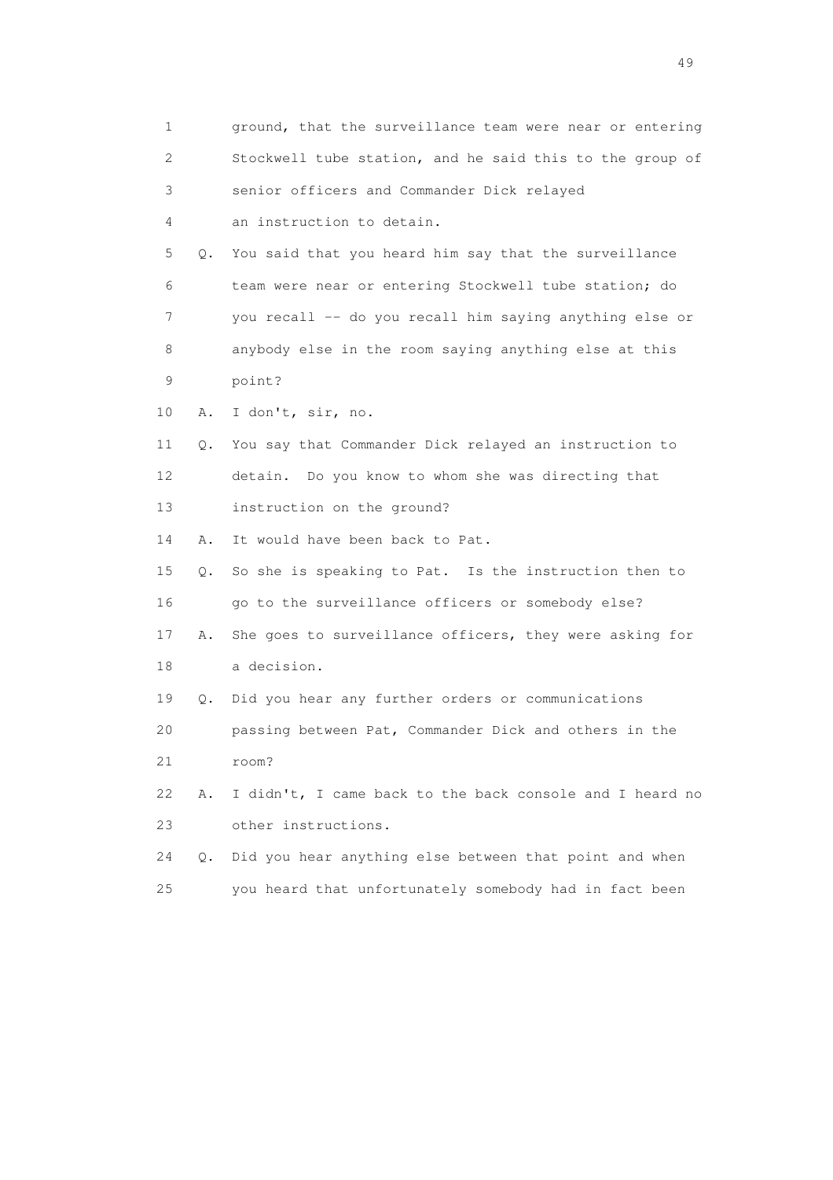1 ground, that the surveillance team were near or entering
2 Stockwell tube station, and he said this to the group of
3 senior officers and Commander Dick relayed
4 an instruction to detain.
5 Q. You said that you heard him say that the surveillance
6 team were near or entering Stockwell tube station; do
7 you recall -- do you recall him saying anything else or
8 anybody else in the room saying anything else at this
9 point?
10 A. I don't, sir, no.
11 Q. You say that Commander Dick relayed an instruction to
12 detain. Do you know to whom she was directing that
13 instruction on the ground?
14 A. It would have been back to Pat.
15 Q. So she is speaking to Pat. Is the instruction then to
16 go to the surveillance officers or somebody else?
17 A. She goes to surveillance officers, they were asking for
18 a decision.
19 Q. Did you hear any further orders or communications
20 passing between Pat, Commander Dick and others in the
21 room?
22 A. I didn't, I came back to the back console and I heard no
23 other instructions.
24 Q. Did you hear anything else between that point and when
25 you heard that unfortunately somebody had in fact been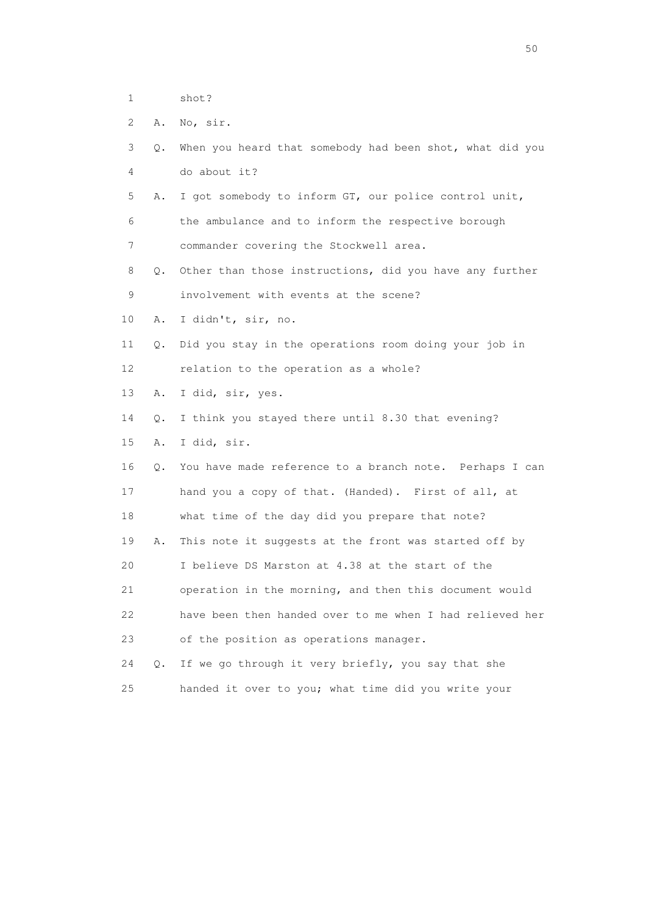1 shot?

2 A. No, sir.

3 Q. When you heard that somebody had been shot, what did you

4 do about it?

5 A. I got somebody to inform GT, our police control unit,

6 the ambulance and to inform the respective borough

7 commander covering the Stockwell area.

8 Q. Other than those instructions, did you have any further

9 involvement with events at the scene?

10 A. I didn't, sir, no.

11 Q. Did you stay in the operations room doing your job in

12 relation to the operation as a whole?

13 A. I did, sir, yes.

14 Q. I think you stayed there until 8.30 that evening?

15 A. I did, sir.

16 Q. You have made reference to a branch note. Perhaps I can

17 hand you a copy of that. (Handed). First of all, at

18 what time of the day did you prepare that note?

19 A. This note it suggests at the front was started off by

20 I believe DS Marston at 4.38 at the start of the

21 operation in the morning, and then this document would

22 have been then handed over to me when I had relieved her

23 of the position as operations manager.

24 Q. If we go through it very briefly, you say that she

25 handed it over to you; what time did you write your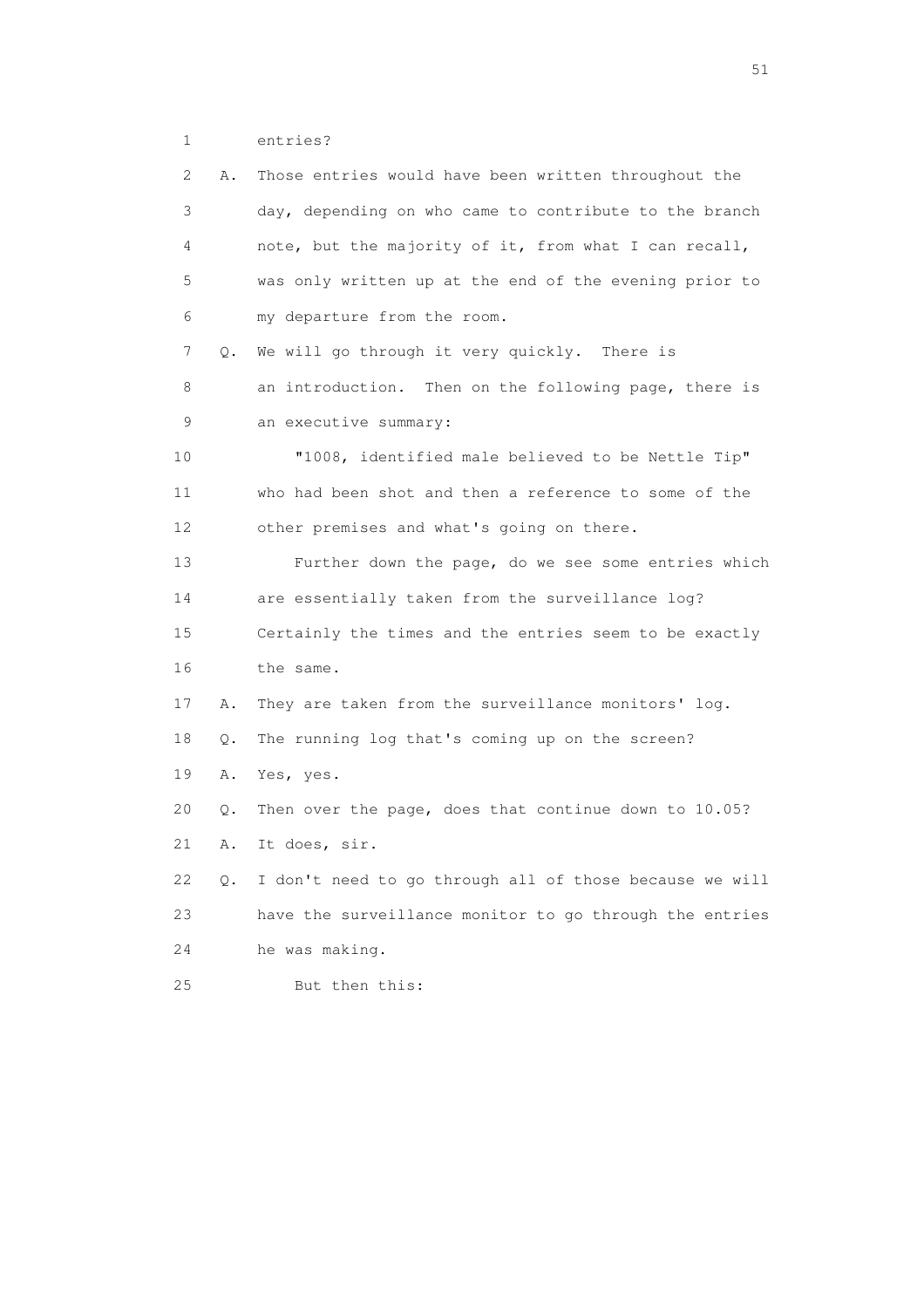1 entries?

2 A. Those entries would have been written throughout the
3 day, depending on who came to contribute to the branch
4 note, but the majority of it, from what I can recall,
5 was only written up at the end of the evening prior to
6 my departure from the room.

7 Q. We will go through it very quickly. There is
8 an introduction. Then on the following page, there is
9 an executive summary:

10 "1008, identified male believed to be Nettle Tip"
11 who had been shot and then a reference to some of the
12 other premises and what's going on there.

13 Further down the page, do we see some entries which
14 are essentially taken from the surveillance log?
15 Certainly the times and the entries seem to be exactly
16 the same.

17 A. They are taken from the surveillance monitors' log.

18 Q. The running log that's coming up on the screen?

19 A. Yes, yes.

20 Q. Then over the page, does that continue down to 10.05?

21 A. It does, sir.

22 Q. I don't need to go through all of those because we will
23 have the surveillance monitor to go through the entries
24 he was making.

25 But then this: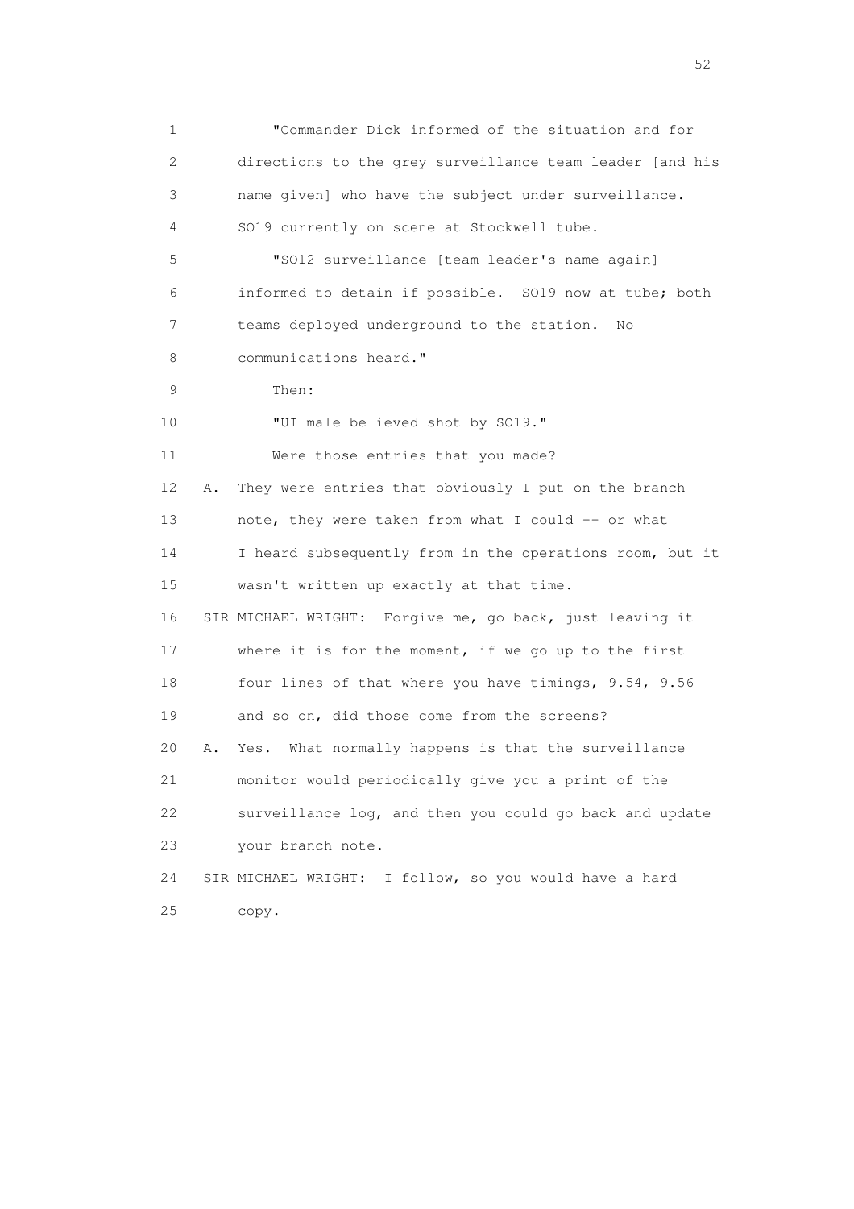1 "Commander Dick informed of the situation and for
2 directions to the grey surveillance team leader [and his
3 name given] who have the subject under surveillance.
4 SO19 currently on scene at Stockwell tube.
5 "SO12 surveillance [team leader's name again]
6 informed to detain if possible. SO19 now at tube; both
7 teams deployed underground to the station. No
8 communications heard."
9 Then:
10 "UI male believed shot by SO19."
11 Were those entries that you made?
12 A. They were entries that obviously I put on the branch
13 note, they were taken from what I could -- or what
14 I heard subsequently from in the operations room, but it
15 wasn't written up exactly at that time.
16 SIR MICHAEL WRIGHT: Forgive me, go back, just leaving it
17 where it is for the moment, if we go up to the first
18 four lines of that where you have timings, 9.54, 9.56
19 and so on, did those come from the screens?
20 A. Yes. What normally happens is that the surveillance
21 monitor would periodically give you a print of the
22 surveillance log, and then you could go back and update
23 your branch note.
24 SIR MICHAEL WRIGHT: I follow, so you would have a hard
25 copy.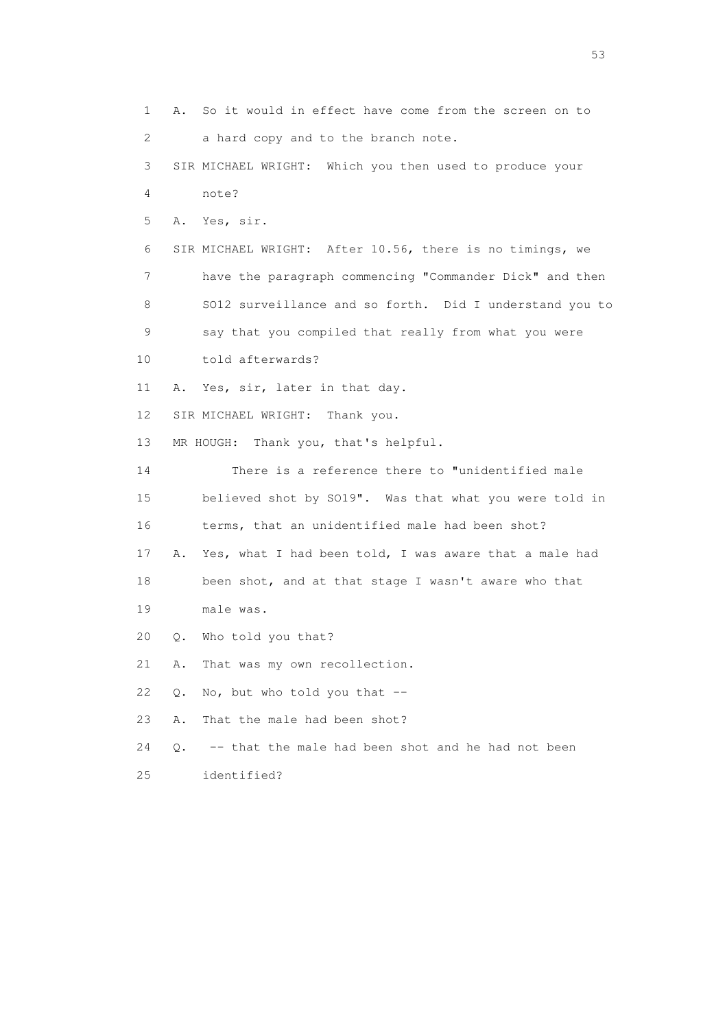1 A. So it would in effect have come from the screen on to

2 a hard copy and to the branch note.

3 SIR MICHAEL WRIGHT: Which you then used to produce your

4 note?

5 A. Yes, sir.

6 SIR MICHAEL WRIGHT: After 10.56, there is no timings, we

7 have the paragraph commencing "Commander Dick" and then

8 SO12 surveillance and so forth. Did I understand you to

9 say that you compiled that really from what you were

10 told afterwards?

11 A. Yes, sir, later in that day.

12 SIR MICHAEL WRIGHT: Thank you.

13 MR HOUGH: Thank you, that's helpful.

14 There is a reference there to "unidentified male

15 believed shot by SO19". Was that what you were told in

16 terms, that an unidentified male had been shot?

17 A. Yes, what I had been told, I was aware that a male had

18 been shot, and at that stage I wasn't aware who that

19 male was.

20 Q. Who told you that?

21 A. That was my own recollection.

22 Q. No, but who told you that --

23 A. That the male had been shot?

24 Q. -- that the male had been shot and he had not been

25 identified?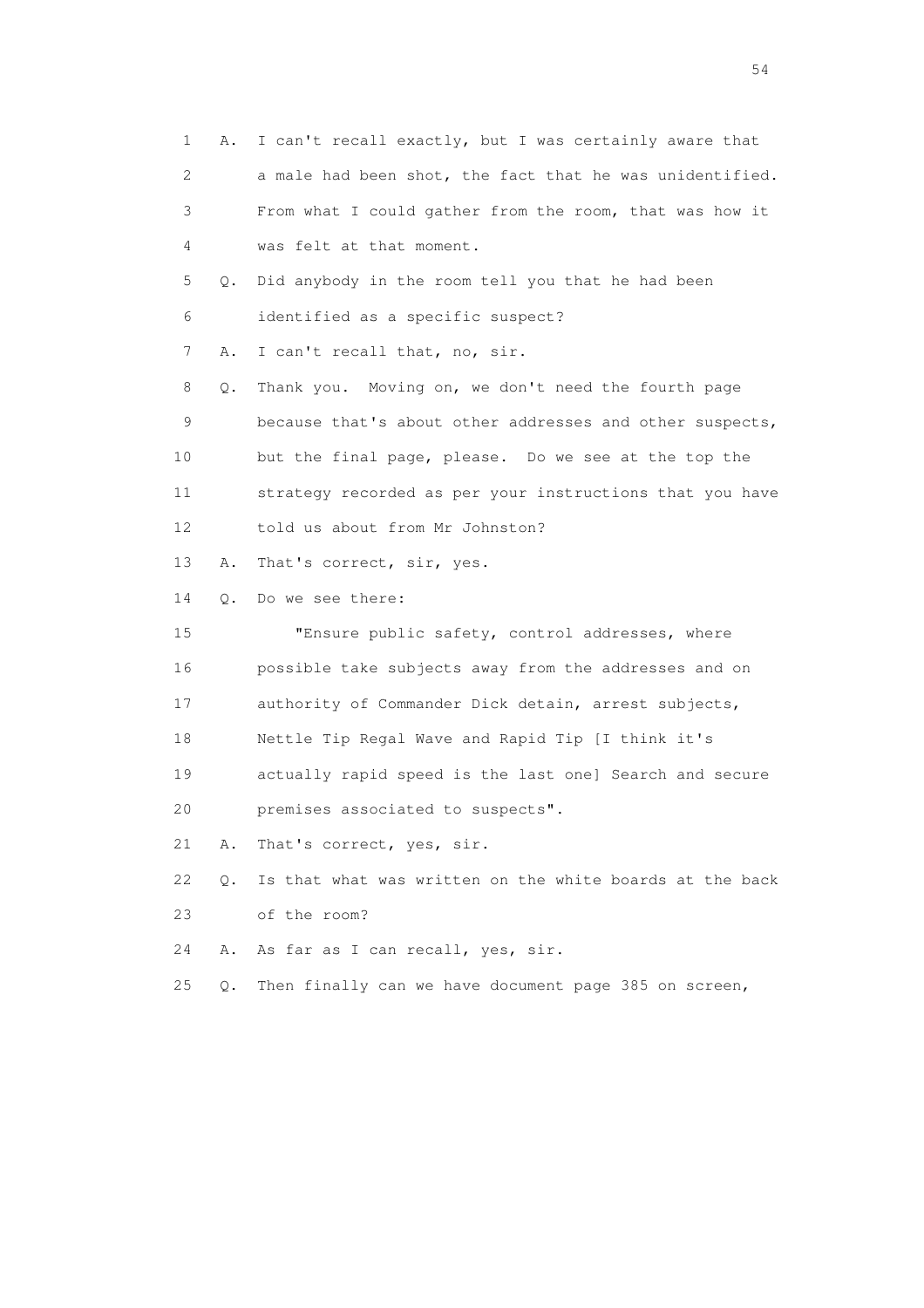1 A. I can't recall exactly, but I was certainly aware that
2 a male had been shot, the fact that he was unidentified.
3 From what I could gather from the room, that was how it
4 was felt at that moment.
5 Q. Did anybody in the room tell you that he had been
6 identified as a specific suspect?
7 A. I can't recall that, no, sir.
8 Q. Thank you. Moving on, we don't need the fourth page
9 because that's about other addresses and other suspects,
10 but the final page, please. Do we see at the top the
11 strategy recorded as per your instructions that you have
12 told us about from Mr Johnston?
13 A. That's correct, sir, yes.
14 Q. Do we see there:
15 "Ensure public safety, control addresses, where
16 possible take subjects away from the addresses and on
17 authority of Commander Dick detain, arrest subjects,
18 Nettle Tip Regal Wave and Rapid Tip [I think it's
19 actually rapid speed is the last one] Search and secure
20 premises associated to suspects".
21 A. That's correct, yes, sir.
22 Q. Is that what was written on the white boards at the back
23 of the room?
24 A. As far as I can recall, yes, sir.
25 Q. Then finally can we have document page 385 on screen,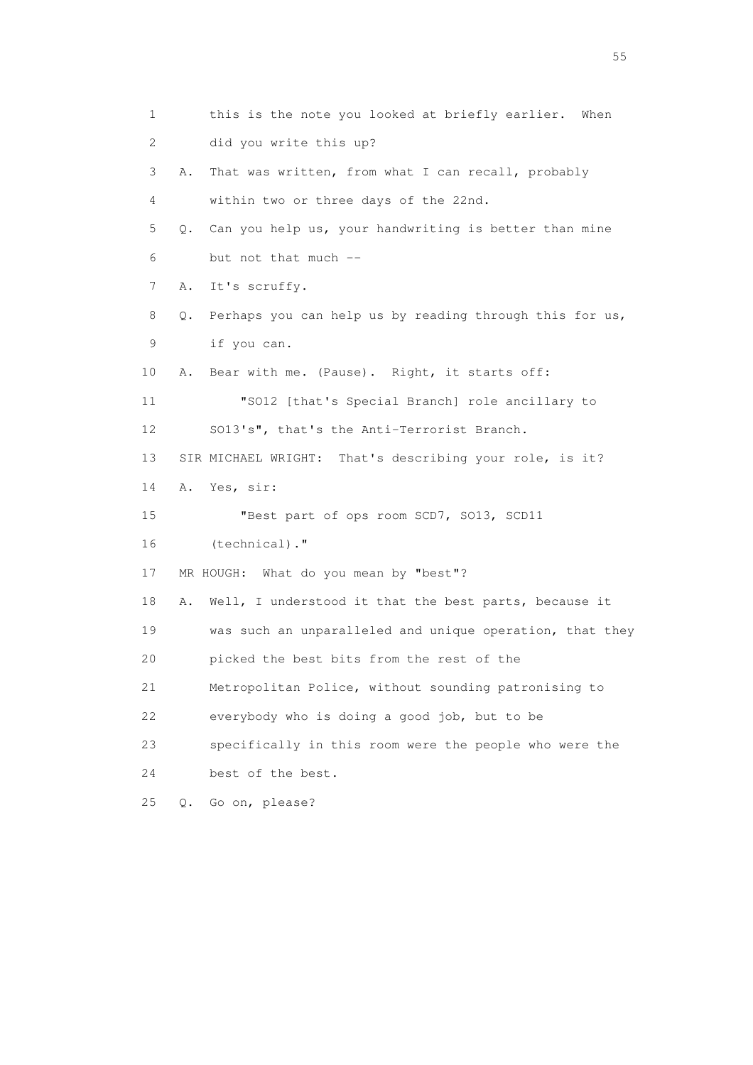1 this is the note you looked at briefly earlier. When
2 did you write this up?
3 A. That was written, from what I can recall, probably
4 within two or three days of the 22nd.
5 Q. Can you help us, your handwriting is better than mine
6 but not that much --
7 A. It's scruffy.
8 Q. Perhaps you can help us by reading through this for us,
9 if you can.
10 A. Bear with me. (Pause). Right, it starts off:
11 "SO12 [that's Special Branch] role ancillary to
12 SO13's", that's the Anti-Terrorist Branch.
13 SIR MICHAEL WRIGHT: That's describing your role, is it?
14 A. Yes, sir:
15 "Best part of ops room SCD7, SO13, SCD11
16 (technical)."
17 MR HOUGH: What do you mean by "best"?
18 A. Well, I understood it that the best parts, because it
19 was such an unparalleled and unique operation, that they
20 picked the best bits from the rest of the
21 Metropolitan Police, without sounding patronising to
22 everybody who is doing a good job, but to be
23 specifically in this room were the people who were the
24 best of the best.
25 Q. Go on, please?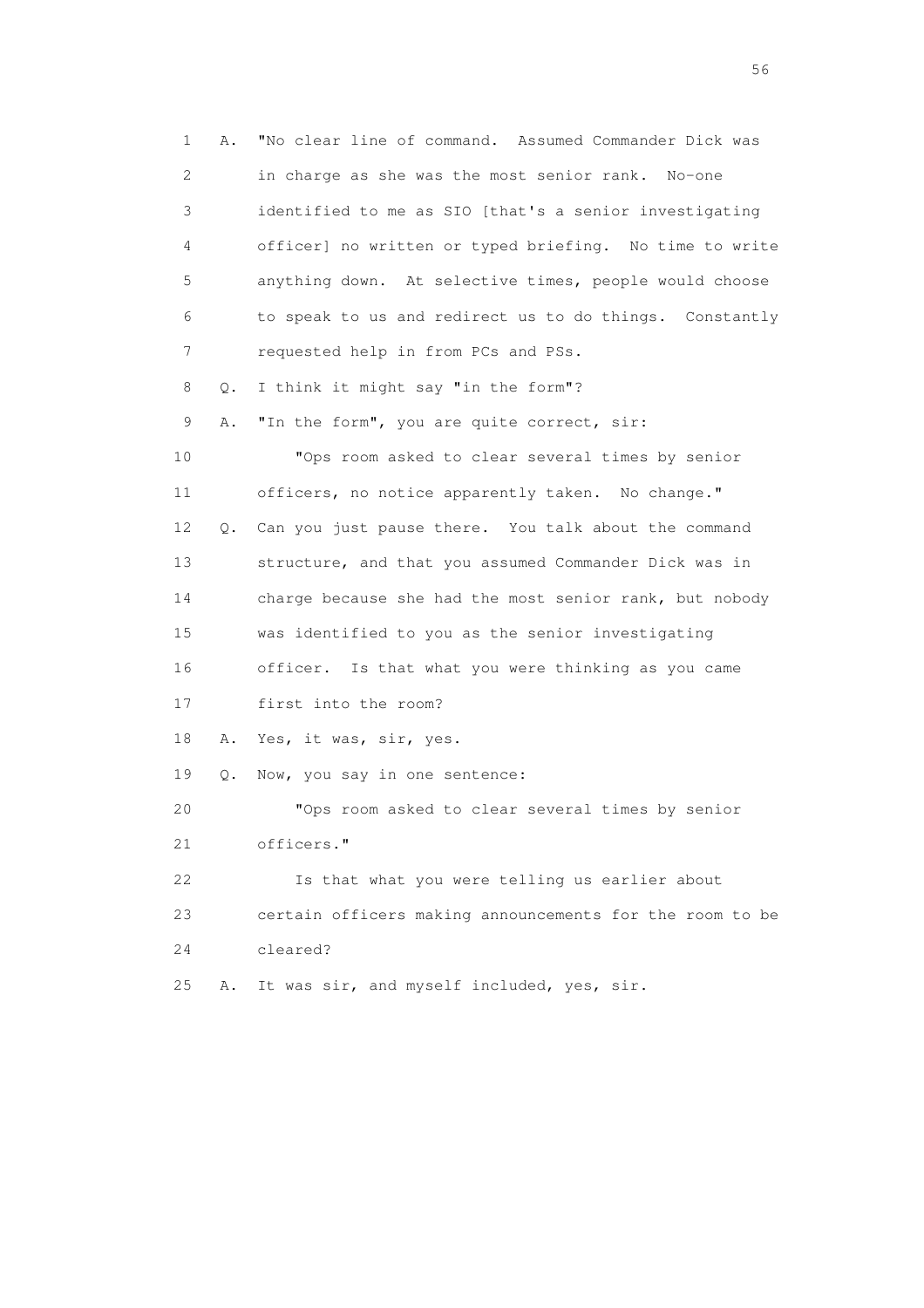1 A. "No clear line of command. Assumed Commander Dick was
2 in charge as she was the most senior rank. No-one
3 identified to me as SIO [that's a senior investigating
4 officer] no written or typed briefing. No time to write
5 anything down. At selective times, people would choose
6 to speak to us and redirect us to do things. Constantly
7 requested help in from PCs and PSs.

8 Q. I think it might say "in the form"?

9 A. "In the form", you are quite correct, sir:

10 "Ops room asked to clear several times by senior
11 officers, no notice apparently taken. No change."

12 Q. Can you just pause there. You talk about the command
13 structure, and that you assumed Commander Dick was in
14 charge because she had the most senior rank, but nobody
15 was identified to you as the senior investigating
16 officer. Is that what you were thinking as you came
17 first into the room?

18 A. Yes, it was, sir, yes.

19 Q. Now, you say in one sentence:

20 "Ops room asked to clear several times by senior
21 officers."

22 Is that what you were telling us earlier about
23 certain officers making announcements for the room to be
24 cleared?

25 A. It was sir, and myself included, yes, sir.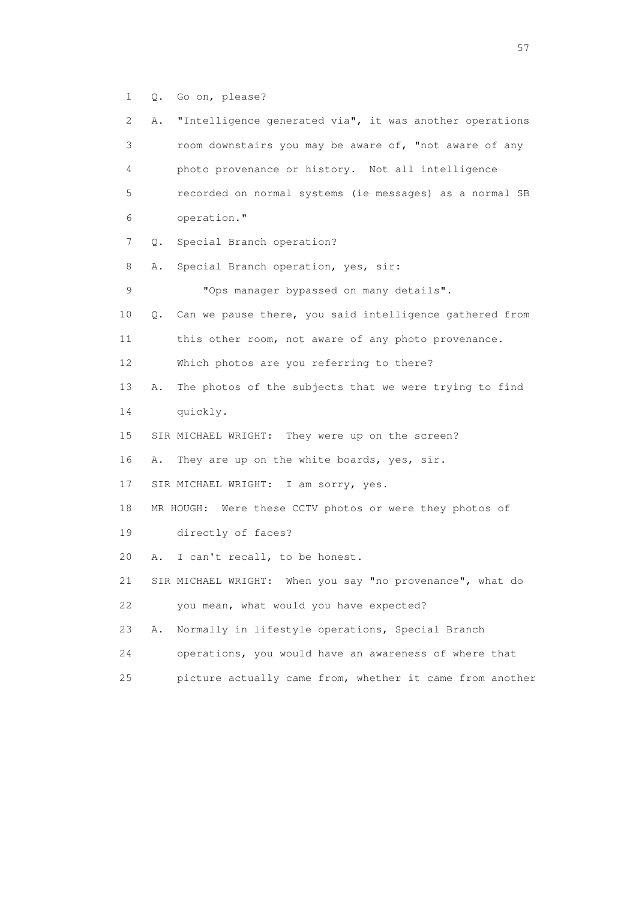1 Q. Go on, please?

2 A. "Intelligence generated via", it was another operations

3 room downstairs you may be aware of, "not aware of any

4 photo provenance or history. Not all intelligence

5 recorded on normal systems (ie messages) as a normal SB

6 operation."

7 Q. Special Branch operation?

8 A. Special Branch operation, yes, sir:

9 "Ops manager bypassed on many details".

10 Q. Can we pause there, you said intelligence gathered from

11 this other room, not aware of any photo provenance.

12 Which photos are you referring to there?

13 A. The photos of the subjects that we were trying to find

14 quickly.

15 SIR MICHAEL WRIGHT: They were up on the screen?

16 A. They are up on the white boards, yes, sir.

17 SIR MICHAEL WRIGHT: I am sorry, yes.

18 MR HOUGH: Were these CCTV photos or were they photos of

19 directly of faces?

20 A. I can't recall, to be honest.

21 SIR MICHAEL WRIGHT: When you say "no provenance", what do

22 you mean, what would you have expected?

23 A. Normally in lifestyle operations, Special Branch

24 operations, you would have an awareness of where that

25 picture actually came from, whether it came from another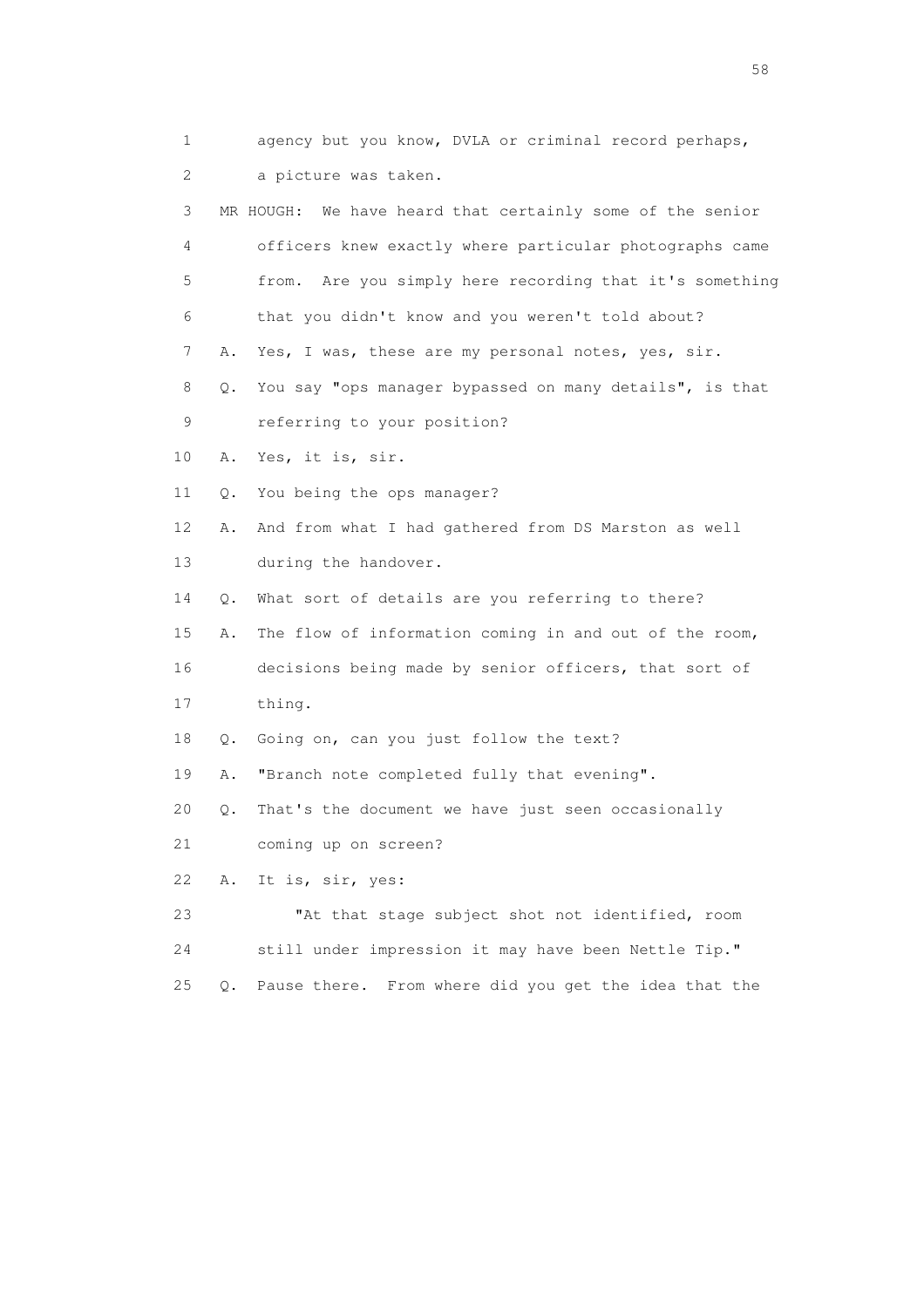1 agency but you know, DVLA or criminal record perhaps,
2 a picture was taken.

3 MR HOUGH: We have heard that certainly some of the senior
4 officers knew exactly where particular photographs came
5 from. Are you simply here recording that it's something
6 that you didn't know and you weren't told about?

7 A. Yes, I was, these are my personal notes, yes, sir.

8 Q. You say "ops manager bypassed on many details", is that
9 referring to your position?

10 A. Yes, it is, sir.

11 Q. You being the ops manager?

12 A. And from what I had gathered from DS Marston as well
13 during the handover.

14 Q. What sort of details are you referring to there?

15 A. The flow of information coming in and out of the room,
16 decisions being made by senior officers, that sort of
17 thing.

18 Q. Going on, can you just follow the text?

19 A. "Branch note completed fully that evening".

20 Q. That's the document we have just seen occasionally
21 coming up on screen?

22 A. It is, sir, yes:

23 "At that stage subject shot not identified, room
24 still under impression it may have been Nettle Tip."

25 Q. Pause there. From where did you get the idea that the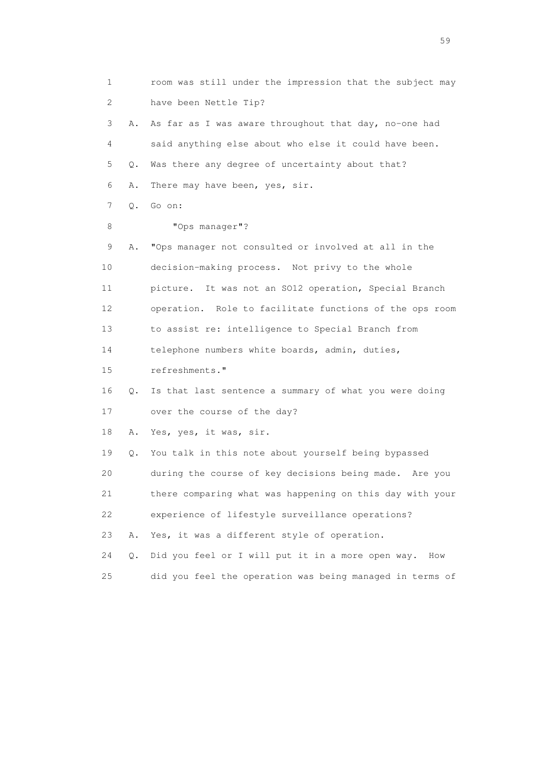1 room was still under the impression that the subject may
2 have been Nettle Tip?
3 A. As far as I was aware throughout that day, no-one had
4 said anything else about who else it could have been.
5 Q. Was there any degree of uncertainty about that?
6 A. There may have been, yes, sir.
7 Q. Go on:
8 "Ops manager"?
9 A. "Ops manager not consulted or involved at all in the
10 decision-making process. Not privy to the whole
11 picture. It was not an SO12 operation, Special Branch
12 operation. Role to facilitate functions of the ops room
13 to assist re: intelligence to Special Branch from
14 telephone numbers white boards, admin, duties,
15 refreshments."
16 Q. Is that last sentence a summary of what you were doing
17 over the course of the day?
18 A. Yes, yes, it was, sir.
19 Q. You talk in this note about yourself being bypassed
20 during the course of key decisions being made. Are you
21 there comparing what was happening on this day with your
22 experience of lifestyle surveillance operations?
23 A. Yes, it was a different style of operation.
24 Q. Did you feel or I will put it in a more open way. How
25 did you feel the operation was being managed in terms of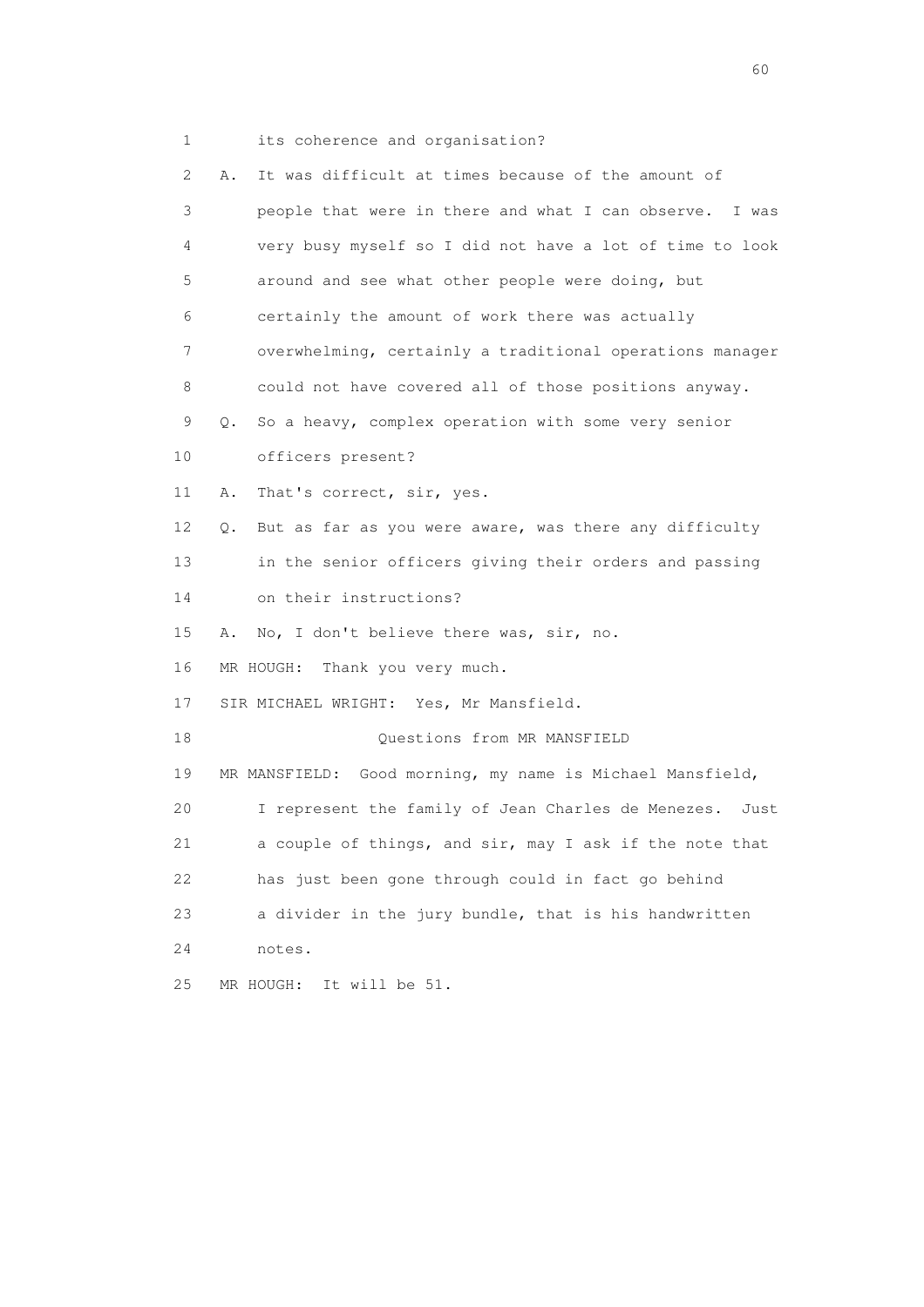1 its coherence and organisation?

2 A. It was difficult at times because of the amount of

3 people that were in there and what I can observe. I was

4 very busy myself so I did not have a lot of time to look

5 around and see what other people were doing, but

6 certainly the amount of work there was actually

7 overwhelming, certainly a traditional operations manager

8 could not have covered all of those positions anyway.

9 Q. So a heavy, complex operation with some very senior

10 officers present?

11 A. That's correct, sir, yes.

12 Q. But as far as you were aware, was there any difficulty

13 in the senior officers giving their orders and passing

14 on their instructions?

15 A. No, I don't believe there was, sir, no.

16 MR HOUGH: Thank you very much.

17 SIR MICHAEL WRIGHT: Yes, Mr Mansfield.

18 Questions from MR MANSFIELD

19 MR MANSFIELD: Good morning, my name is Michael Mansfield,

20 I represent the family of Jean Charles de Menezes. Just

21 a couple of things, and sir, may I ask if the note that

22 has just been gone through could in fact go behind

23 a divider in the jury bundle, that is his handwritten

24 notes.

25 MR HOUGH: It will be 51.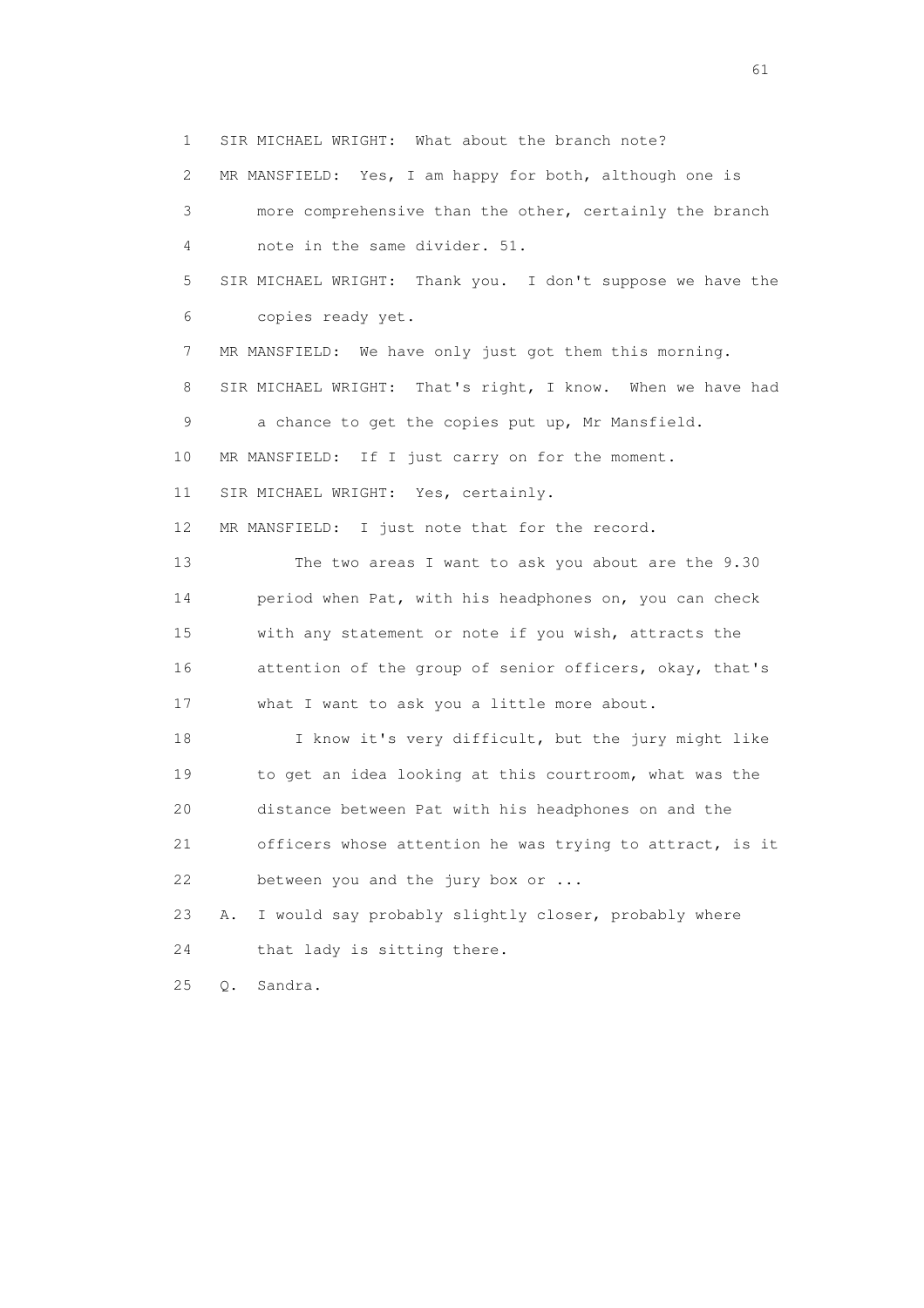1 SIR MICHAEL WRIGHT: What about the branch note?

2 MR MANSFIELD: Yes, I am happy for both, although one is

3 more comprehensive than the other, certainly the branch

4 note in the same divider. 51.

5 SIR MICHAEL WRIGHT: Thank you. I don't suppose we have the

6 copies ready yet.

7 MR MANSFIELD: We have only just got them this morning.

8 SIR MICHAEL WRIGHT: That's right, I know. When we have had

9 a chance to get the copies put up, Mr Mansfield.

10 MR MANSFIELD: If I just carry on for the moment.

11 SIR MICHAEL WRIGHT: Yes, certainly.

12 MR MANSFIELD: I just note that for the record.

13 The two areas I want to ask you about are the 9.30

14 period when Pat, with his headphones on, you can check

15 with any statement or note if you wish, attracts the

16 attention of the group of senior officers, okay, that's

17 what I want to ask you a little more about.

18 I know it's very difficult, but the jury might like

19 to get an idea looking at this courtroom, what was the

20 distance between Pat with his headphones on and the

21 officers whose attention he was trying to attract, is it

22 between you and the jury box or ...

23 A. I would say probably slightly closer, probably where

24 that lady is sitting there.

25 Q. Sandra.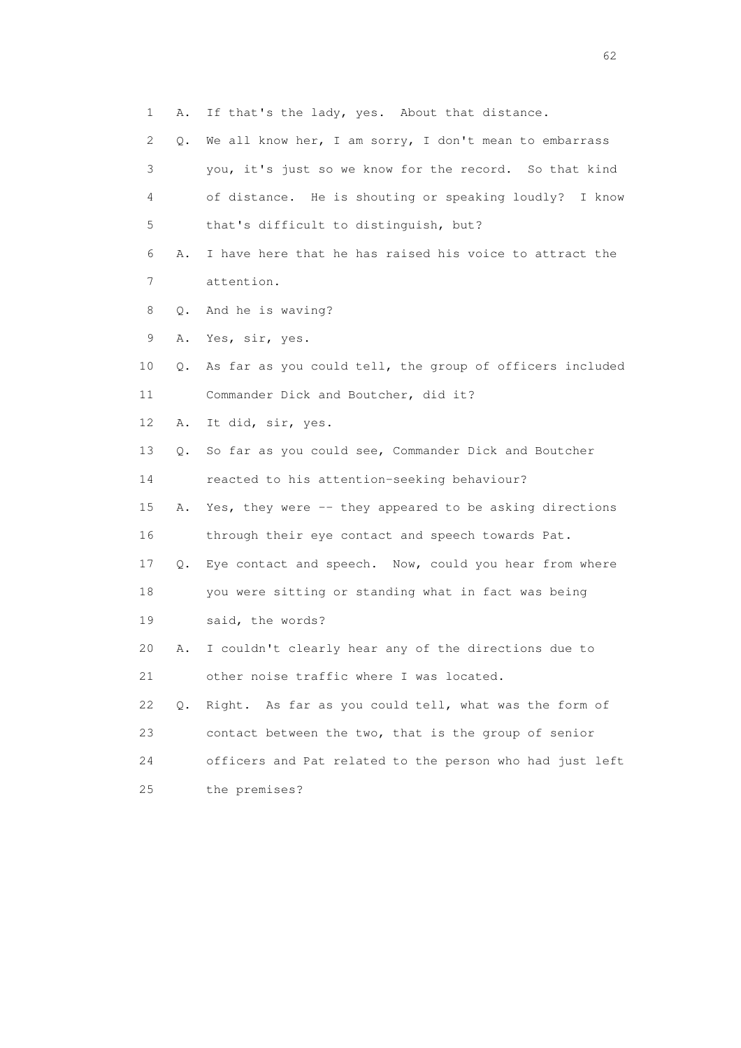1 A. If that's the lady, yes. About that distance.

2 Q. We all know her, I am sorry, I don't mean to embarrass

3 you, it's just so we know for the record. So that kind

4 of distance. He is shouting or speaking loudly? I know

5 that's difficult to distinguish, but?

6 A. I have here that he has raised his voice to attract the

7 attention.

8 Q. And he is waving?

9 A. Yes, sir, yes.

10 Q. As far as you could tell, the group of officers included

11 Commander Dick and Boutcher, did it?

12 A. It did, sir, yes.

13 Q. So far as you could see, Commander Dick and Boutcher

14 reacted to his attention-seeking behaviour?

15 A. Yes, they were -- they appeared to be asking directions

16 through their eye contact and speech towards Pat.

17 Q. Eye contact and speech. Now, could you hear from where

18 you were sitting or standing what in fact was being

19 said, the words?

20 A. I couldn't clearly hear any of the directions due to

21 other noise traffic where I was located.

22 Q. Right. As far as you could tell, what was the form of

23 contact between the two, that is the group of senior

24 officers and Pat related to the person who had just left

25 the premises?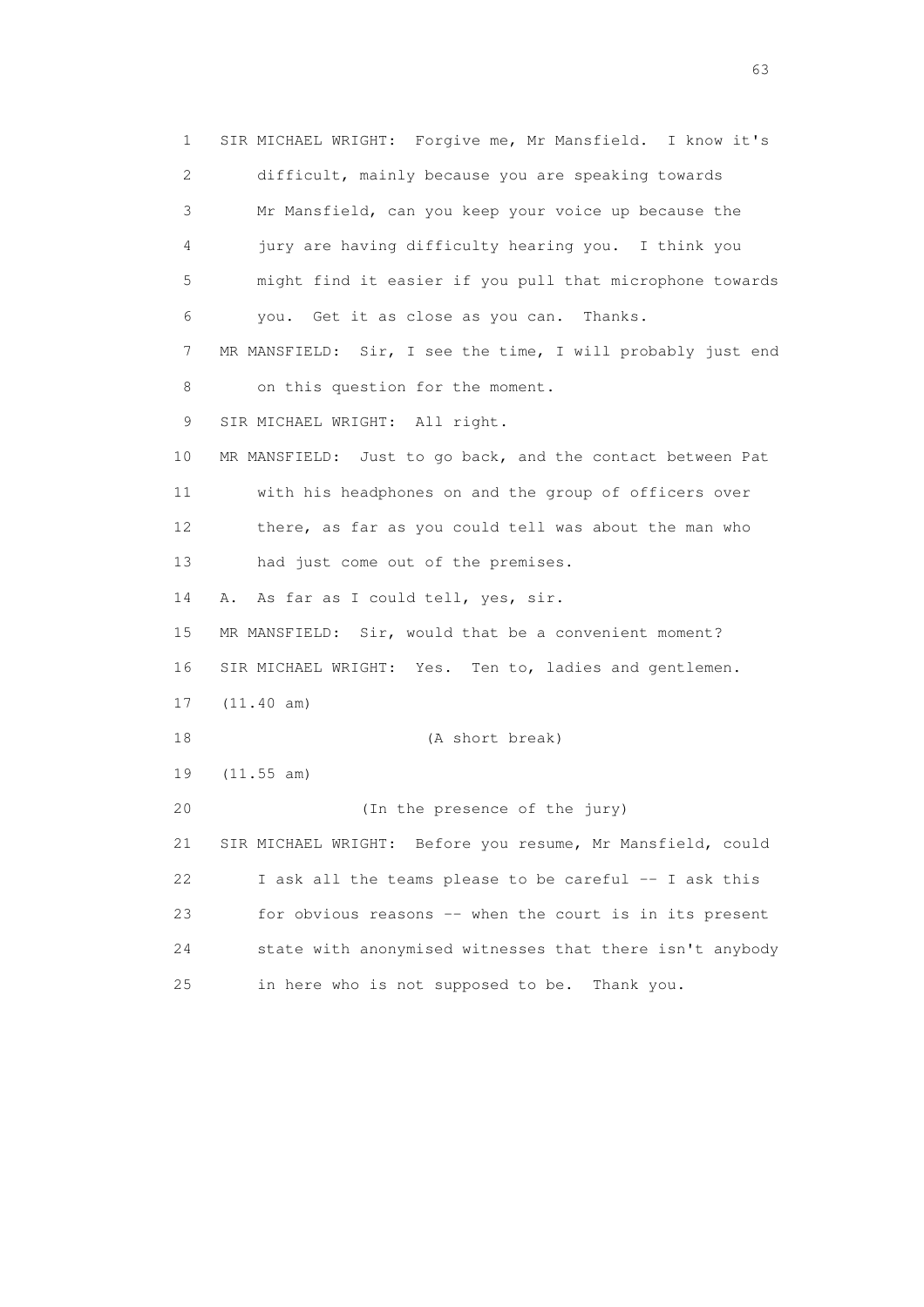1 SIR MICHAEL WRIGHT: Forgive me, Mr Mansfield. I know it's
2 difficult, mainly because you are speaking towards
3 Mr Mansfield, can you keep your voice up because the
4 jury are having difficulty hearing you. I think you
5 might find it easier if you pull that microphone towards
6 you. Get it as close as you can. Thanks.
7 MR MANSFIELD: Sir, I see the time, I will probably just end
8 on this question for the moment.
9 SIR MICHAEL WRIGHT: All right.
10 MR MANSFIELD: Just to go back, and the contact between Pat
11 with his headphones on and the group of officers over
12 there, as far as you could tell was about the man who
13 had just come out of the premises.
14 A. As far as I could tell, yes, sir.
15 MR MANSFIELD: Sir, would that be a convenient moment?
16 SIR MICHAEL WRIGHT: Yes. Ten to, ladies and gentlemen.
17 (11.40 am)
18 (A short break)
19 (11.55 am)
20 (In the presence of the jury)
21 SIR MICHAEL WRIGHT: Before you resume, Mr Mansfield, could
22 I ask all the teams please to be careful -- I ask this
23 for obvious reasons -- when the court is in its present
24 state with anonymised witnesses that there isn't anybody
25 in here who is not supposed to be. Thank you.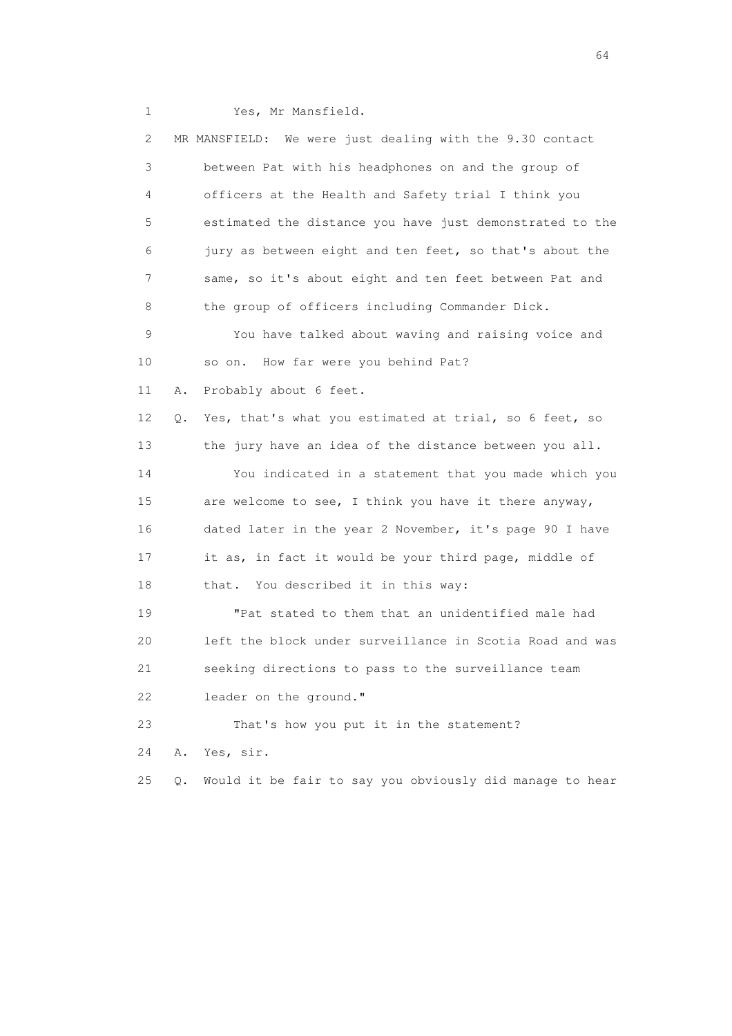1 Yes, Mr Mansfield.

2 MR MANSFIELD: We were just dealing with the 9.30 contact
3 between Pat with his headphones on and the group of
4 officers at the Health and Safety trial I think you
5 estimated the distance you have just demonstrated to the
6 jury as between eight and ten feet, so that's about the
7 same, so it's about eight and ten feet between Pat and
8 the group of officers including Commander Dick.

9 You have talked about waving and raising voice and
10 so on. How far were you behind Pat?

11 A. Probably about 6 feet.

12 Q. Yes, that's what you estimated at trial, so 6 feet, so
13 the jury have an idea of the distance between you all.

14 You indicated in a statement that you made which you
15 are welcome to see, I think you have it there anyway,
16 dated later in the year 2 November, it's page 90 I have
17 it as, in fact it would be your third page, middle of
18 that. You described it in this way:

19 "Pat stated to them that an unidentified male had
20 left the block under surveillance in Scotia Road and was
21 seeking directions to pass to the surveillance team
22 leader on the ground."

23 That's how you put it in the statement?

24 A. Yes, sir.

25 Q. Would it be fair to say you obviously did manage to hear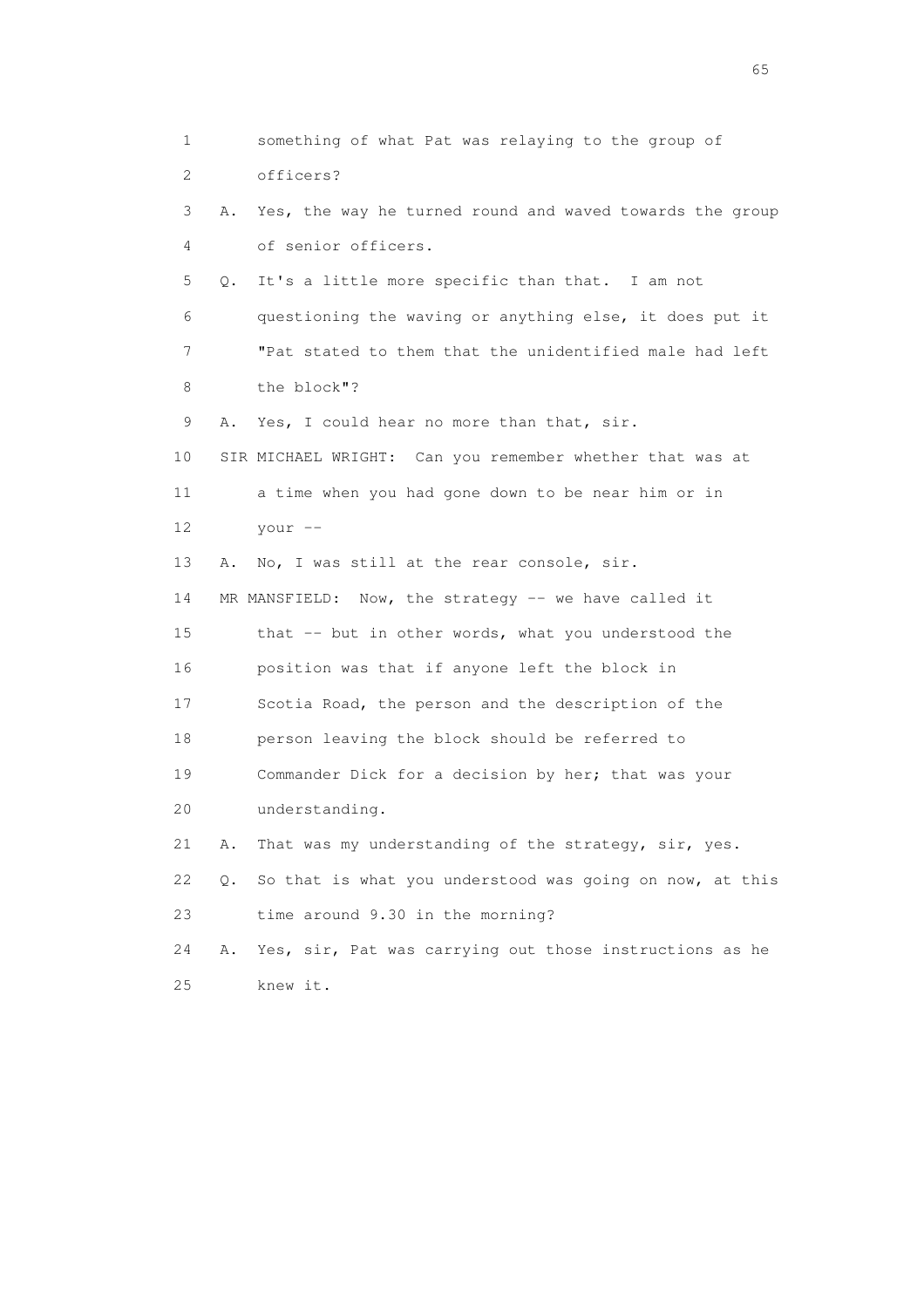1 something of what Pat was relaying to the group of
2 officers?
3 A. Yes, the way he turned round and waved towards the group
4 of senior officers.
5 Q. It's a little more specific than that. I am not
6 questioning the waving or anything else, it does put it
7 "Pat stated to them that the unidentified male had left
8 the block"?
9 A. Yes, I could hear no more than that, sir.
10 SIR MICHAEL WRIGHT: Can you remember whether that was at
11 a time when you had gone down to be near him or in
12 your --
13 A. No, I was still at the rear console, sir.
14 MR MANSFIELD: Now, the strategy -- we have called it
15 that -- but in other words, what you understood the
16 position was that if anyone left the block in
17 Scotia Road, the person and the description of the
18 person leaving the block should be referred to
19 Commander Dick for a decision by her; that was your
20 understanding.
21 A. That was my understanding of the strategy, sir, yes.
22 Q. So that is what you understood was going on now, at this
23 time around 9.30 in the morning?
24 A. Yes, sir, Pat was carrying out those instructions as he
25 knew it.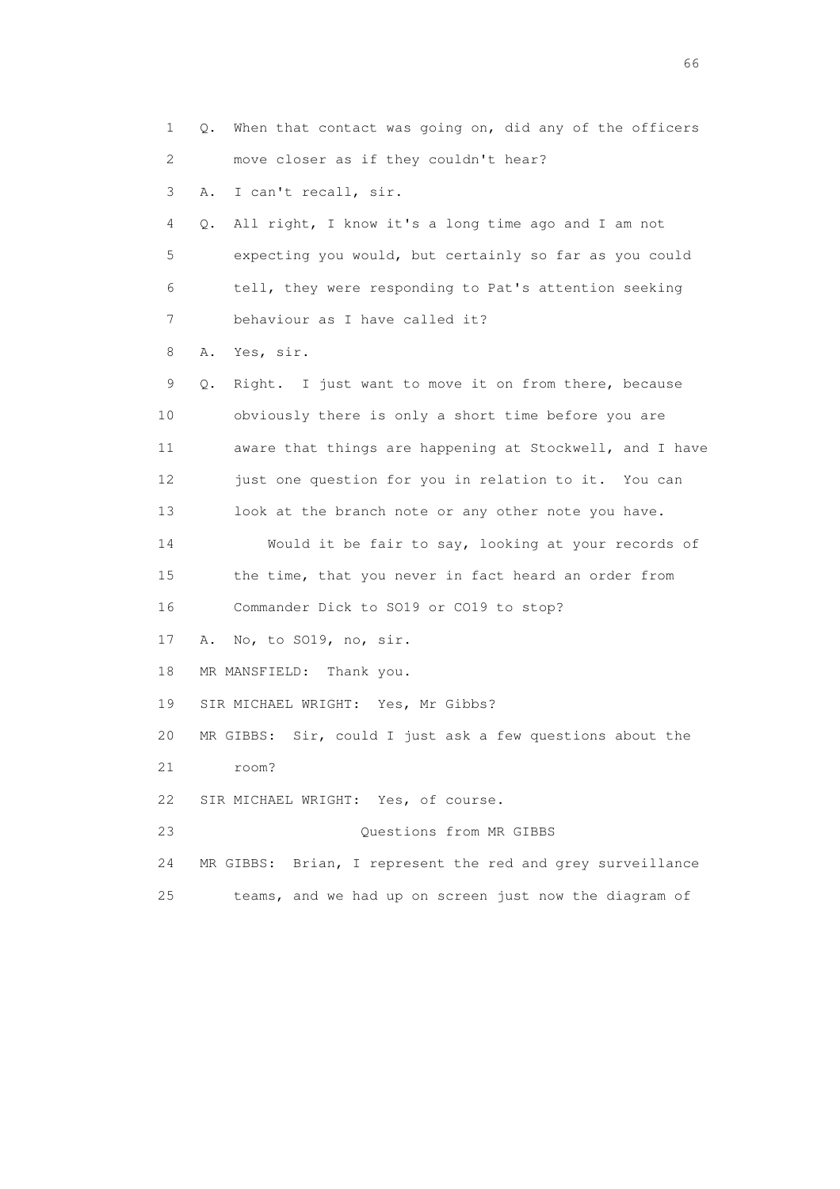1 Q. When that contact was going on, did any of the officers
2 move closer as if they couldn't hear?
3 A. I can't recall, sir.
4 Q. All right, I know it's a long time ago and I am not
5 expecting you would, but certainly so far as you could
6 tell, they were responding to Pat's attention seeking
7 behaviour as I have called it?
8 A. Yes, sir.
9 Q. Right. I just want to move it on from there, because
10 obviously there is only a short time before you are
11 aware that things are happening at Stockwell, and I have
12 just one question for you in relation to it. You can
13 look at the branch note or any other note you have.
14 Would it be fair to say, looking at your records of
15 the time, that you never in fact heard an order from
16 Commander Dick to SO19 or CO19 to stop?
17 A. No, to SO19, no, sir.
18 MR MANSFIELD: Thank you.
19 SIR MICHAEL WRIGHT: Yes, Mr Gibbs?
20 MR GIBBS: Sir, could I just ask a few questions about the
21 room?
22 SIR MICHAEL WRIGHT: Yes, of course.
23 Questions from MR GIBBS
24 MR GIBBS: Brian, I represent the red and grey surveillance
25 teams, and we had up on screen just now the diagram of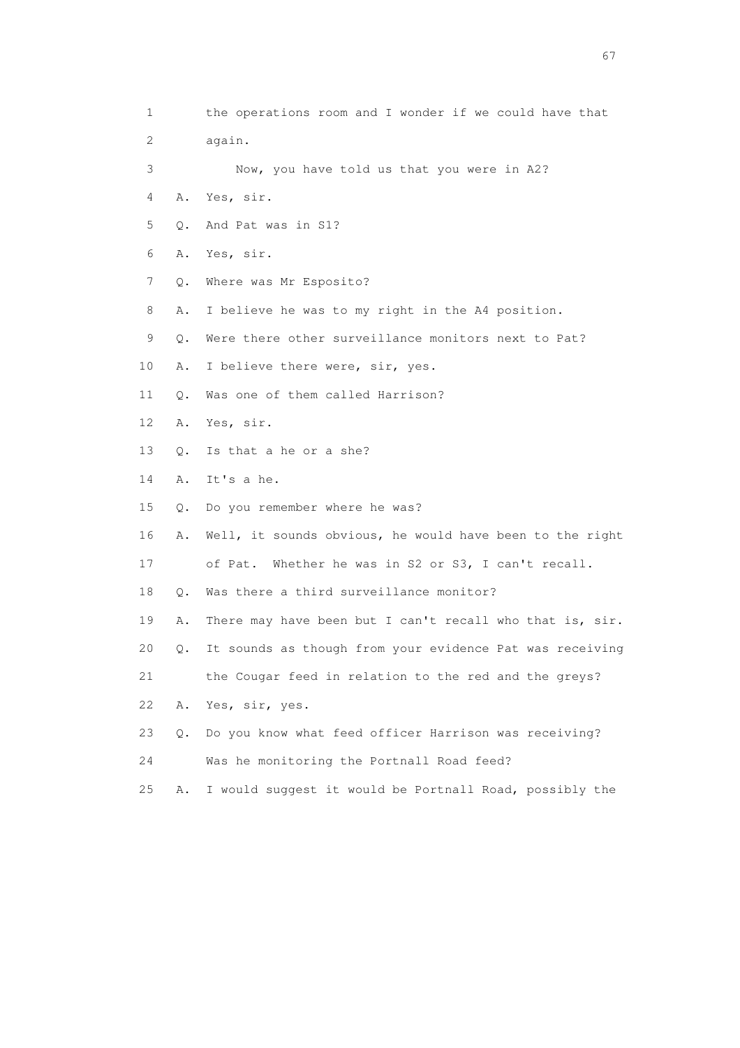1 the operations room and I wonder if we could have that

2 again.

3 Now, you have told us that you were in A2?

4 A. Yes, sir.

5 Q. And Pat was in S1?

6 A. Yes, sir.

7 Q. Where was Mr Esposito?

8 A. I believe he was to my right in the A4 position.

9 Q. Were there other surveillance monitors next to Pat?

10 A. I believe there were, sir, yes.

11 Q. Was one of them called Harrison?

12 A. Yes, sir.

13 Q. Is that a he or a she?

14 A. It's a he.

15 Q. Do you remember where he was?

16 A. Well, it sounds obvious, he would have been to the right

17 of Pat. Whether he was in S2 or S3, I can't recall.

18 Q. Was there a third surveillance monitor?

19 A. There may have been but I can't recall who that is, sir.

20 Q. It sounds as though from your evidence Pat was receiving

21 the Cougar feed in relation to the red and the greys?

22 A. Yes, sir, yes.

23 Q. Do you know what feed officer Harrison was receiving?

24 Was he monitoring the Portnall Road feed?

25 A. I would suggest it would be Portnall Road, possibly the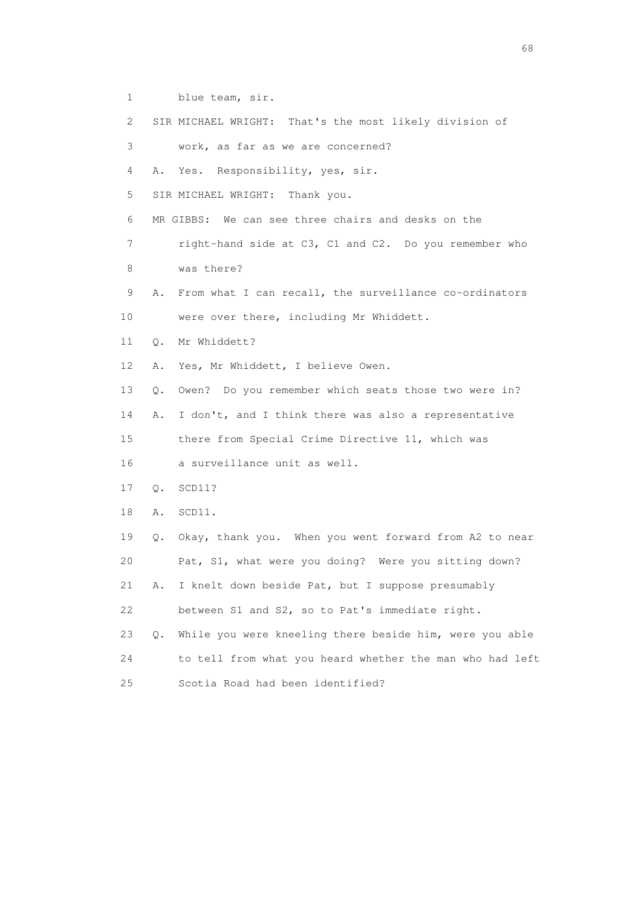1 blue team, sir.

2 SIR MICHAEL WRIGHT: That's the most likely division of

3 work, as far as we are concerned?

4 A. Yes. Responsibility, yes, sir.

5 SIR MICHAEL WRIGHT: Thank you.

6 MR GIBBS: We can see three chairs and desks on the

7 right-hand side at C3, C1 and C2. Do you remember who

8 was there?

9 A. From what I can recall, the surveillance co-ordinators

10 were over there, including Mr Whiddett.

11 Q. Mr Whiddett?

12 A. Yes, Mr Whiddett, I believe Owen.

13 Q. Owen? Do you remember which seats those two were in?

14 A. I don't, and I think there was also a representative

15 there from Special Crime Directive 11, which was

16 a surveillance unit as well.

17 Q. SCD11?

18 A. SCD11.

19 Q. Okay, thank you. When you went forward from A2 to near

20 Pat, S1, what were you doing? Were you sitting down?

21 A. I knelt down beside Pat, but I suppose presumably

22 between S1 and S2, so to Pat's immediate right.

23 Q. While you were kneeling there beside him, were you able

24 to tell from what you heard whether the man who had left

25 Scotia Road had been identified?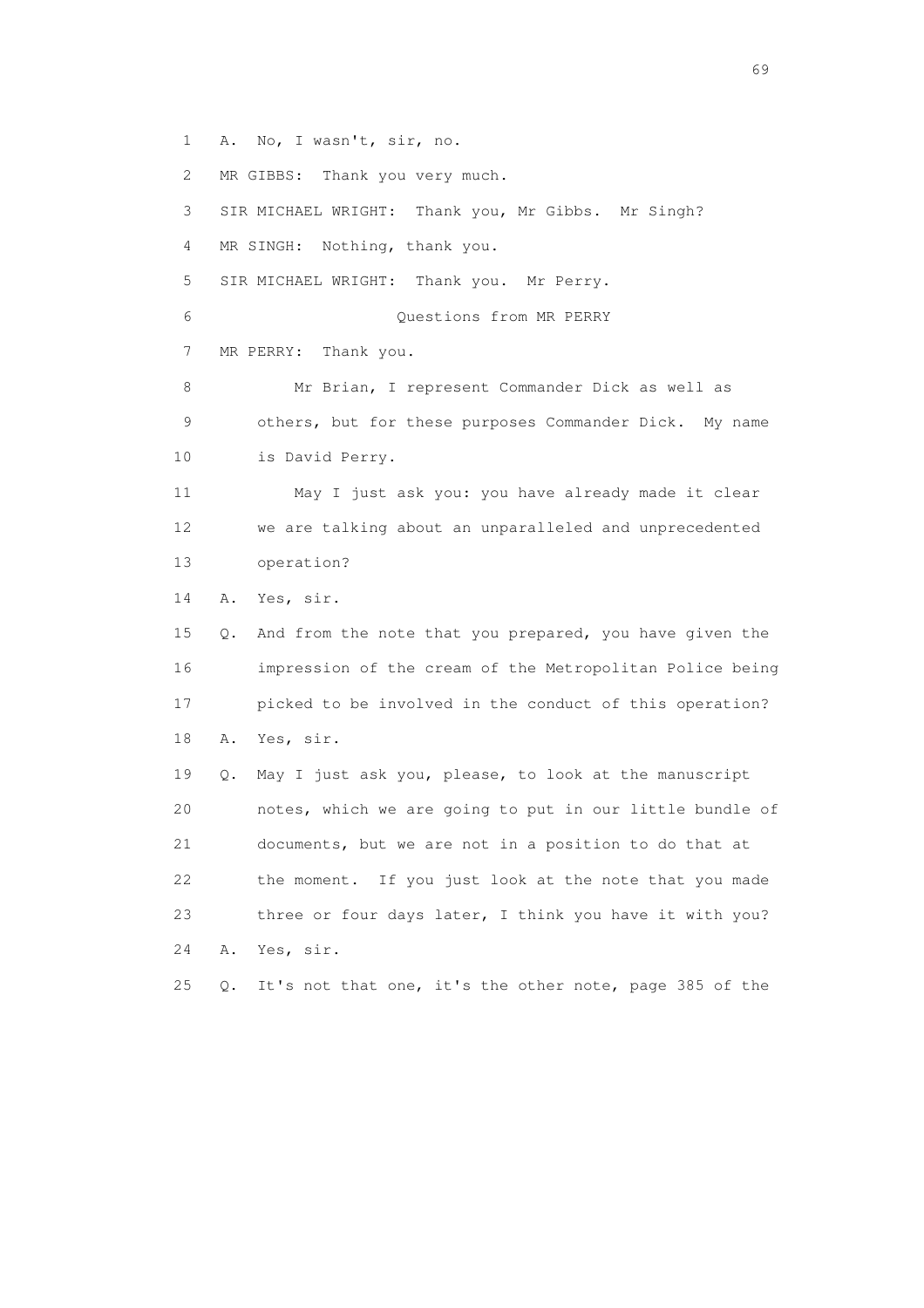1 A. No, I wasn't, sir, no.

2 MR GIBBS: Thank you very much.

3 SIR MICHAEL WRIGHT: Thank you, Mr Gibbs. Mr Singh?

4 MR SINGH: Nothing, thank you.

5 SIR MICHAEL WRIGHT: Thank you. Mr Perry.

6 Questions from MR PERRY

7 MR PERRY: Thank you.

8 Mr Brian, I represent Commander Dick as well as

9 others, but for these purposes Commander Dick. My name

10 is David Perry.

11 May I just ask you: you have already made it clear

12 we are talking about an unparalleled and unprecedented

13 operation?

14 A. Yes, sir.

15 Q. And from the note that you prepared, you have given the

16 impression of the cream of the Metropolitan Police being

17 picked to be involved in the conduct of this operation?

18 A. Yes, sir.

19 Q. May I just ask you, please, to look at the manuscript

20 notes, which we are going to put in our little bundle of

21 documents, but we are not in a position to do that at

22 the moment. If you just look at the note that you made

23 three or four days later, I think you have it with you?

24 A. Yes, sir.

25 Q. It's not that one, it's the other note, page 385 of the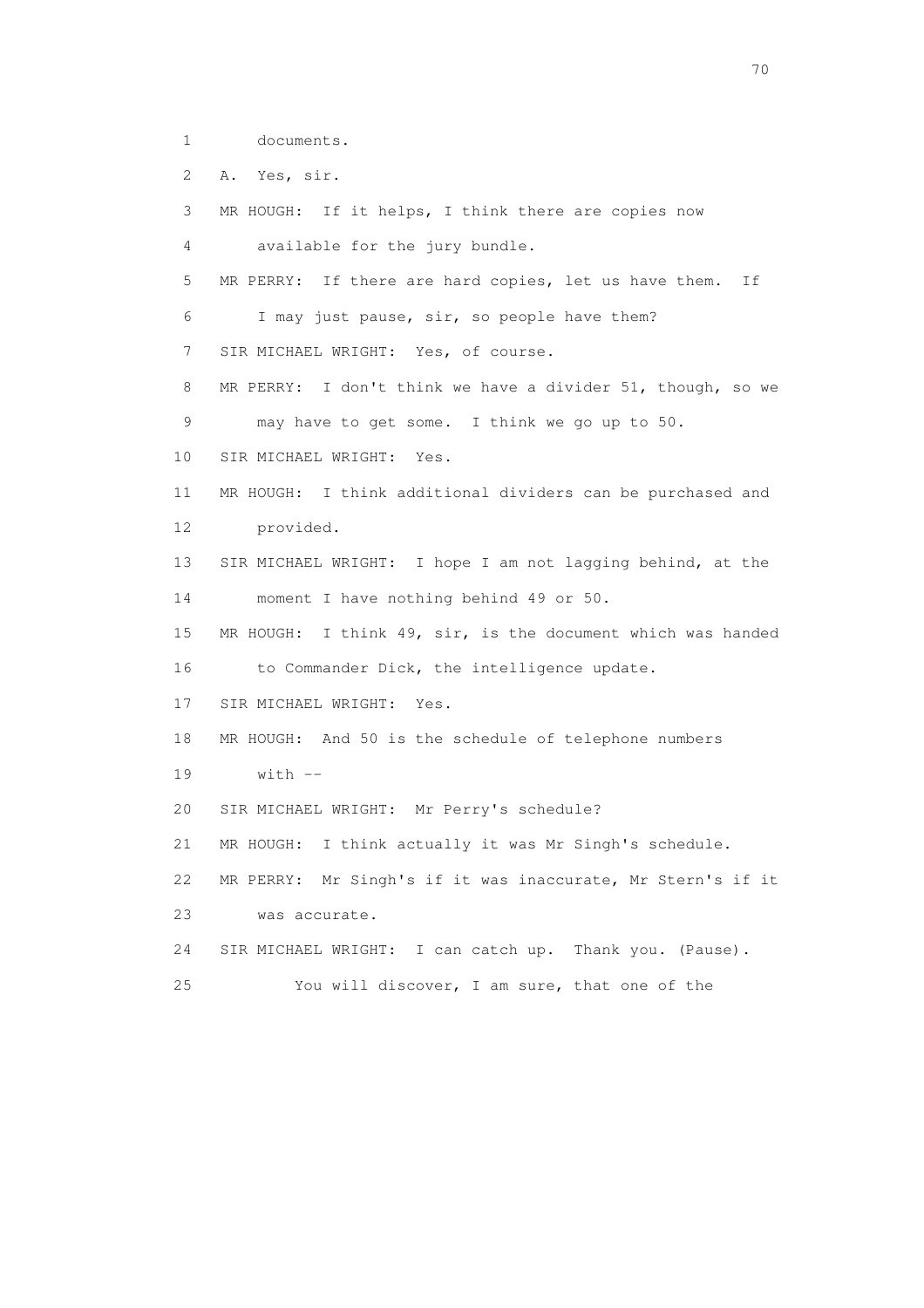1 documents.

2 A. Yes, sir.

3 MR HOUGH: If it helps, I think there are copies now

4 available for the jury bundle.

5 MR PERRY: If there are hard copies, let us have them. If

6 I may just pause, sir, so people have them?

7 SIR MICHAEL WRIGHT: Yes, of course.

8 MR PERRY: I don't think we have a divider 51, though, so we

9 may have to get some. I think we go up to 50.

10 SIR MICHAEL WRIGHT: Yes.

11 MR HOUGH: I think additional dividers can be purchased and

12 provided.

13 SIR MICHAEL WRIGHT: I hope I am not lagging behind, at the

14 moment I have nothing behind 49 or 50.

15 MR HOUGH: I think 49, sir, is the document which was handed

16 to Commander Dick, the intelligence update.

17 SIR MICHAEL WRIGHT: Yes.

18 MR HOUGH: And 50 is the schedule of telephone numbers

19 with --

20 SIR MICHAEL WRIGHT: Mr Perry's schedule?

21 MR HOUGH: I think actually it was Mr Singh's schedule.

22 MR PERRY: Mr Singh's if it was inaccurate, Mr Stern's if it

23 was accurate.

24 SIR MICHAEL WRIGHT: I can catch up. Thank you. (Pause).

25 You will discover, I am sure, that one of the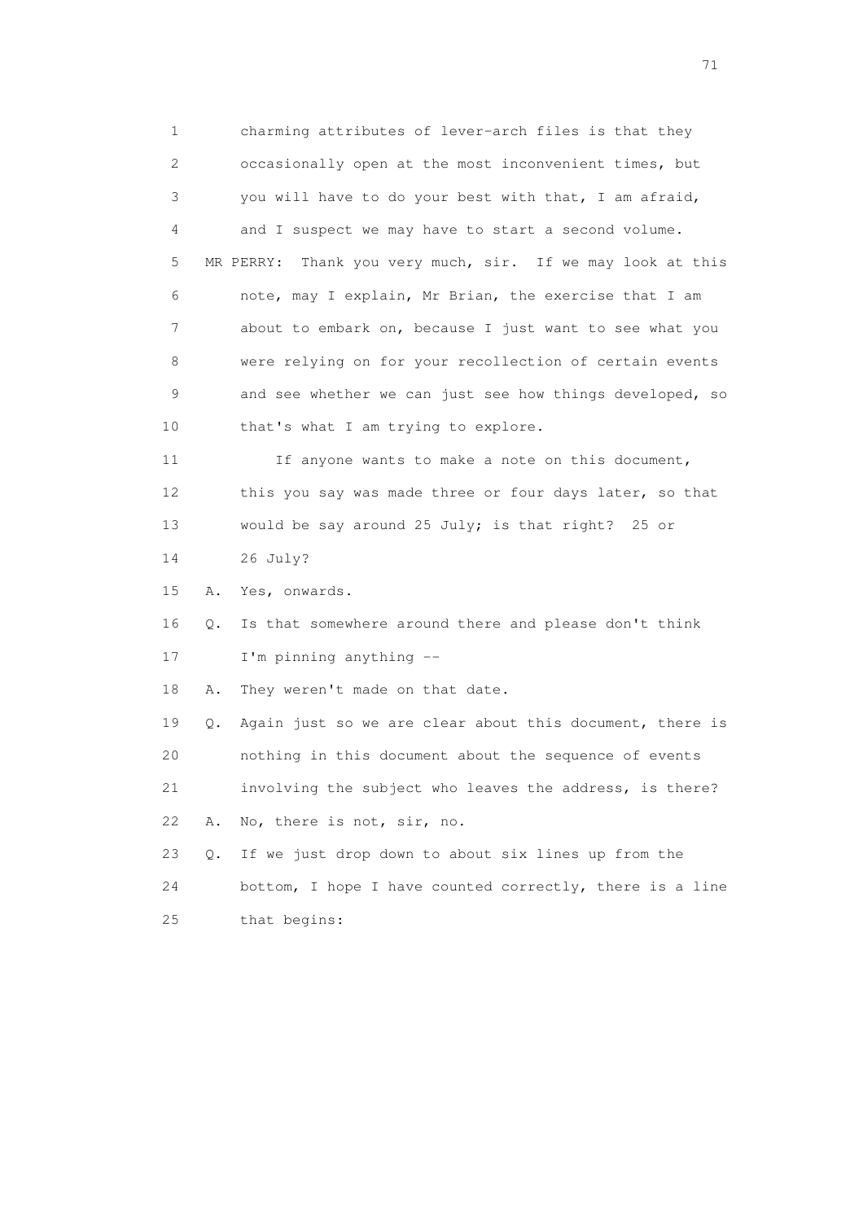1 charming attributes of lever-arch files is that they
2 occasionally open at the most inconvenient times, but
3 you will have to do your best with that, I am afraid,
4 and I suspect we may have to start a second volume.
5 MR PERRY: Thank you very much, sir. If we may look at this
6 note, may I explain, Mr Brian, the exercise that I am
7 about to embark on, because I just want to see what you
8 were relying on for your recollection of certain events
9 and see whether we can just see how things developed, so
10 that's what I am trying to explore.
11 If anyone wants to make a note on this document,
12 this you say was made three or four days later, so that
13 would be say around 25 July; is that right? 25 or
14 26 July?
15 A. Yes, onwards.
16 Q. Is that somewhere around there and please don't think
17 I'm pinning anything --
18 A. They weren't made on that date.
19 Q. Again just so we are clear about this document, there is
20 nothing in this document about the sequence of events
21 involving the subject who leaves the address, is there?
22 A. No, there is not, sir, no.
23 Q. If we just drop down to about six lines up from the
24 bottom, I hope I have counted correctly, there is a line
25 that begins: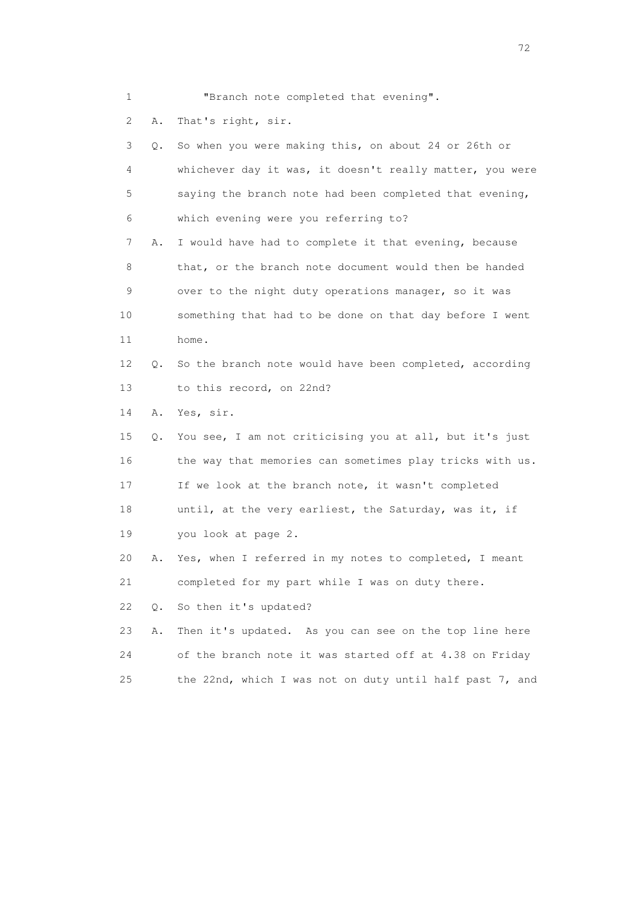1 "Branch note completed that evening".

2 A. That's right, sir.

3 Q. So when you were making this, on about 24 or 26th or

4 whichever day it was, it doesn't really matter, you were

5 saying the branch note had been completed that evening,

6 which evening were you referring to?

7 A. I would have had to complete it that evening, because

8 that, or the branch note document would then be handed

9 over to the night duty operations manager, so it was

10 something that had to be done on that day before I went

11 home.

12 Q. So the branch note would have been completed, according

13 to this record, on 22nd?

14 A. Yes, sir.

15 Q. You see, I am not criticising you at all, but it's just

16 the way that memories can sometimes play tricks with us.

17 If we look at the branch note, it wasn't completed

18 until, at the very earliest, the Saturday, was it, if

19 you look at page 2.

20 A. Yes, when I referred in my notes to completed, I meant

21 completed for my part while I was on duty there.

22 Q. So then it's updated?

23 A. Then it's updated. As you can see on the top line here

24 of the branch note it was started off at 4.38 on Friday

25 the 22nd, which I was not on duty until half past 7, and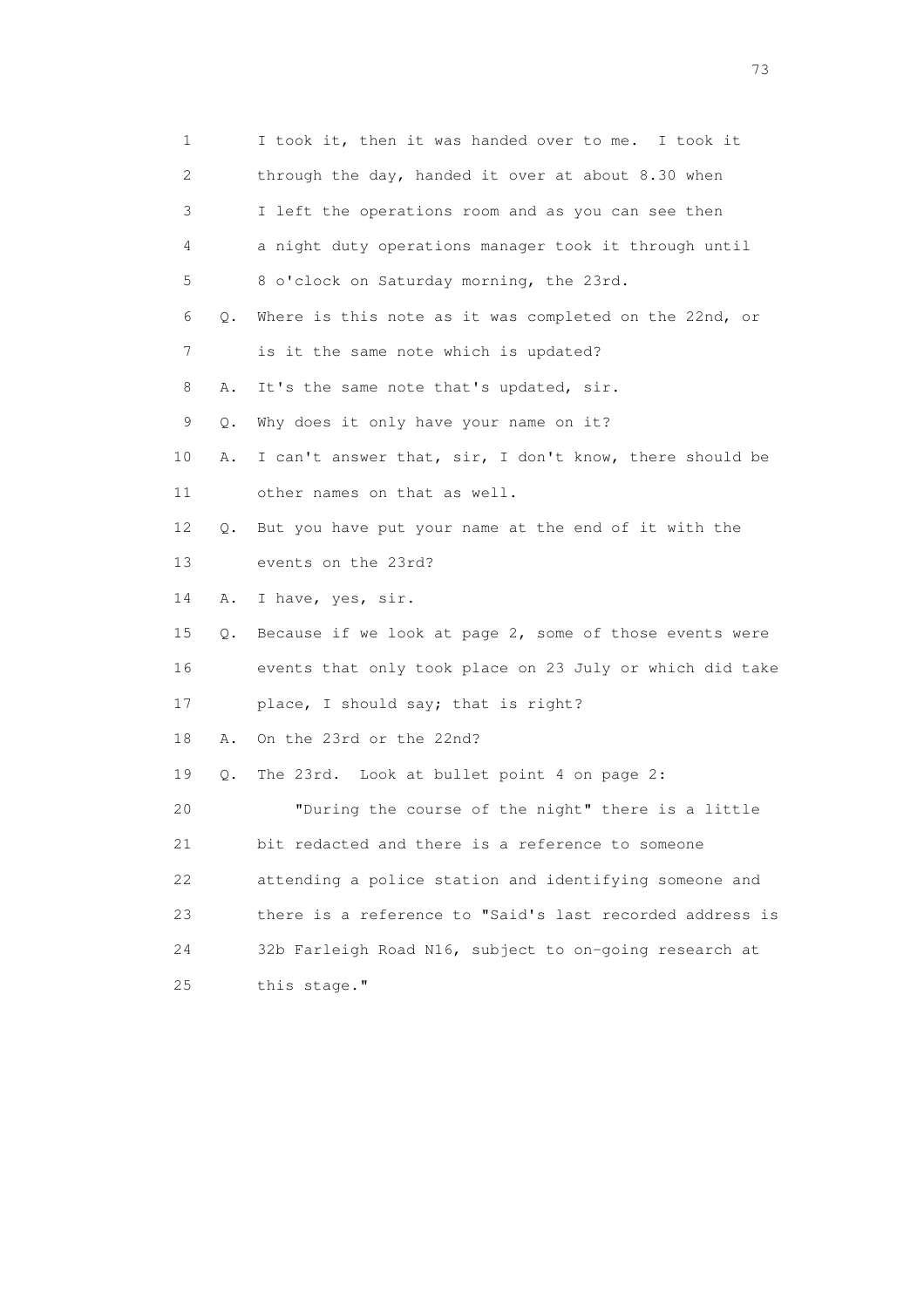1 I took it, then it was handed over to me. I took it
2 through the day, handed it over at about 8.30 when
3 I left the operations room and as you can see then
4 a night duty operations manager took it through until
5 8 o'clock on Saturday morning, the 23rd.

6 Q. Where is this note as it was completed on the 22nd, or
7 is it the same note which is updated?

8 A. It's the same note that's updated, sir.

9 Q. Why does it only have your name on it?

10 A. I can't answer that, sir, I don't know, there should be
11 other names on that as well.

12 Q. But you have put your name at the end of it with the
13 events on the 23rd?

14 A. I have, yes, sir.

15 Q. Because if we look at page 2, some of those events were
16 events that only took place on 23 July or which did take
17 place, I should say; that is right?

18 A. On the 23rd or the 22nd?

19 Q. The 23rd. Look at bullet point 4 on page 2:

20 "During the course of the night" there is a little
21 bit redacted and there is a reference to someone
22 attending a police station and identifying someone and
23 there is a reference to "Said's last recorded address is
24 32b Farleigh Road N16, subject to on-going research at
25 this stage."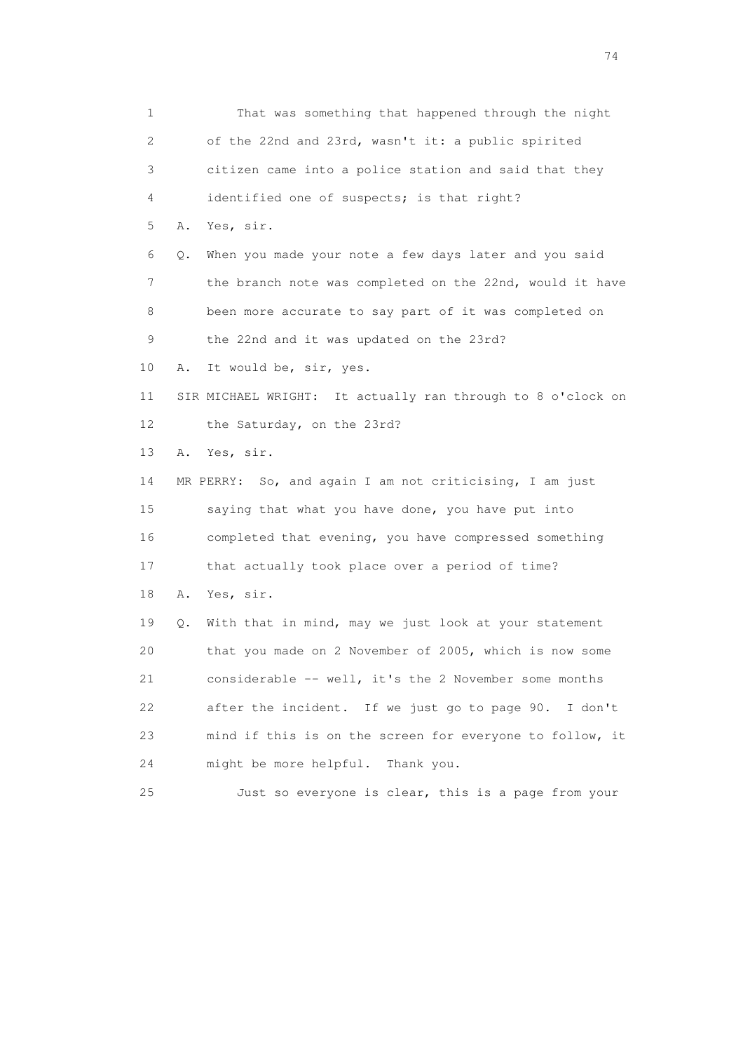1 That was something that happened through the night
2 of the 22nd and 23rd, wasn't it: a public spirited
3 citizen came into a police station and said that they
4 identified one of suspects; is that right?
5 A. Yes, sir.
6 Q. When you made your note a few days later and you said
7 the branch note was completed on the 22nd, would it have
8 been more accurate to say part of it was completed on
9 the 22nd and it was updated on the 23rd?
10 A. It would be, sir, yes.
11 SIR MICHAEL WRIGHT: It actually ran through to 8 o'clock on
12 the Saturday, on the 23rd?
13 A. Yes, sir.
14 MR PERRY: So, and again I am not criticising, I am just
15 saying that what you have done, you have put into
16 completed that evening, you have compressed something
17 that actually took place over a period of time?
18 A. Yes, sir.
19 Q. With that in mind, may we just look at your statement
20 that you made on 2 November of 2005, which is now some
21 considerable -- well, it's the 2 November some months
22 after the incident. If we just go to page 90. I don't
23 mind if this is on the screen for everyone to follow, it
24 might be more helpful. Thank you.
25 Just so everyone is clear, this is a page from your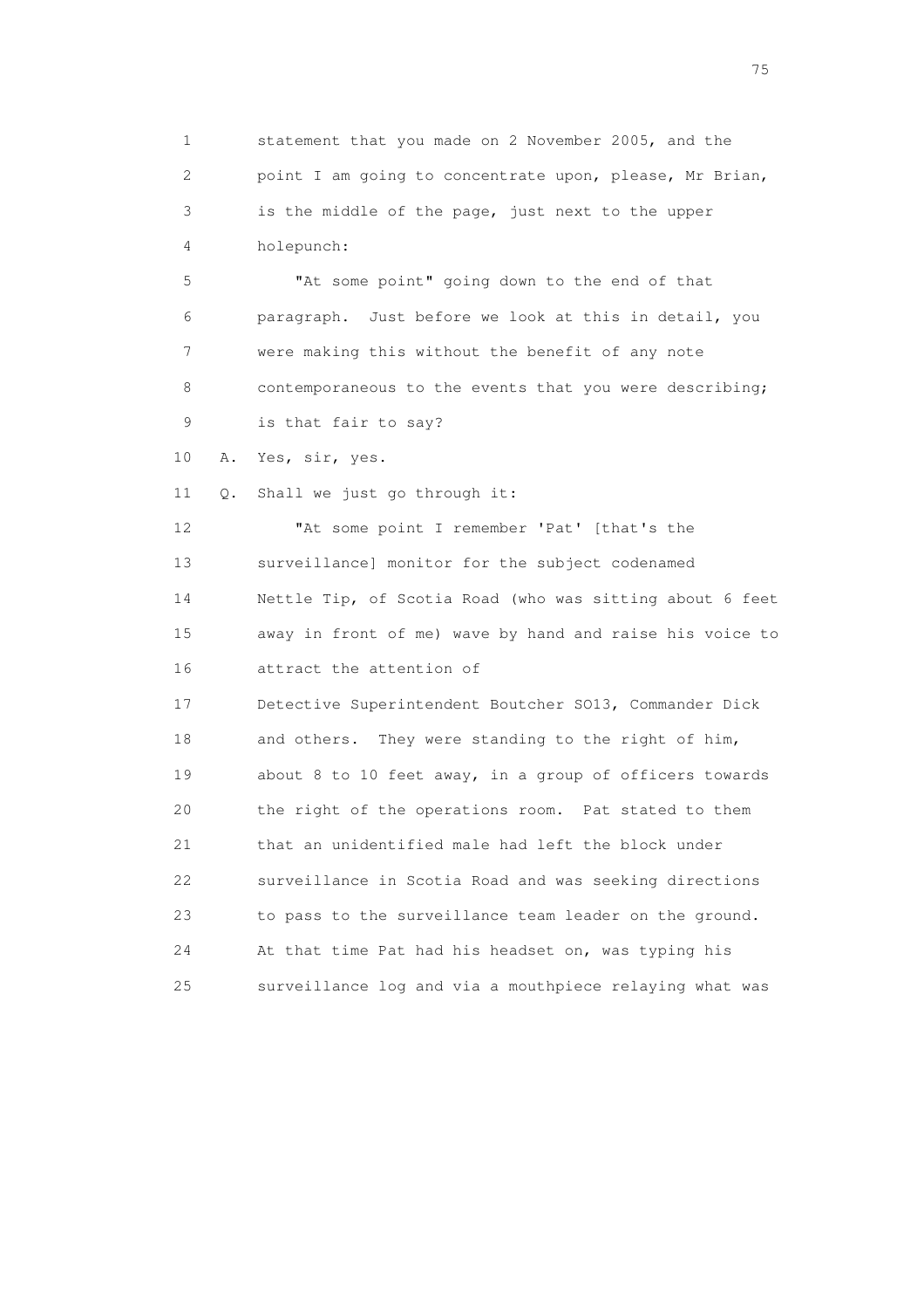1 statement that you made on 2 November 2005, and the
2 point I am going to concentrate upon, please, Mr Brian,
3 is the middle of the page, just next to the upper
4 holepunch:

5 "At some point" going down to the end of that
6 paragraph. Just before we look at this in detail, you
7 were making this without the benefit of any note
8 contemporaneous to the events that you were describing;
9 is that fair to say?

10 A. Yes, sir, yes.

11 Q. Shall we just go through it:

12 "At some point I remember 'Pat' [that's the
13 surveillance] monitor for the subject codenamed
14 Nettle Tip, of Scotia Road (who was sitting about 6 feet
15 away in front of me) wave by hand and raise his voice to
16 attract the attention of
17 Detective Superintendent Boutcher SO13, Commander Dick
18 and others. They were standing to the right of him,
19 about 8 to 10 feet away, in a group of officers towards
20 the right of the operations room. Pat stated to them
21 that an unidentified male had left the block under
22 surveillance in Scotia Road and was seeking directions
23 to pass to the surveillance team leader on the ground.
24 At that time Pat had his headset on, was typing his
25 surveillance log and via a mouthpiece relaying what was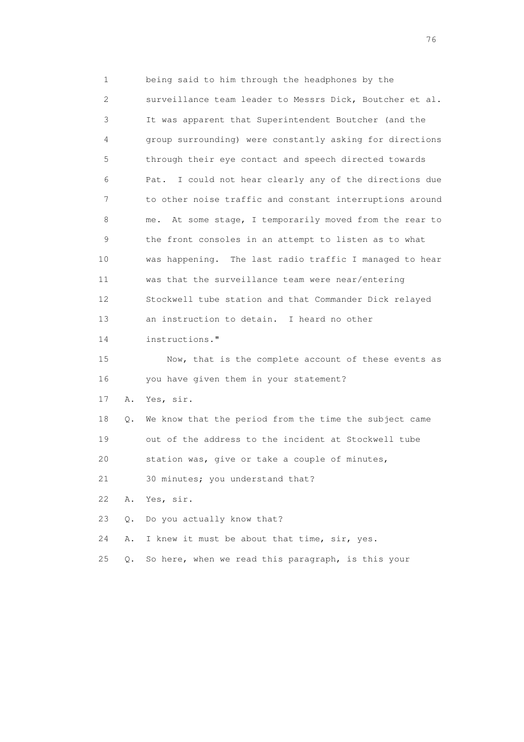1 being said to him through the headphones by the
2 surveillance team leader to Messrs Dick, Boutcher et al.
3 It was apparent that Superintendent Boutcher (and the
4 group surrounding) were constantly asking for directions
5 through their eye contact and speech directed towards
6 Pat. I could not hear clearly any of the directions due
7 to other noise traffic and constant interruptions around
8 me. At some stage, I temporarily moved from the rear to
9 the front consoles in an attempt to listen as to what
10 was happening. The last radio traffic I managed to hear
11 was that the surveillance team were near/entering
12 Stockwell tube station and that Commander Dick relayed
13 an instruction to detain. I heard no other
14 instructions."

15 Now, that is the complete account of these events as
16 you have given them in your statement?

17 A. Yes, sir.

18 Q. We know that the period from the time the subject came
19 out of the address to the incident at Stockwell tube
20 station was, give or take a couple of minutes,
21 30 minutes; you understand that?

22 A. Yes, sir.

23 Q. Do you actually know that?

24 A. I knew it must be about that time, sir, yes.

25 Q. So here, when we read this paragraph, is this your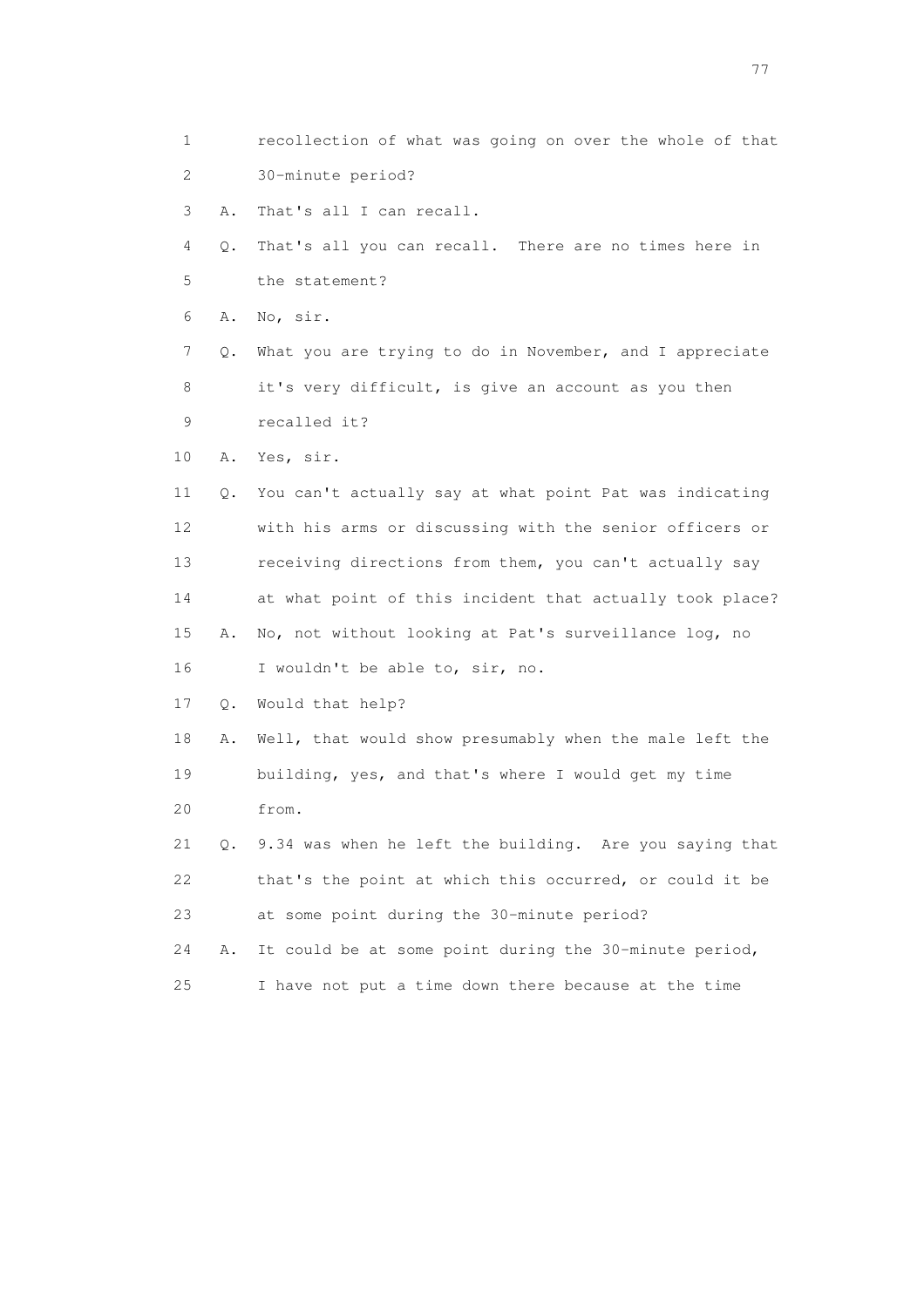1 recollection of what was going on over the whole of that
2 30-minute period?
3 A. That's all I can recall.
4 Q. That's all you can recall. There are no times here in
5 the statement?
6 A. No, sir.
7 Q. What you are trying to do in November, and I appreciate
8 it's very difficult, is give an account as you then
9 recalled it?
10 A. Yes, sir.
11 Q. You can't actually say at what point Pat was indicating
12 with his arms or discussing with the senior officers or
13 receiving directions from them, you can't actually say
14 at what point of this incident that actually took place?
15 A. No, not without looking at Pat's surveillance log, no
16 I wouldn't be able to, sir, no.
17 Q. Would that help?
18 A. Well, that would show presumably when the male left the
19 building, yes, and that's where I would get my time
20 from.
21 Q. 9.34 was when he left the building. Are you saying that
22 that's the point at which this occurred, or could it be
23 at some point during the 30-minute period?
24 A. It could be at some point during the 30-minute period,
25 I have not put a time down there because at the time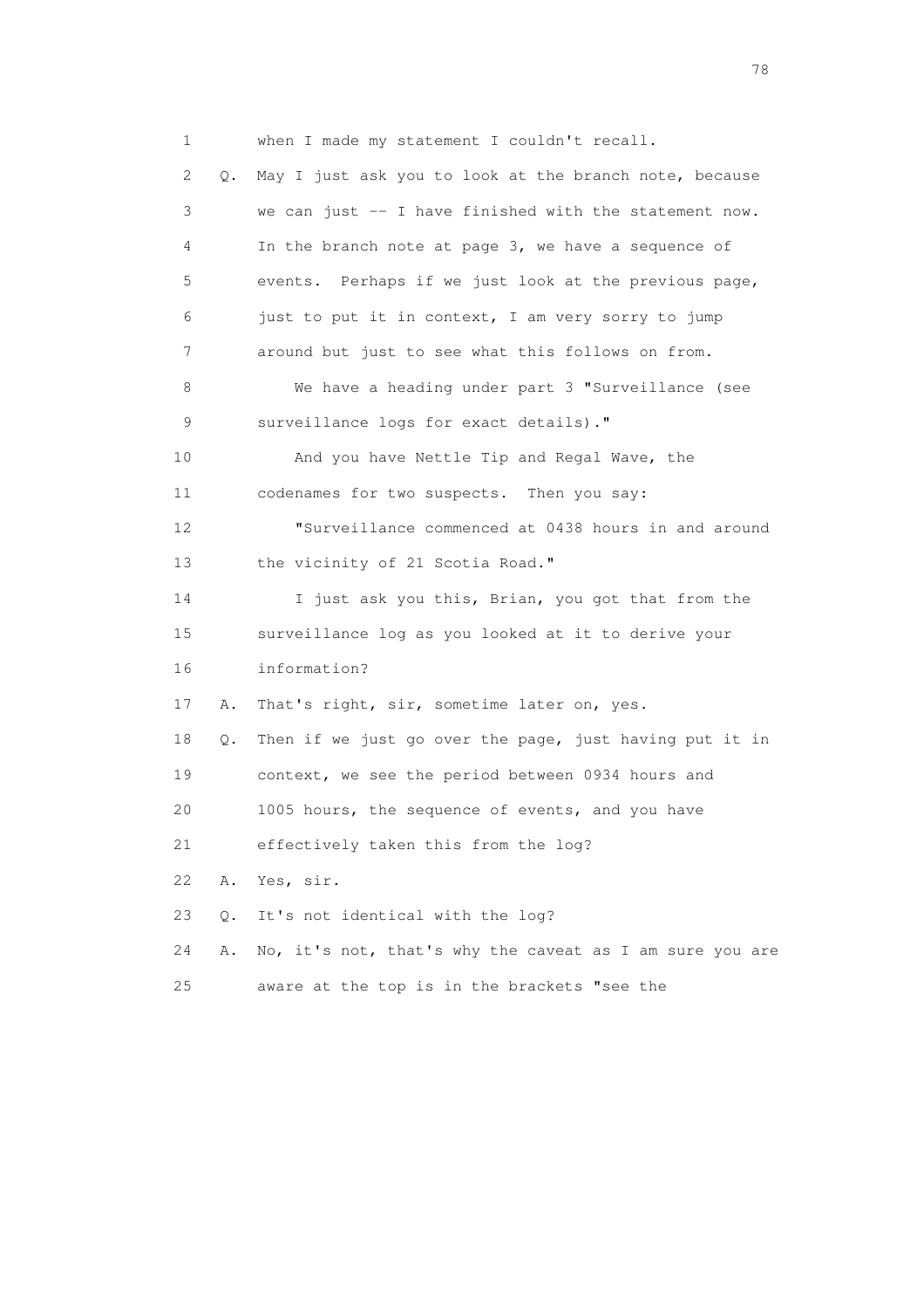1 when I made my statement I couldn't recall.

2 Q. May I just ask you to look at the branch note, because

3 we can just -- I have finished with the statement now.

4 In the branch note at page 3, we have a sequence of

5 events. Perhaps if we just look at the previous page,

6 just to put it in context, I am very sorry to jump

7 around but just to see what this follows on from.

8 We have a heading under part 3 "Surveillance (see

9 surveillance logs for exact details)."

10 And you have Nettle Tip and Regal Wave, the

11 codenames for two suspects. Then you say:

12 "Surveillance commenced at 0438 hours in and around

13 the vicinity of 21 Scotia Road."

14 I just ask you this, Brian, you got that from the

15 surveillance log as you looked at it to derive your

16 information?

17 A. That's right, sir, sometime later on, yes.

18 Q. Then if we just go over the page, just having put it in

19 context, we see the period between 0934 hours and

20 1005 hours, the sequence of events, and you have

21 effectively taken this from the log?

22 A. Yes, sir.

23 Q. It's not identical with the log?

24 A. No, it's not, that's why the caveat as I am sure you are

25 aware at the top is in the brackets "see the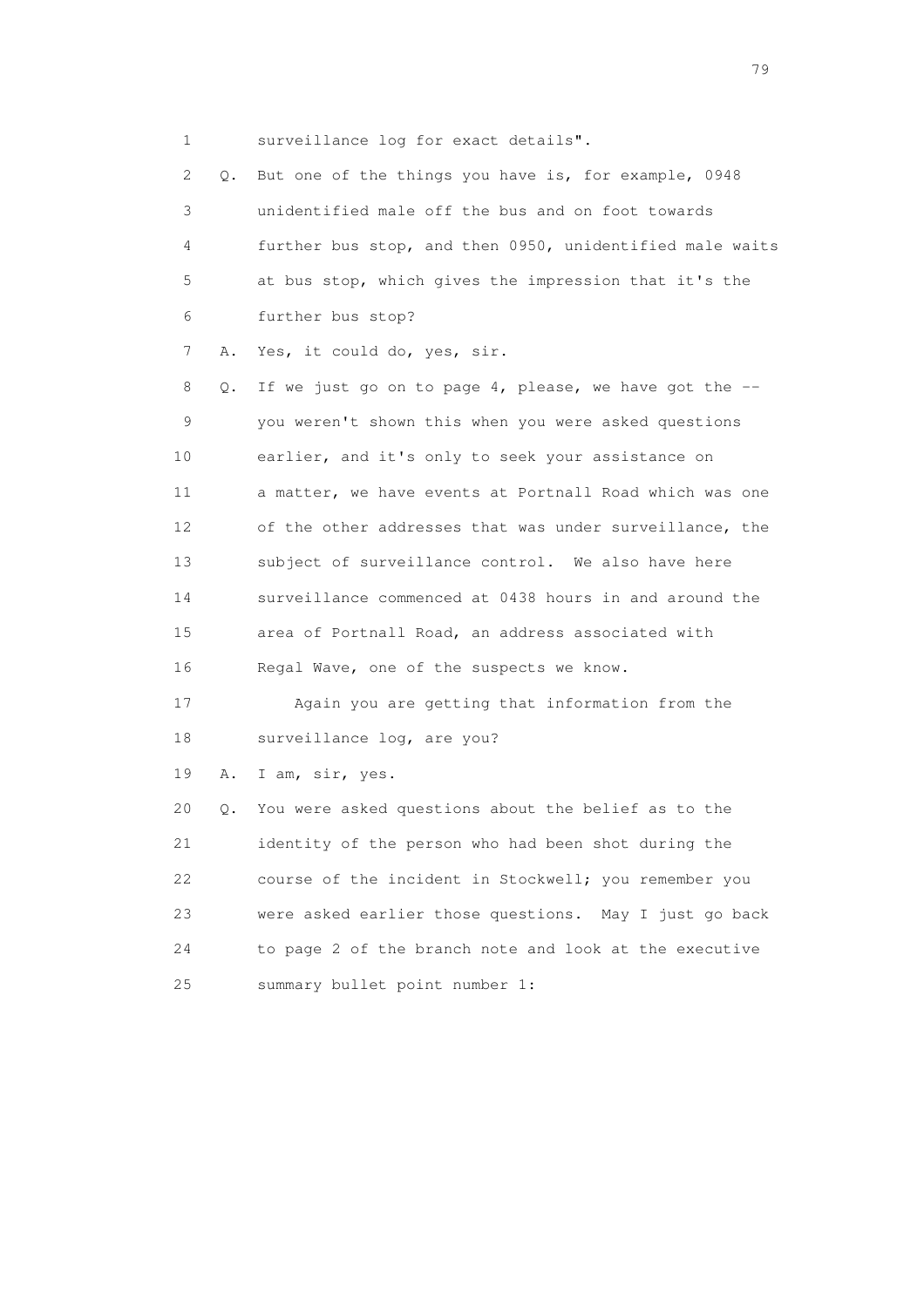1 surveillance log for exact details".

2 Q. But one of the things you have is, for example, 0948

3 unidentified male off the bus and on foot towards

4 further bus stop, and then 0950, unidentified male waits

5 at bus stop, which gives the impression that it's the

6 further bus stop?

7 A. Yes, it could do, yes, sir.

8 Q. If we just go on to page 4, please, we have got the --

9 you weren't shown this when you were asked questions

10 earlier, and it's only to seek your assistance on

11 a matter, we have events at Portnall Road which was one

12 of the other addresses that was under surveillance, the

13 subject of surveillance control. We also have here

14 surveillance commenced at 0438 hours in and around the

15 area of Portnall Road, an address associated with

16 Regal Wave, one of the suspects we know.

17 Again you are getting that information from the

18 surveillance log, are you?

19 A. I am, sir, yes.

20 Q. You were asked questions about the belief as to the

21 identity of the person who had been shot during the

22 course of the incident in Stockwell; you remember you

23 were asked earlier those questions. May I just go back

24 to page 2 of the branch note and look at the executive

25 summary bullet point number 1: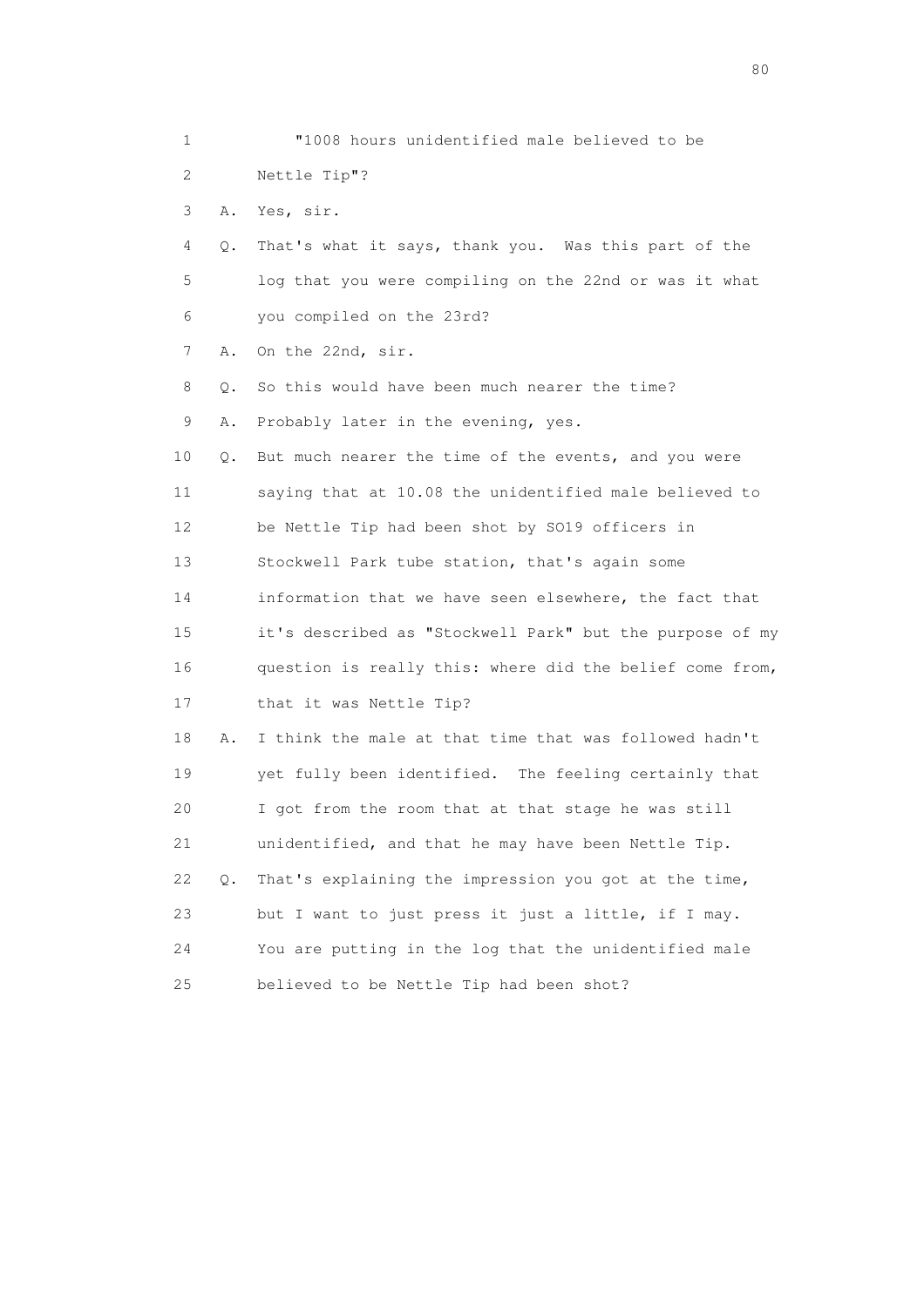1 "1008 hours unidentified male believed to be
2 Nettle Tip"?
3 A. Yes, sir.
4 Q. That's what it says, thank you. Was this part of the
5 log that you were compiling on the 22nd or was it what
6 you compiled on the 23rd?
7 A. On the 22nd, sir.
8 Q. So this would have been much nearer the time?
9 A. Probably later in the evening, yes.
10 Q. But much nearer the time of the events, and you were
11 saying that at 10.08 the unidentified male believed to
12 be Nettle Tip had been shot by SO19 officers in
13 Stockwell Park tube station, that's again some
14 information that we have seen elsewhere, the fact that
15 it's described as "Stockwell Park" but the purpose of my
16 question is really this: where did the belief come from,
17 that it was Nettle Tip?
18 A. I think the male at that time that was followed hadn't
19 yet fully been identified. The feeling certainly that
20 I got from the room that at that stage he was still
21 unidentified, and that he may have been Nettle Tip.
22 Q. That's explaining the impression you got at the time,
23 but I want to just press it just a little, if I may.
24 You are putting in the log that the unidentified male
25 believed to be Nettle Tip had been shot?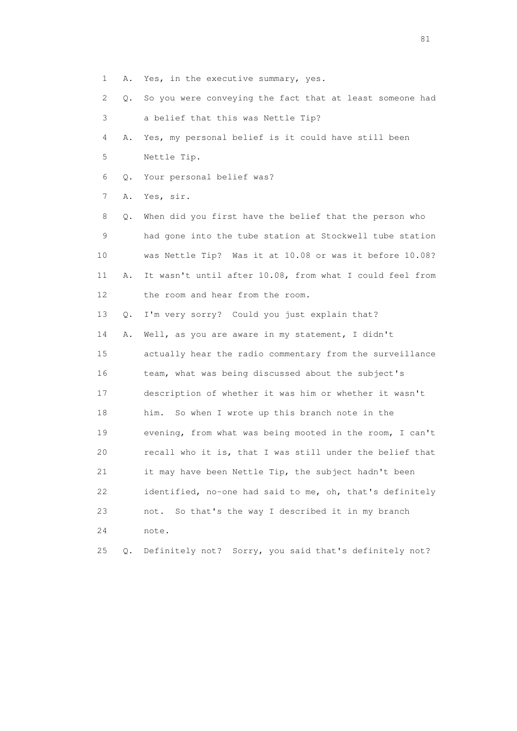1 A. Yes, in the executive summary, yes.

2 Q. So you were conveying the fact that at least someone had

3 a belief that this was Nettle Tip?

4 A. Yes, my personal belief is it could have still been

5 Nettle Tip.

6 Q. Your personal belief was?

7 A. Yes, sir.

8 Q. When did you first have the belief that the person who

9 had gone into the tube station at Stockwell tube station

10 was Nettle Tip? Was it at 10.08 or was it before 10.08?

11 A. It wasn't until after 10.08, from what I could feel from

12 the room and hear from the room.

13 Q. I'm very sorry? Could you just explain that?

14 A. Well, as you are aware in my statement, I didn't

15 actually hear the radio commentary from the surveillance

16 team, what was being discussed about the subject's

17 description of whether it was him or whether it wasn't

18 him. So when I wrote up this branch note in the

19 evening, from what was being mooted in the room, I can't

20 recall who it is, that I was still under the belief that

21 it may have been Nettle Tip, the subject hadn't been

22 identified, no-one had said to me, oh, that's definitely

23 not. So that's the way I described it in my branch

24 note.

25 Q. Definitely not? Sorry, you said that's definitely not?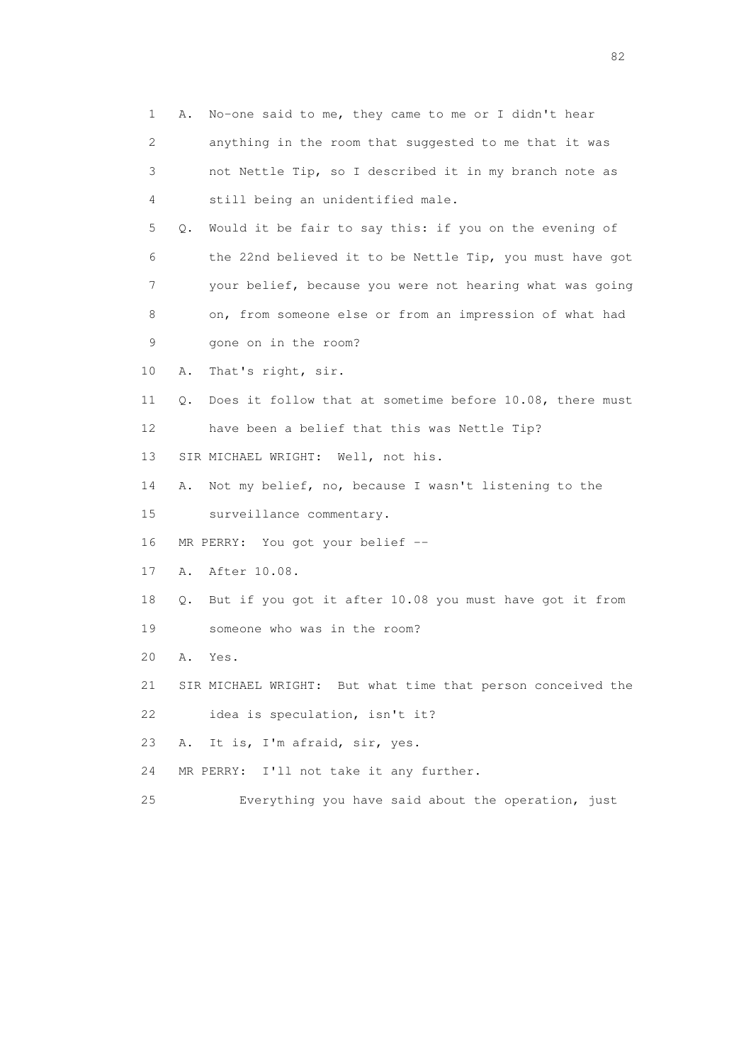1 A. No-one said to me, they came to me or I didn't hear
2 anything in the room that suggested to me that it was
3 not Nettle Tip, so I described it in my branch note as
4 still being an unidentified male.
5 Q. Would it be fair to say this: if you on the evening of
6 the 22nd believed it to be Nettle Tip, you must have got
7 your belief, because you were not hearing what was going
8 on, from someone else or from an impression of what had
9 gone on in the room?
10 A. That's right, sir.
11 Q. Does it follow that at sometime before 10.08, there must
12 have been a belief that this was Nettle Tip?
13 SIR MICHAEL WRIGHT: Well, not his.
14 A. Not my belief, no, because I wasn't listening to the
15 surveillance commentary.
16 MR PERRY: You got your belief --
17 A. After 10.08.
18 Q. But if you got it after 10.08 you must have got it from
19 someone who was in the room?
20 A. Yes.
21 SIR MICHAEL WRIGHT: But what time that person conceived the
22 idea is speculation, isn't it?
23 A. It is, I'm afraid, sir, yes.
24 MR PERRY: I'll not take it any further.
25 Everything you have said about the operation, just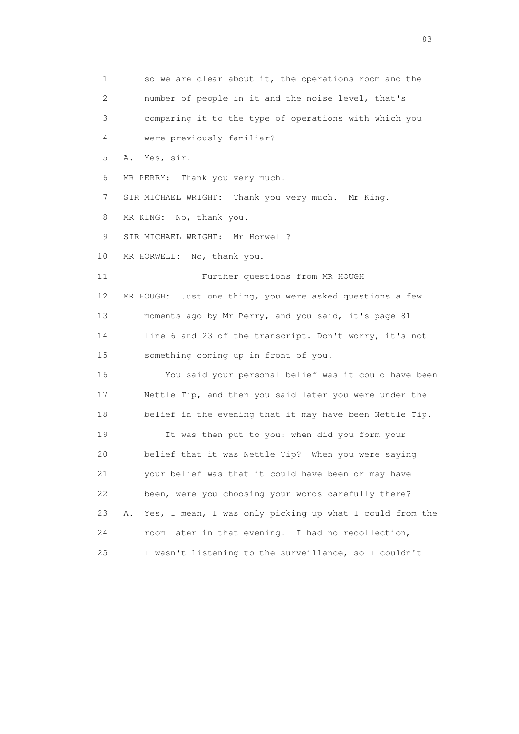1 so we are clear about it, the operations room and the
2 number of people in it and the noise level, that's
3 comparing it to the type of operations with which you
4 were previously familiar?

5 A. Yes, sir.

6 MR PERRY: Thank you very much.

7 SIR MICHAEL WRIGHT: Thank you very much. Mr King.

8 MR KING: No, thank you.

9 SIR MICHAEL WRIGHT: Mr Horwell?

10 MR HORWELL: No, thank you.

11 Further questions from MR HOUGH

12 MR HOUGH: Just one thing, you were asked questions a few
13 moments ago by Mr Perry, and you said, it's page 81
14 line 6 and 23 of the transcript. Don't worry, it's not
15 something coming up in front of you.

16 You said your personal belief was it could have been
17 Nettle Tip, and then you said later you were under the
18 belief in the evening that it may have been Nettle Tip.

19 It was then put to you: when did you form your
20 belief that it was Nettle Tip? When you were saying
21 your belief was that it could have been or may have
22 been, were you choosing your words carefully there?

23 A. Yes, I mean, I was only picking up what I could from the
24 room later in that evening. I had no recollection,
25 I wasn't listening to the surveillance, so I couldn't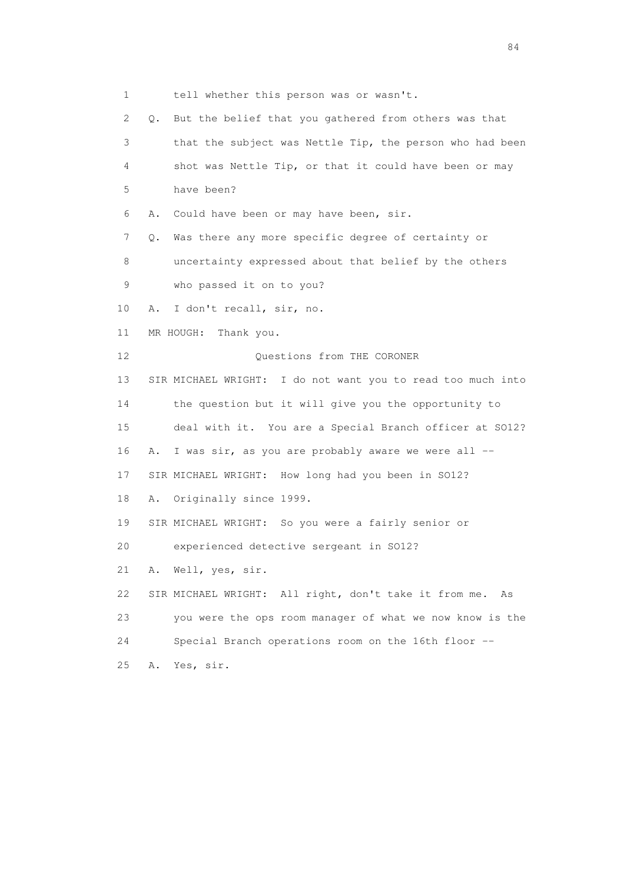1 tell whether this person was or wasn't.

2 Q. But the belief that you gathered from others was that

3 that the subject was Nettle Tip, the person who had been

4 shot was Nettle Tip, or that it could have been or may

5 have been?

6 A. Could have been or may have been, sir.

7 Q. Was there any more specific degree of certainty or

8 uncertainty expressed about that belief by the others

9 who passed it on to you?

10 A. I don't recall, sir, no.

11 MR HOUGH: Thank you.

12 Questions from THE CORONER

13 SIR MICHAEL WRIGHT: I do not want you to read too much into

14 the question but it will give you the opportunity to

15 deal with it. You are a Special Branch officer at SO12?

16 A. I was sir, as you are probably aware we were all --

17 SIR MICHAEL WRIGHT: How long had you been in SO12?

18 A. Originally since 1999.

19 SIR MICHAEL WRIGHT: So you were a fairly senior or

20 experienced detective sergeant in SO12?

21 A. Well, yes, sir.

22 SIR MICHAEL WRIGHT: All right, don't take it from me. As

23 you were the ops room manager of what we now know is the

24 Special Branch operations room on the 16th floor --

25 A. Yes, sir.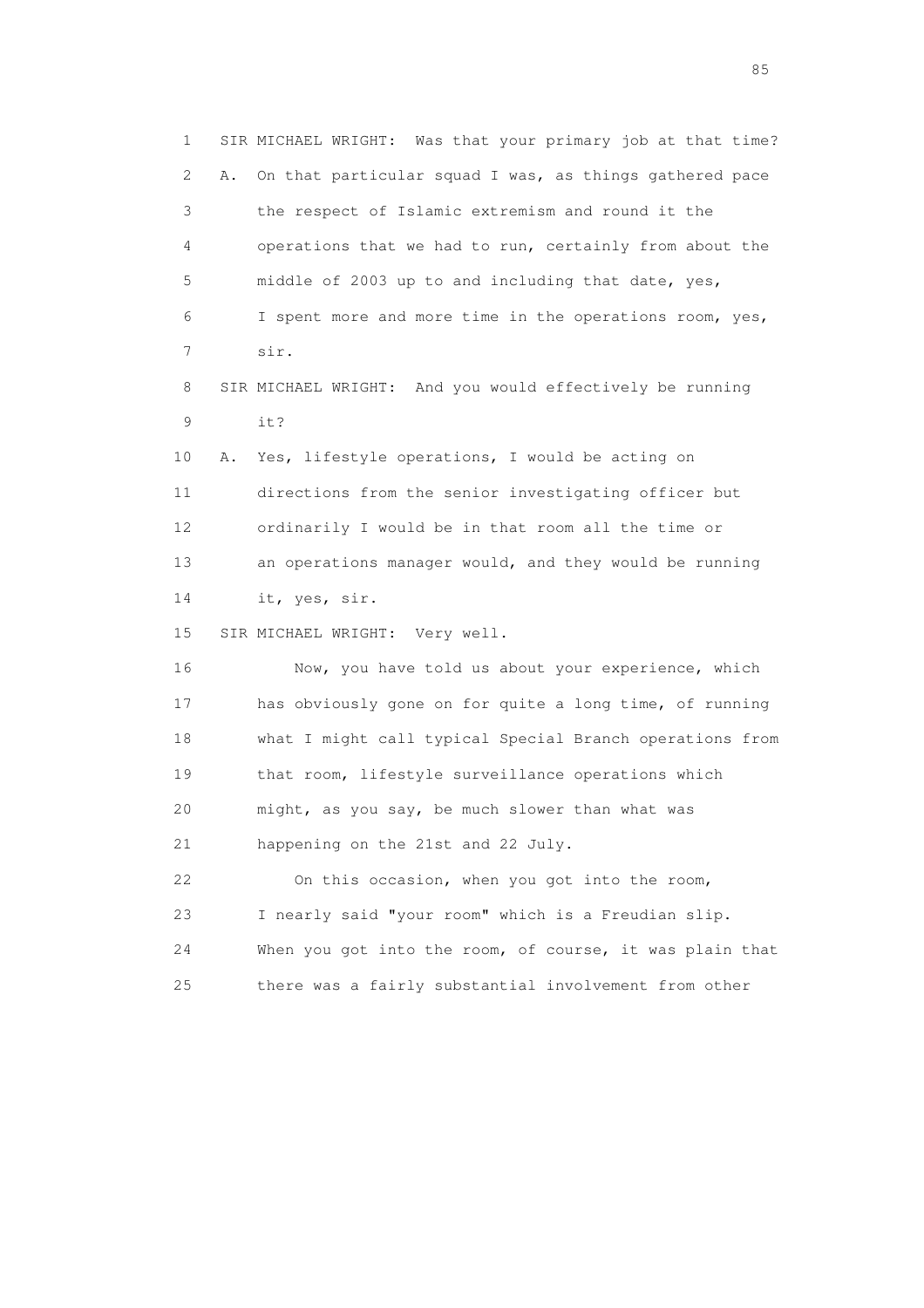1 SIR MICHAEL WRIGHT: Was that your primary job at that time?

2 A. On that particular squad I was, as things gathered pace

3 the respect of Islamic extremism and round it the

4 operations that we had to run, certainly from about the

5 middle of 2003 up to and including that date, yes,

6 I spent more and more time in the operations room, yes,

7 sir.

8 SIR MICHAEL WRIGHT: And you would effectively be running

9 it?

10 A. Yes, lifestyle operations, I would be acting on

11 directions from the senior investigating officer but

12 ordinarily I would be in that room all the time or

13 an operations manager would, and they would be running

14 it, yes, sir.

15 SIR MICHAEL WRIGHT: Very well.

16 Now, you have told us about your experience, which

17 has obviously gone on for quite a long time, of running

18 what I might call typical Special Branch operations from

19 that room, lifestyle surveillance operations which

20 might, as you say, be much slower than what was

21 happening on the 21st and 22 July.

22 On this occasion, when you got into the room,

23 I nearly said "your room" which is a Freudian slip.

24 When you got into the room, of course, it was plain that

25 there was a fairly substantial involvement from other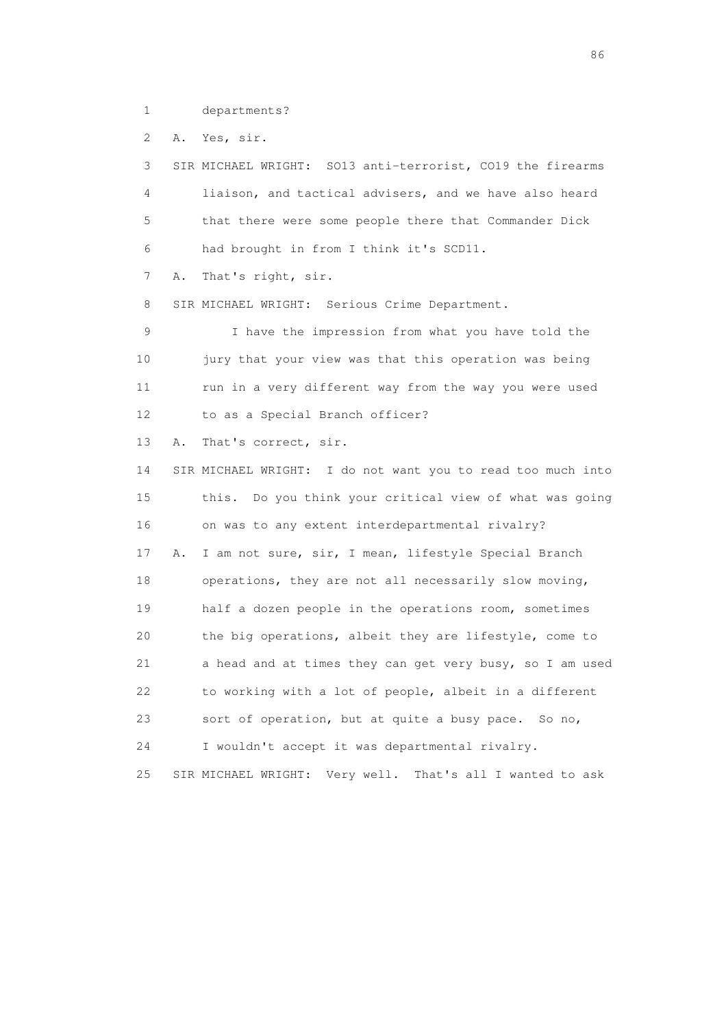1 departments?

2 A. Yes, sir.

3 SIR MICHAEL WRIGHT: SO13 anti-terrorist, CO19 the firearms

4 liaison, and tactical advisers, and we have also heard

5 that there were some people there that Commander Dick

6 had brought in from I think it's SCD11.

7 A. That's right, sir.

8 SIR MICHAEL WRIGHT: Serious Crime Department.

9 I have the impression from what you have told the

10 jury that your view was that this operation was being

11 run in a very different way from the way you were used

12 to as a Special Branch officer?

13 A. That's correct, sir.

14 SIR MICHAEL WRIGHT: I do not want you to read too much into

15 this. Do you think your critical view of what was going

16 on was to any extent interdepartmental rivalry?

17 A. I am not sure, sir, I mean, lifestyle Special Branch

18 operations, they are not all necessarily slow moving,

19 half a dozen people in the operations room, sometimes

20 the big operations, albeit they are lifestyle, come to

21 a head and at times they can get very busy, so I am used

22 to working with a lot of people, albeit in a different

23 sort of operation, but at quite a busy pace. So no,

24 I wouldn't accept it was departmental rivalry.

25 SIR MICHAEL WRIGHT: Very well. That's all I wanted to ask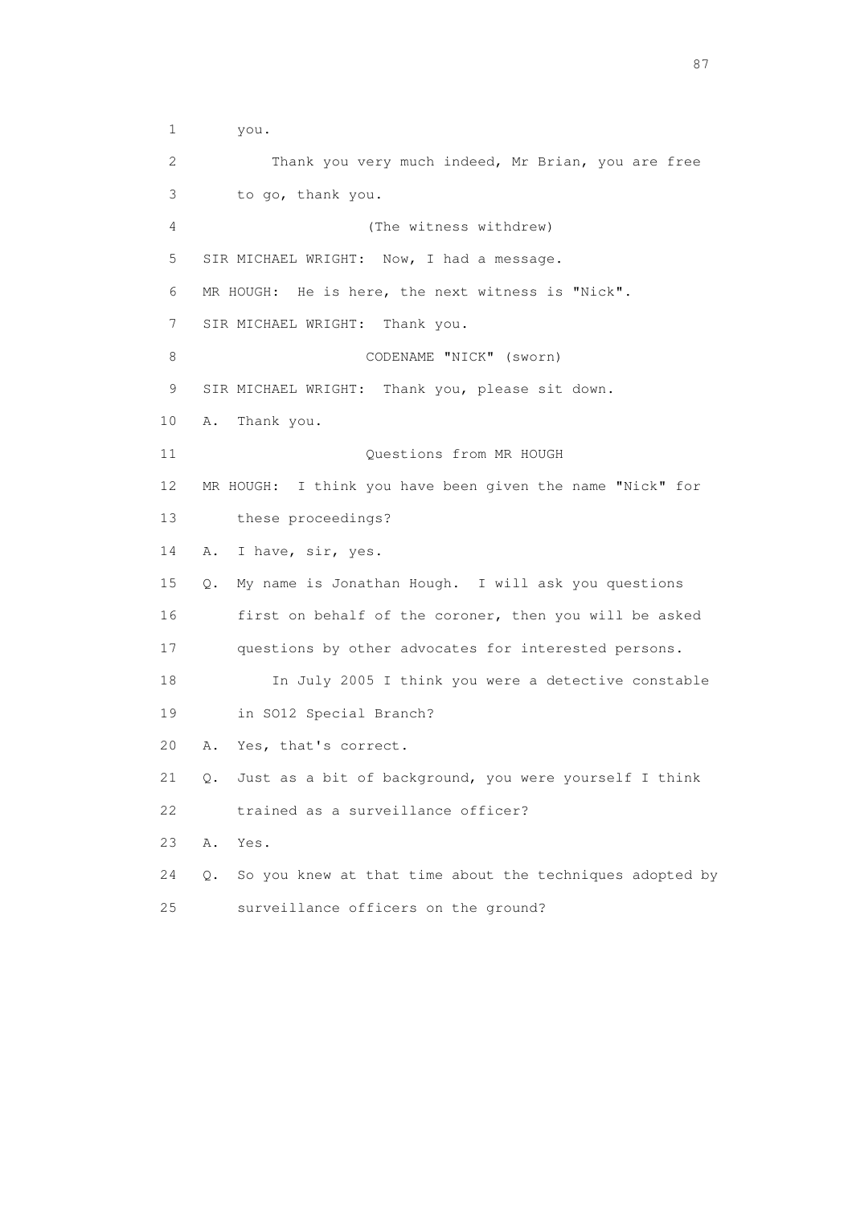1 you.

2 Thank you very much indeed, Mr Brian, you are free

3 to go, thank you.

4 (The witness withdrew)

5 SIR MICHAEL WRIGHT: Now, I had a message.

6 MR HOUGH: He is here, the next witness is "Nick".

7 SIR MICHAEL WRIGHT: Thank you.

8 CODENAME "NICK" (sworn)

9 SIR MICHAEL WRIGHT: Thank you, please sit down.

10 A. Thank you.

11 Questions from MR HOUGH

12 MR HOUGH: I think you have been given the name "Nick" for

13 these proceedings?

14 A. I have, sir, yes.

15 Q. My name is Jonathan Hough. I will ask you questions

16 first on behalf of the coroner, then you will be asked

17 questions by other advocates for interested persons.

18 In July 2005 I think you were a detective constable

19 in SO12 Special Branch?

20 A. Yes, that's correct.

21 Q. Just as a bit of background, you were yourself I think

22 trained as a surveillance officer?

23 A. Yes.

24 Q. So you knew at that time about the techniques adopted by

25 surveillance officers on the ground?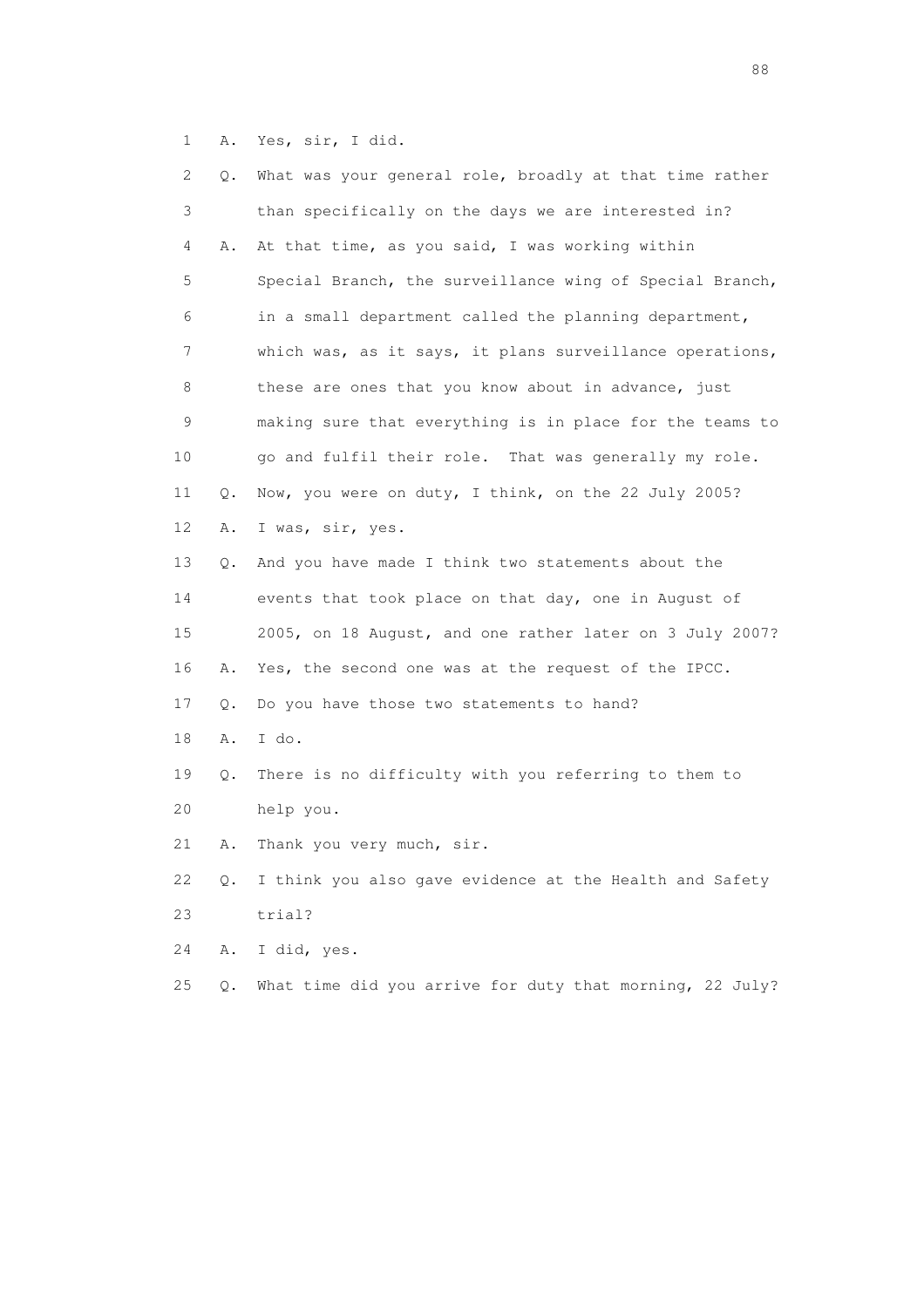1 A. Yes, sir, I did.

2 Q. What was your general role, broadly at that time rather

3 than specifically on the days we are interested in?

4 A. At that time, as you said, I was working within

5 Special Branch, the surveillance wing of Special Branch,

6 in a small department called the planning department,

7 which was, as it says, it plans surveillance operations,

8 these are ones that you know about in advance, just

9 making sure that everything is in place for the teams to

10 go and fulfil their role. That was generally my role.

11 Q. Now, you were on duty, I think, on the 22 July 2005?

12 A. I was, sir, yes.

13 Q. And you have made I think two statements about the

14 events that took place on that day, one in August of

15 2005, on 18 August, and one rather later on 3 July 2007?

16 A. Yes, the second one was at the request of the IPCC.

17 Q. Do you have those two statements to hand?

18 A. I do.

19 Q. There is no difficulty with you referring to them to

20 help you.

21 A. Thank you very much, sir.

22 Q. I think you also gave evidence at the Health and Safety

23 trial?

24 A. I did, yes.

25 Q. What time did you arrive for duty that morning, 22 July?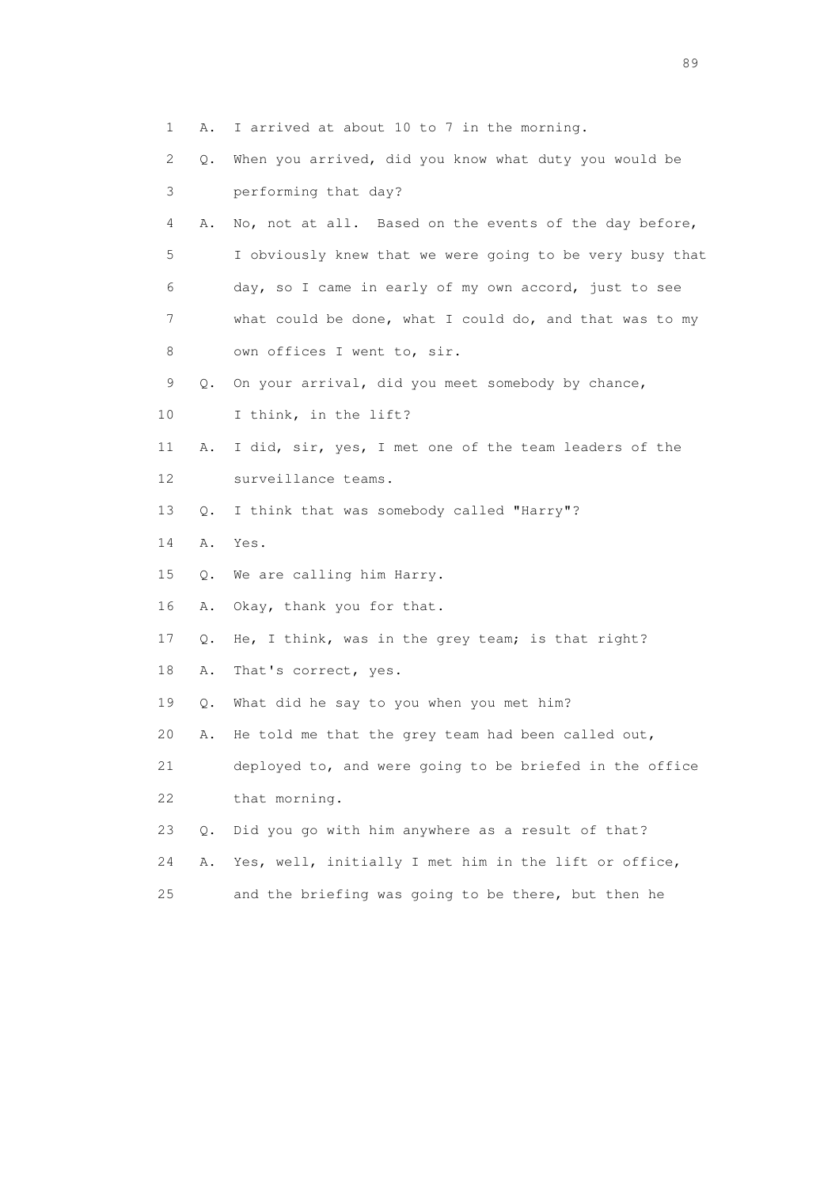1 A. I arrived at about 10 to 7 in the morning.

2 Q. When you arrived, did you know what duty you would be

3 performing that day?

4 A. No, not at all. Based on the events of the day before,

5 I obviously knew that we were going to be very busy that

6 day, so I came in early of my own accord, just to see

7 what could be done, what I could do, and that was to my

8 own offices I went to, sir.

9 Q. On your arrival, did you meet somebody by chance,

10 I think, in the lift?

11 A. I did, sir, yes, I met one of the team leaders of the

12 surveillance teams.

13 Q. I think that was somebody called "Harry"?

14 A. Yes.

15 Q. We are calling him Harry.

16 A. Okay, thank you for that.

17 Q. He, I think, was in the grey team; is that right?

18 A. That's correct, yes.

19 Q. What did he say to you when you met him?

20 A. He told me that the grey team had been called out,

21 deployed to, and were going to be briefed in the office

22 that morning.

23 Q. Did you go with him anywhere as a result of that?

24 A. Yes, well, initially I met him in the lift or office,

25 and the briefing was going to be there, but then he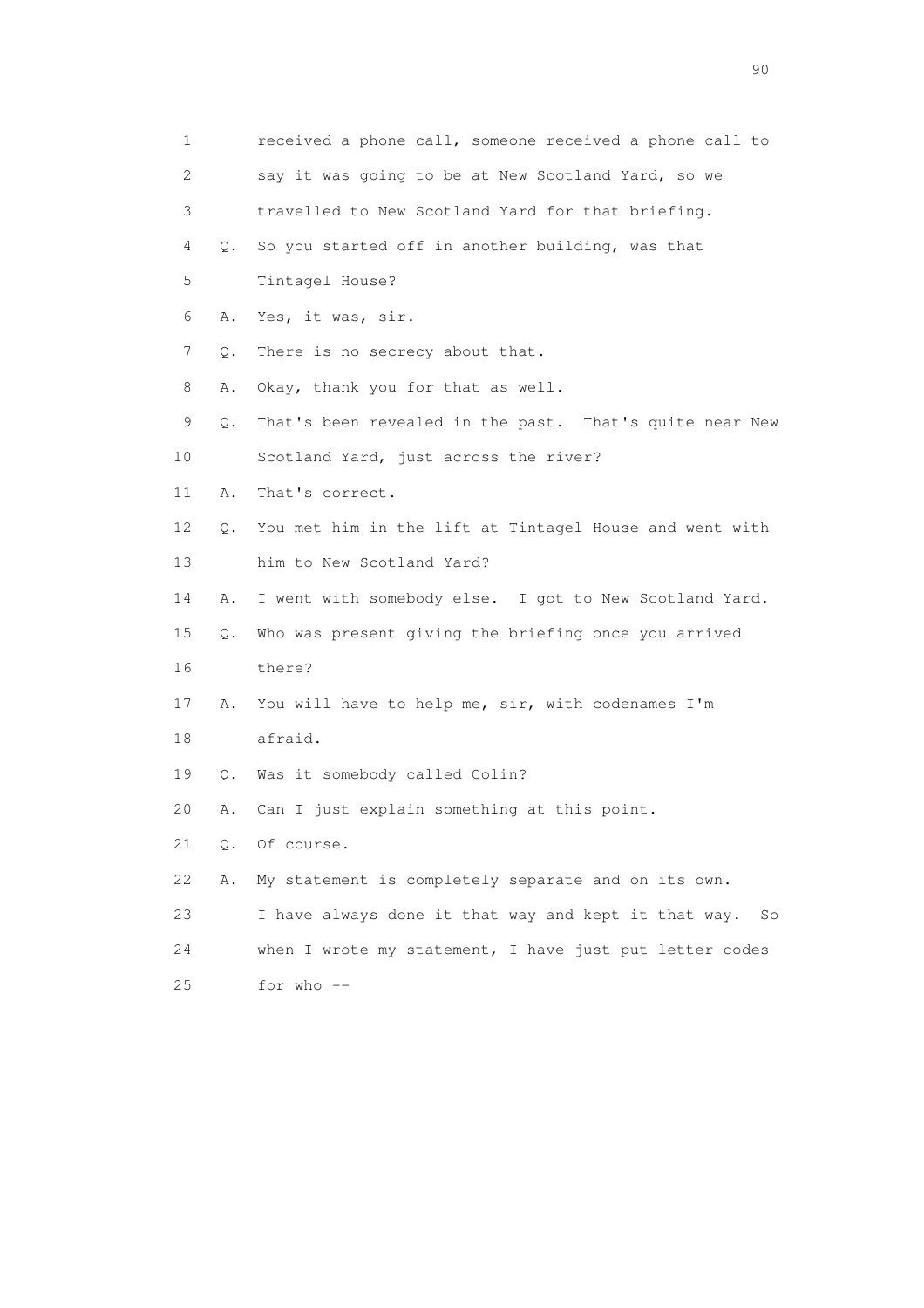1 received a phone call, someone received a phone call to
2 say it was going to be at New Scotland Yard, so we
3 travelled to New Scotland Yard for that briefing.
4 Q. So you started off in another building, was that
5 Tintagel House?
6 A. Yes, it was, sir.
7 Q. There is no secrecy about that.
8 A. Okay, thank you for that as well.
9 Q. That's been revealed in the past. That's quite near New
10 Scotland Yard, just across the river?
11 A. That's correct.
12 Q. You met him in the lift at Tintagel House and went with
13 him to New Scotland Yard?
14 A. I went with somebody else. I got to New Scotland Yard.
15 Q. Who was present giving the briefing once you arrived
16 there?
17 A. You will have to help me, sir, with codenames I'm
18 afraid.
19 Q. Was it somebody called Colin?
20 A. Can I just explain something at this point.
21 Q. Of course.
22 A. My statement is completely separate and on its own.
23 I have always done it that way and kept it that way. So
24 when I wrote my statement, I have just put letter codes
25 for who --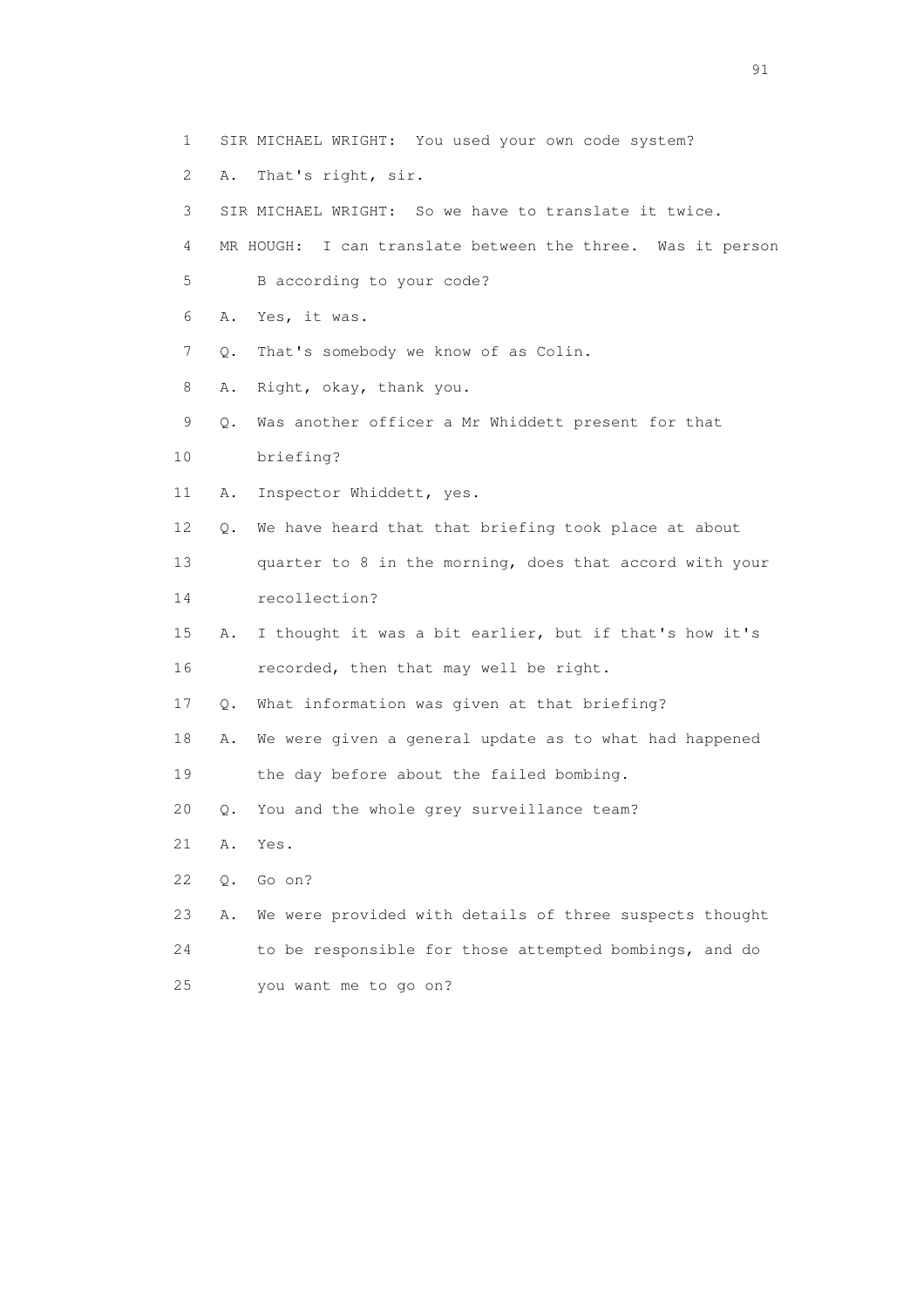1 SIR MICHAEL WRIGHT: You used your own code system?

2 A. That's right, sir.

3 SIR MICHAEL WRIGHT: So we have to translate it twice.

4 MR HOUGH: I can translate between the three. Was it person

5 B according to your code?

6 A. Yes, it was.

7 Q. That's somebody we know of as Colin.

8 A. Right, okay, thank you.

9 Q. Was another officer a Mr Whiddett present for that

10 briefing?

11 A. Inspector Whiddett, yes.

12 Q. We have heard that that briefing took place at about

13 quarter to 8 in the morning, does that accord with your

14 recollection?

15 A. I thought it was a bit earlier, but if that's how it's

16 recorded, then that may well be right.

17 Q. What information was given at that briefing?

18 A. We were given a general update as to what had happened

19 the day before about the failed bombing.

20 Q. You and the whole grey surveillance team?

21 A. Yes.

22 Q. Go on?

23 A. We were provided with details of three suspects thought

24 to be responsible for those attempted bombings, and do

25 you want me to go on?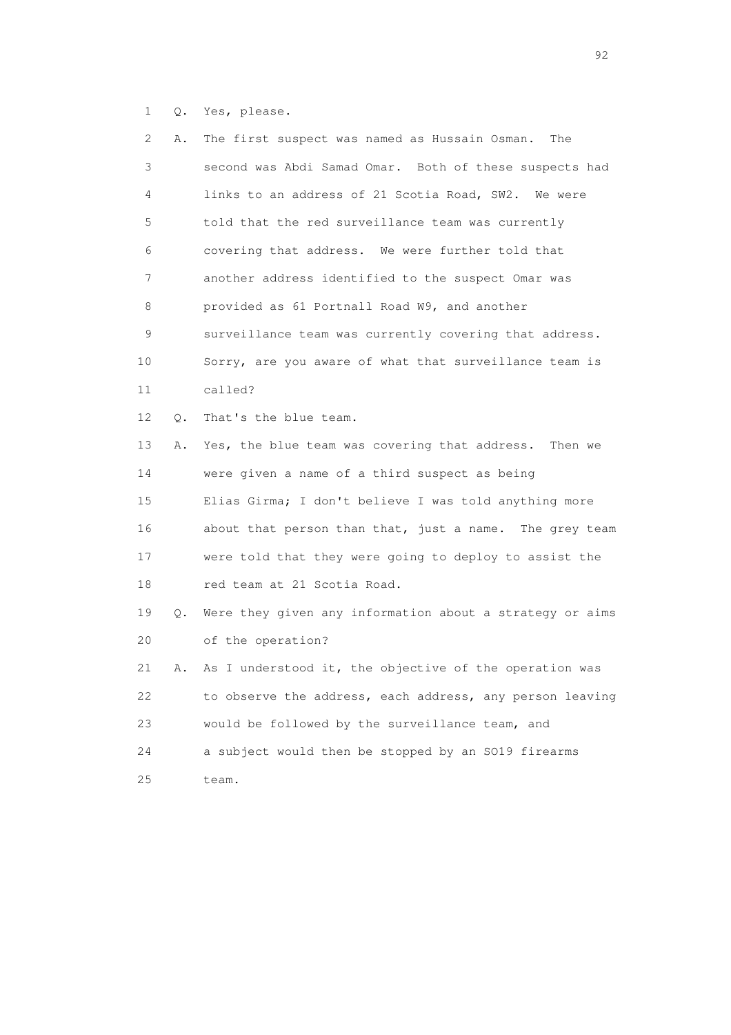1 Q. Yes, please.

2 A. The first suspect was named as Hussain Osman. The

3 second was Abdi Samad Omar. Both of these suspects had

4 links to an address of 21 Scotia Road, SW2. We were

5 told that the red surveillance team was currently

6 covering that address. We were further told that

7 another address identified to the suspect Omar was

8 provided as 61 Portnall Road W9, and another

9 surveillance team was currently covering that address.

10 Sorry, are you aware of what that surveillance team is

11 called?

12 Q. That's the blue team.

13 A. Yes, the blue team was covering that address. Then we

14 were given a name of a third suspect as being

15 Elias Girma; I don't believe I was told anything more

16 about that person than that, just a name. The grey team

17 were told that they were going to deploy to assist the

18 red team at 21 Scotia Road.

19 Q. Were they given any information about a strategy or aims

20 of the operation?

21 A. As I understood it, the objective of the operation was

22 to observe the address, each address, any person leaving

23 would be followed by the surveillance team, and

24 a subject would then be stopped by an SO19 firearms

25 team.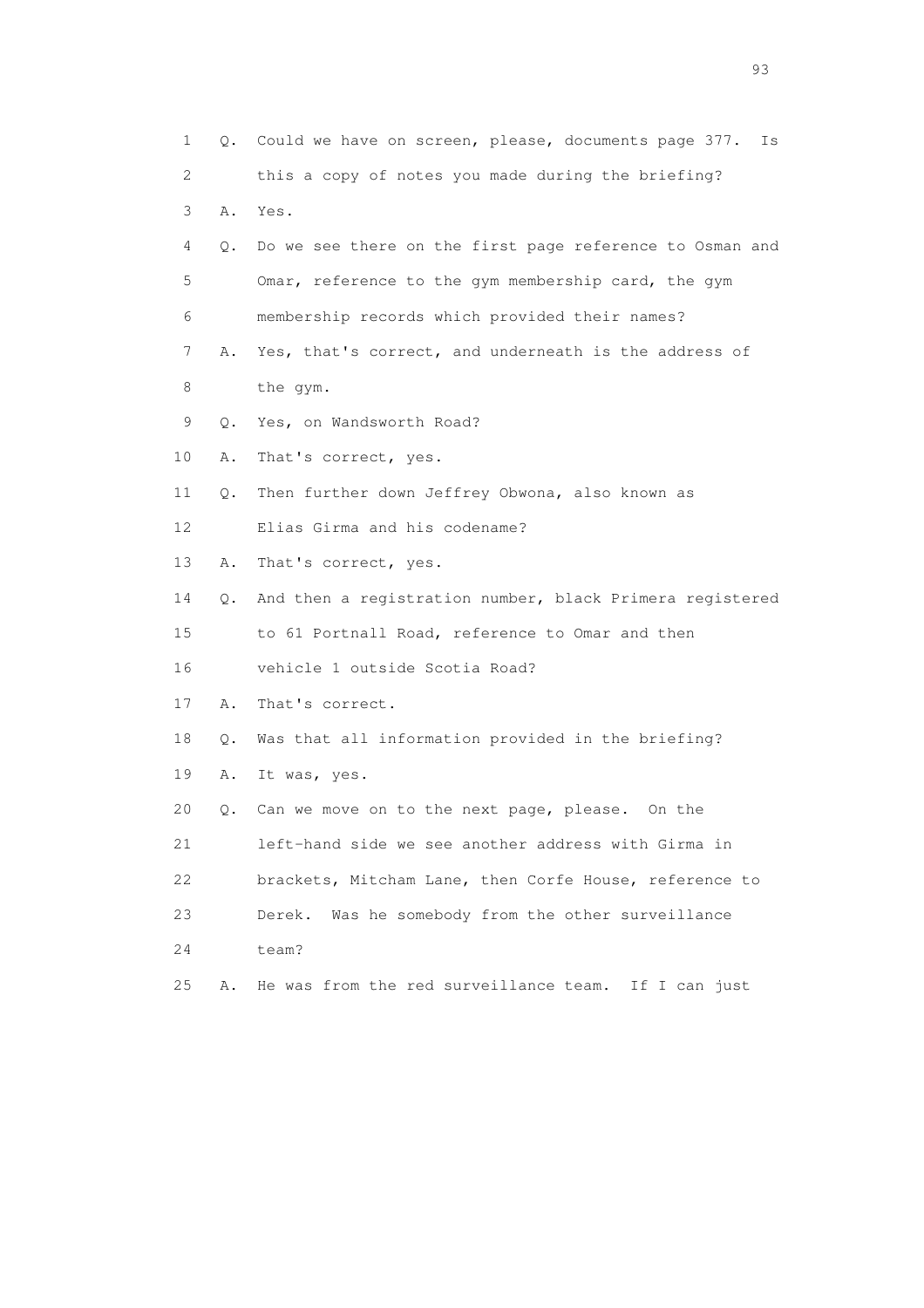1 Q. Could we have on screen, please, documents page 377. Is
2 this a copy of notes you made during the briefing?
3 A. Yes.
4 Q. Do we see there on the first page reference to Osman and
5 Omar, reference to the gym membership card, the gym
6 membership records which provided their names?
7 A. Yes, that's correct, and underneath is the address of
8 the gym.
9 Q. Yes, on Wandsworth Road?
10 A. That's correct, yes.
11 Q. Then further down Jeffrey Obwona, also known as
12 Elias Girma and his codename?
13 A. That's correct, yes.
14 Q. And then a registration number, black Primera registered
15 to 61 Portnall Road, reference to Omar and then
16 vehicle 1 outside Scotia Road?
17 A. That's correct.
18 Q. Was that all information provided in the briefing?
19 A. It was, yes.
20 Q. Can we move on to the next page, please. On the
21 left-hand side we see another address with Girma in
22 brackets, Mitcham Lane, then Corfe House, reference to
23 Derek. Was he somebody from the other surveillance
24 team?
25 A. He was from the red surveillance team. If I can just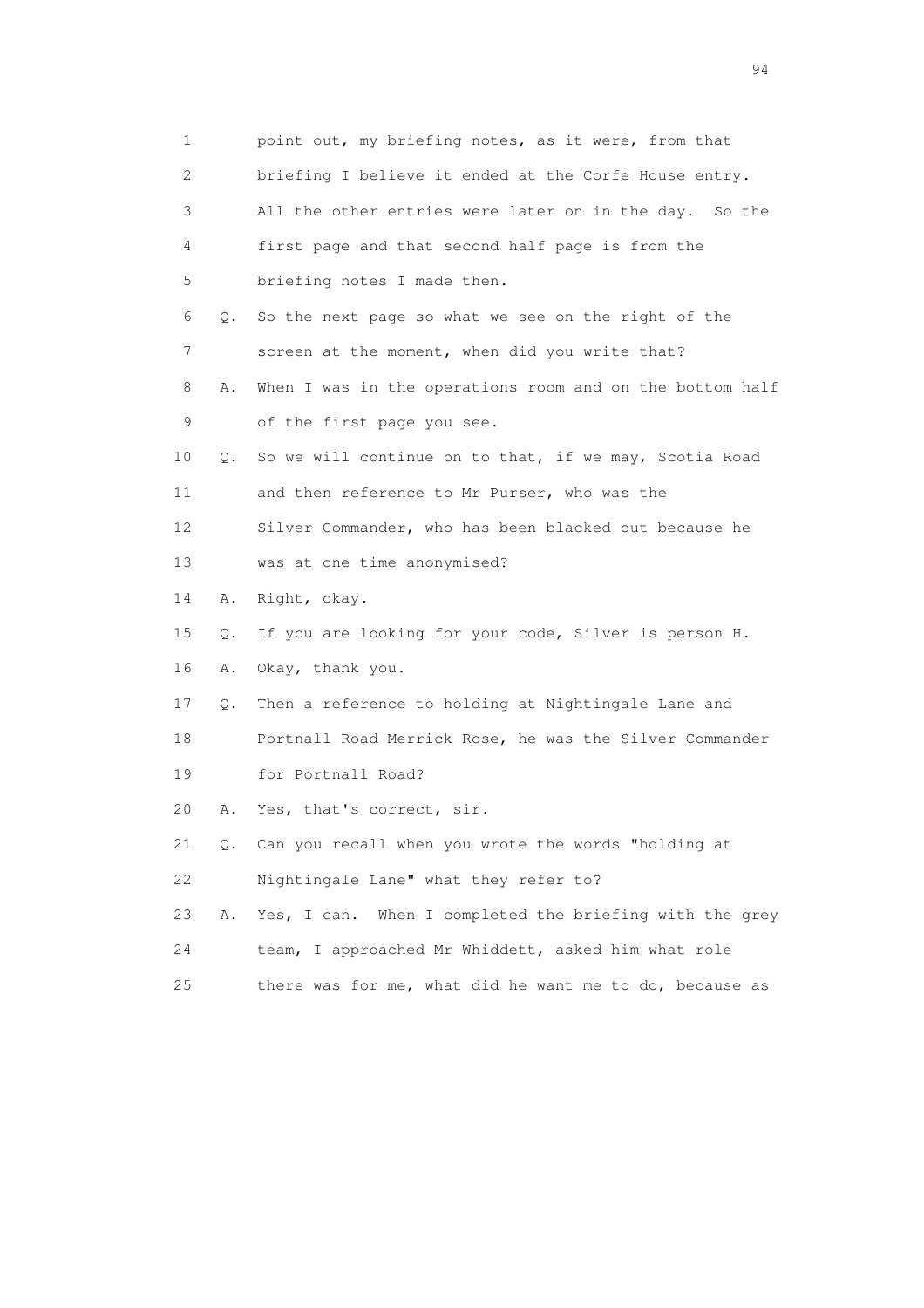1 point out, my briefing notes, as it were, from that
2 briefing I believe it ended at the Corfe House entry.
3 All the other entries were later on in the day. So the
4 first page and that second half page is from the
5 briefing notes I made then.
6 Q. So the next page so what we see on the right of the
7 screen at the moment, when did you write that?
8 A. When I was in the operations room and on the bottom half
9 of the first page you see.
10 Q. So we will continue on to that, if we may, Scotia Road
11 and then reference to Mr Purser, who was the
12 Silver Commander, who has been blacked out because he
13 was at one time anonymised?
14 A. Right, okay.
15 Q. If you are looking for your code, Silver is person H.
16 A. Okay, thank you.
17 Q. Then a reference to holding at Nightingale Lane and
18 Portnall Road Merrick Rose, he was the Silver Commander
19 for Portnall Road?
20 A. Yes, that's correct, sir.
21 Q. Can you recall when you wrote the words "holding at
22 Nightingale Lane" what they refer to?
23 A. Yes, I can. When I completed the briefing with the grey
24 team, I approached Mr Whiddett, asked him what role
25 there was for me, what did he want me to do, because as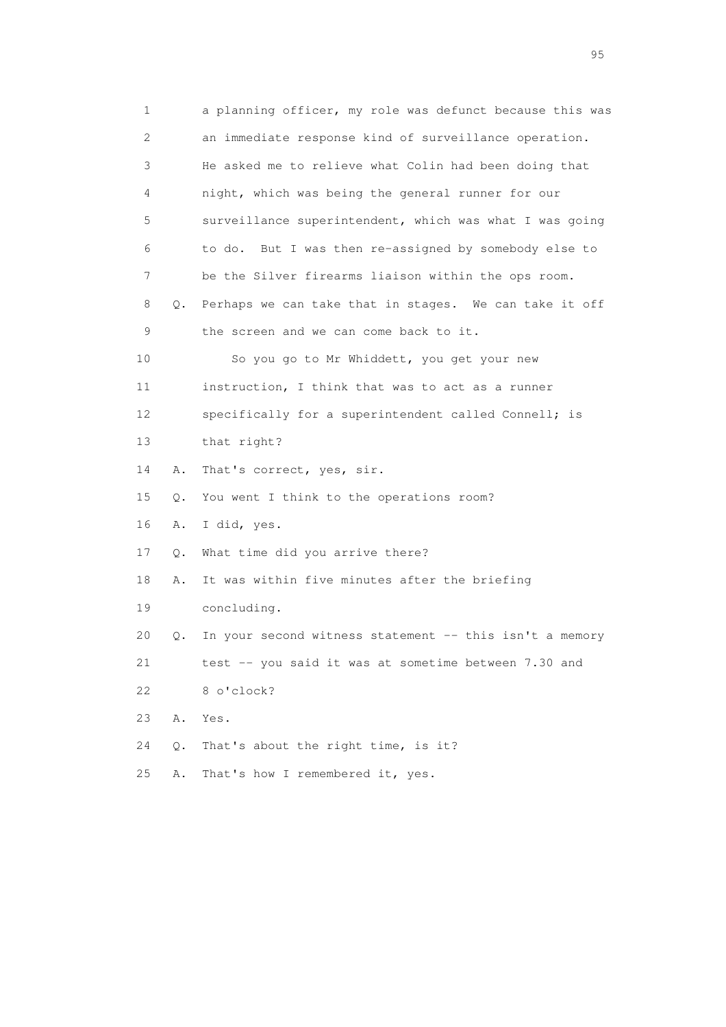1 a planning officer, my role was defunct because this was
2 an immediate response kind of surveillance operation.
3 He asked me to relieve what Colin had been doing that
4 night, which was being the general runner for our
5 surveillance superintendent, which was what I was going
6 to do. But I was then re-assigned by somebody else to
7 be the Silver firearms liaison within the ops room.
8 Q. Perhaps we can take that in stages. We can take it off
9 the screen and we can come back to it.
10 So you go to Mr Whiddett, you get your new
11 instruction, I think that was to act as a runner
12 specifically for a superintendent called Connell; is
13 that right?
14 A. That's correct, yes, sir.
15 Q. You went I think to the operations room?
16 A. I did, yes.
17 Q. What time did you arrive there?
18 A. It was within five minutes after the briefing
19 concluding.
20 Q. In your second witness statement -- this isn't a memory
21 test -- you said it was at sometime between 7.30 and
22 8 o'clock?
23 A. Yes.
24 Q. That's about the right time, is it?
25 A. That's how I remembered it, yes.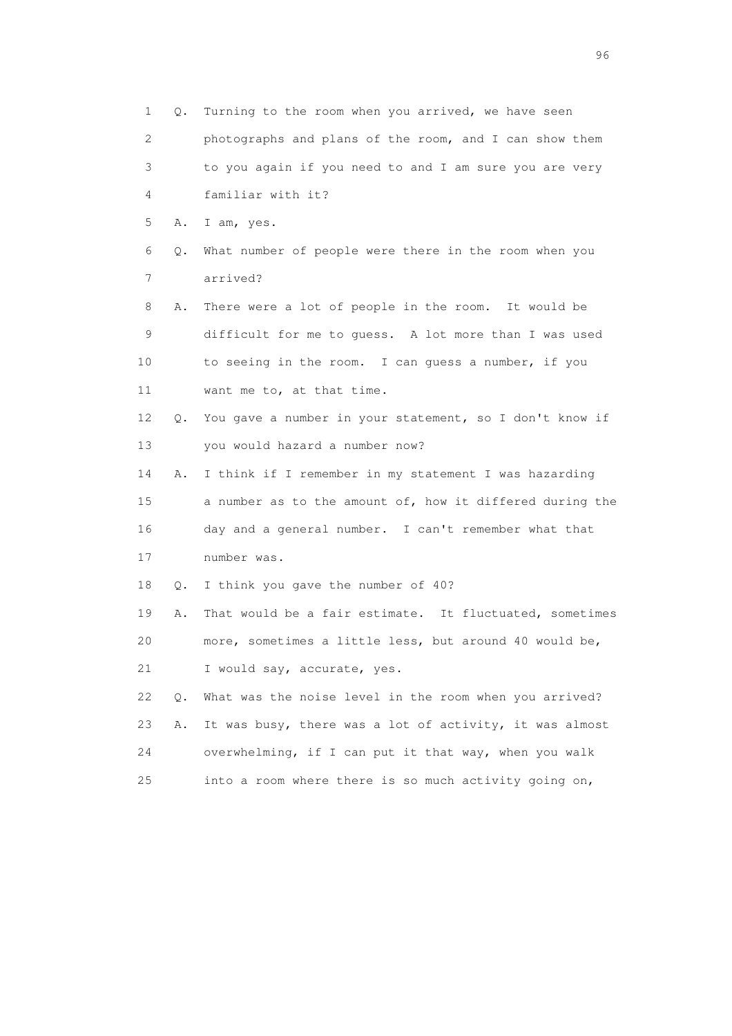1 Q. Turning to the room when you arrived, we have seen
2 photographs and plans of the room, and I can show them
3 to you again if you need to and I am sure you are very
4 familiar with it?
5 A. I am, yes.
6 Q. What number of people were there in the room when you
7 arrived?
8 A. There were a lot of people in the room. It would be
9 difficult for me to guess. A lot more than I was used
10 to seeing in the room. I can guess a number, if you
11 want me to, at that time.
12 Q. You gave a number in your statement, so I don't know if
13 you would hazard a number now?
14 A. I think if I remember in my statement I was hazarding
15 a number as to the amount of, how it differed during the
16 day and a general number. I can't remember what that
17 number was.
18 Q. I think you gave the number of 40?
19 A. That would be a fair estimate. It fluctuated, sometimes
20 more, sometimes a little less, but around 40 would be,
21 I would say, accurate, yes.
22 Q. What was the noise level in the room when you arrived?
23 A. It was busy, there was a lot of activity, it was almost
24 overwhelming, if I can put it that way, when you walk
25 into a room where there is so much activity going on,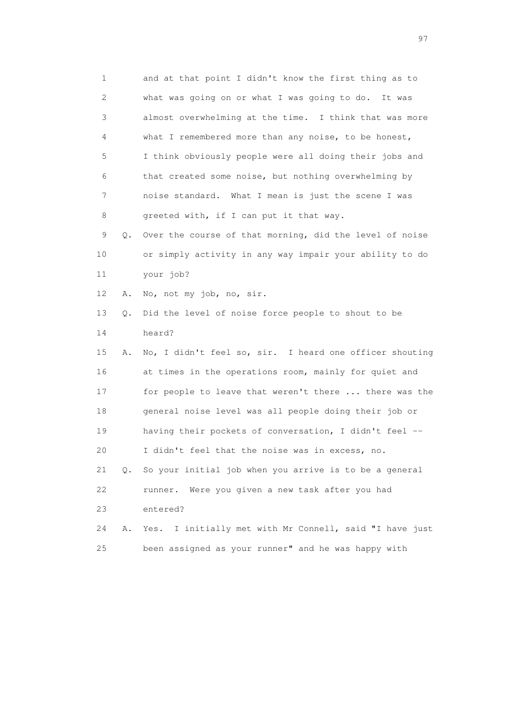1 and at that point I didn't know the first thing as to
2 what was going on or what I was going to do. It was
3 almost overwhelming at the time. I think that was more
4 what I remembered more than any noise, to be honest,
5 I think obviously people were all doing their jobs and
6 that created some noise, but nothing overwhelming by
7 noise standard. What I mean is just the scene I was
8 greeted with, if I can put it that way.

9 Q. Over the course of that morning, did the level of noise
10 or simply activity in any way impair your ability to do
11 your job?

12 A. No, not my job, no, sir.

13 Q. Did the level of noise force people to shout to be
14 heard?

15 A. No, I didn't feel so, sir. I heard one officer shouting
16 at times in the operations room, mainly for quiet and
17 for people to leave that weren't there ... there was the
18 general noise level was all people doing their job or
19 having their pockets of conversation, I didn't feel --
20 I didn't feel that the noise was in excess, no.

21 Q. So your initial job when you arrive is to be a general
22 runner. Were you given a new task after you had
23 entered?

24 A. Yes. I initially met with Mr Connell, said "I have just
25 been assigned as your runner" and he was happy with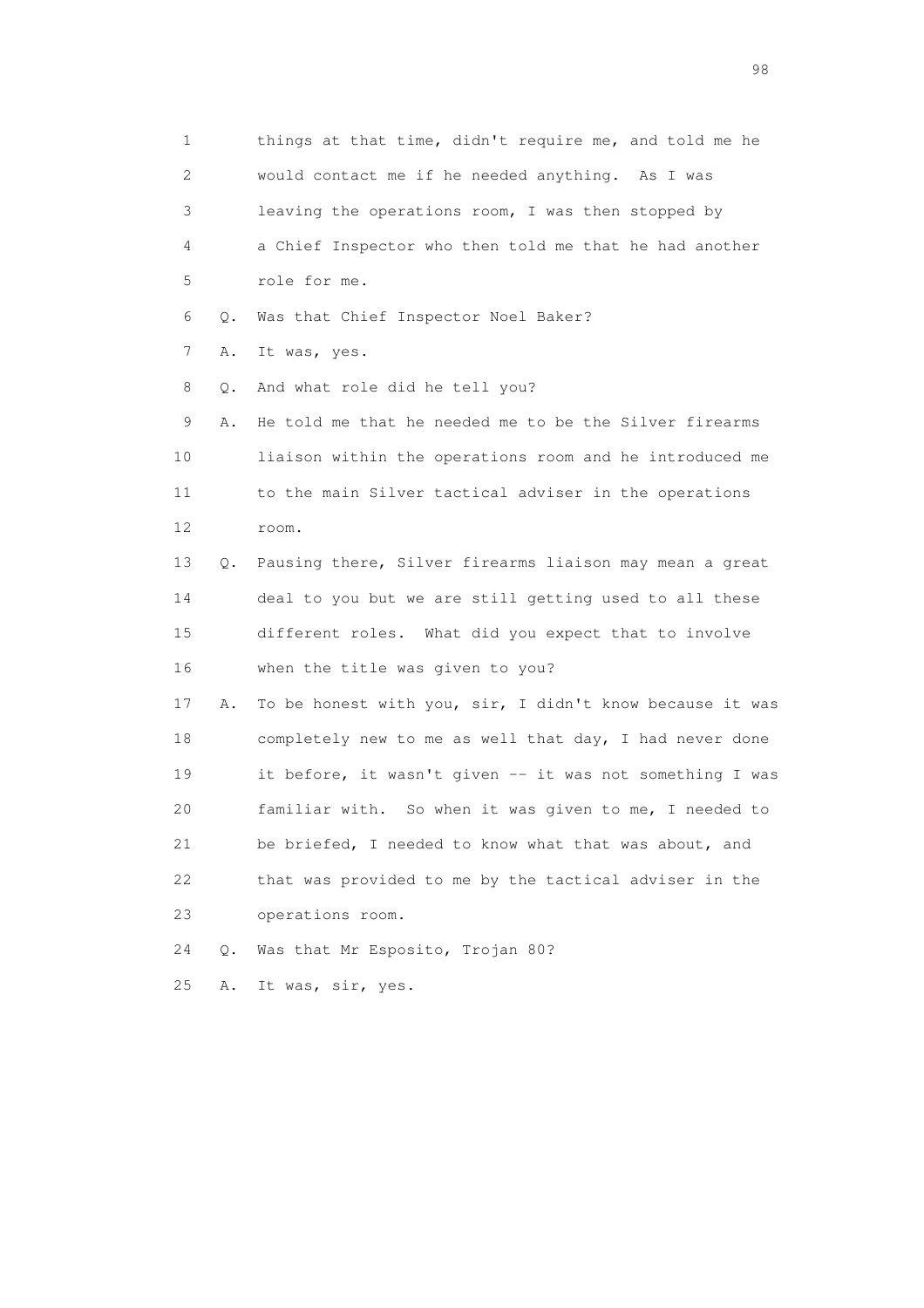1 things at that time, didn't require me, and told me he
2 would contact me if he needed anything. As I was
3 leaving the operations room, I was then stopped by
4 a Chief Inspector who then told me that he had another
5 role for me.

6 Q. Was that Chief Inspector Noel Baker?

7 A. It was, yes.

8 Q. And what role did he tell you?

9 A. He told me that he needed me to be the Silver firearms
10 liaison within the operations room and he introduced me
11 to the main Silver tactical adviser in the operations
12 room.

13 Q. Pausing there, Silver firearms liaison may mean a great
14 deal to you but we are still getting used to all these
15 different roles. What did you expect that to involve
16 when the title was given to you?

17 A. To be honest with you, sir, I didn't know because it was
18 completely new to me as well that day, I had never done
19 it before, it wasn't given -- it was not something I was
20 familiar with. So when it was given to me, I needed to
21 be briefed, I needed to know what that was about, and
22 that was provided to me by the tactical adviser in the
23 operations room.

24 Q. Was that Mr Esposito, Trojan 80?

25 A. It was, sir, yes.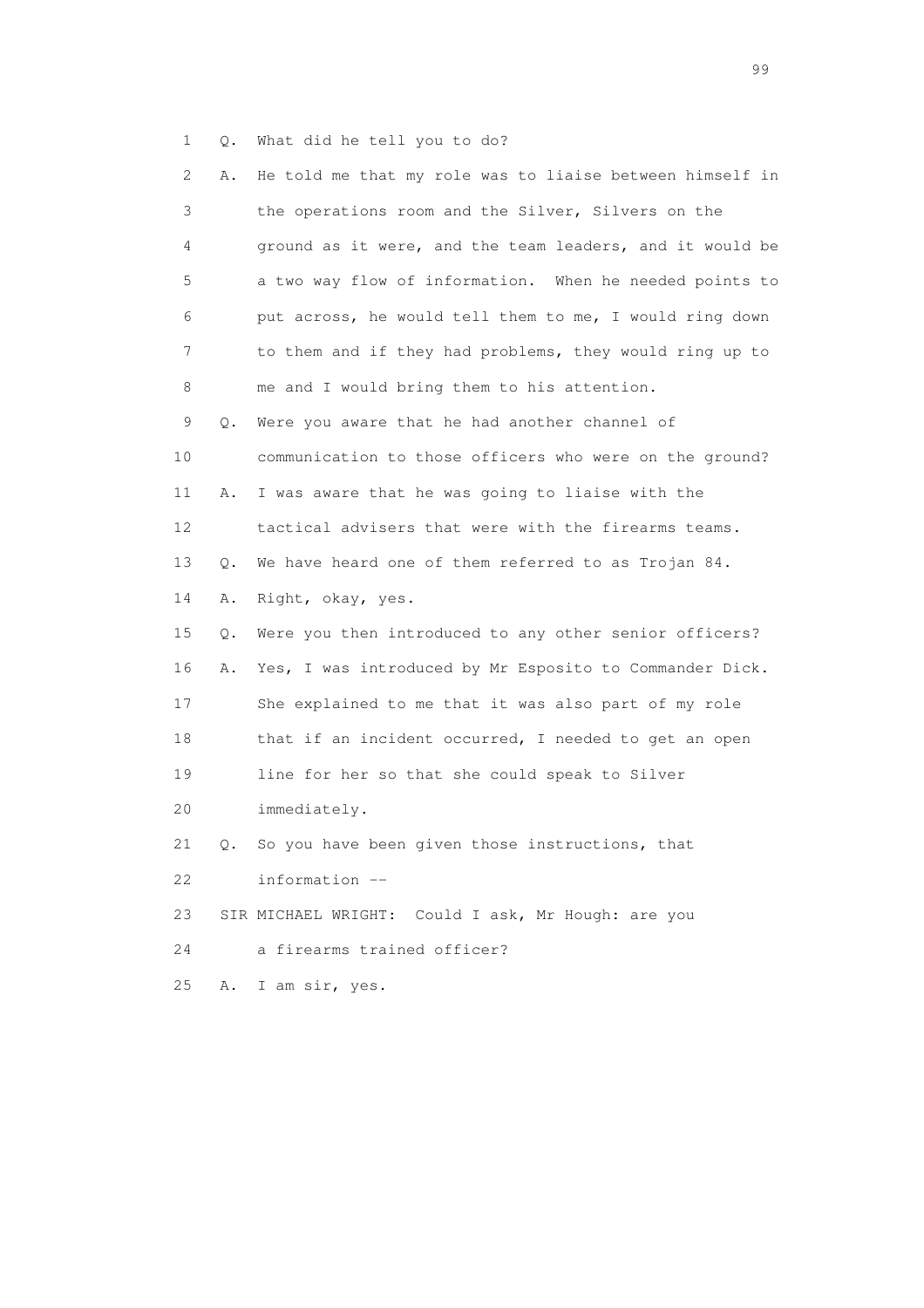1 Q. What did he tell you to do?

2 A. He told me that my role was to liaise between himself in

3 the operations room and the Silver, Silvers on the

4 ground as it were, and the team leaders, and it would be

5 a two way flow of information. When he needed points to

6 put across, he would tell them to me, I would ring down

7 to them and if they had problems, they would ring up to

8 me and I would bring them to his attention.

9 Q. Were you aware that he had another channel of

10 communication to those officers who were on the ground?

11 A. I was aware that he was going to liaise with the

12 tactical advisers that were with the firearms teams.

13 Q. We have heard one of them referred to as Trojan 84.

14 A. Right, okay, yes.

15 Q. Were you then introduced to any other senior officers?

16 A. Yes, I was introduced by Mr Esposito to Commander Dick.

17 She explained to me that it was also part of my role

18 that if an incident occurred, I needed to get an open

19 line for her so that she could speak to Silver

20 immediately.

21 Q. So you have been given those instructions, that

22 information --

23 SIR MICHAEL WRIGHT: Could I ask, Mr Hough: are you

24 a firearms trained officer?

25 A. I am sir, yes.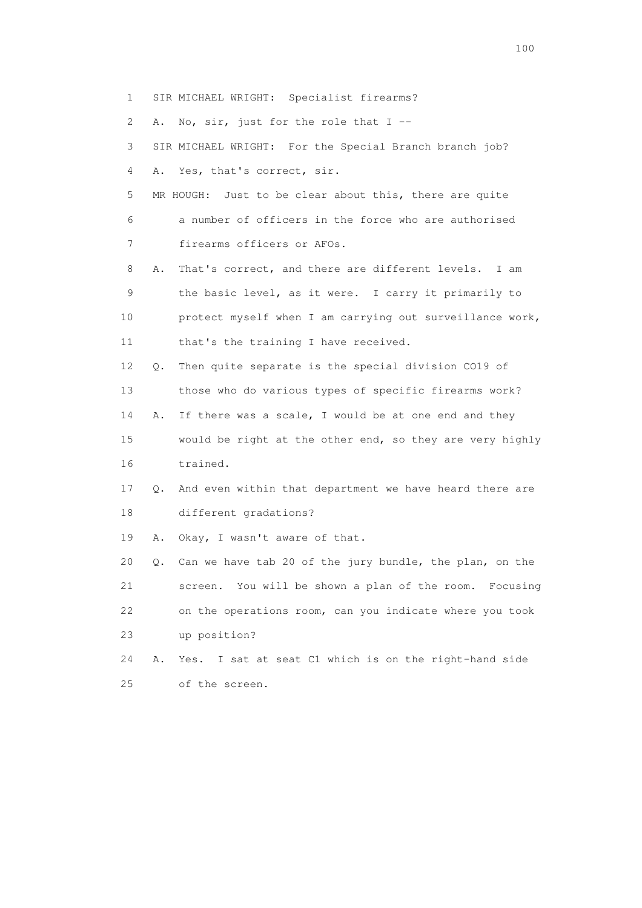1 SIR MICHAEL WRIGHT: Specialist firearms?

2 A. No, sir, just for the role that I --

3 SIR MICHAEL WRIGHT: For the Special Branch branch job?

4 A. Yes, that's correct, sir.

5 MR HOUGH: Just to be clear about this, there are quite

6 a number of officers in the force who are authorised

7 firearms officers or AFOs.

8 A. That's correct, and there are different levels. I am

9 the basic level, as it were. I carry it primarily to

10 protect myself when I am carrying out surveillance work,

11 that's the training I have received.

12 Q. Then quite separate is the special division CO19 of

13 those who do various types of specific firearms work?

14 A. If there was a scale, I would be at one end and they

15 would be right at the other end, so they are very highly

16 trained.

17 Q. And even within that department we have heard there are

18 different gradations?

19 A. Okay, I wasn't aware of that.

20 Q. Can we have tab 20 of the jury bundle, the plan, on the

21 screen. You will be shown a plan of the room. Focusing

22 on the operations room, can you indicate where you took

23 up position?

24 A. Yes. I sat at seat C1 which is on the right-hand side

25 of the screen.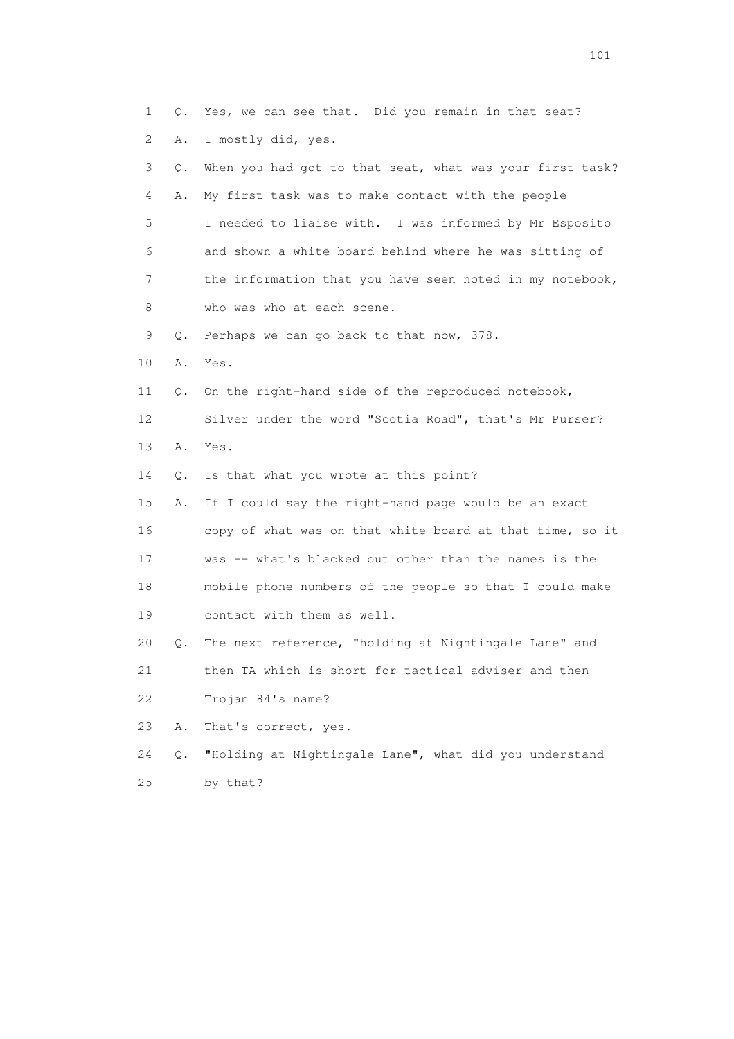1 Q. Yes, we can see that. Did you remain in that seat?

2 A. I mostly did, yes.

3 Q. When you had got to that seat, what was your first task?

4 A. My first task was to make contact with the people

5 I needed to liaise with. I was informed by Mr Esposito

6 and shown a white board behind where he was sitting of

7 the information that you have seen noted in my notebook,

8 who was who at each scene.

9 Q. Perhaps we can go back to that now, 378.

10 A. Yes.

11 Q. On the right-hand side of the reproduced notebook,

12 Silver under the word "Scotia Road", that's Mr Purser?

13 A. Yes.

14 Q. Is that what you wrote at this point?

15 A. If I could say the right-hand page would be an exact

16 copy of what was on that white board at that time, so it

17 was -- what's blacked out other than the names is the

18 mobile phone numbers of the people so that I could make

19 contact with them as well.

20 Q. The next reference, "holding at Nightingale Lane" and

21 then TA which is short for tactical adviser and then

22 Trojan 84's name?

23 A. That's correct, yes.

24 Q. "Holding at Nightingale Lane", what did you understand

25 by that?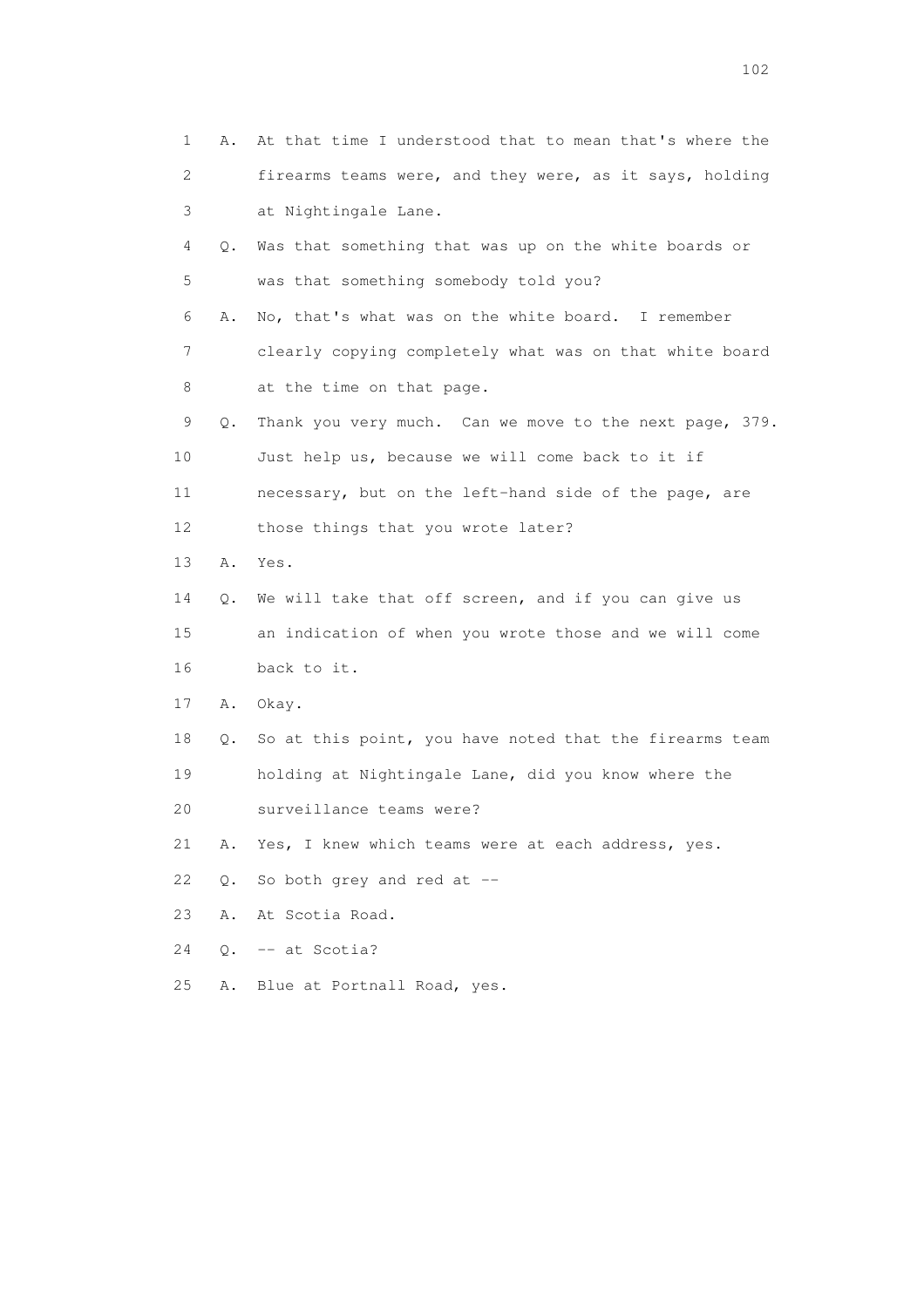1 A. At that time I understood that to mean that's where the
2 firearms teams were, and they were, as it says, holding
3 at Nightingale Lane.
4 Q. Was that something that was up on the white boards or
5 was that something somebody told you?
6 A. No, that's what was on the white board. I remember
7 clearly copying completely what was on that white board
8 at the time on that page.
9 Q. Thank you very much. Can we move to the next page, 379.
10 Just help us, because we will come back to it if
11 necessary, but on the left-hand side of the page, are
12 those things that you wrote later?
13 A. Yes.
14 Q. We will take that off screen, and if you can give us
15 an indication of when you wrote those and we will come
16 back to it.
17 A. Okay.
18 Q. So at this point, you have noted that the firearms team
19 holding at Nightingale Lane, did you know where the
20 surveillance teams were?
21 A. Yes, I knew which teams were at each address, yes.
22 Q. So both grey and red at --
23 A. At Scotia Road.
24 Q. -- at Scotia?
25 A. Blue at Portnall Road, yes.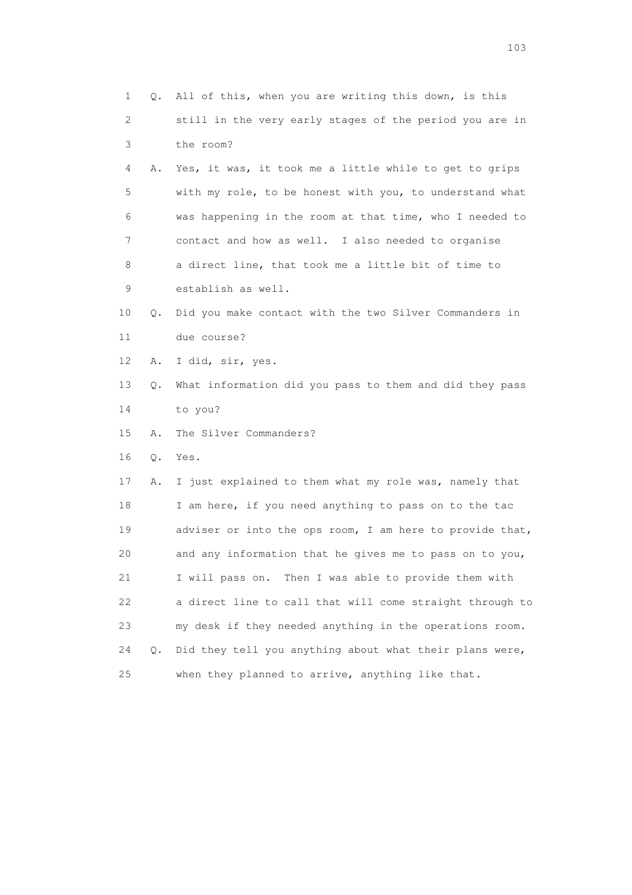1 Q. All of this, when you are writing this down, is this
2 still in the very early stages of the period you are in
3 the room?
4 A. Yes, it was, it took me a little while to get to grips
5 with my role, to be honest with you, to understand what
6 was happening in the room at that time, who I needed to
7 contact and how as well. I also needed to organise
8 a direct line, that took me a little bit of time to
9 establish as well.
10 Q. Did you make contact with the two Silver Commanders in
11 due course?
12 A. I did, sir, yes.
13 Q. What information did you pass to them and did they pass
14 to you?
15 A. The Silver Commanders?
16 Q. Yes.
17 A. I just explained to them what my role was, namely that
18 I am here, if you need anything to pass on to the tac
19 adviser or into the ops room, I am here to provide that,
20 and any information that he gives me to pass on to you,
21 I will pass on. Then I was able to provide them with
22 a direct line to call that will come straight through to
23 my desk if they needed anything in the operations room.
24 Q. Did they tell you anything about what their plans were,
25 when they planned to arrive, anything like that.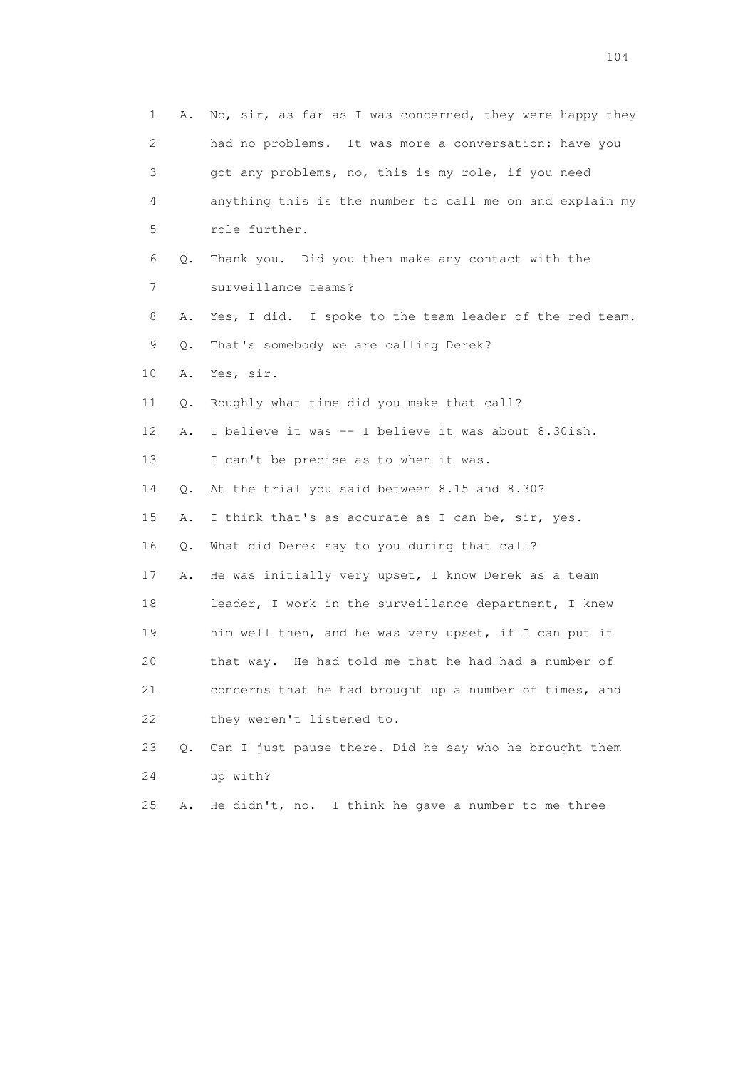1 A. No, sir, as far as I was concerned, they were happy they
2 had no problems. It was more a conversation: have you
3 got any problems, no, this is my role, if you need
4 anything this is the number to call me on and explain my
5 role further.
6 Q. Thank you. Did you then make any contact with the
7 surveillance teams?
8 A. Yes, I did. I spoke to the team leader of the red team.
9 Q. That's somebody we are calling Derek?
10 A. Yes, sir.
11 Q. Roughly what time did you make that call?
12 A. I believe it was -- I believe it was about 8.30ish.
13 I can't be precise as to when it was.
14 Q. At the trial you said between 8.15 and 8.30?
15 A. I think that's as accurate as I can be, sir, yes.
16 Q. What did Derek say to you during that call?
17 A. He was initially very upset, I know Derek as a team
18 leader, I work in the surveillance department, I knew
19 him well then, and he was very upset, if I can put it
20 that way. He had told me that he had had a number of
21 concerns that he had brought up a number of times, and
22 they weren't listened to.
23 Q. Can I just pause there. Did he say who he brought them
24 up with?
25 A. He didn't, no. I think he gave a number to me three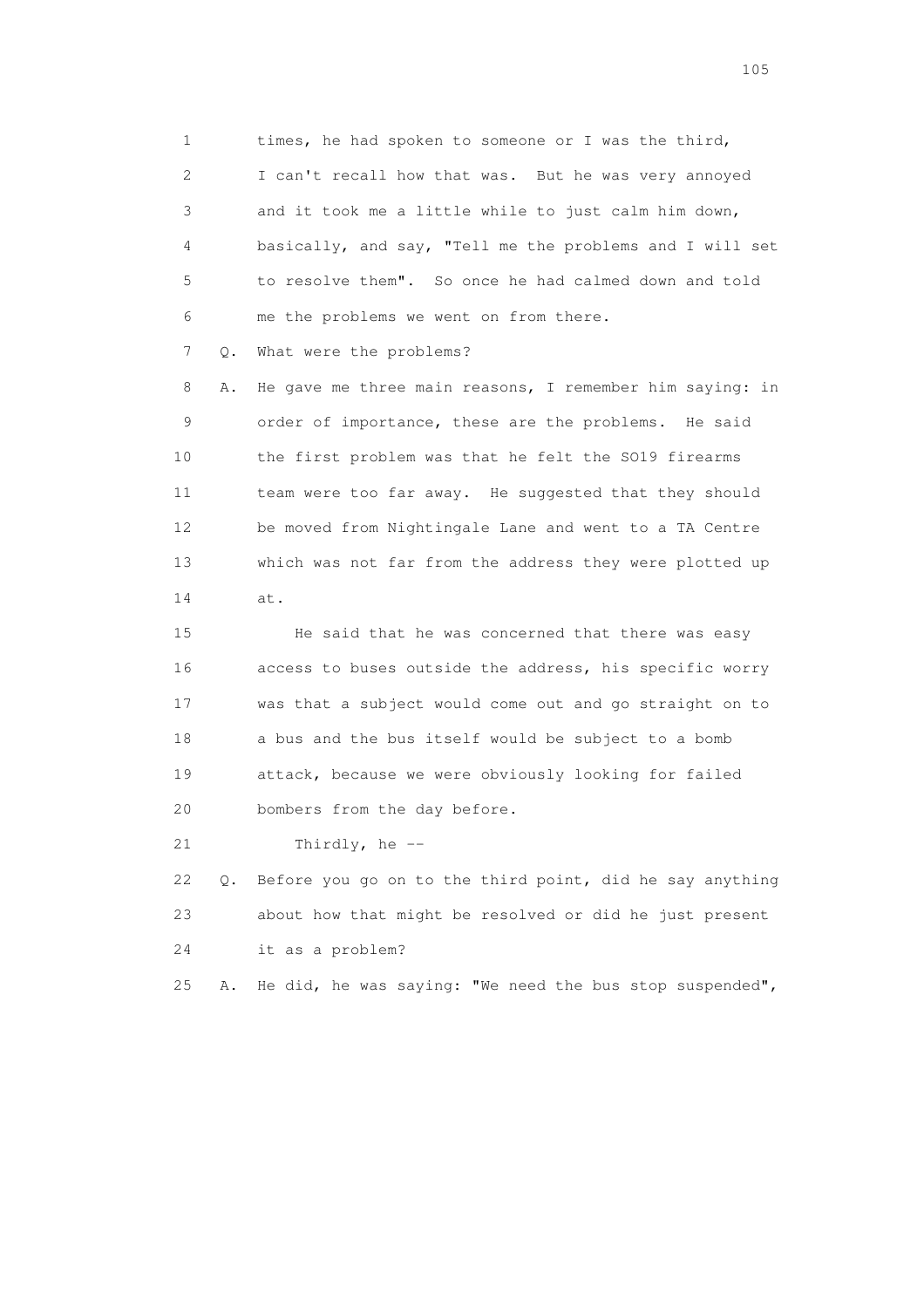1 times, he had spoken to someone or I was the third,
2 I can't recall how that was. But he was very annoyed
3 and it took me a little while to just calm him down,
4 basically, and say, "Tell me the problems and I will set
5 to resolve them". So once he had calmed down and told
6 me the problems we went on from there.

7 Q. What were the problems?

8 A. He gave me three main reasons, I remember him saying: in
9 order of importance, these are the problems. He said
10 the first problem was that he felt the SO19 firearms
11 team were too far away. He suggested that they should
12 be moved from Nightingale Lane and went to a TA Centre
13 which was not far from the address they were plotted up
14 at.

15 He said that he was concerned that there was easy
16 access to buses outside the address, his specific worry
17 was that a subject would come out and go straight on to
18 a bus and the bus itself would be subject to a bomb
19 attack, because we were obviously looking for failed
20 bombers from the day before.

21 Thirdly, he --

22 Q. Before you go on to the third point, did he say anything
23 about how that might be resolved or did he just present
24 it as a problem?

25 A. He did, he was saying: "We need the bus stop suspended",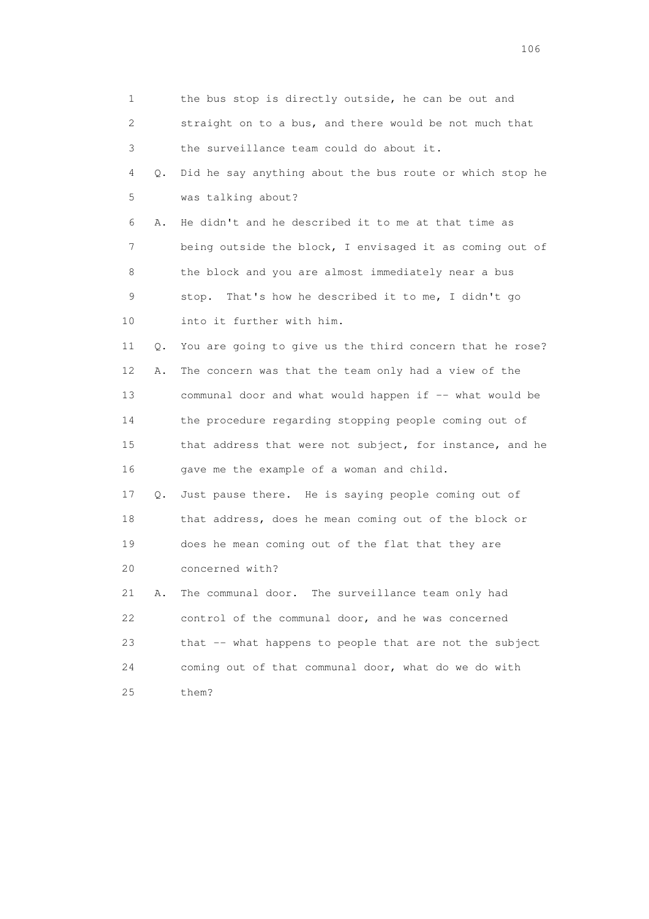1 the bus stop is directly outside, he can be out and
2 straight on to a bus, and there would be not much that
3 the surveillance team could do about it.

4 Q. Did he say anything about the bus route or which stop he
5 was talking about?

6 A. He didn't and he described it to me at that time as
7 being outside the block, I envisaged it as coming out of
8 the block and you are almost immediately near a bus
9 stop. That's how he described it to me, I didn't go
10 into it further with him.

11 Q. You are going to give us the third concern that he rose?

12 A. The concern was that the team only had a view of the
13 communal door and what would happen if -- what would be
14 the procedure regarding stopping people coming out of
15 that address that were not subject, for instance, and he
16 gave me the example of a woman and child.

17 Q. Just pause there. He is saying people coming out of
18 that address, does he mean coming out of the block or
19 does he mean coming out of the flat that they are
20 concerned with?

21 A. The communal door. The surveillance team only had
22 control of the communal door, and he was concerned
23 that -- what happens to people that are not the subject
24 coming out of that communal door, what do we do with
25 them?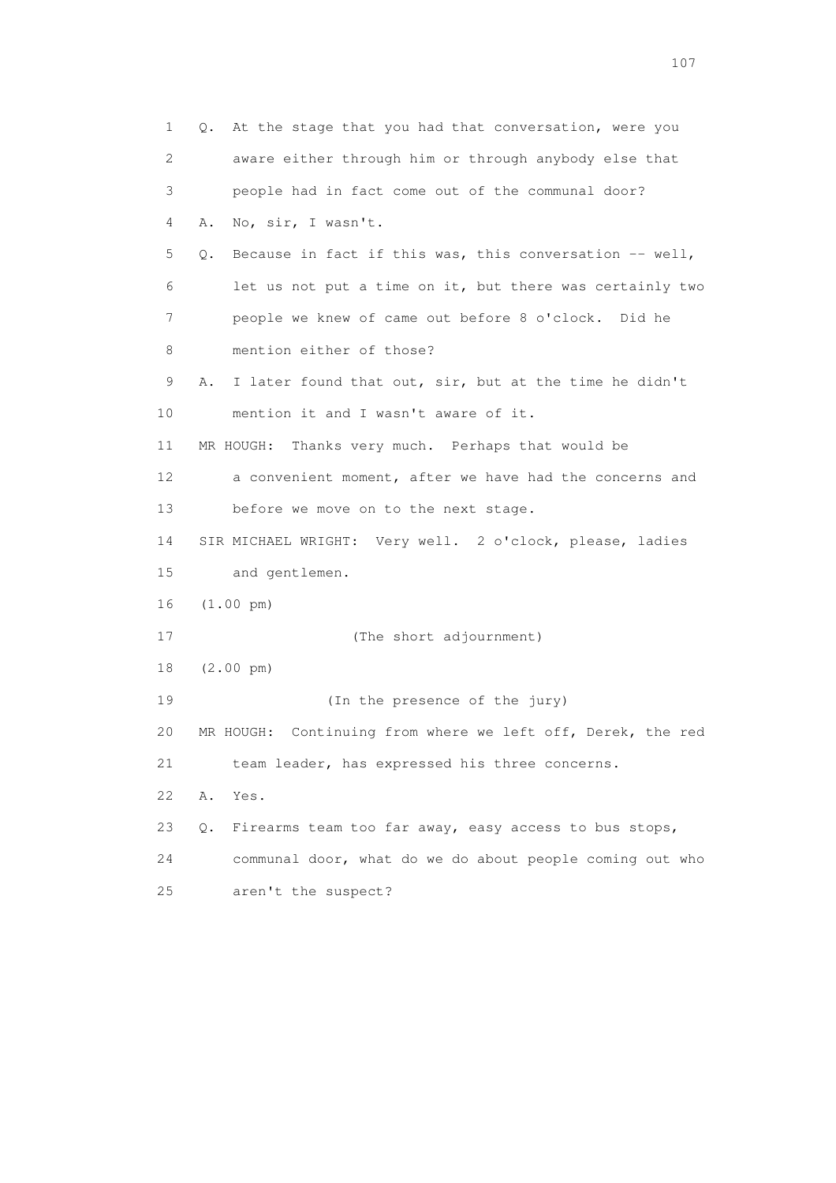1 Q. At the stage that you had that conversation, were you
2 aware either through him or through anybody else that
3 people had in fact come out of the communal door?
4 A. No, sir, I wasn't.
5 Q. Because in fact if this was, this conversation -- well,
6 let us not put a time on it, but there was certainly two
7 people we knew of came out before 8 o'clock. Did he
8 mention either of those?
9 A. I later found that out, sir, but at the time he didn't
10 mention it and I wasn't aware of it.
11 MR HOUGH: Thanks very much. Perhaps that would be
12 a convenient moment, after we have had the concerns and
13 before we move on to the next stage.
14 SIR MICHAEL WRIGHT: Very well. 2 o'clock, please, ladies
15 and gentlemen.
16 (1.00 pm)
17 (The short adjournment)
18 (2.00 pm)
19 (In the presence of the jury)
20 MR HOUGH: Continuing from where we left off, Derek, the red
21 team leader, has expressed his three concerns.
22 A. Yes.
23 Q. Firearms team too far away, easy access to bus stops,
24 communal door, what do we do about people coming out who
25 aren't the suspect?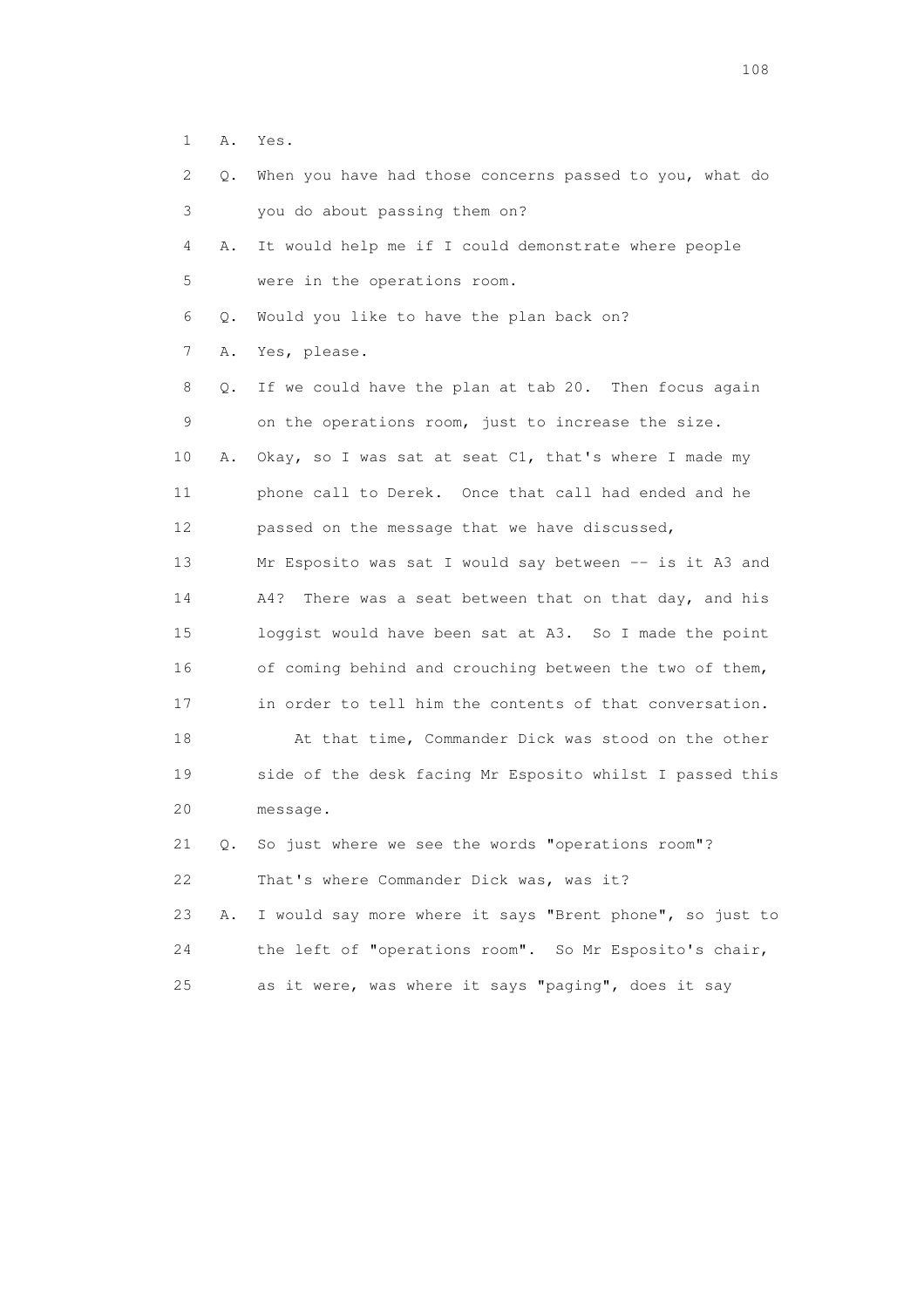1 A. Yes.

2 Q. When you have had those concerns passed to you, what do

3 you do about passing them on?

4 A. It would help me if I could demonstrate where people

5 were in the operations room.

6 Q. Would you like to have the plan back on?

7 A. Yes, please.

8 Q. If we could have the plan at tab 20. Then focus again

9 on the operations room, just to increase the size.

10 A. Okay, so I was sat at seat C1, that's where I made my

11 phone call to Derek. Once that call had ended and he

12 passed on the message that we have discussed,

13 Mr Esposito was sat I would say between -- is it A3 and

14 A4? There was a seat between that on that day, and his

15 loggist would have been sat at A3. So I made the point

16 of coming behind and crouching between the two of them,

17 in order to tell him the contents of that conversation.

18 At that time, Commander Dick was stood on the other

19 side of the desk facing Mr Esposito whilst I passed this

20 message.

21 Q. So just where we see the words "operations room"?

22 That's where Commander Dick was, was it?

23 A. I would say more where it says "Brent phone", so just to

24 the left of "operations room". So Mr Esposito's chair,

25 as it were, was where it says "paging", does it say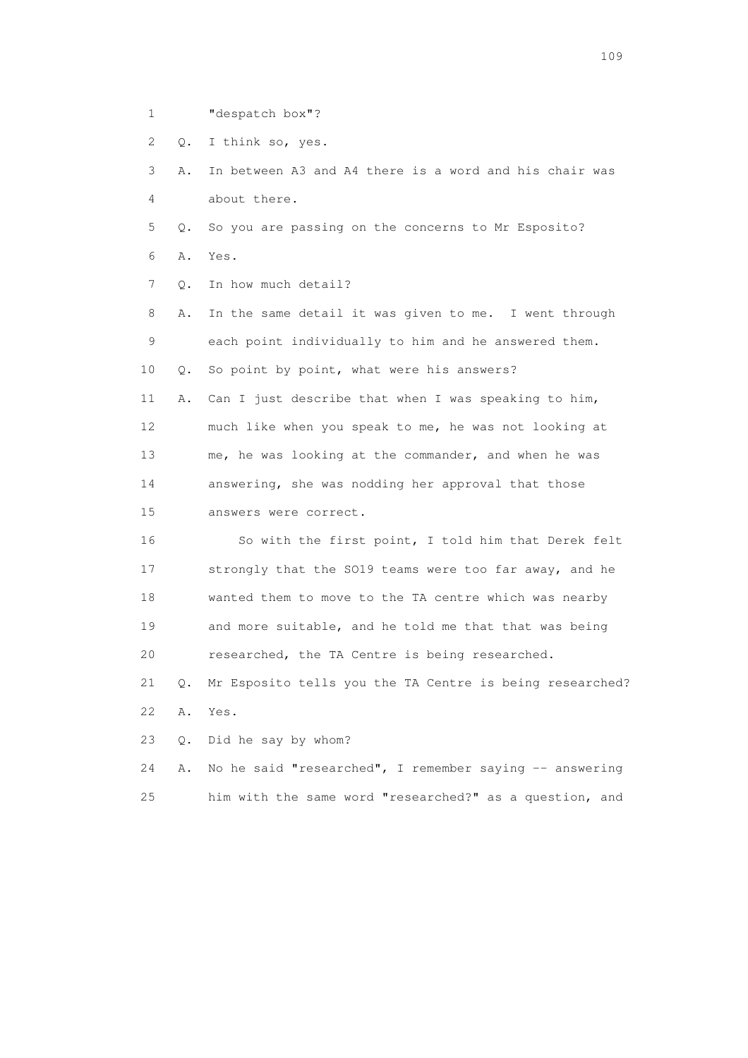1 "despatch box"?

2 Q. I think so, yes.

3 A. In between A3 and A4 there is a word and his chair was

4 about there.

5 Q. So you are passing on the concerns to Mr Esposito?

6 A. Yes.

7 Q. In how much detail?

8 A. In the same detail it was given to me. I went through

9 each point individually to him and he answered them.

10 Q. So point by point, what were his answers?

11 A. Can I just describe that when I was speaking to him,

12 much like when you speak to me, he was not looking at

13 me, he was looking at the commander, and when he was

14 answering, she was nodding her approval that those

15 answers were correct.

16 So with the first point, I told him that Derek felt

17 strongly that the SO19 teams were too far away, and he

18 wanted them to move to the TA centre which was nearby

19 and more suitable, and he told me that that was being

20 researched, the TA Centre is being researched.

21 Q. Mr Esposito tells you the TA Centre is being researched?

22 A. Yes.

23 Q. Did he say by whom?

24 A. No he said "researched", I remember saying -- answering

25 him with the same word "researched?" as a question, and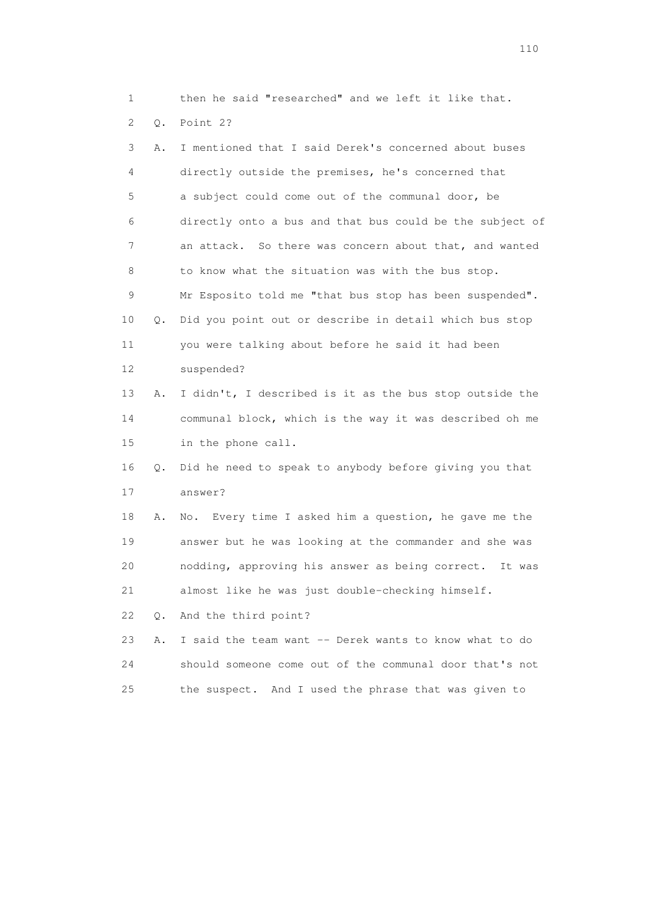1 then he said "researched" and we left it like that.

2 Q. Point 2?

3 A. I mentioned that I said Derek's concerned about buses

4 directly outside the premises, he's concerned that

5 a subject could come out of the communal door, be

6 directly onto a bus and that bus could be the subject of

7 an attack. So there was concern about that, and wanted

8 to know what the situation was with the bus stop.

9 Mr Esposito told me "that bus stop has been suspended".

10 Q. Did you point out or describe in detail which bus stop

11 you were talking about before he said it had been

12 suspended?

13 A. I didn't, I described is it as the bus stop outside the

14 communal block, which is the way it was described oh me

15 in the phone call.

16 Q. Did he need to speak to anybody before giving you that

17 answer?

18 A. No. Every time I asked him a question, he gave me the

19 answer but he was looking at the commander and she was

20 nodding, approving his answer as being correct. It was

21 almost like he was just double-checking himself.

22 Q. And the third point?

23 A. I said the team want -- Derek wants to know what to do

24 should someone come out of the communal door that's not

25 the suspect. And I used the phrase that was given to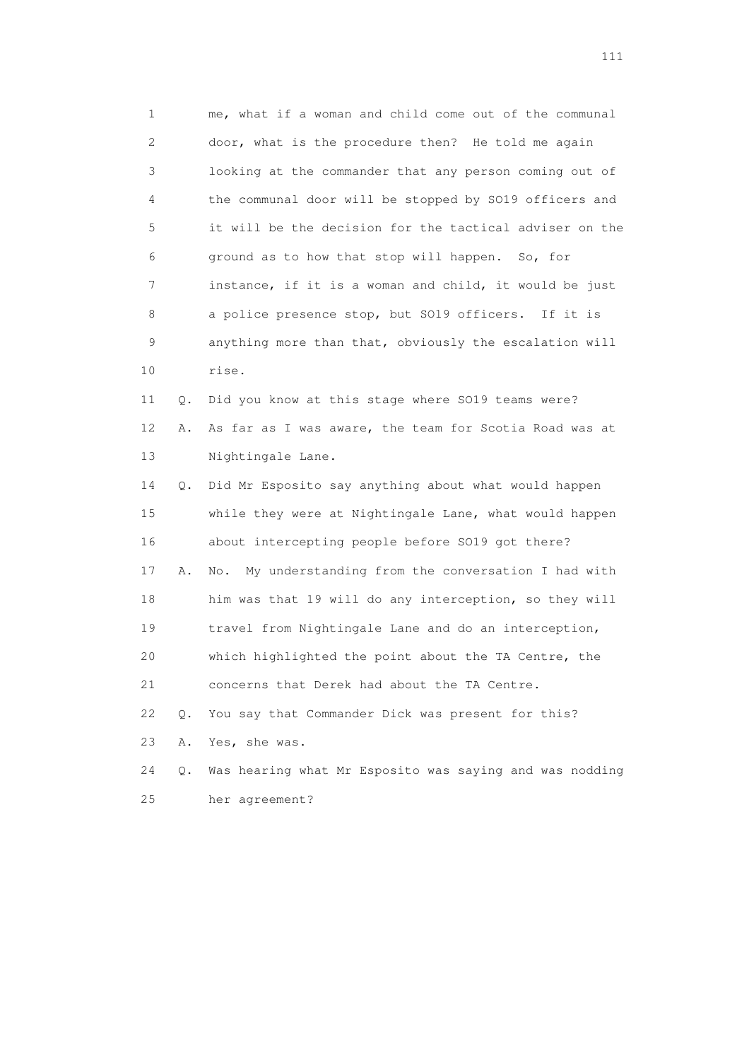1 me, what if a woman and child come out of the communal
2 door, what is the procedure then? He told me again
3 looking at the commander that any person coming out of
4 the communal door will be stopped by SO19 officers and
5 it will be the decision for the tactical adviser on the
6 ground as to how that stop will happen. So, for
7 instance, if it is a woman and child, it would be just
8 a police presence stop, but SO19 officers. If it is
9 anything more than that, obviously the escalation will
10 rise.

11 Q. Did you know at this stage where SO19 teams were?

12 A. As far as I was aware, the team for Scotia Road was at
13 Nightingale Lane.

14 Q. Did Mr Esposito say anything about what would happen
15 while they were at Nightingale Lane, what would happen
16 about intercepting people before SO19 got there?

17 A. No. My understanding from the conversation I had with
18 him was that 19 will do any interception, so they will
19 travel from Nightingale Lane and do an interception,
20 which highlighted the point about the TA Centre, the
21 concerns that Derek had about the TA Centre.

22 Q. You say that Commander Dick was present for this?

23 A. Yes, she was.

24 Q. Was hearing what Mr Esposito was saying and was nodding
25 her agreement?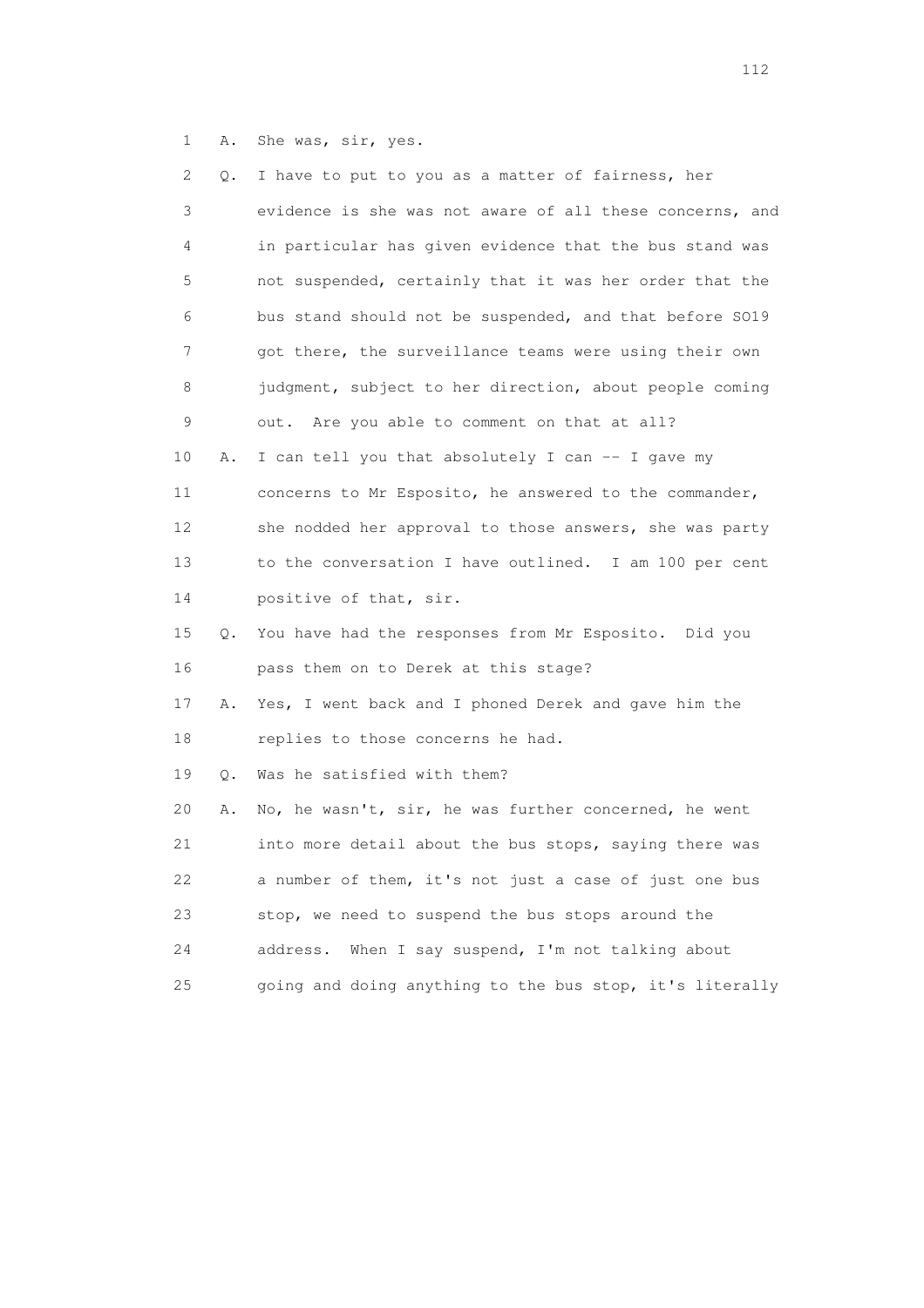1 A. She was, sir, yes.

2 Q. I have to put to you as a matter of fairness, her

3 evidence is she was not aware of all these concerns, and

4 in particular has given evidence that the bus stand was

5 not suspended, certainly that it was her order that the

6 bus stand should not be suspended, and that before SO19

7 got there, the surveillance teams were using their own

8 judgment, subject to her direction, about people coming

9 out. Are you able to comment on that at all?

10 A. I can tell you that absolutely I can -- I gave my

11 concerns to Mr Esposito, he answered to the commander,

12 she nodded her approval to those answers, she was party

13 to the conversation I have outlined. I am 100 per cent

14 positive of that, sir.

15 Q. You have had the responses from Mr Esposito. Did you

16 pass them on to Derek at this stage?

17 A. Yes, I went back and I phoned Derek and gave him the

18 replies to those concerns he had.

19 Q. Was he satisfied with them?

20 A. No, he wasn't, sir, he was further concerned, he went

21 into more detail about the bus stops, saying there was

22 a number of them, it's not just a case of just one bus

23 stop, we need to suspend the bus stops around the

24 address. When I say suspend, I'm not talking about

25 going and doing anything to the bus stop, it's literally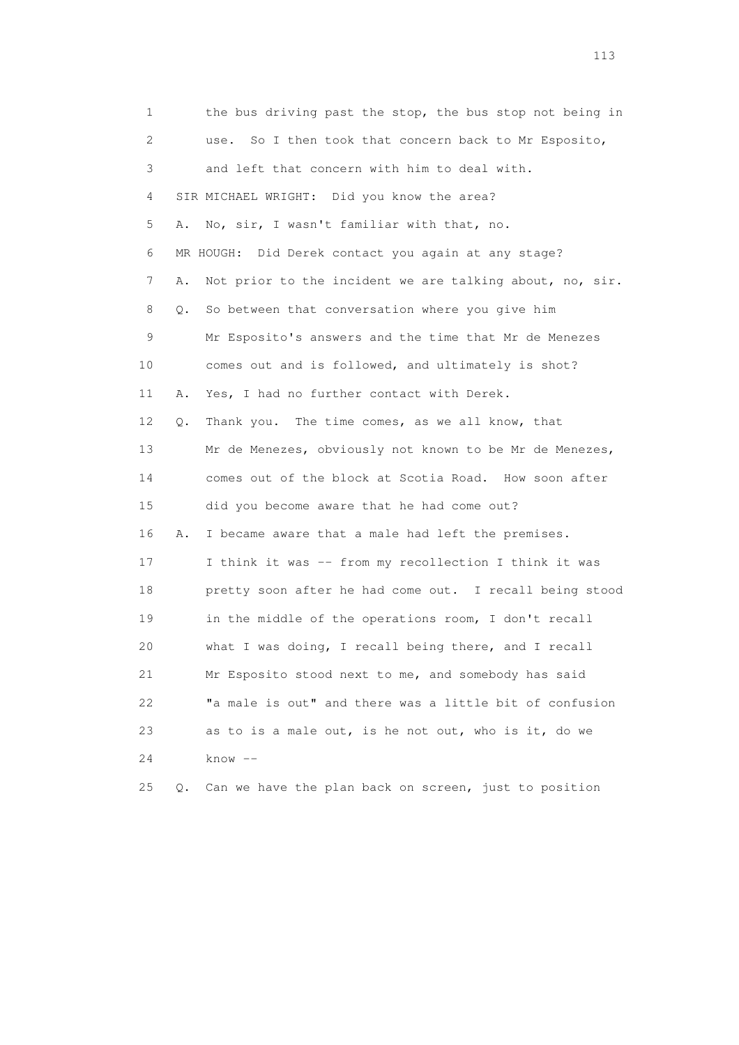1 the bus driving past the stop, the bus stop not being in
2 use. So I then took that concern back to Mr Esposito,
3 and left that concern with him to deal with.
4 SIR MICHAEL WRIGHT: Did you know the area?
5 A. No, sir, I wasn't familiar with that, no.
6 MR HOUGH: Did Derek contact you again at any stage?
7 A. Not prior to the incident we are talking about, no, sir.
8 Q. So between that conversation where you give him
9 Mr Esposito's answers and the time that Mr de Menezes
10 comes out and is followed, and ultimately is shot?
11 A. Yes, I had no further contact with Derek.
12 Q. Thank you. The time comes, as we all know, that
13 Mr de Menezes, obviously not known to be Mr de Menezes,
14 comes out of the block at Scotia Road. How soon after
15 did you become aware that he had come out?
16 A. I became aware that a male had left the premises.
17 I think it was -- from my recollection I think it was
18 pretty soon after he had come out. I recall being stood
19 in the middle of the operations room, I don't recall
20 what I was doing, I recall being there, and I recall
21 Mr Esposito stood next to me, and somebody has said
22 "a male is out" and there was a little bit of confusion
23 as to is a male out, is he not out, who is it, do we
24 know --
25 Q. Can we have the plan back on screen, just to position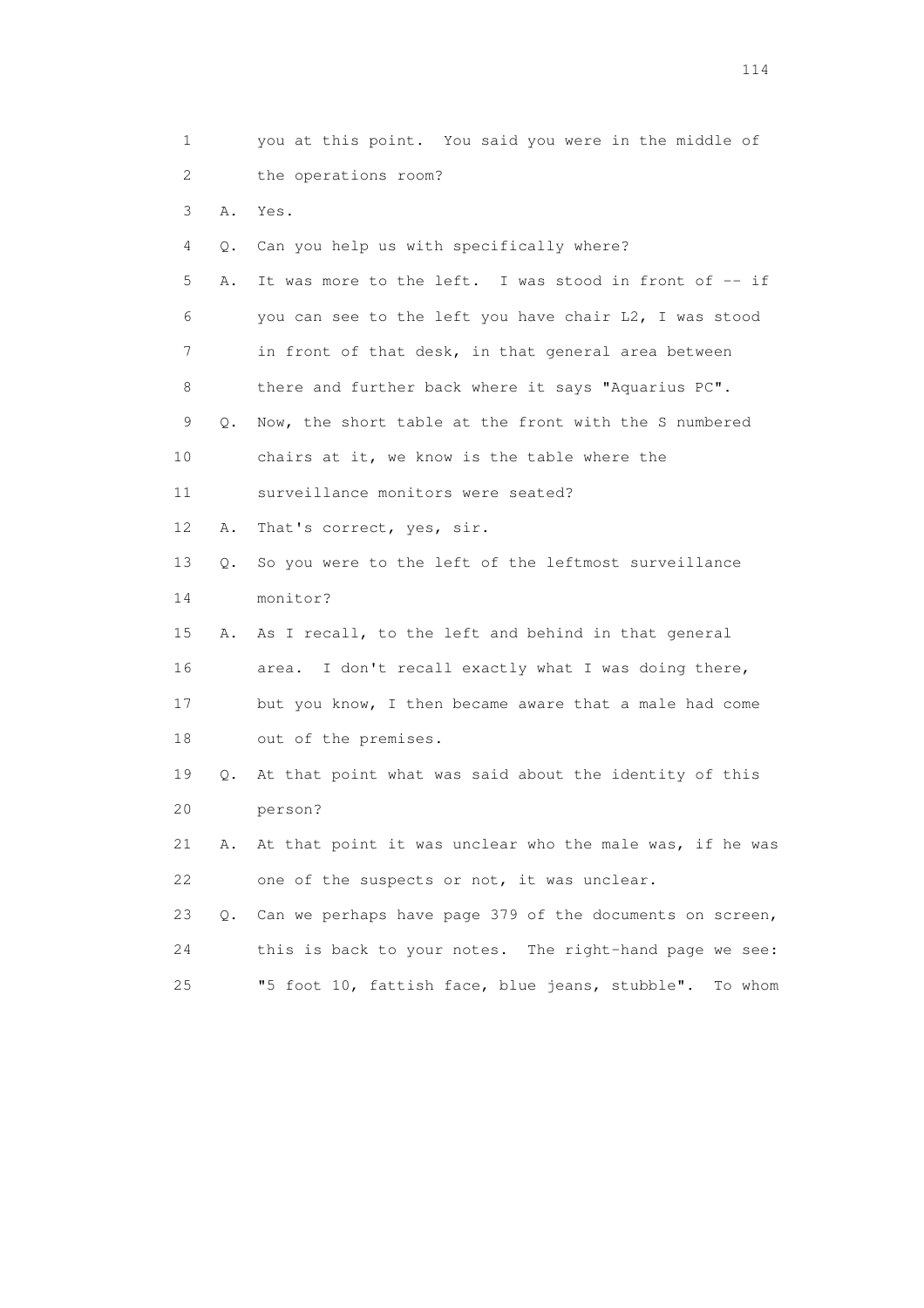1 you at this point. You said you were in the middle of
2 the operations room?
3 A. Yes.
4 Q. Can you help us with specifically where?
5 A. It was more to the left. I was stood in front of -- if
6 you can see to the left you have chair L2, I was stood
7 in front of that desk, in that general area between
8 there and further back where it says "Aquarius PC".
9 Q. Now, the short table at the front with the S numbered
10 chairs at it, we know is the table where the
11 surveillance monitors were seated?
12 A. That's correct, yes, sir.
13 Q. So you were to the left of the leftmost surveillance
14 monitor?
15 A. As I recall, to the left and behind in that general
16 area. I don't recall exactly what I was doing there,
17 but you know, I then became aware that a male had come
18 out of the premises.
19 Q. At that point what was said about the identity of this
20 person?
21 A. At that point it was unclear who the male was, if he was
22 one of the suspects or not, it was unclear.
23 Q. Can we perhaps have page 379 of the documents on screen,
24 this is back to your notes. The right-hand page we see:
25 "5 foot 10, fattish face, blue jeans, stubble". To whom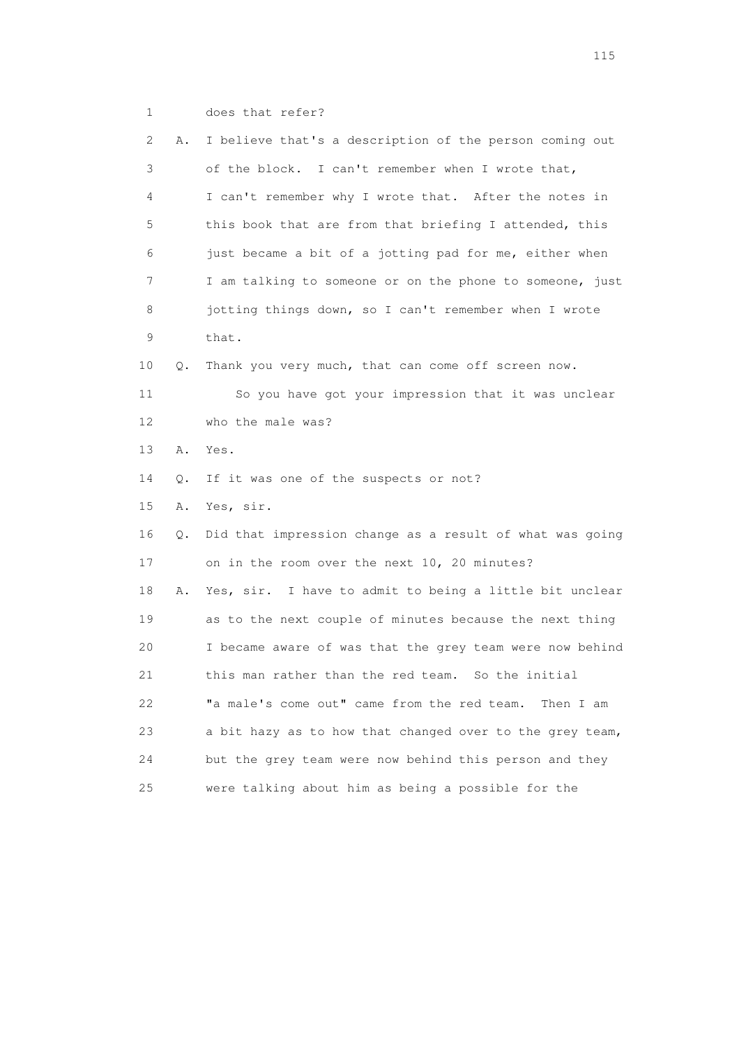1 does that refer?

2 A. I believe that's a description of the person coming out

3 of the block. I can't remember when I wrote that,

4 I can't remember why I wrote that. After the notes in

5 this book that are from that briefing I attended, this

6 just became a bit of a jotting pad for me, either when

7 I am talking to someone or on the phone to someone, just

8 jotting things down, so I can't remember when I wrote

9 that.

10 Q. Thank you very much, that can come off screen now.

11 So you have got your impression that it was unclear

12 who the male was?

13 A. Yes.

14 Q. If it was one of the suspects or not?

15 A. Yes, sir.

16 Q. Did that impression change as a result of what was going

17 on in the room over the next 10, 20 minutes?

18 A. Yes, sir. I have to admit to being a little bit unclear

19 as to the next couple of minutes because the next thing

20 I became aware of was that the grey team were now behind

21 this man rather than the red team. So the initial

22 "a male's come out" came from the red team. Then I am

23 a bit hazy as to how that changed over to the grey team,

24 but the grey team were now behind this person and they

25 were talking about him as being a possible for the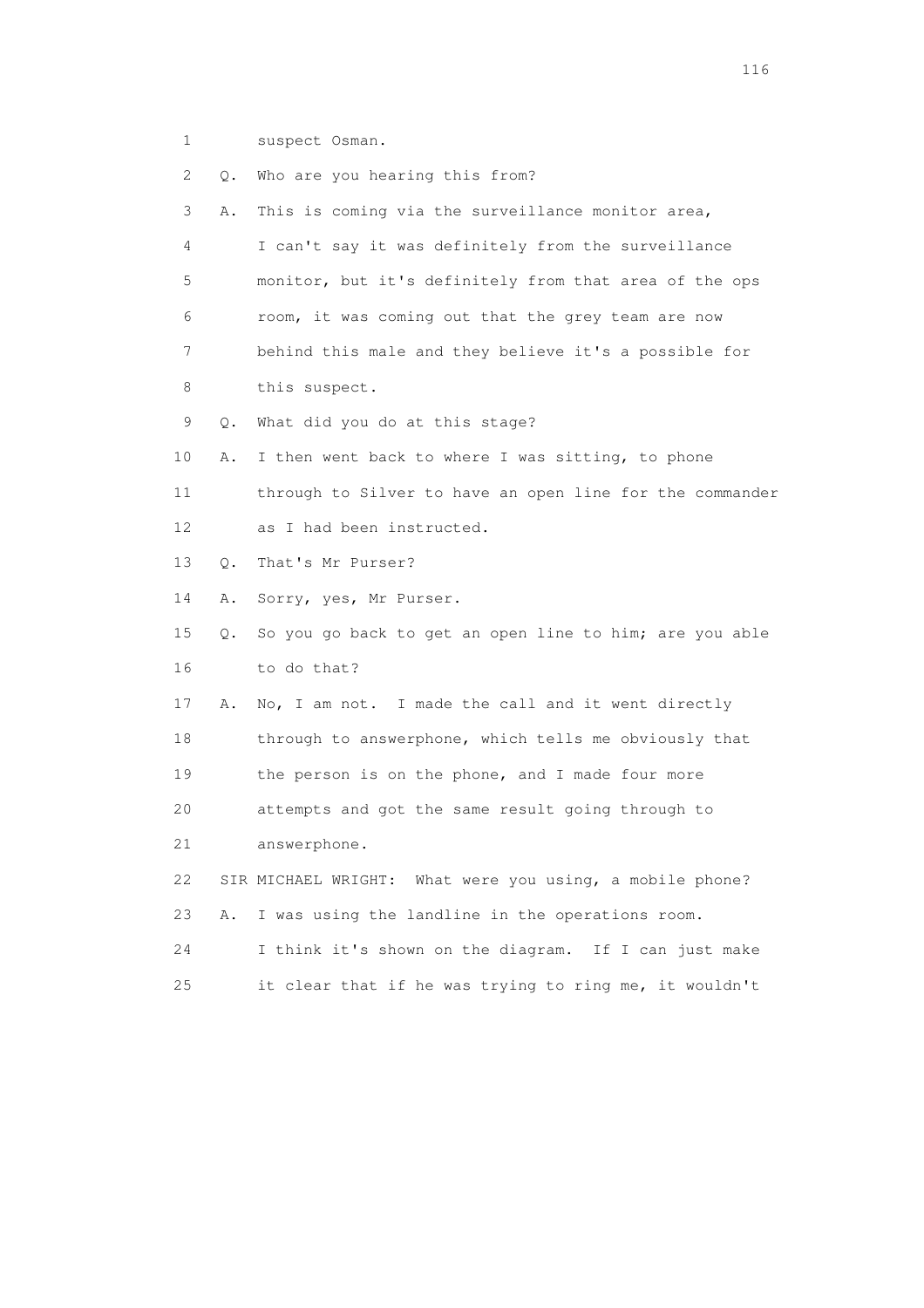1 suspect Osman.

2 Q. Who are you hearing this from?

3 A. This is coming via the surveillance monitor area,

4 I can't say it was definitely from the surveillance

5 monitor, but it's definitely from that area of the ops

6 room, it was coming out that the grey team are now

7 behind this male and they believe it's a possible for

8 this suspect.

9 Q. What did you do at this stage?

10 A. I then went back to where I was sitting, to phone

11 through to Silver to have an open line for the commander

12 as I had been instructed.

13 Q. That's Mr Purser?

14 A. Sorry, yes, Mr Purser.

15 Q. So you go back to get an open line to him; are you able

16 to do that?

17 A. No, I am not. I made the call and it went directly

18 through to answerphone, which tells me obviously that

19 the person is on the phone, and I made four more

20 attempts and got the same result going through to

21 answerphone.

22 SIR MICHAEL WRIGHT: What were you using, a mobile phone?

23 A. I was using the landline in the operations room.

24 I think it's shown on the diagram. If I can just make

25 it clear that if he was trying to ring me, it wouldn't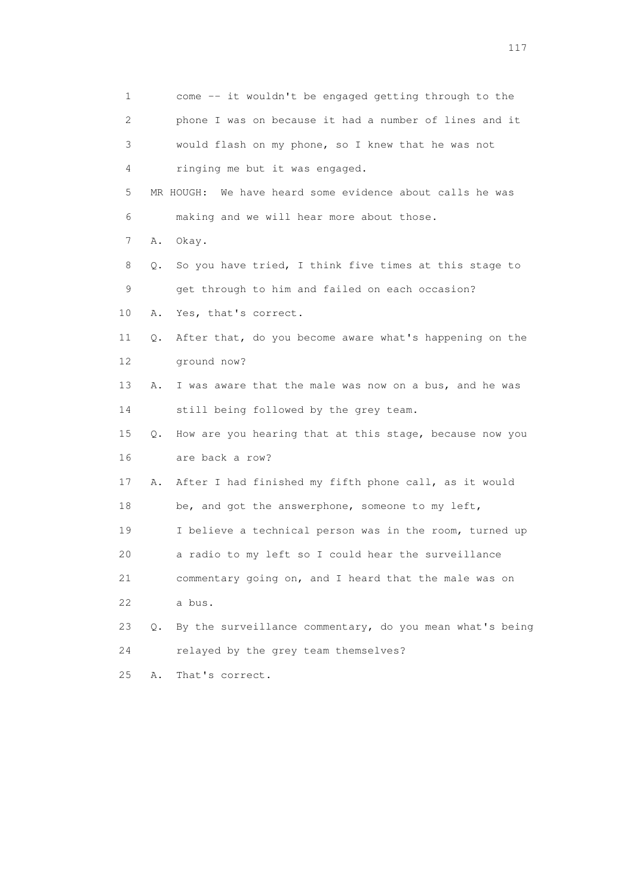1 come -- it wouldn't be engaged getting through to the
2 phone I was on because it had a number of lines and it
3 would flash on my phone, so I knew that he was not
4 ringing me but it was engaged.

5 MR HOUGH: We have heard some evidence about calls he was
6 making and we will hear more about those.

7 A. Okay.

8 Q. So you have tried, I think five times at this stage to
9 get through to him and failed on each occasion?

10 A. Yes, that's correct.

11 Q. After that, do you become aware what's happening on the
12 ground now?

13 A. I was aware that the male was now on a bus, and he was
14 still being followed by the grey team.

15 Q. How are you hearing that at this stage, because now you
16 are back a row?

17 A. After I had finished my fifth phone call, as it would
18 be, and got the answerphone, someone to my left,
19 I believe a technical person was in the room, turned up
20 a radio to my left so I could hear the surveillance
21 commentary going on, and I heard that the male was on
22 a bus.

23 Q. By the surveillance commentary, do you mean what's being
24 relayed by the grey team themselves?

25 A. That's correct.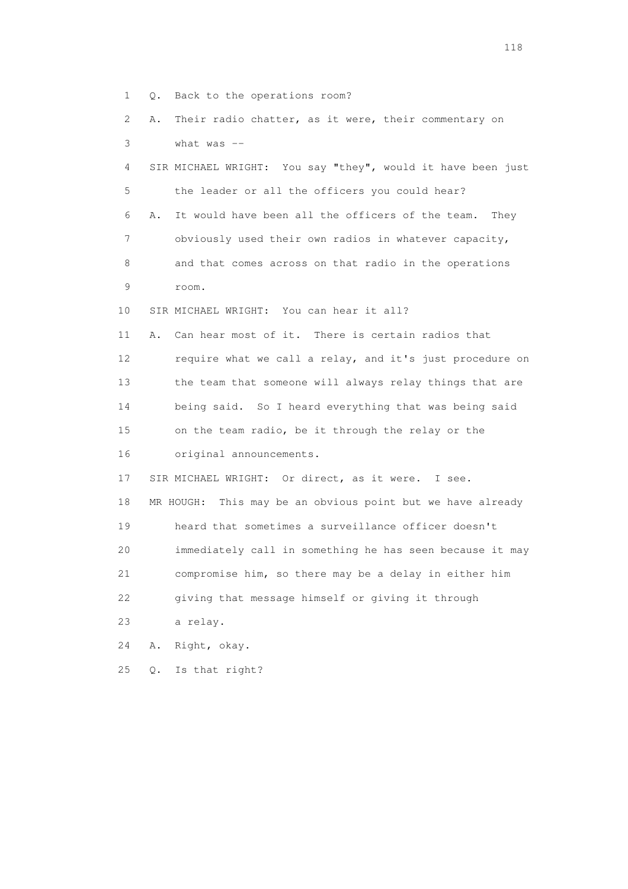1 Q. Back to the operations room?

2 A. Their radio chatter, as it were, their commentary on

3 what was --

4 SIR MICHAEL WRIGHT: You say "they", would it have been just

5 the leader or all the officers you could hear?

6 A. It would have been all the officers of the team. They

7 obviously used their own radios in whatever capacity,

8 and that comes across on that radio in the operations

9 room.

10 SIR MICHAEL WRIGHT: You can hear it all?

11 A. Can hear most of it. There is certain radios that

12 require what we call a relay, and it's just procedure on

13 the team that someone will always relay things that are

14 being said. So I heard everything that was being said

15 on the team radio, be it through the relay or the

16 original announcements.

17 SIR MICHAEL WRIGHT: Or direct, as it were. I see.

18 MR HOUGH: This may be an obvious point but we have already

19 heard that sometimes a surveillance officer doesn't

20 immediately call in something he has seen because it may

21 compromise him, so there may be a delay in either him

22 giving that message himself or giving it through

23 a relay.

24 A. Right, okay.

25 Q. Is that right?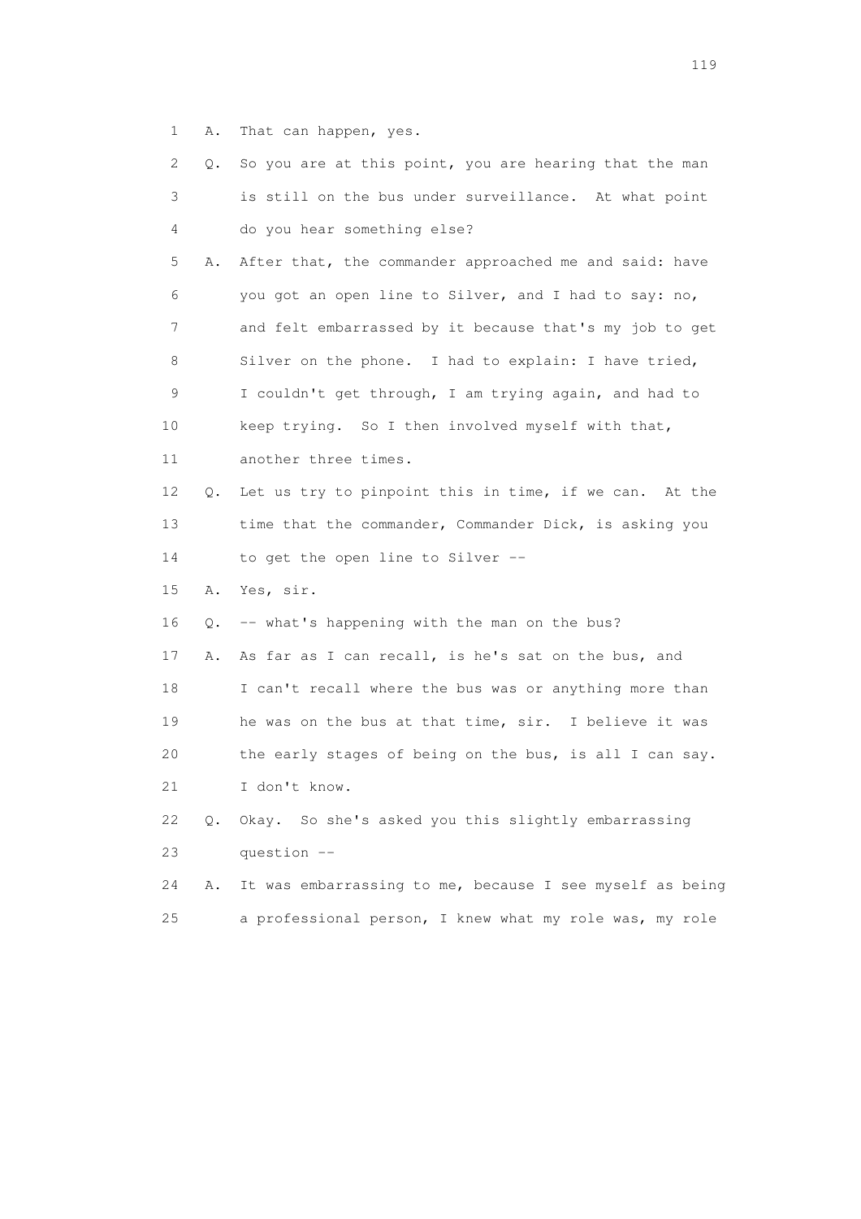1 A. That can happen, yes.

2 Q. So you are at this point, you are hearing that the man

3 is still on the bus under surveillance. At what point

4 do you hear something else?

5 A. After that, the commander approached me and said: have

6 you got an open line to Silver, and I had to say: no,

7 and felt embarrassed by it because that's my job to get

8 Silver on the phone. I had to explain: I have tried,

9 I couldn't get through, I am trying again, and had to

10 keep trying. So I then involved myself with that,

11 another three times.

12 Q. Let us try to pinpoint this in time, if we can. At the

13 time that the commander, Commander Dick, is asking you

14 to get the open line to Silver --

15 A. Yes, sir.

16 Q. -- what's happening with the man on the bus?

17 A. As far as I can recall, is he's sat on the bus, and

18 I can't recall where the bus was or anything more than

19 he was on the bus at that time, sir. I believe it was

20 the early stages of being on the bus, is all I can say.

21 I don't know.

22 Q. Okay. So she's asked you this slightly embarrassing

23 question --

24 A. It was embarrassing to me, because I see myself as being

25 a professional person, I knew what my role was, my role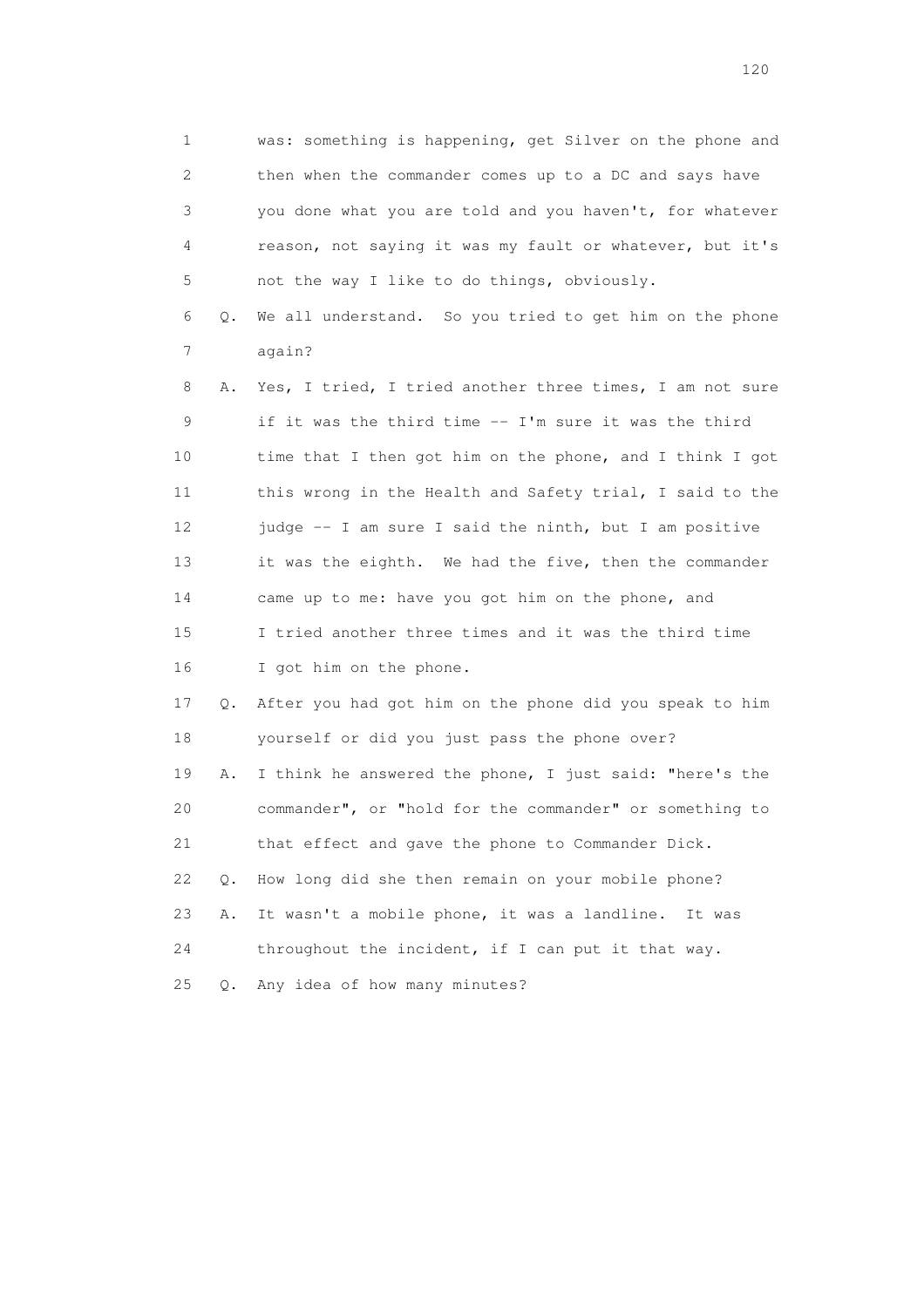1 was: something is happening, get Silver on the phone and
2 then when the commander comes up to a DC and says have
3 you done what you are told and you haven't, for whatever
4 reason, not saying it was my fault or whatever, but it's
5 not the way I like to do things, obviously.

6 Q. We all understand. So you tried to get him on the phone
7 again?

8 A. Yes, I tried, I tried another three times, I am not sure
9 if it was the third time -- I'm sure it was the third
10 time that I then got him on the phone, and I think I got
11 this wrong in the Health and Safety trial, I said to the
12 judge -- I am sure I said the ninth, but I am positive
13 it was the eighth. We had the five, then the commander
14 came up to me: have you got him on the phone, and
15 I tried another three times and it was the third time
16 I got him on the phone.

17 Q. After you had got him on the phone did you speak to him
18 yourself or did you just pass the phone over?

19 A. I think he answered the phone, I just said: "here's the
20 commander", or "hold for the commander" or something to
21 that effect and gave the phone to Commander Dick.

22 Q. How long did she then remain on your mobile phone?

23 A. It wasn't a mobile phone, it was a landline. It was
24 throughout the incident, if I can put it that way.

25 Q. Any idea of how many minutes?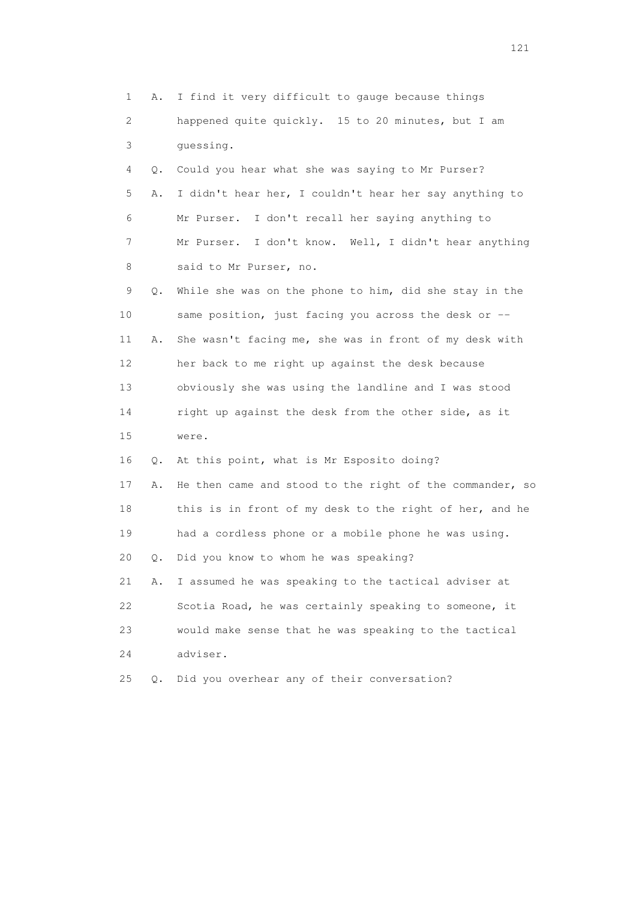1 A. I find it very difficult to gauge because things
2 happened quite quickly. 15 to 20 minutes, but I am
3 guessing.

4 Q. Could you hear what she was saying to Mr Purser?

5 A. I didn't hear her, I couldn't hear her say anything to
6 Mr Purser. I don't recall her saying anything to
7 Mr Purser. I don't know. Well, I didn't hear anything
8 said to Mr Purser, no.

9 Q. While she was on the phone to him, did she stay in the
10 same position, just facing you across the desk or --

11 A. She wasn't facing me, she was in front of my desk with
12 her back to me right up against the desk because
13 obviously she was using the landline and I was stood
14 right up against the desk from the other side, as it
15 were.

16 Q. At this point, what is Mr Esposito doing?

17 A. He then came and stood to the right of the commander, so
18 this is in front of my desk to the right of her, and he
19 had a cordless phone or a mobile phone he was using.

20 Q. Did you know to whom he was speaking?

21 A. I assumed he was speaking to the tactical adviser at
22 Scotia Road, he was certainly speaking to someone, it
23 would make sense that he was speaking to the tactical
24 adviser.

25 Q. Did you overhear any of their conversation?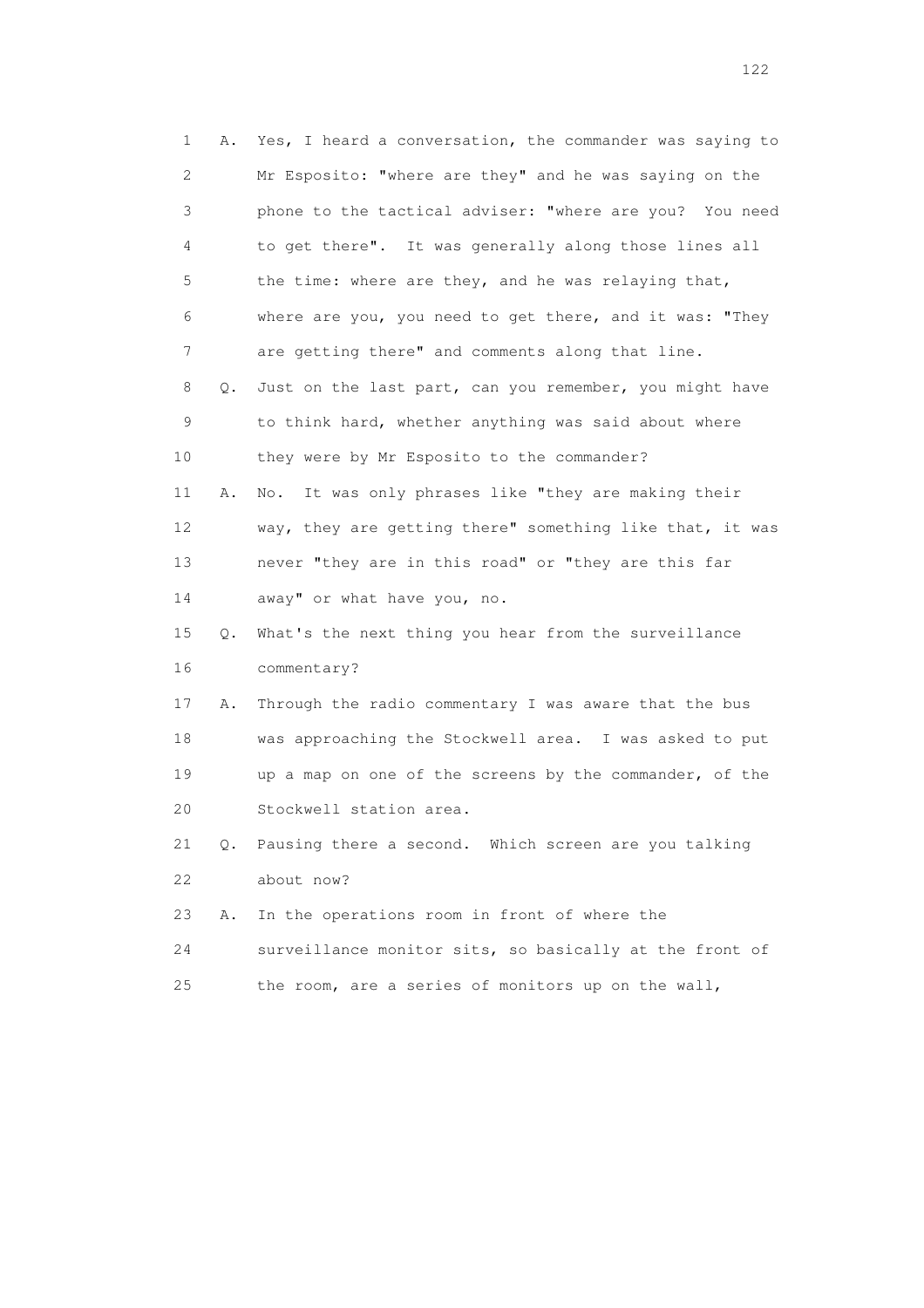1 A. Yes, I heard a conversation, the commander was saying to
2 Mr Esposito: "where are they" and he was saying on the
3 phone to the tactical adviser: "where are you? You need
4 to get there". It was generally along those lines all
5 the time: where are they, and he was relaying that,
6 where are you, you need to get there, and it was: "They
7 are getting there" and comments along that line.
8 Q. Just on the last part, can you remember, you might have
9 to think hard, whether anything was said about where
10 they were by Mr Esposito to the commander?
11 A. No. It was only phrases like "they are making their
12 way, they are getting there" something like that, it was
13 never "they are in this road" or "they are this far
14 away" or what have you, no.
15 Q. What's the next thing you hear from the surveillance
16 commentary?
17 A. Through the radio commentary I was aware that the bus
18 was approaching the Stockwell area. I was asked to put
19 up a map on one of the screens by the commander, of the
20 Stockwell station area.
21 Q. Pausing there a second. Which screen are you talking
22 about now?
23 A. In the operations room in front of where the
24 surveillance monitor sits, so basically at the front of
25 the room, are a series of monitors up on the wall,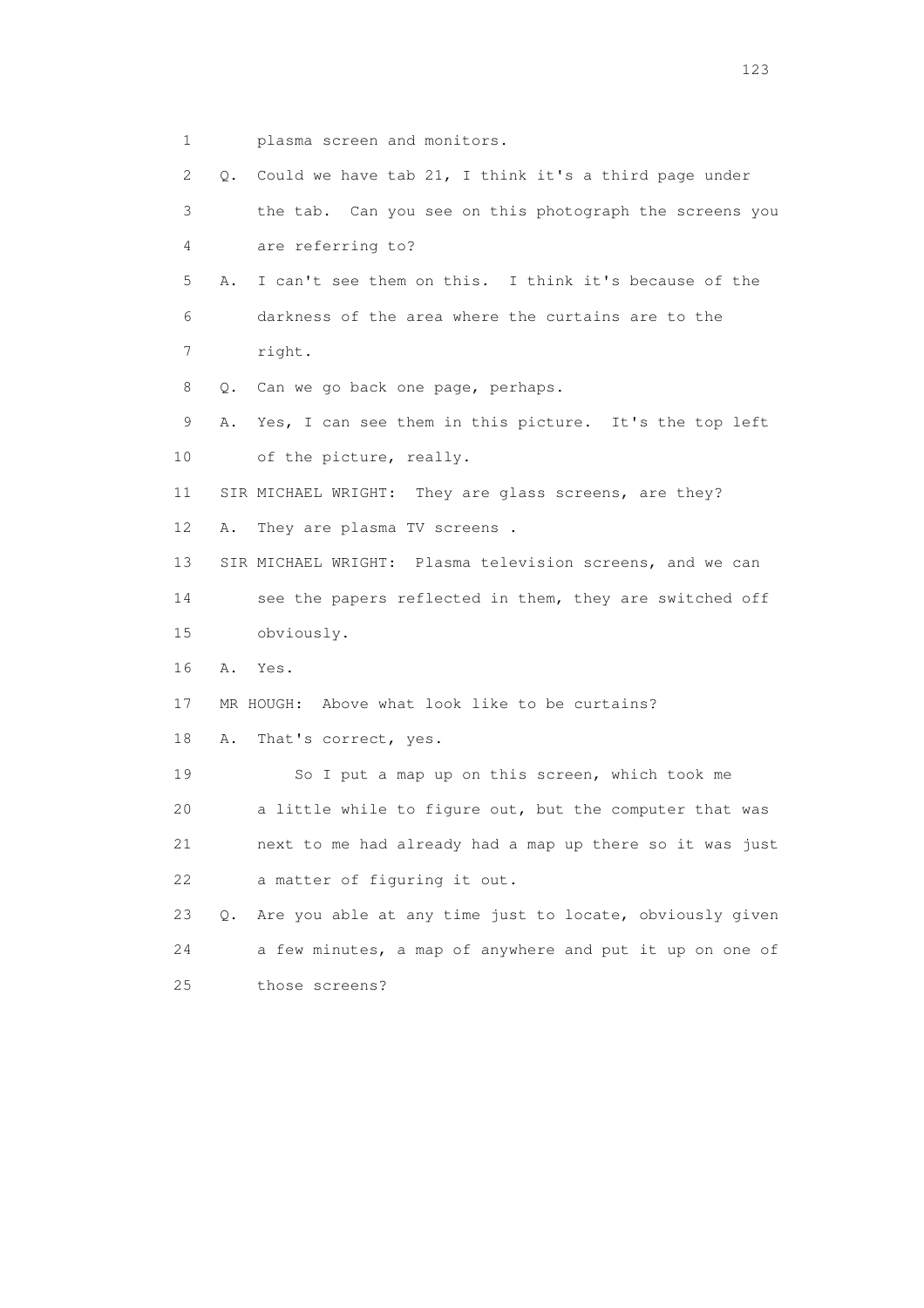1 plasma screen and monitors.

2 Q. Could we have tab 21, I think it's a third page under

3 the tab. Can you see on this photograph the screens you

4 are referring to?

5 A. I can't see them on this. I think it's because of the

6 darkness of the area where the curtains are to the

7 right.

8 Q. Can we go back one page, perhaps.

9 A. Yes, I can see them in this picture. It's the top left

10 of the picture, really.

11 SIR MICHAEL WRIGHT: They are glass screens, are they?

12 A. They are plasma TV screens .

13 SIR MICHAEL WRIGHT: Plasma television screens, and we can

14 see the papers reflected in them, they are switched off

15 obviously.

16 A. Yes.

17 MR HOUGH: Above what look like to be curtains?

18 A. That's correct, yes.

19 So I put a map up on this screen, which took me

20 a little while to figure out, but the computer that was

21 next to me had already had a map up there so it was just

22 a matter of figuring it out.

23 Q. Are you able at any time just to locate, obviously given

24 a few minutes, a map of anywhere and put it up on one of

25 those screens?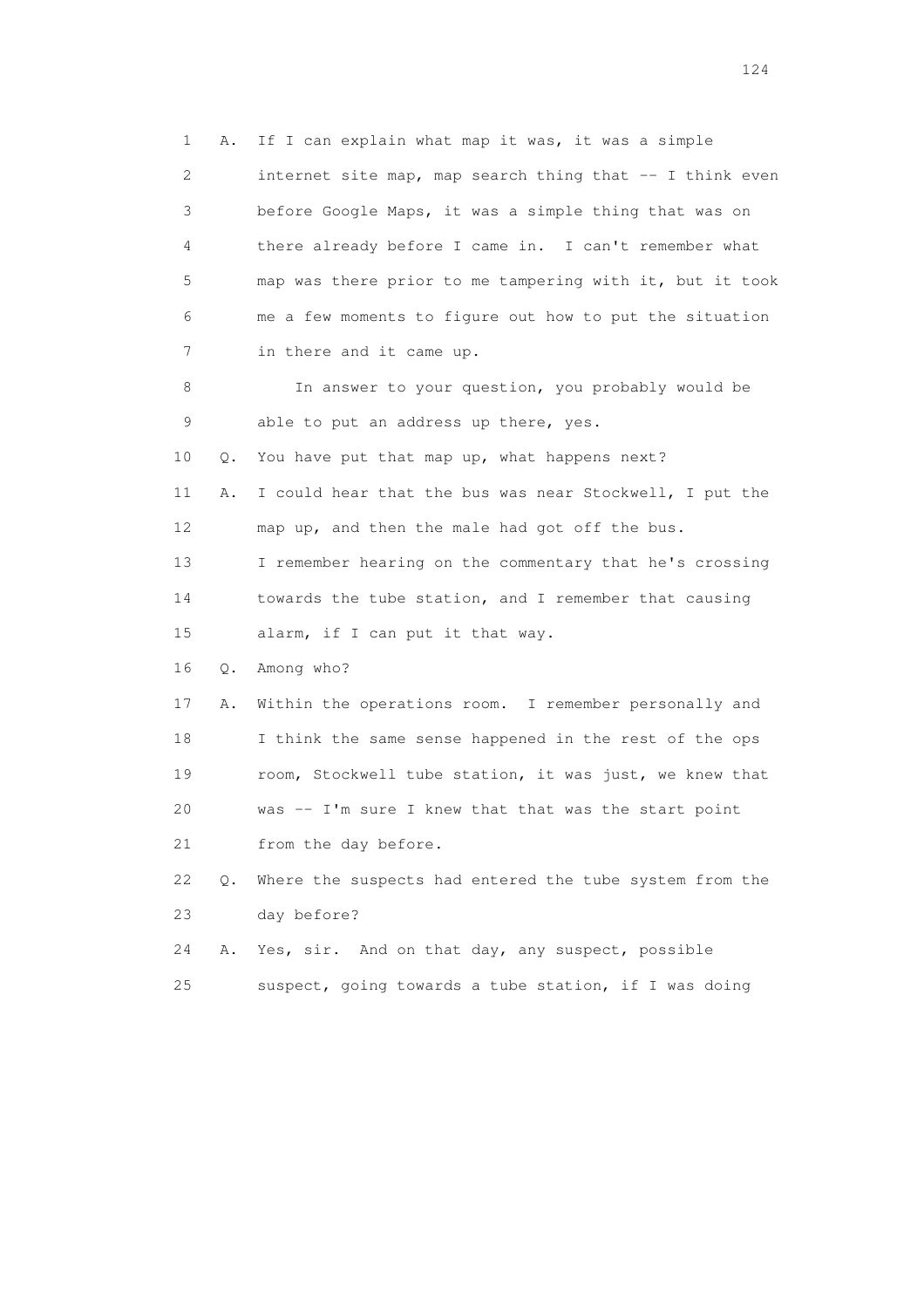1 A. If I can explain what map it was, it was a simple
2 internet site map, map search thing that -- I think even
3 before Google Maps, it was a simple thing that was on
4 there already before I came in. I can't remember what
5 map was there prior to me tampering with it, but it took
6 me a few moments to figure out how to put the situation
7 in there and it came up.

8 In answer to your question, you probably would be
9 able to put an address up there, yes.

10 Q. You have put that map up, what happens next?

11 A. I could hear that the bus was near Stockwell, I put the
12 map up, and then the male had got off the bus.
13 I remember hearing on the commentary that he's crossing
14 towards the tube station, and I remember that causing
15 alarm, if I can put it that way.

16 Q. Among who?

17 A. Within the operations room. I remember personally and
18 I think the same sense happened in the rest of the ops
19 room, Stockwell tube station, it was just, we knew that
20 was -- I'm sure I knew that that was the start point
21 from the day before.

22 Q. Where the suspects had entered the tube system from the
23 day before?

24 A. Yes, sir. And on that day, any suspect, possible
25 suspect, going towards a tube station, if I was doing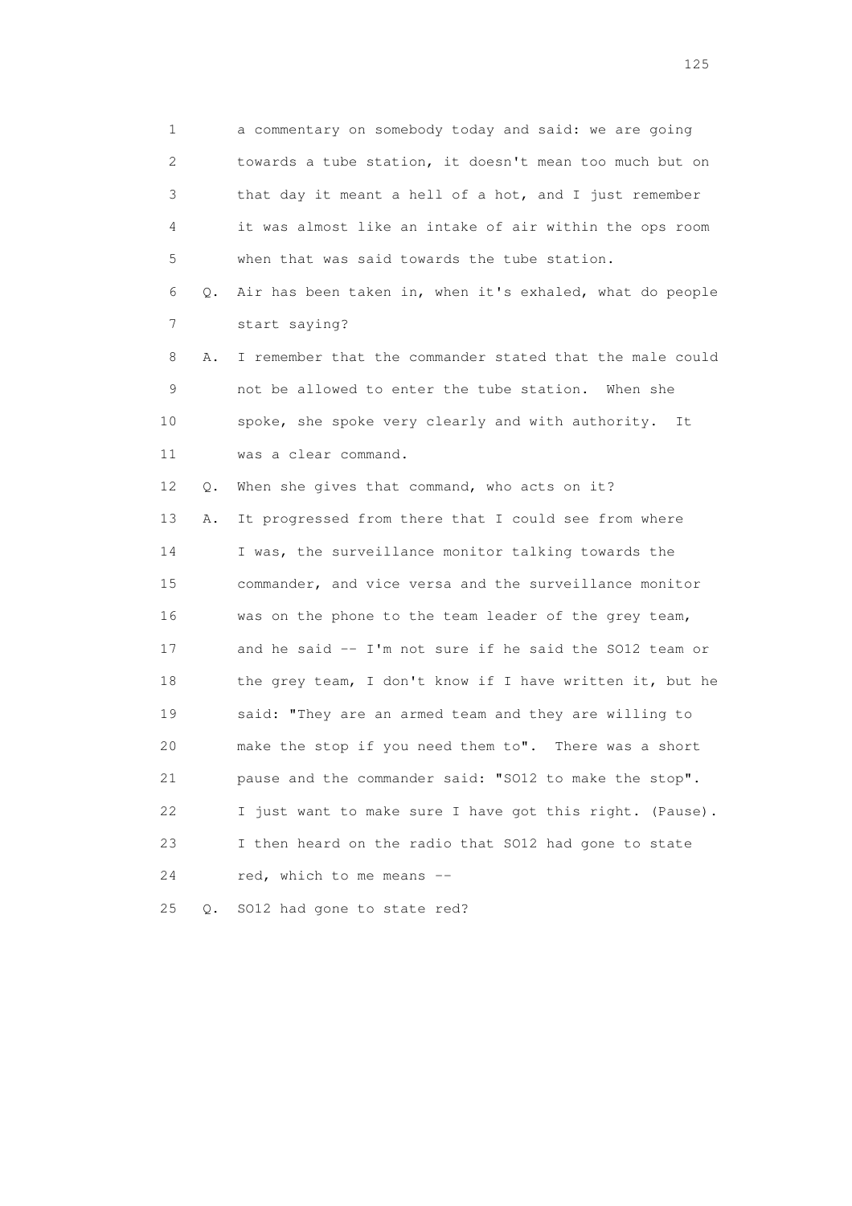1 a commentary on somebody today and said: we are going
2 towards a tube station, it doesn't mean too much but on
3 that day it meant a hell of a hot, and I just remember
4 it was almost like an intake of air within the ops room
5 when that was said towards the tube station.

6 Q. Air has been taken in, when it's exhaled, what do people
7 start saying?

8 A. I remember that the commander stated that the male could
9 not be allowed to enter the tube station. When she
10 spoke, she spoke very clearly and with authority. It
11 was a clear command.

12 Q. When she gives that command, who acts on it?

13 A. It progressed from there that I could see from where
14 I was, the surveillance monitor talking towards the
15 commander, and vice versa and the surveillance monitor
16 was on the phone to the team leader of the grey team,
17 and he said -- I'm not sure if he said the SO12 team or
18 the grey team, I don't know if I have written it, but he
19 said: "They are an armed team and they are willing to
20 make the stop if you need them to". There was a short
21 pause and the commander said: "SO12 to make the stop".
22 I just want to make sure I have got this right. (Pause).
23 I then heard on the radio that SO12 had gone to state
24 red, which to me means --

25 Q. SO12 had gone to state red?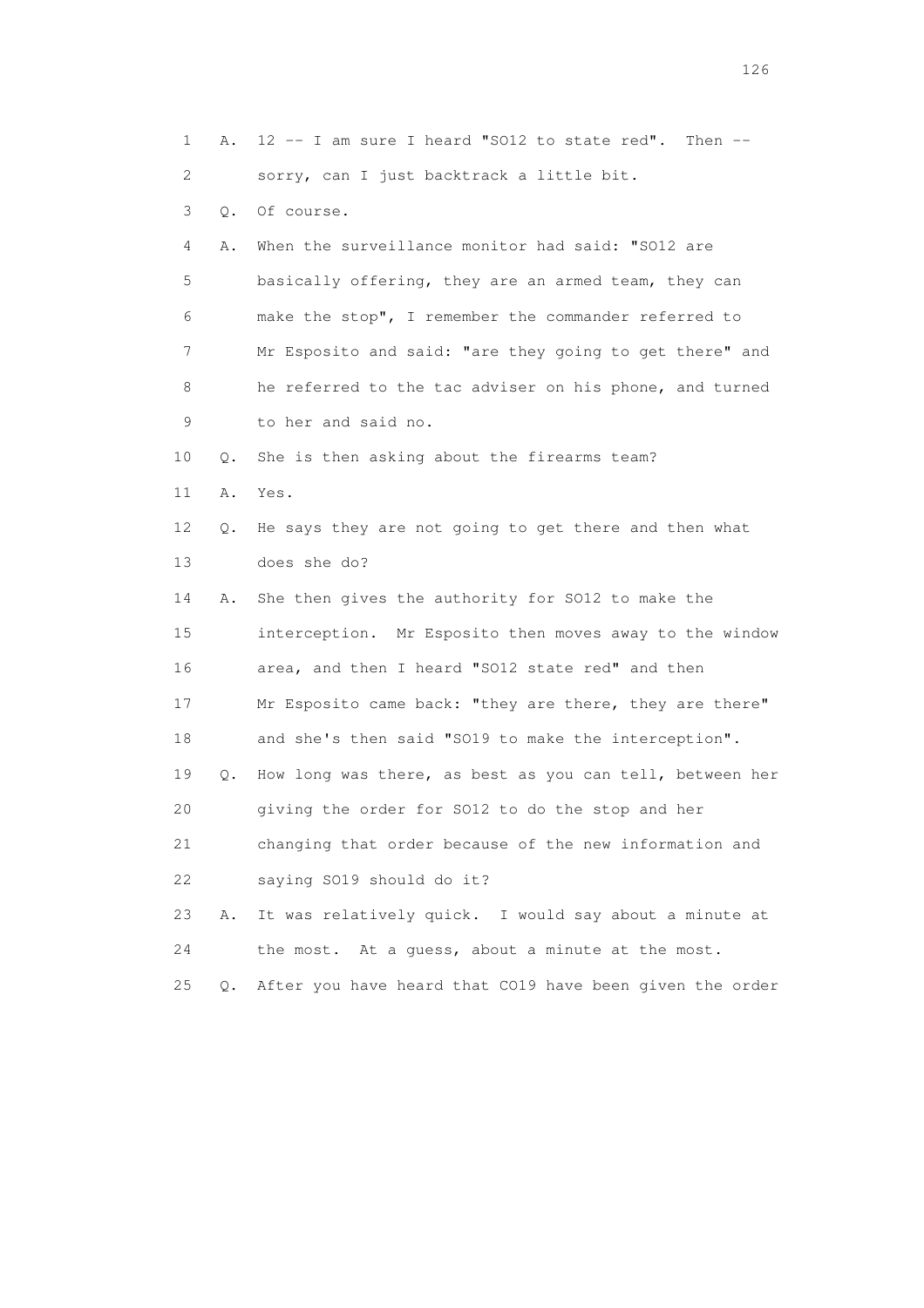1 A. 12 -- I am sure I heard "SO12 to state red". Then --

2 sorry, can I just backtrack a little bit.

3 Q. Of course.

4 A. When the surveillance monitor had said: "SO12 are

5 basically offering, they are an armed team, they can

6 make the stop", I remember the commander referred to

7 Mr Esposito and said: "are they going to get there" and

8 he referred to the tac adviser on his phone, and turned

9 to her and said no.

10 Q. She is then asking about the firearms team?

11 A. Yes.

12 Q. He says they are not going to get there and then what

13 does she do?

14 A. She then gives the authority for SO12 to make the

15 interception. Mr Esposito then moves away to the window

16 area, and then I heard "SO12 state red" and then

17 Mr Esposito came back: "they are there, they are there"

18 and she's then said "SO19 to make the interception".

19 Q. How long was there, as best as you can tell, between her

20 giving the order for SO12 to do the stop and her

21 changing that order because of the new information and

22 saying SO19 should do it?

23 A. It was relatively quick. I would say about a minute at

24 the most. At a guess, about a minute at the most.

25 Q. After you have heard that CO19 have been given the order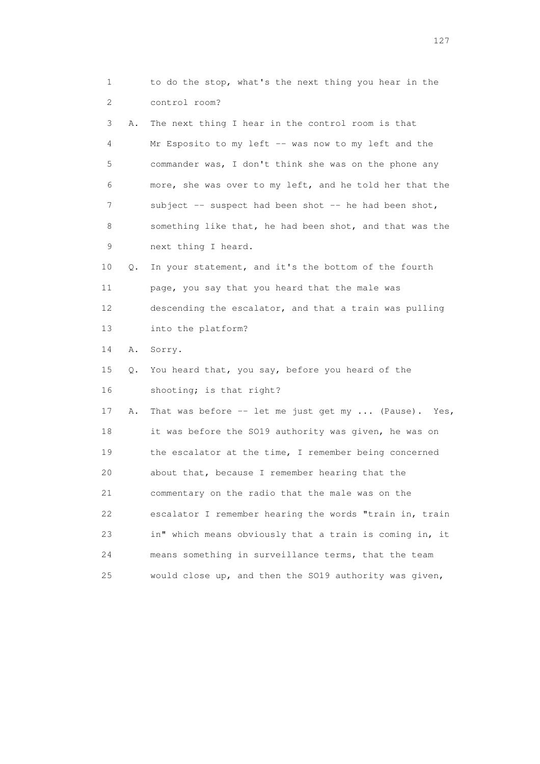1 to do the stop, what's the next thing you hear in the
2 control room?
3 A. The next thing I hear in the control room is that
4 Mr Esposito to my left -- was now to my left and the
5 commander was, I don't think she was on the phone any
6 more, she was over to my left, and he told her that the
7 subject -- suspect had been shot -- he had been shot,
8 something like that, he had been shot, and that was the
9 next thing I heard.
10 Q. In your statement, and it's the bottom of the fourth
11 page, you say that you heard that the male was
12 descending the escalator, and that a train was pulling
13 into the platform?
14 A. Sorry.
15 Q. You heard that, you say, before you heard of the
16 shooting; is that right?
17 A. That was before -- let me just get my ... (Pause). Yes,
18 it was before the SO19 authority was given, he was on
19 the escalator at the time, I remember being concerned
20 about that, because I remember hearing that the
21 commentary on the radio that the male was on the
22 escalator I remember hearing the words "train in, train
23 in" which means obviously that a train is coming in, it
24 means something in surveillance terms, that the team
25 would close up, and then the SO19 authority was given,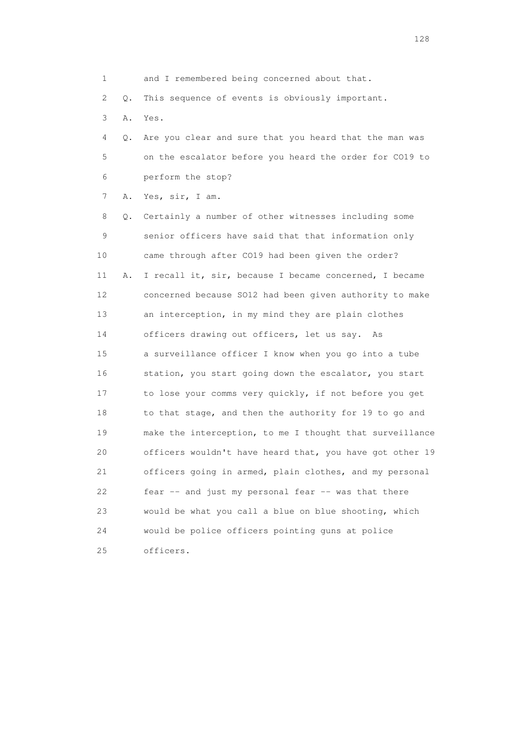1 and I remembered being concerned about that.

2 Q. This sequence of events is obviously important.

3 A. Yes.

4 Q. Are you clear and sure that you heard that the man was
5 on the escalator before you heard the order for CO19 to
6 perform the stop?

7 A. Yes, sir, I am.

8 Q. Certainly a number of other witnesses including some
9 senior officers have said that that information only
10 came through after CO19 had been given the order?

11 A. I recall it, sir, because I became concerned, I became
12 concerned because SO12 had been given authority to make
13 an interception, in my mind they are plain clothes
14 officers drawing out officers, let us say. As
15 a surveillance officer I know when you go into a tube
16 station, you start going down the escalator, you start
17 to lose your comms very quickly, if not before you get
18 to that stage, and then the authority for 19 to go and
19 make the interception, to me I thought that surveillance
20 officers wouldn't have heard that, you have got other 19
21 officers going in armed, plain clothes, and my personal
22 fear -- and just my personal fear -- was that there
23 would be what you call a blue on blue shooting, which
24 would be police officers pointing guns at police
25 officers.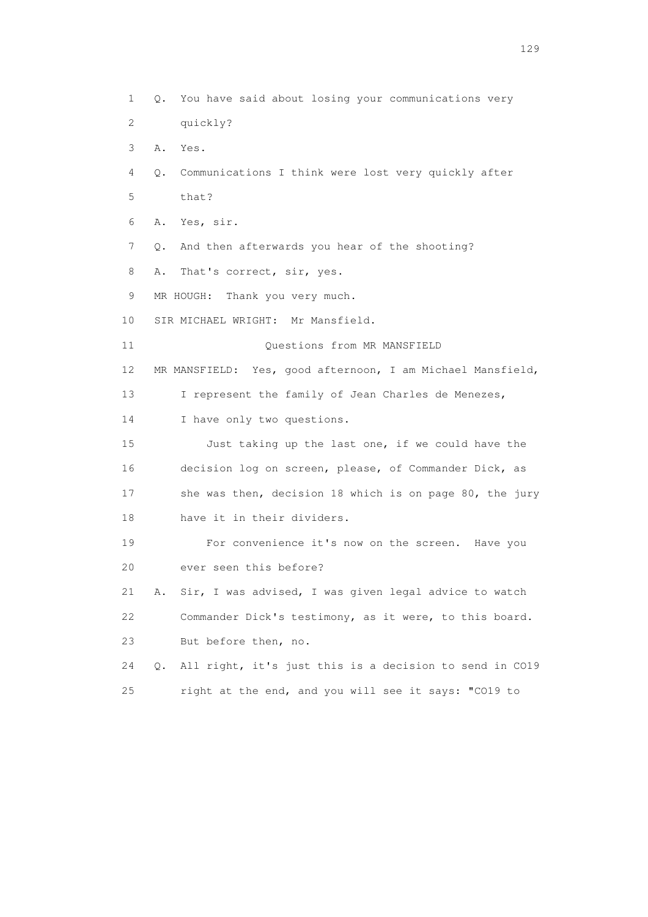1 Q. You have said about losing your communications very
2 quickly?
3 A. Yes.
4 Q. Communications I think were lost very quickly after
5 that?
6 A. Yes, sir.
7 Q. And then afterwards you hear of the shooting?
8 A. That's correct, sir, yes.
9 MR HOUGH: Thank you very much.
10 SIR MICHAEL WRIGHT: Mr Mansfield.
11 Questions from MR MANSFIELD
12 MR MANSFIELD: Yes, good afternoon, I am Michael Mansfield,
13 I represent the family of Jean Charles de Menezes,
14 I have only two questions.
15 Just taking up the last one, if we could have the
16 decision log on screen, please, of Commander Dick, as
17 she was then, decision 18 which is on page 80, the jury
18 have it in their dividers.
19 For convenience it's now on the screen. Have you
20 ever seen this before?
21 A. Sir, I was advised, I was given legal advice to watch
22 Commander Dick's testimony, as it were, to this board.
23 But before then, no.
24 Q. All right, it's just this is a decision to send in CO19
25 right at the end, and you will see it says: "CO19 to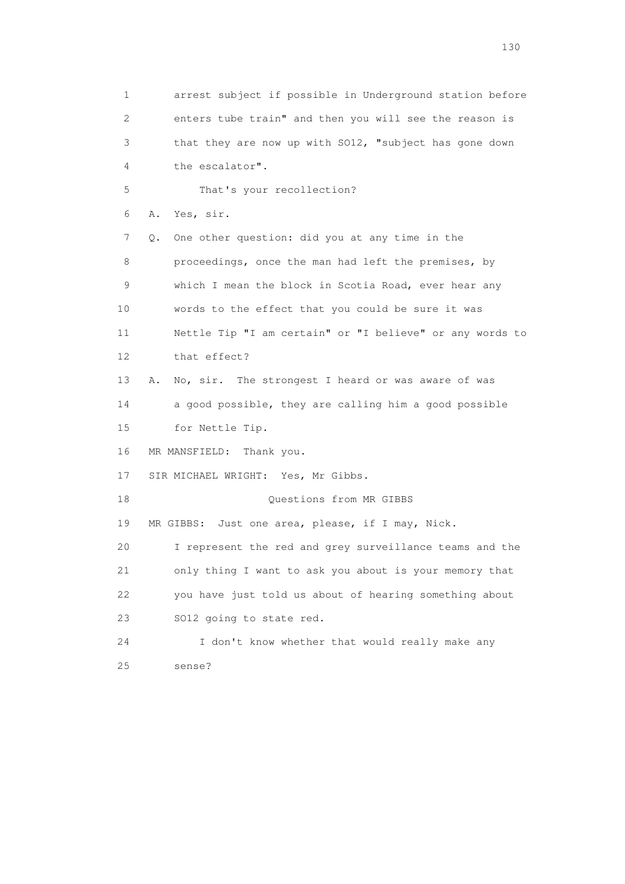1 arrest subject if possible in Underground station before
2 enters tube train" and then you will see the reason is
3 that they are now up with SO12, "subject has gone down
4 the escalator".

5 That's your recollection?

6 A. Yes, sir.

7 Q. One other question: did you at any time in the
8 proceedings, once the man had left the premises, by
9 which I mean the block in Scotia Road, ever hear any
10 words to the effect that you could be sure it was
11 Nettle Tip "I am certain" or "I believe" or any words to
12 that effect?

13 A. No, sir. The strongest I heard or was aware of was
14 a good possible, they are calling him a good possible
15 for Nettle Tip.

16 MR MANSFIELD: Thank you.

17 SIR MICHAEL WRIGHT: Yes, Mr Gibbs.

18 Questions from MR GIBBS

19 MR GIBBS: Just one area, please, if I may, Nick.

20 I represent the red and grey surveillance teams and the
21 only thing I want to ask you about is your memory that
22 you have just told us about of hearing something about
23 SO12 going to state red.

24 I don't know whether that would really make any
25 sense?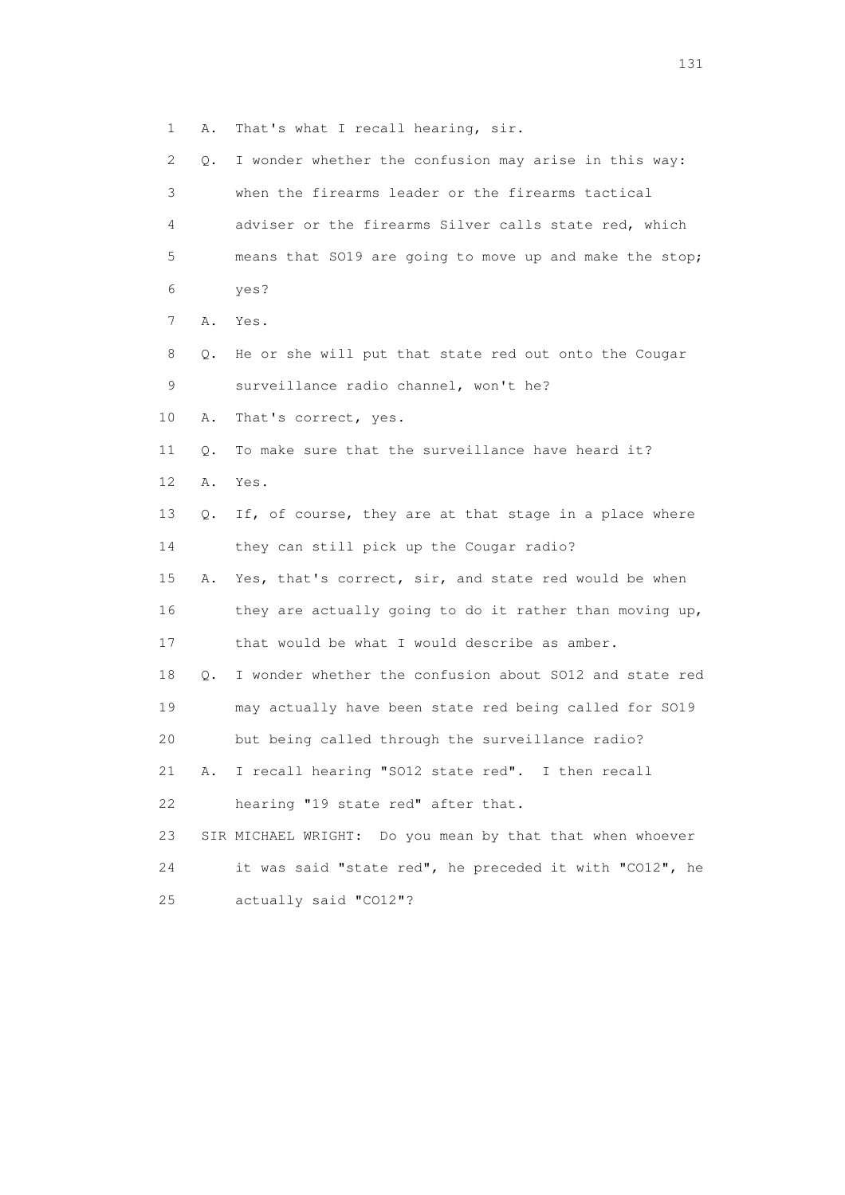1 A. That's what I recall hearing, sir.

2 Q. I wonder whether the confusion may arise in this way:

3 when the firearms leader or the firearms tactical

4 adviser or the firearms Silver calls state red, which

5 means that SO19 are going to move up and make the stop;

6 yes?

7 A. Yes.

8 Q. He or she will put that state red out onto the Cougar

9 surveillance radio channel, won't he?

10 A. That's correct, yes.

11 Q. To make sure that the surveillance have heard it?

12 A. Yes.

13 Q. If, of course, they are at that stage in a place where

14 they can still pick up the Cougar radio?

15 A. Yes, that's correct, sir, and state red would be when

16 they are actually going to do it rather than moving up,

17 that would be what I would describe as amber.

18 Q. I wonder whether the confusion about SO12 and state red

19 may actually have been state red being called for SO19

20 but being called through the surveillance radio?

21 A. I recall hearing "SO12 state red". I then recall

22 hearing "19 state red" after that.

23 SIR MICHAEL WRIGHT: Do you mean by that that when whoever

24 it was said "state red", he preceded it with "CO12", he

25 actually said "CO12"?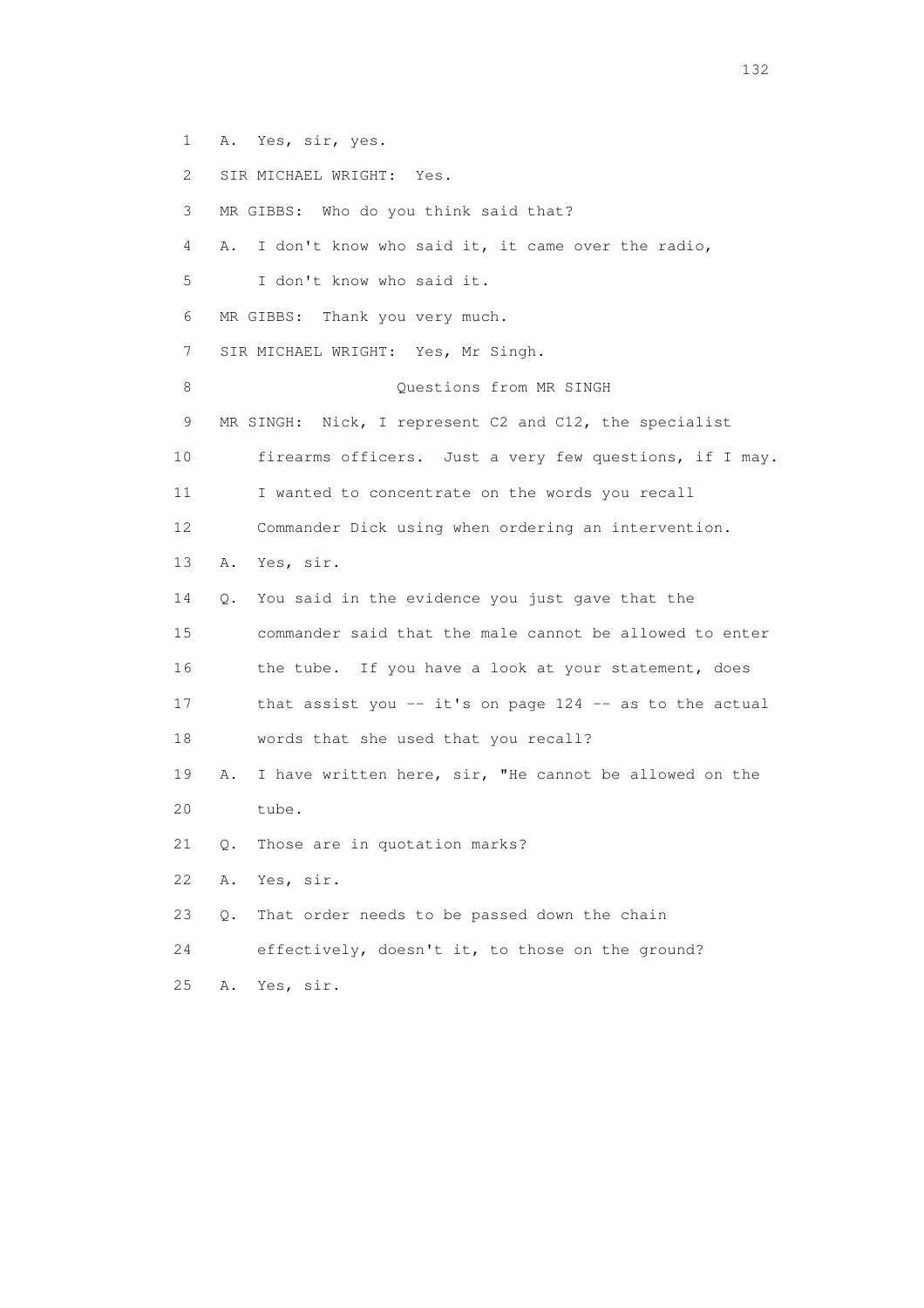1 A. Yes, sir, yes.

2 SIR MICHAEL WRIGHT: Yes.

3 MR GIBBS: Who do you think said that?

4 A. I don't know who said it, it came over the radio,

5 I don't know who said it.

6 MR GIBBS: Thank you very much.

7 SIR MICHAEL WRIGHT: Yes, Mr Singh.

8 Questions from MR SINGH

9 MR SINGH: Nick, I represent C2 and C12, the specialist

10 firearms officers. Just a very few questions, if I may.

11 I wanted to concentrate on the words you recall

12 Commander Dick using when ordering an intervention.

13 A. Yes, sir.

14 Q. You said in the evidence you just gave that the

15 commander said that the male cannot be allowed to enter

16 the tube. If you have a look at your statement, does

17 that assist you -- it's on page 124 -- as to the actual

18 words that she used that you recall?

19 A. I have written here, sir, "He cannot be allowed on the

20 tube.

21 Q. Those are in quotation marks?

22 A. Yes, sir.

23 Q. That order needs to be passed down the chain

24 effectively, doesn't it, to those on the ground?

25 A. Yes, sir.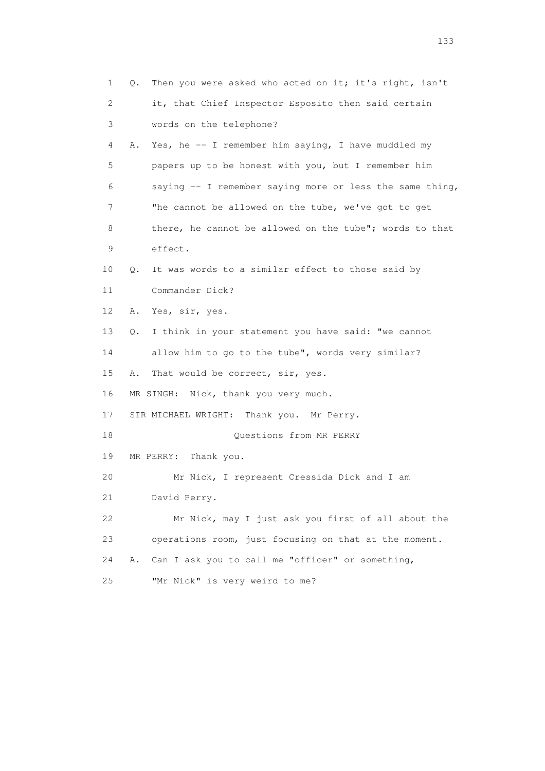1 Q. Then you were asked who acted on it; it's right, isn't
2 it, that Chief Inspector Esposito then said certain
3 words on the telephone?
4 A. Yes, he -- I remember him saying, I have muddled my
5 papers up to be honest with you, but I remember him
6 saying -- I remember saying more or less the same thing,
7 "he cannot be allowed on the tube, we've got to get
8 there, he cannot be allowed on the tube"; words to that
9 effect.
10 Q. It was words to a similar effect to those said by
11 Commander Dick?
12 A. Yes, sir, yes.
13 Q. I think in your statement you have said: "we cannot
14 allow him to go to the tube", words very similar?
15 A. That would be correct, sir, yes.
16 MR SINGH: Nick, thank you very much.
17 SIR MICHAEL WRIGHT: Thank you. Mr Perry.
18 Questions from MR PERRY
19 MR PERRY: Thank you.
20 Mr Nick, I represent Cressida Dick and I am
21 David Perry.
22 Mr Nick, may I just ask you first of all about the
23 operations room, just focusing on that at the moment.
24 A. Can I ask you to call me "officer" or something,
25 "Mr Nick" is very weird to me?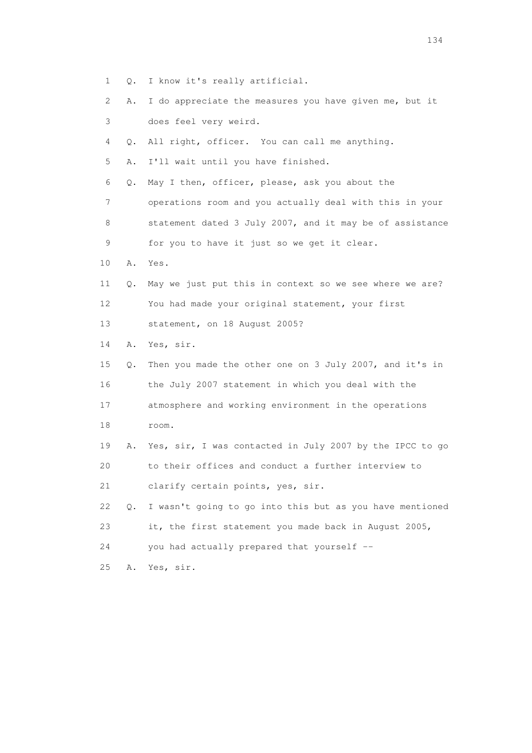1 Q. I know it's really artificial.

2 A. I do appreciate the measures you have given me, but it

3 does feel very weird.

4 Q. All right, officer. You can call me anything.

5 A. I'll wait until you have finished.

6 Q. May I then, officer, please, ask you about the

7 operations room and you actually deal with this in your

8 statement dated 3 July 2007, and it may be of assistance

9 for you to have it just so we get it clear.

10 A. Yes.

11 Q. May we just put this in context so we see where we are?

12 You had made your original statement, your first

13 statement, on 18 August 2005?

14 A. Yes, sir.

15 Q. Then you made the other one on 3 July 2007, and it's in

16 the July 2007 statement in which you deal with the

17 atmosphere and working environment in the operations

18 room.

19 A. Yes, sir, I was contacted in July 2007 by the IPCC to go

20 to their offices and conduct a further interview to

21 clarify certain points, yes, sir.

22 Q. I wasn't going to go into this but as you have mentioned

23 it, the first statement you made back in August 2005,

24 you had actually prepared that yourself --

25 A. Yes, sir.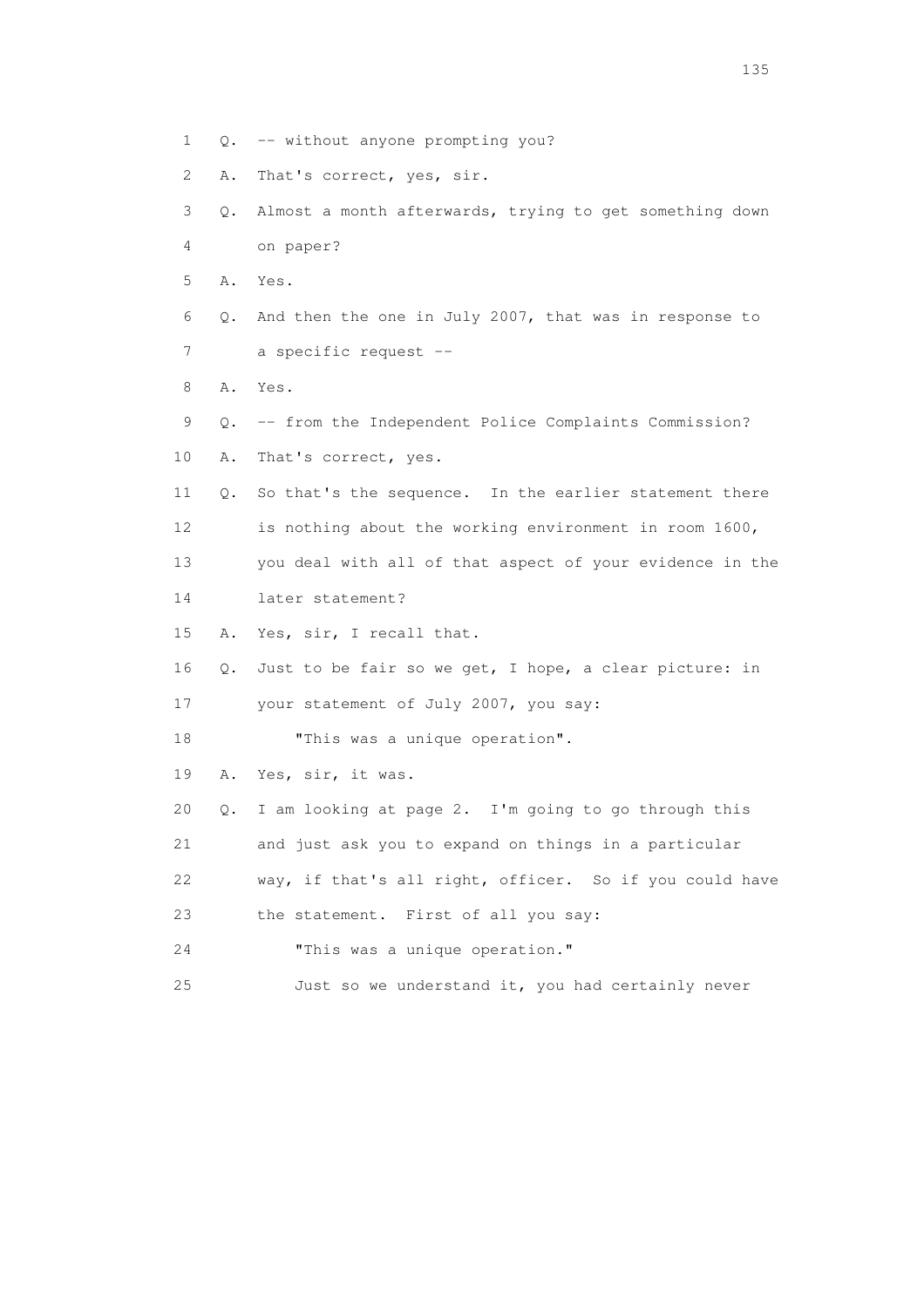1 Q. -- without anyone prompting you?

2 A. That's correct, yes, sir.

3 Q. Almost a month afterwards, trying to get something down

4 on paper?

5 A. Yes.

6 Q. And then the one in July 2007, that was in response to

7 a specific request --

8 A. Yes.

9 Q. -- from the Independent Police Complaints Commission?

10 A. That's correct, yes.

11 Q. So that's the sequence. In the earlier statement there

12 is nothing about the working environment in room 1600,

13 you deal with all of that aspect of your evidence in the

14 later statement?

15 A. Yes, sir, I recall that.

16 Q. Just to be fair so we get, I hope, a clear picture: in

17 your statement of July 2007, you say:

18 "This was a unique operation".

19 A. Yes, sir, it was.

20 Q. I am looking at page 2. I'm going to go through this

21 and just ask you to expand on things in a particular

22 way, if that's all right, officer. So if you could have

23 the statement. First of all you say:

24 "This was a unique operation."

25 Just so we understand it, you had certainly never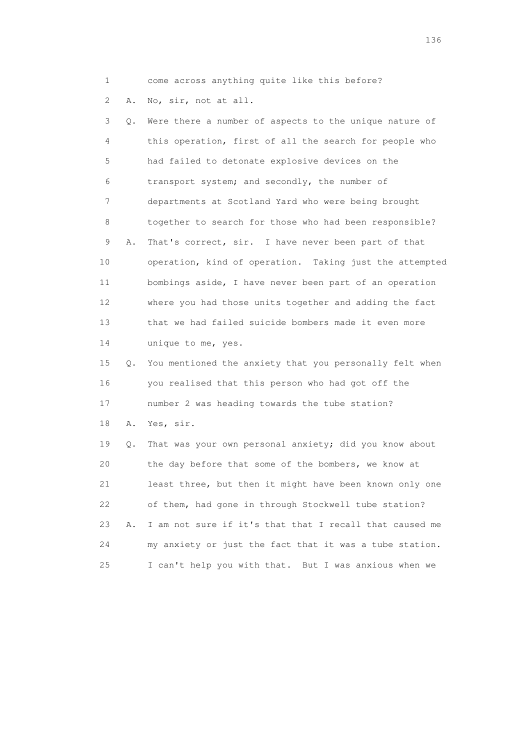1 come across anything quite like this before?

2 A. No, sir, not at all.

3 Q. Were there a number of aspects to the unique nature of

4 this operation, first of all the search for people who

5 had failed to detonate explosive devices on the

6 transport system; and secondly, the number of

7 departments at Scotland Yard who were being brought

8 together to search for those who had been responsible?

9 A. That's correct, sir. I have never been part of that

10 operation, kind of operation. Taking just the attempted

11 bombings aside, I have never been part of an operation

12 where you had those units together and adding the fact

13 that we had failed suicide bombers made it even more

14 unique to me, yes.

15 Q. You mentioned the anxiety that you personally felt when

16 you realised that this person who had got off the

17 number 2 was heading towards the tube station?

18 A. Yes, sir.

19 Q. That was your own personal anxiety; did you know about

20 the day before that some of the bombers, we know at

21 least three, but then it might have been known only one

22 of them, had gone in through Stockwell tube station?

23 A. I am not sure if it's that that I recall that caused me

24 my anxiety or just the fact that it was a tube station.

25 I can't help you with that. But I was anxious when we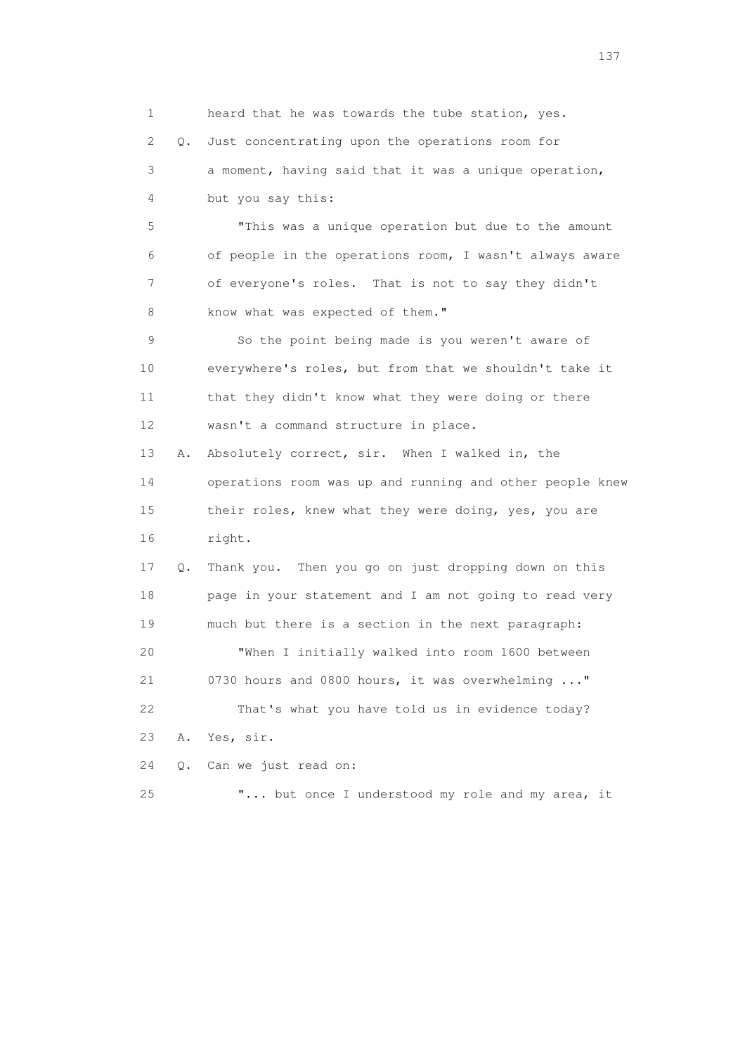1 heard that he was towards the tube station, yes.

2 Q. Just concentrating upon the operations room for

3 a moment, having said that it was a unique operation,

4 but you say this:

5 "This was a unique operation but due to the amount

6 of people in the operations room, I wasn't always aware

7 of everyone's roles. That is not to say they didn't

8 know what was expected of them."

9 So the point being made is you weren't aware of

10 everywhere's roles, but from that we shouldn't take it

11 that they didn't know what they were doing or there

12 wasn't a command structure in place.

13 A. Absolutely correct, sir. When I walked in, the

14 operations room was up and running and other people knew

15 their roles, knew what they were doing, yes, you are

16 right.

17 Q. Thank you. Then you go on just dropping down on this

18 page in your statement and I am not going to read very

19 much but there is a section in the next paragraph:

20 "When I initially walked into room 1600 between

21 0730 hours and 0800 hours, it was overwhelming ..."

22 That's what you have told us in evidence today?

23 A. Yes, sir.

24 Q. Can we just read on:

25 "... but once I understood my role and my area, it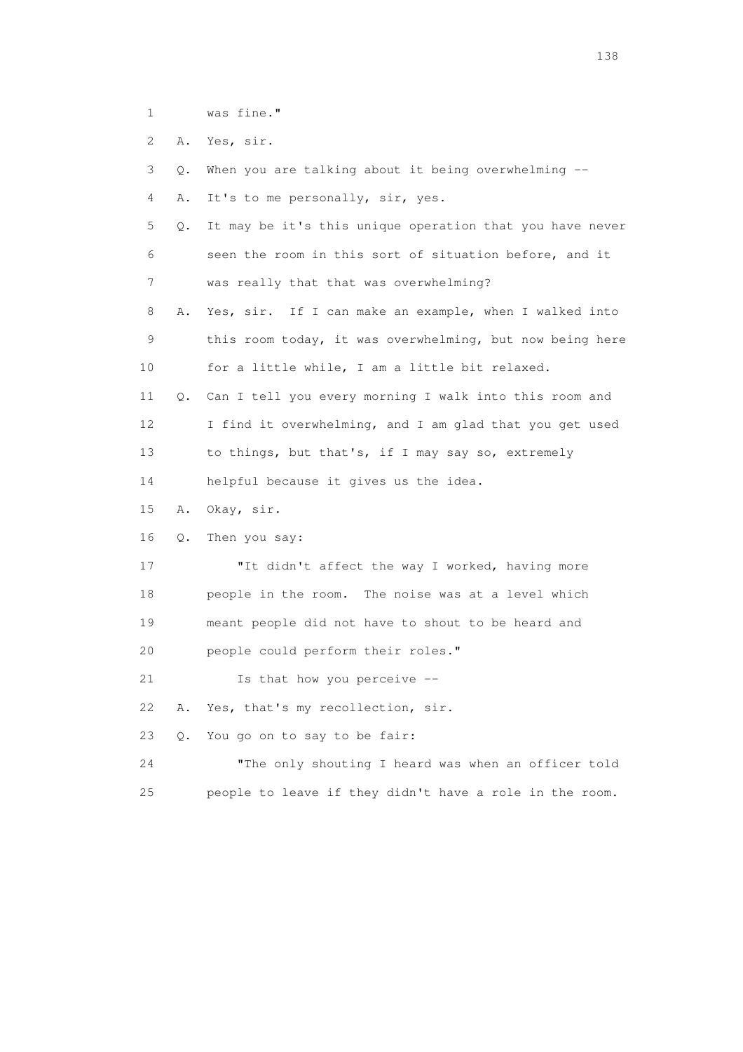1 was fine."

2 A. Yes, sir.

3 Q. When you are talking about it being overwhelming --

4 A. It's to me personally, sir, yes.

5 Q. It may be it's this unique operation that you have never

6 seen the room in this sort of situation before, and it

7 was really that that was overwhelming?

8 A. Yes, sir. If I can make an example, when I walked into

9 this room today, it was overwhelming, but now being here

10 for a little while, I am a little bit relaxed.

11 Q. Can I tell you every morning I walk into this room and

12 I find it overwhelming, and I am glad that you get used

13 to things, but that's, if I may say so, extremely

14 helpful because it gives us the idea.

15 A. Okay, sir.

16 Q. Then you say:

17 "It didn't affect the way I worked, having more

18 people in the room. The noise was at a level which

19 meant people did not have to shout to be heard and

20 people could perform their roles."

21 Is that how you perceive --

22 A. Yes, that's my recollection, sir.

23 Q. You go on to say to be fair:

24 "The only shouting I heard was when an officer told

25 people to leave if they didn't have a role in the room.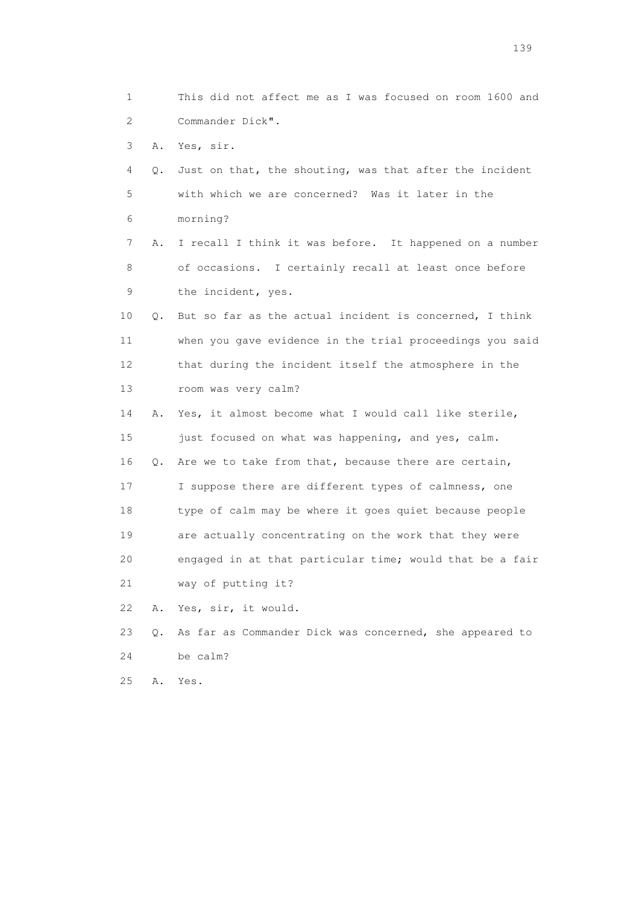1 This did not affect me as I was focused on room 1600 and
2 Commander Dick".
3 A. Yes, sir.
4 Q. Just on that, the shouting, was that after the incident
5 with which we are concerned? Was it later in the
6 morning?
7 A. I recall I think it was before. It happened on a number
8 of occasions. I certainly recall at least once before
9 the incident, yes.
10 Q. But so far as the actual incident is concerned, I think
11 when you gave evidence in the trial proceedings you said
12 that during the incident itself the atmosphere in the
13 room was very calm?
14 A. Yes, it almost become what I would call like sterile,
15 just focused on what was happening, and yes, calm.
16 Q. Are we to take from that, because there are certain,
17 I suppose there are different types of calmness, one
18 type of calm may be where it goes quiet because people
19 are actually concentrating on the work that they were
20 engaged in at that particular time; would that be a fair
21 way of putting it?
22 A. Yes, sir, it would.
23 Q. As far as Commander Dick was concerned, she appeared to
24 be calm?
25 A. Yes.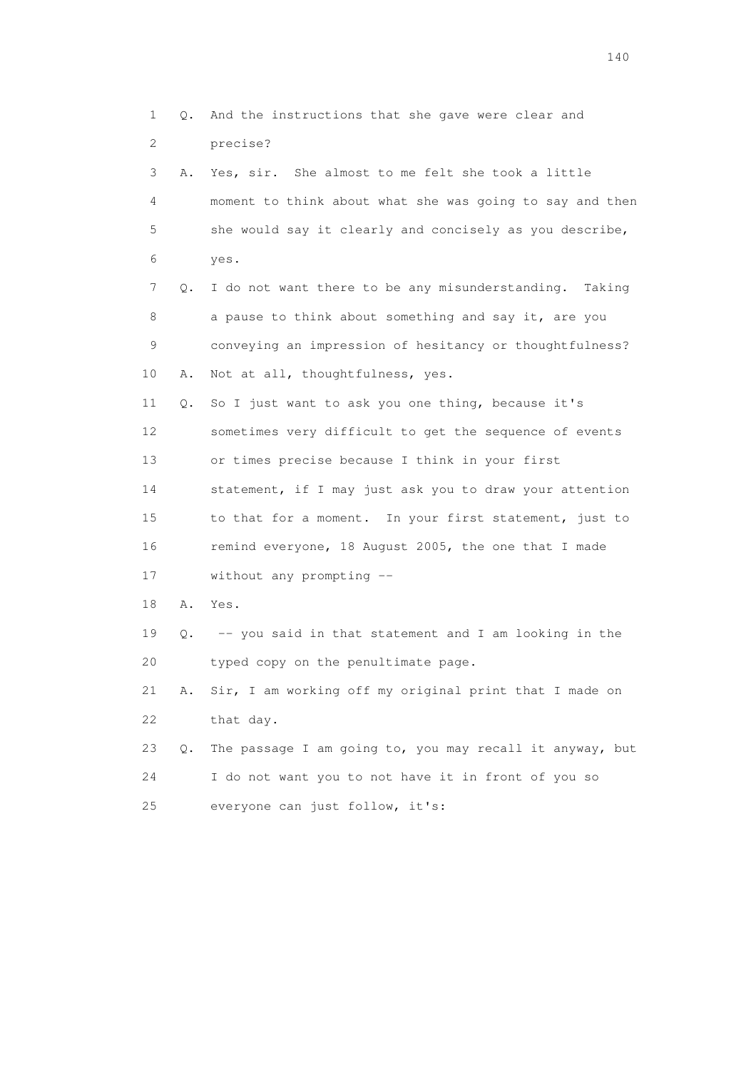1 Q. And the instructions that she gave were clear and
2 precise?
3 A. Yes, sir. She almost to me felt she took a little
4 moment to think about what she was going to say and then
5 she would say it clearly and concisely as you describe,
6 yes.
7 Q. I do not want there to be any misunderstanding. Taking
8 a pause to think about something and say it, are you
9 conveying an impression of hesitancy or thoughtfulness?
10 A. Not at all, thoughtfulness, yes.
11 Q. So I just want to ask you one thing, because it's
12 sometimes very difficult to get the sequence of events
13 or times precise because I think in your first
14 statement, if I may just ask you to draw your attention
15 to that for a moment. In your first statement, just to
16 remind everyone, 18 August 2005, the one that I made
17 without any prompting --
18 A. Yes.
19 Q. -- you said in that statement and I am looking in the
20 typed copy on the penultimate page.
21 A. Sir, I am working off my original print that I made on
22 that day.
23 Q. The passage I am going to, you may recall it anyway, but
24 I do not want you to not have it in front of you so
25 everyone can just follow, it's: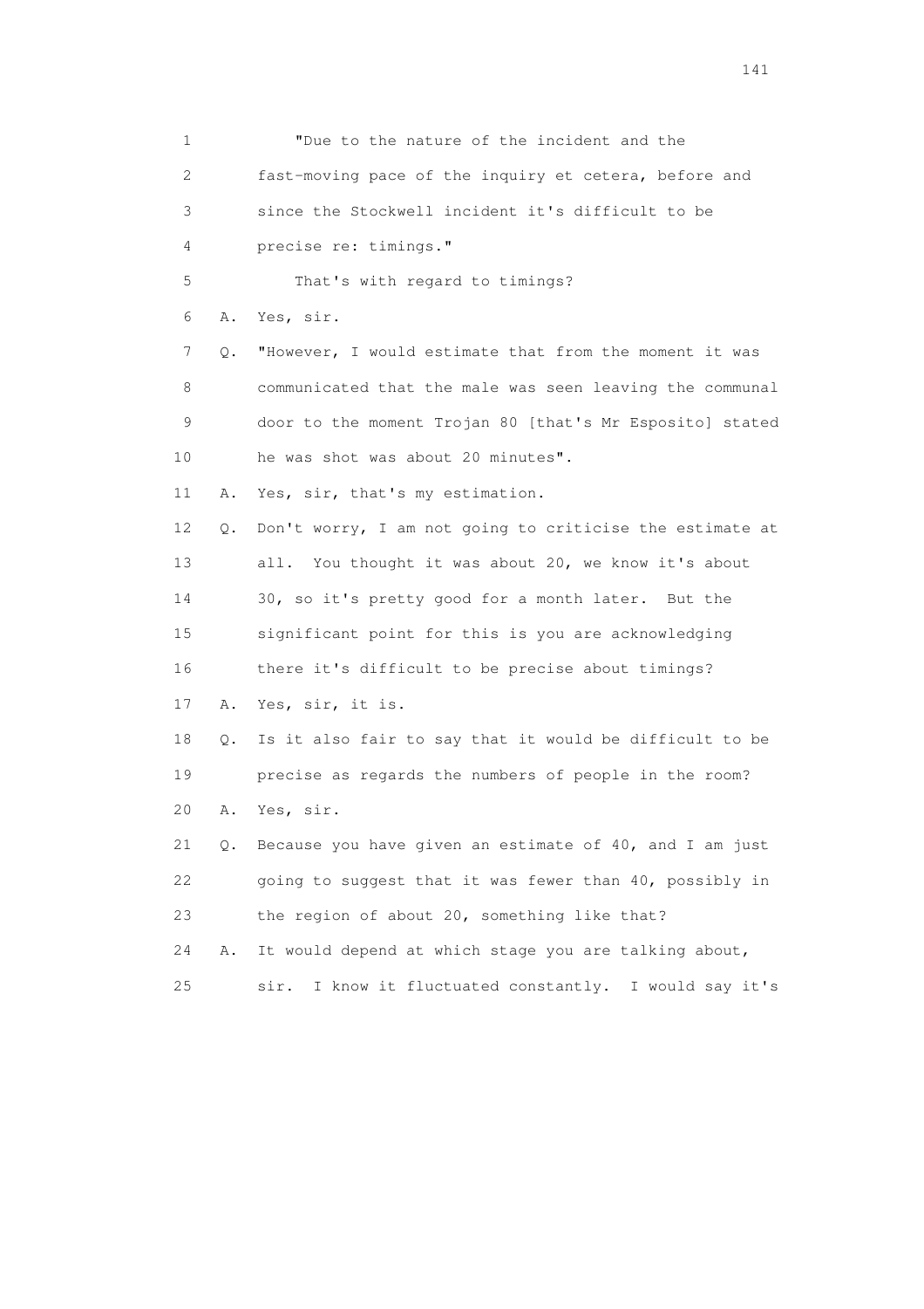1 "Due to the nature of the incident and the
2 fast-moving pace of the inquiry et cetera, before and
3 since the Stockwell incident it's difficult to be
4 precise re: timings."
5 That's with regard to timings?
6 A. Yes, sir.
7 Q. "However, I would estimate that from the moment it was
8 communicated that the male was seen leaving the communal
9 door to the moment Trojan 80 [that's Mr Esposito] stated
10 he was shot was about 20 minutes".
11 A. Yes, sir, that's my estimation.
12 Q. Don't worry, I am not going to criticise the estimate at
13 all. You thought it was about 20, we know it's about
14 30, so it's pretty good for a month later. But the
15 significant point for this is you are acknowledging
16 there it's difficult to be precise about timings?
17 A. Yes, sir, it is.
18 Q. Is it also fair to say that it would be difficult to be
19 precise as regards the numbers of people in the room?
20 A. Yes, sir.
21 Q. Because you have given an estimate of 40, and I am just
22 going to suggest that it was fewer than 40, possibly in
23 the region of about 20, something like that?
24 A. It would depend at which stage you are talking about,
25 sir. I know it fluctuated constantly. I would say it's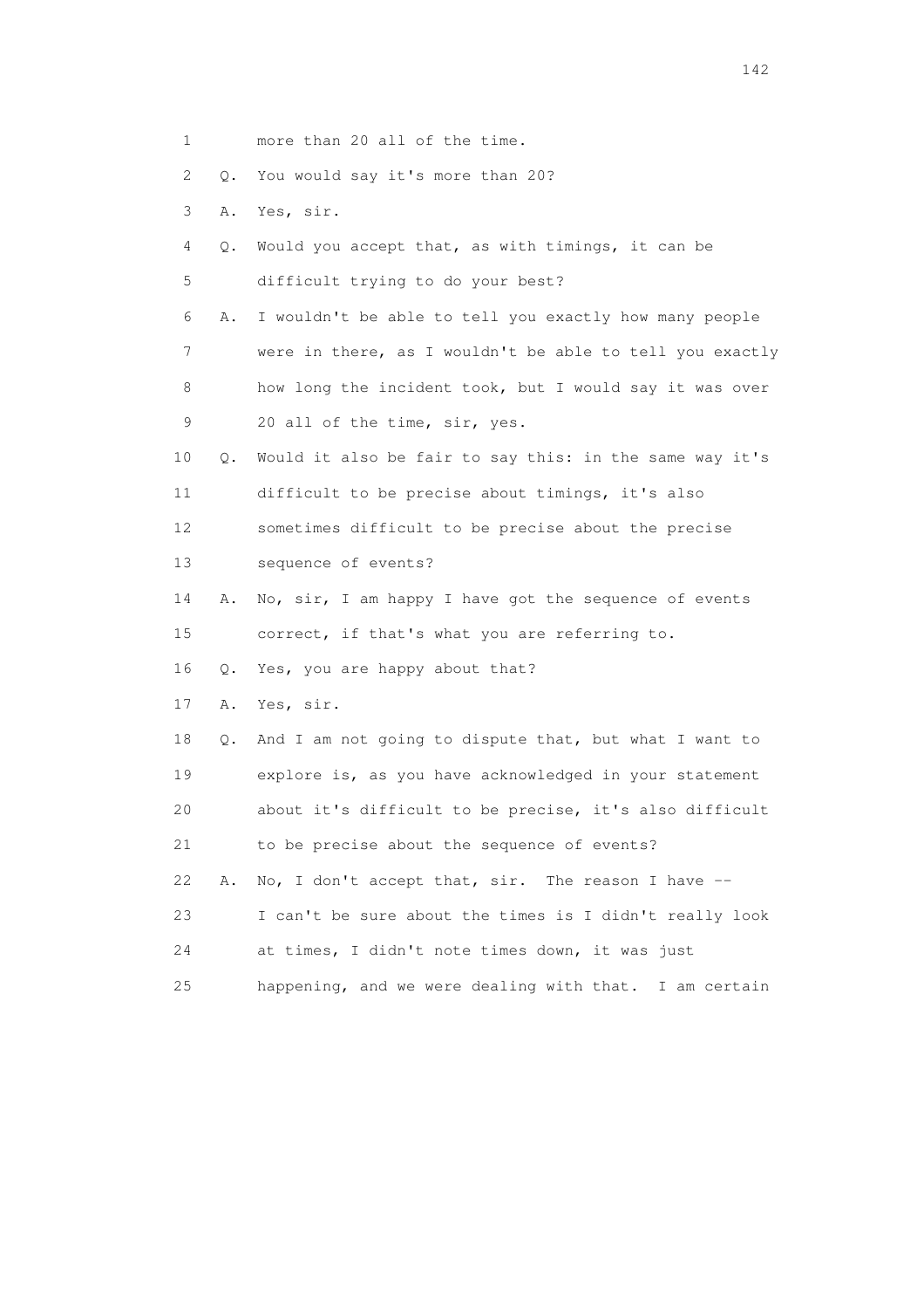1 more than 20 all of the time.

2 Q. You would say it's more than 20?

3 A. Yes, sir.

4 Q. Would you accept that, as with timings, it can be

5 difficult trying to do your best?

6 A. I wouldn't be able to tell you exactly how many people

7 were in there, as I wouldn't be able to tell you exactly

8 how long the incident took, but I would say it was over

9 20 all of the time, sir, yes.

10 Q. Would it also be fair to say this: in the same way it's

11 difficult to be precise about timings, it's also

12 sometimes difficult to be precise about the precise

13 sequence of events?

14 A. No, sir, I am happy I have got the sequence of events

15 correct, if that's what you are referring to.

16 Q. Yes, you are happy about that?

17 A. Yes, sir.

18 Q. And I am not going to dispute that, but what I want to

19 explore is, as you have acknowledged in your statement

20 about it's difficult to be precise, it's also difficult

21 to be precise about the sequence of events?

22 A. No, I don't accept that, sir. The reason I have --

23 I can't be sure about the times is I didn't really look

24 at times, I didn't note times down, it was just

25 happening, and we were dealing with that. I am certain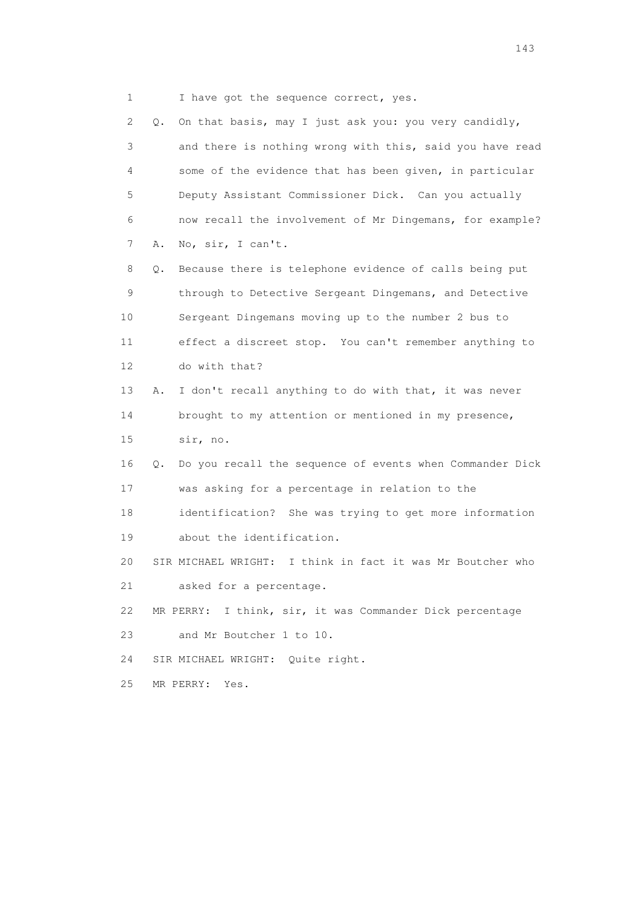1 I have got the sequence correct, yes.

2 Q. On that basis, may I just ask you: you very candidly,

3 and there is nothing wrong with this, said you have read

4 some of the evidence that has been given, in particular

5 Deputy Assistant Commissioner Dick. Can you actually

6 now recall the involvement of Mr Dingemans, for example?

7 A. No, sir, I can't.

8 Q. Because there is telephone evidence of calls being put

9 through to Detective Sergeant Dingemans, and Detective

10 Sergeant Dingemans moving up to the number 2 bus to

11 effect a discreet stop. You can't remember anything to

12 do with that?

13 A. I don't recall anything to do with that, it was never

14 brought to my attention or mentioned in my presence,

15 sir, no.

16 Q. Do you recall the sequence of events when Commander Dick

17 was asking for a percentage in relation to the

18 identification? She was trying to get more information

19 about the identification.

20 SIR MICHAEL WRIGHT: I think in fact it was Mr Boutcher who

21 asked for a percentage.

22 MR PERRY: I think, sir, it was Commander Dick percentage

23 and Mr Boutcher 1 to 10.

24 SIR MICHAEL WRIGHT: Quite right.

25 MR PERRY: Yes.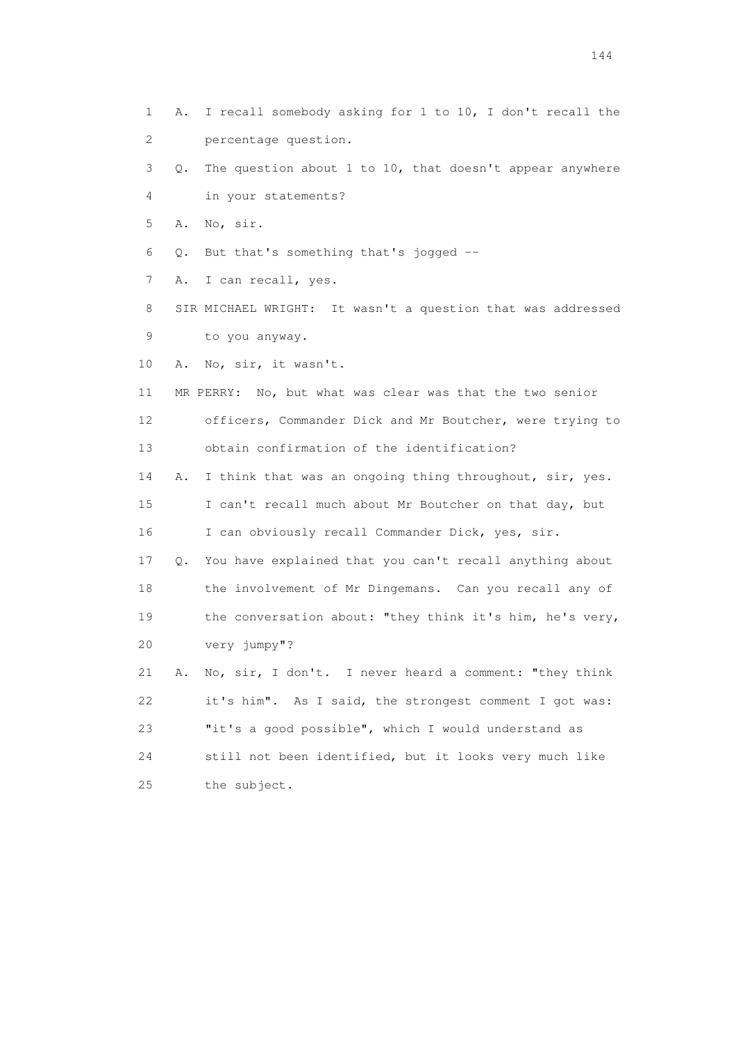1 A. I recall somebody asking for 1 to 10, I don't recall the
2 percentage question.
3 Q. The question about 1 to 10, that doesn't appear anywhere
4 in your statements?
5 A. No, sir.
6 Q. But that's something that's jogged --
7 A. I can recall, yes.
8 SIR MICHAEL WRIGHT: It wasn't a question that was addressed
9 to you anyway.
10 A. No, sir, it wasn't.
11 MR PERRY: No, but what was clear was that the two senior
12 officers, Commander Dick and Mr Boutcher, were trying to
13 obtain confirmation of the identification?
14 A. I think that was an ongoing thing throughout, sir, yes.
15 I can't recall much about Mr Boutcher on that day, but
16 I can obviously recall Commander Dick, yes, sir.
17 Q. You have explained that you can't recall anything about
18 the involvement of Mr Dingemans. Can you recall any of
19 the conversation about: "they think it's him, he's very,
20 very jumpy"?
21 A. No, sir, I don't. I never heard a comment: "they think
22 it's him". As I said, the strongest comment I got was:
23 "it's a good possible", which I would understand as
24 still not been identified, but it looks very much like
25 the subject.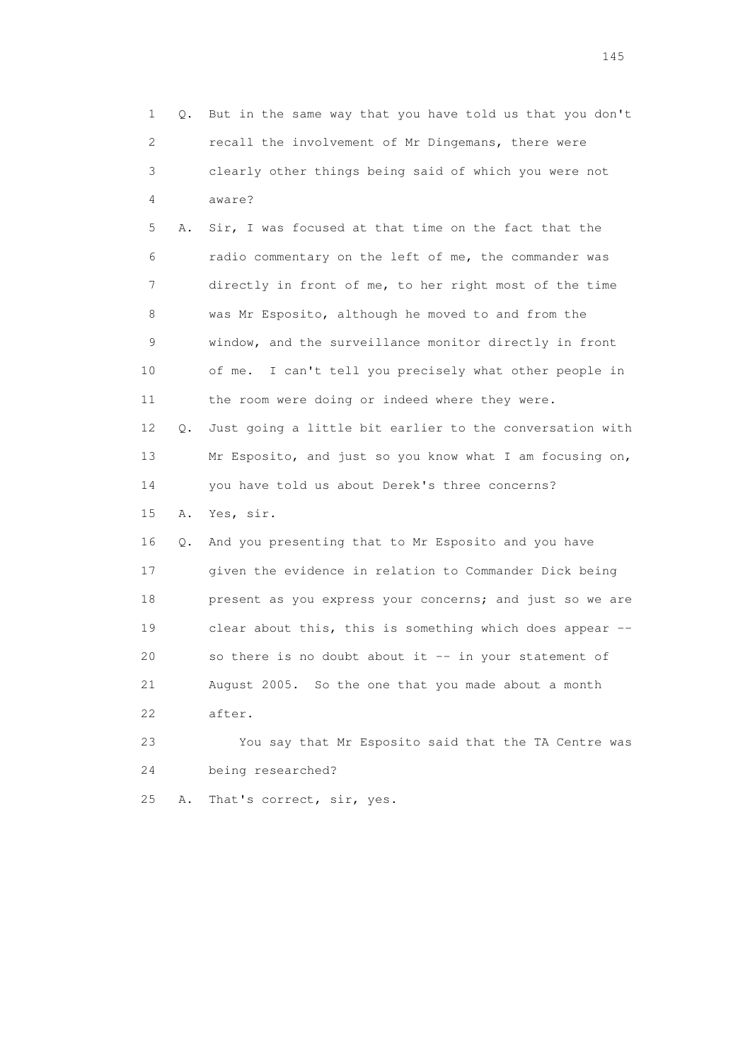1 Q. But in the same way that you have told us that you don't
2 recall the involvement of Mr Dingemans, there were
3 clearly other things being said of which you were not
4 aware?

5 A. Sir, I was focused at that time on the fact that the
6 radio commentary on the left of me, the commander was
7 directly in front of me, to her right most of the time
8 was Mr Esposito, although he moved to and from the
9 window, and the surveillance monitor directly in front
10 of me. I can't tell you precisely what other people in
11 the room were doing or indeed where they were.

12 Q. Just going a little bit earlier to the conversation with
13 Mr Esposito, and just so you know what I am focusing on,
14 you have told us about Derek's three concerns?

15 A. Yes, sir.

16 Q. And you presenting that to Mr Esposito and you have
17 given the evidence in relation to Commander Dick being
18 present as you express your concerns; and just so we are
19 clear about this, this is something which does appear --
20 so there is no doubt about it -- in your statement of
21 August 2005. So the one that you made about a month
22 after.

23 You say that Mr Esposito said that the TA Centre was
24 being researched?

25 A. That's correct, sir, yes.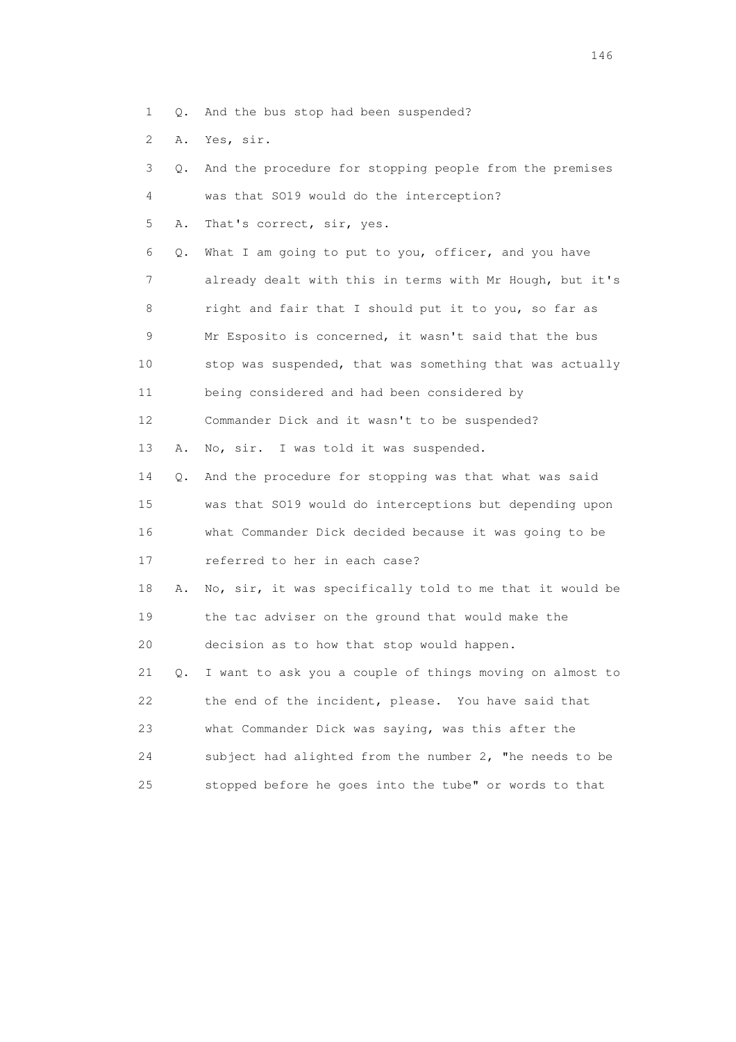1 Q. And the bus stop had been suspended?

2 A. Yes, sir.

3 Q. And the procedure for stopping people from the premises

4 was that SO19 would do the interception?

5 A. That's correct, sir, yes.

6 Q. What I am going to put to you, officer, and you have

7 already dealt with this in terms with Mr Hough, but it's

8 right and fair that I should put it to you, so far as

9 Mr Esposito is concerned, it wasn't said that the bus

10 stop was suspended, that was something that was actually

11 being considered and had been considered by

12 Commander Dick and it wasn't to be suspended?

13 A. No, sir. I was told it was suspended.

14 Q. And the procedure for stopping was that what was said

15 was that SO19 would do interceptions but depending upon

16 what Commander Dick decided because it was going to be

17 referred to her in each case?

18 A. No, sir, it was specifically told to me that it would be

19 the tac adviser on the ground that would make the

20 decision as to how that stop would happen.

21 Q. I want to ask you a couple of things moving on almost to

22 the end of the incident, please. You have said that

23 what Commander Dick was saying, was this after the

24 subject had alighted from the number 2, "he needs to be

25 stopped before he goes into the tube" or words to that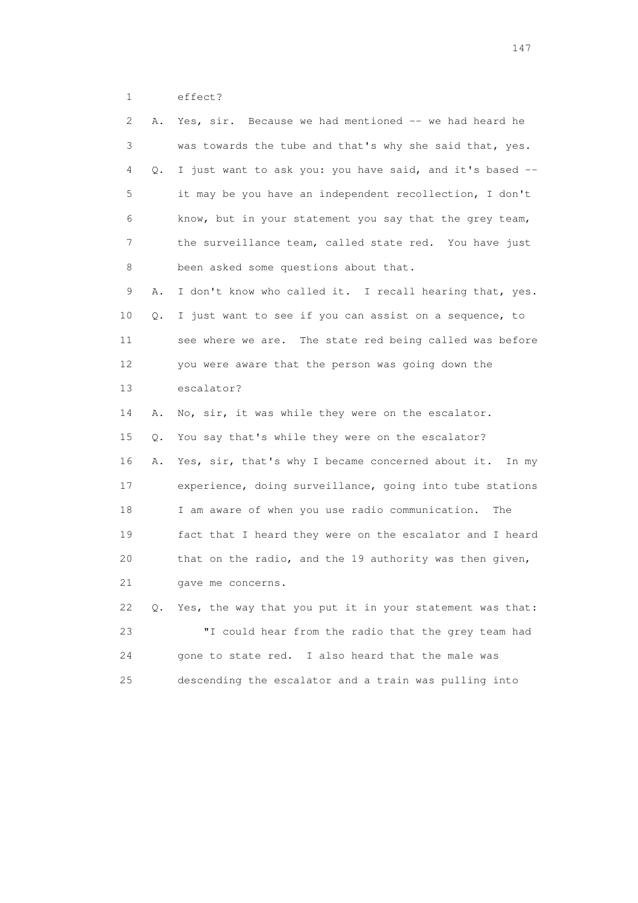1 effect?

2 A. Yes, sir. Because we had mentioned -- we had heard he

3 was towards the tube and that's why she said that, yes.

4 Q. I just want to ask you: you have said, and it's based --

5 it may be you have an independent recollection, I don't

6 know, but in your statement you say that the grey team,

7 the surveillance team, called state red. You have just

8 been asked some questions about that.

9 A. I don't know who called it. I recall hearing that, yes.

10 Q. I just want to see if you can assist on a sequence, to

11 see where we are. The state red being called was before

12 you were aware that the person was going down the

13 escalator?

14 A. No, sir, it was while they were on the escalator.

15 Q. You say that's while they were on the escalator?

16 A. Yes, sir, that's why I became concerned about it. In my

17 experience, doing surveillance, going into tube stations

18 I am aware of when you use radio communication. The

19 fact that I heard they were on the escalator and I heard

20 that on the radio, and the 19 authority was then given,

21 gave me concerns.

22 Q. Yes, the way that you put it in your statement was that:

23 "I could hear from the radio that the grey team had

24 gone to state red. I also heard that the male was

25 descending the escalator and a train was pulling into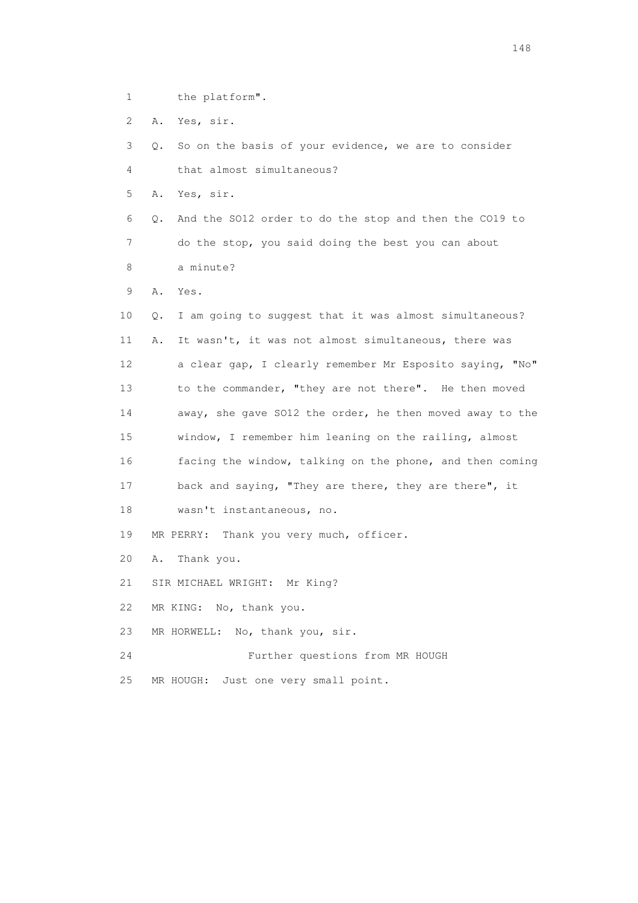1 the platform".

2 A. Yes, sir.

3 Q. So on the basis of your evidence, we are to consider

4 that almost simultaneous?

5 A. Yes, sir.

6 Q. And the SO12 order to do the stop and then the CO19 to

7 do the stop, you said doing the best you can about

8 a minute?

9 A. Yes.

10 Q. I am going to suggest that it was almost simultaneous?

11 A. It wasn't, it was not almost simultaneous, there was

12 a clear gap, I clearly remember Mr Esposito saying, "No"

13 to the commander, "they are not there". He then moved

14 away, she gave SO12 the order, he then moved away to the

15 window, I remember him leaning on the railing, almost

16 facing the window, talking on the phone, and then coming

17 back and saying, "They are there, they are there", it

18 wasn't instantaneous, no.

19 MR PERRY: Thank you very much, officer.

20 A. Thank you.

21 SIR MICHAEL WRIGHT: Mr King?

22 MR KING: No, thank you.

23 MR HORWELL: No, thank you, sir.

24 Further questions from MR HOUGH

25 MR HOUGH: Just one very small point.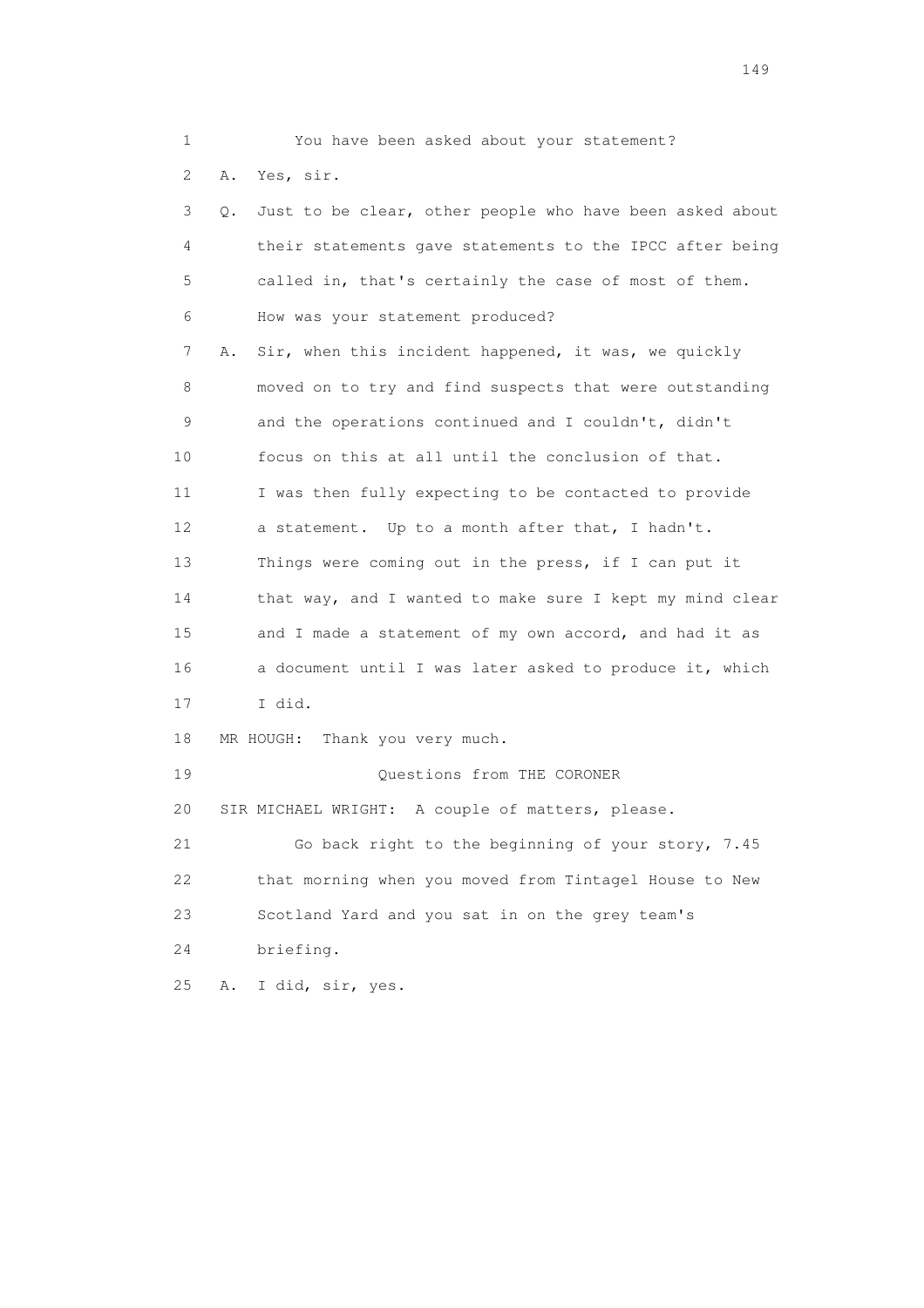1 You have been asked about your statement?

2 A. Yes, sir.

3 Q. Just to be clear, other people who have been asked about

4 their statements gave statements to the IPCC after being

5 called in, that's certainly the case of most of them.

6 How was your statement produced?

7 A. Sir, when this incident happened, it was, we quickly

8 moved on to try and find suspects that were outstanding

9 and the operations continued and I couldn't, didn't

10 focus on this at all until the conclusion of that.

11 I was then fully expecting to be contacted to provide

12 a statement. Up to a month after that, I hadn't.

13 Things were coming out in the press, if I can put it

14 that way, and I wanted to make sure I kept my mind clear

15 and I made a statement of my own accord, and had it as

16 a document until I was later asked to produce it, which

17 I did.

18 MR HOUGH: Thank you very much.

19 Questions from THE CORONER

20 SIR MICHAEL WRIGHT: A couple of matters, please.

21 Go back right to the beginning of your story, 7.45

22 that morning when you moved from Tintagel House to New

23 Scotland Yard and you sat in on the grey team's

24 briefing.

25 A. I did, sir, yes.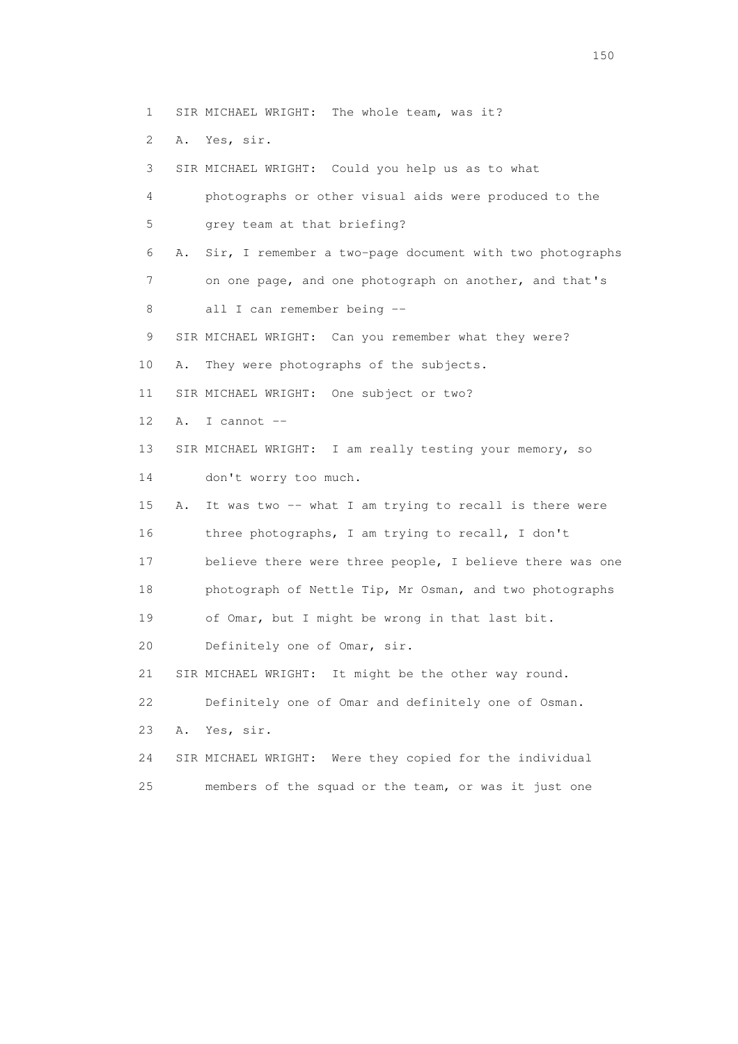1 SIR MICHAEL WRIGHT: The whole team, was it?

2 A. Yes, sir.

3 SIR MICHAEL WRIGHT: Could you help us as to what

4 photographs or other visual aids were produced to the

5 grey team at that briefing?

6 A. Sir, I remember a two-page document with two photographs

7 on one page, and one photograph on another, and that's

8 all I can remember being --

9 SIR MICHAEL WRIGHT: Can you remember what they were?

10 A. They were photographs of the subjects.

11 SIR MICHAEL WRIGHT: One subject or two?

12 A. I cannot --

13 SIR MICHAEL WRIGHT: I am really testing your memory, so

14 don't worry too much.

15 A. It was two -- what I am trying to recall is there were

16 three photographs, I am trying to recall, I don't

17 believe there were three people, I believe there was one

18 photograph of Nettle Tip, Mr Osman, and two photographs

19 of Omar, but I might be wrong in that last bit.

20 Definitely one of Omar, sir.

21 SIR MICHAEL WRIGHT: It might be the other way round.

22 Definitely one of Omar and definitely one of Osman.

23 A. Yes, sir.

24 SIR MICHAEL WRIGHT: Were they copied for the individual

25 members of the squad or the team, or was it just one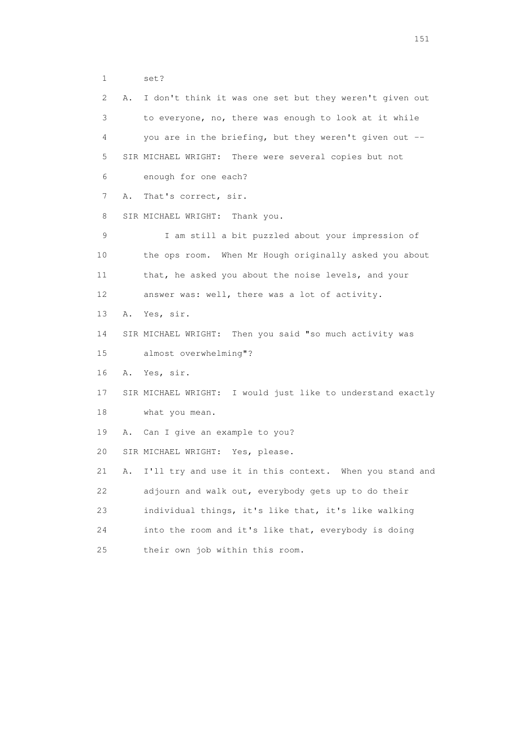1 set?

2 A. I don't think it was one set but they weren't given out

3 to everyone, no, there was enough to look at it while

4 you are in the briefing, but they weren't given out --

5 SIR MICHAEL WRIGHT: There were several copies but not

6 enough for one each?

7 A. That's correct, sir.

8 SIR MICHAEL WRIGHT: Thank you.

9 I am still a bit puzzled about your impression of

10 the ops room. When Mr Hough originally asked you about

11 that, he asked you about the noise levels, and your

12 answer was: well, there was a lot of activity.

13 A. Yes, sir.

14 SIR MICHAEL WRIGHT: Then you said "so much activity was

15 almost overwhelming"?

16 A. Yes, sir.

17 SIR MICHAEL WRIGHT: I would just like to understand exactly

18 what you mean.

19 A. Can I give an example to you?

20 SIR MICHAEL WRIGHT: Yes, please.

21 A. I'll try and use it in this context. When you stand and

22 adjourn and walk out, everybody gets up to do their

23 individual things, it's like that, it's like walking

24 into the room and it's like that, everybody is doing

25 their own job within this room.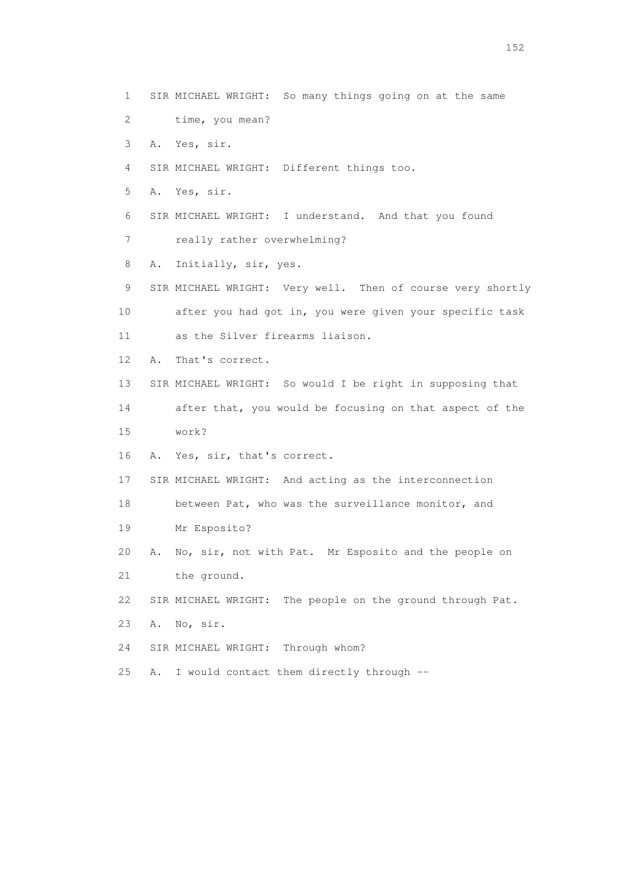1 SIR MICHAEL WRIGHT: So many things going on at the same
2 time, you mean?
3 A. Yes, sir.
4 SIR MICHAEL WRIGHT: Different things too.
5 A. Yes, sir.
6 SIR MICHAEL WRIGHT: I understand. And that you found
7 really rather overwhelming?
8 A. Initially, sir, yes.
9 SIR MICHAEL WRIGHT: Very well. Then of course very shortly
10 after you had got in, you were given your specific task
11 as the Silver firearms liaison.
12 A. That's correct.
13 SIR MICHAEL WRIGHT: So would I be right in supposing that
14 after that, you would be focusing on that aspect of the
15 work?
16 A. Yes, sir, that's correct.
17 SIR MICHAEL WRIGHT: And acting as the interconnection
18 between Pat, who was the surveillance monitor, and
19 Mr Esposito?
20 A. No, sir, not with Pat. Mr Esposito and the people on
21 the ground.
22 SIR MICHAEL WRIGHT: The people on the ground through Pat.
23 A. No, sir.
24 SIR MICHAEL WRIGHT: Through whom?
25 A. I would contact them directly through --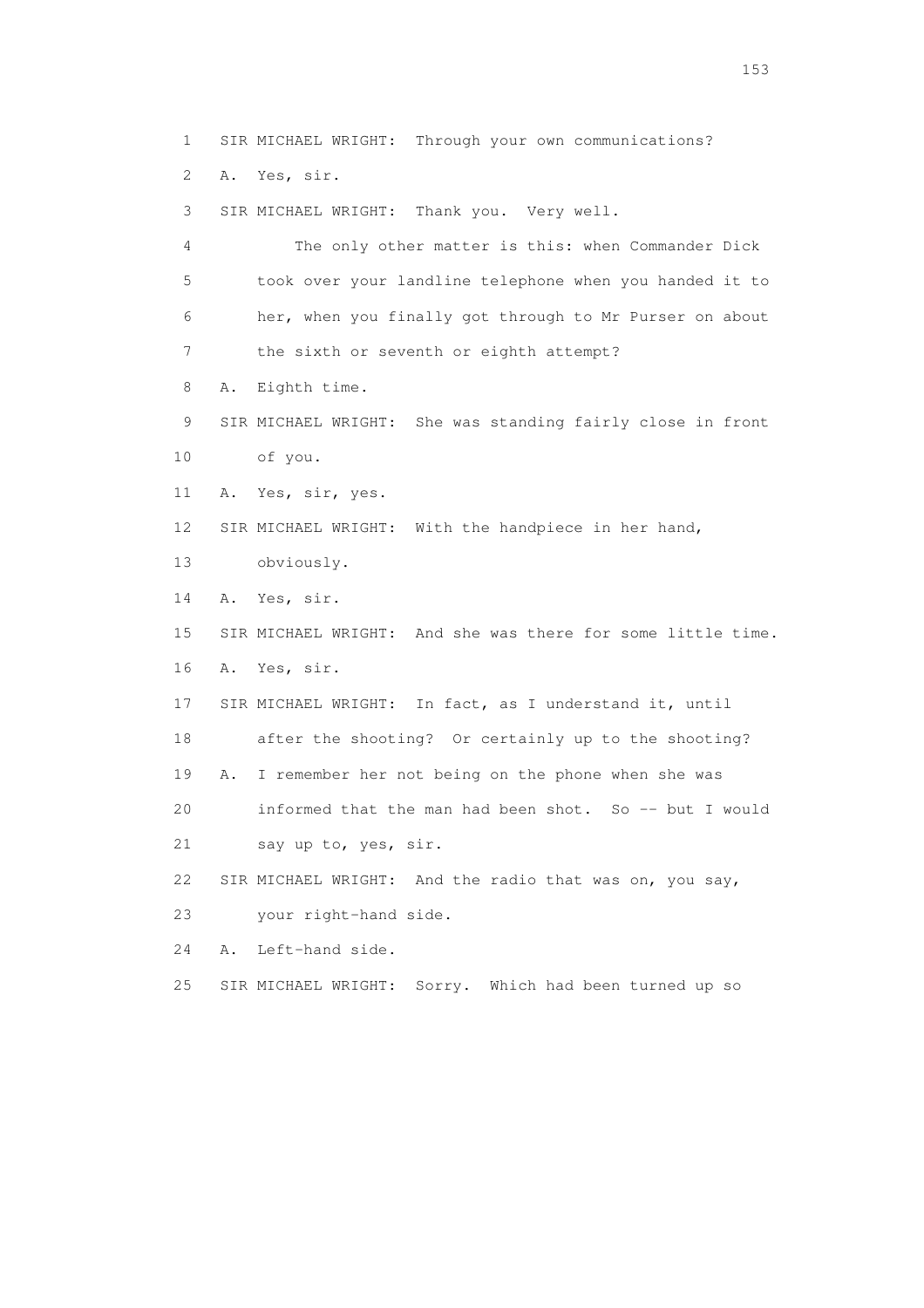1 SIR MICHAEL WRIGHT: Through your own communications?

2 A. Yes, sir.

3 SIR MICHAEL WRIGHT: Thank you. Very well.

4 The only other matter is this: when Commander Dick

5 took over your landline telephone when you handed it to

6 her, when you finally got through to Mr Purser on about

7 the sixth or seventh or eighth attempt?

8 A. Eighth time.

9 SIR MICHAEL WRIGHT: She was standing fairly close in front

10 of you.

11 A. Yes, sir, yes.

12 SIR MICHAEL WRIGHT: With the handpiece in her hand,

13 obviously.

14 A. Yes, sir.

15 SIR MICHAEL WRIGHT: And she was there for some little time.

16 A. Yes, sir.

17 SIR MICHAEL WRIGHT: In fact, as I understand it, until

18 after the shooting? Or certainly up to the shooting?

19 A. I remember her not being on the phone when she was

20 informed that the man had been shot. So -- but I would

21 say up to, yes, sir.

22 SIR MICHAEL WRIGHT: And the radio that was on, you say,

23 your right-hand side.

24 A. Left-hand side.

25 SIR MICHAEL WRIGHT: Sorry. Which had been turned up so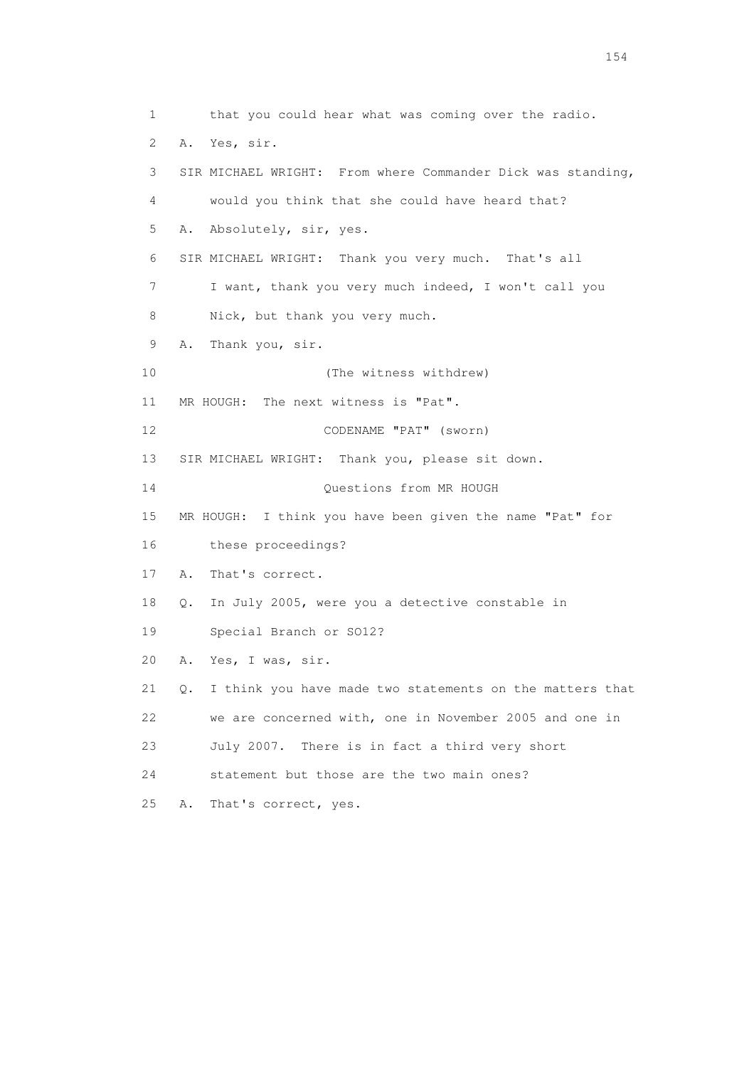1 that you could hear what was coming over the radio.

2 A. Yes, sir.

3 SIR MICHAEL WRIGHT: From where Commander Dick was standing,

4 would you think that she could have heard that?

5 A. Absolutely, sir, yes.

6 SIR MICHAEL WRIGHT: Thank you very much. That's all

7 I want, thank you very much indeed, I won't call you

8 Nick, but thank you very much.

9 A. Thank you, sir.

10 (The witness withdrew)

11 MR HOUGH: The next witness is "Pat".

12 CODENAME "PAT" (sworn)

13 SIR MICHAEL WRIGHT: Thank you, please sit down.

14 Questions from MR HOUGH

15 MR HOUGH: I think you have been given the name "Pat" for

16 these proceedings?

17 A. That's correct.

18 Q. In July 2005, were you a detective constable in

19 Special Branch or SO12?

20 A. Yes, I was, sir.

21 Q. I think you have made two statements on the matters that

22 we are concerned with, one in November 2005 and one in

23 July 2007. There is in fact a third very short

24 statement but those are the two main ones?

25 A. That's correct, yes.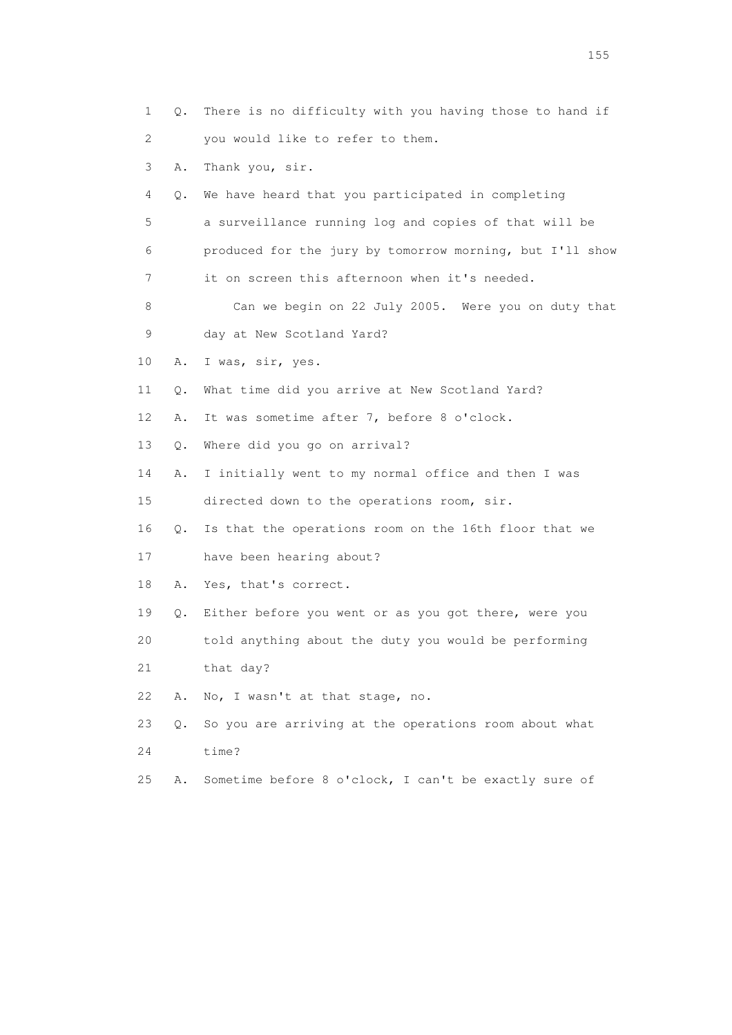1 Q. There is no difficulty with you having those to hand if
2 you would like to refer to them.
3 A. Thank you, sir.
4 Q. We have heard that you participated in completing
5 a surveillance running log and copies of that will be
6 produced for the jury by tomorrow morning, but I'll show
7 it on screen this afternoon when it's needed.
8 Can we begin on 22 July 2005. Were you on duty that
9 day at New Scotland Yard?
10 A. I was, sir, yes.
11 Q. What time did you arrive at New Scotland Yard?
12 A. It was sometime after 7, before 8 o'clock.
13 Q. Where did you go on arrival?
14 A. I initially went to my normal office and then I was
15 directed down to the operations room, sir.
16 Q. Is that the operations room on the 16th floor that we
17 have been hearing about?
18 A. Yes, that's correct.
19 Q. Either before you went or as you got there, were you
20 told anything about the duty you would be performing
21 that day?
22 A. No, I wasn't at that stage, no.
23 Q. So you are arriving at the operations room about what
24 time?
25 A. Sometime before 8 o'clock, I can't be exactly sure of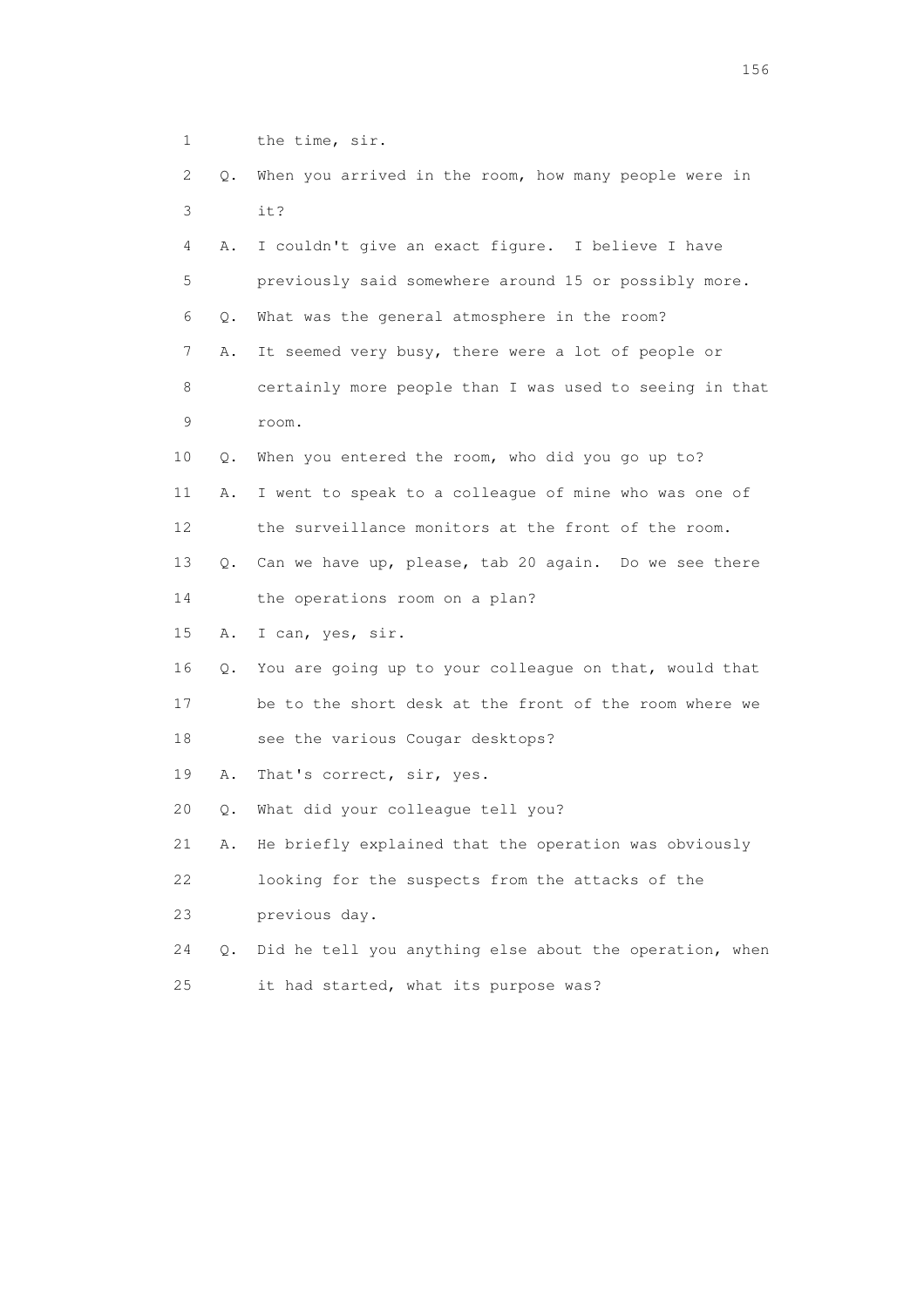1 the time, sir.

2 Q. When you arrived in the room, how many people were in

3 it?

4 A. I couldn't give an exact figure. I believe I have

5 previously said somewhere around 15 or possibly more.

6 Q. What was the general atmosphere in the room?

7 A. It seemed very busy, there were a lot of people or

8 certainly more people than I was used to seeing in that

9 room.

10 Q. When you entered the room, who did you go up to?

11 A. I went to speak to a colleague of mine who was one of

12 the surveillance monitors at the front of the room.

13 Q. Can we have up, please, tab 20 again. Do we see there

14 the operations room on a plan?

15 A. I can, yes, sir.

16 Q. You are going up to your colleague on that, would that

17 be to the short desk at the front of the room where we

18 see the various Cougar desktops?

19 A. That's correct, sir, yes.

20 Q. What did your colleague tell you?

21 A. He briefly explained that the operation was obviously

22 looking for the suspects from the attacks of the

23 previous day.

24 Q. Did he tell you anything else about the operation, when

25 it had started, what its purpose was?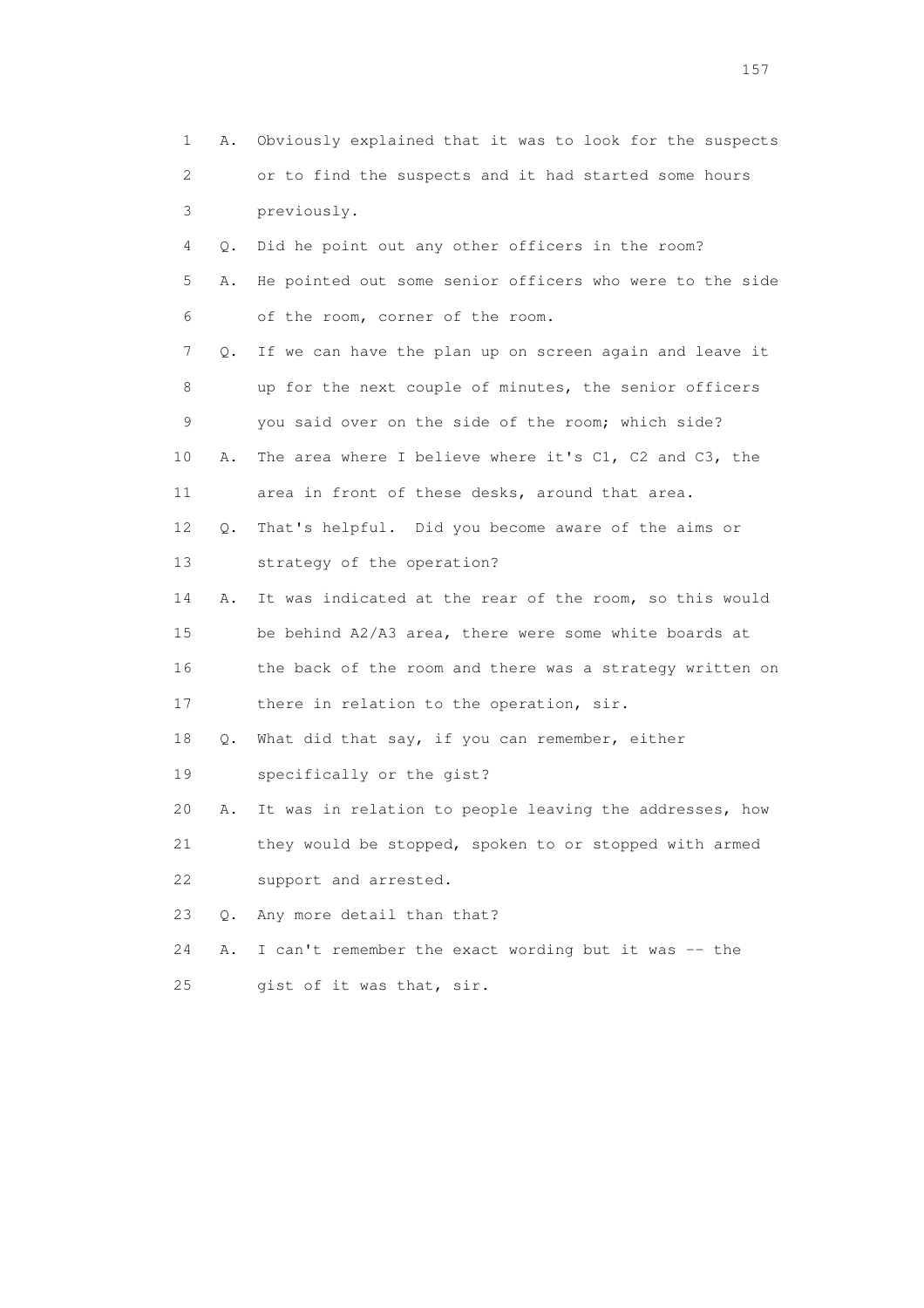1 A. Obviously explained that it was to look for the suspects
2 or to find the suspects and it had started some hours
3 previously.

4 Q. Did he point out any other officers in the room?

5 A. He pointed out some senior officers who were to the side
6 of the room, corner of the room.

7 Q. If we can have the plan up on screen again and leave it
8 up for the next couple of minutes, the senior officers
9 you said over on the side of the room; which side?

10 A. The area where I believe where it's C1, C2 and C3, the
11 area in front of these desks, around that area.

12 Q. That's helpful. Did you become aware of the aims or
13 strategy of the operation?

14 A. It was indicated at the rear of the room, so this would
15 be behind A2/A3 area, there were some white boards at
16 the back of the room and there was a strategy written on
17 there in relation to the operation, sir.

18 Q. What did that say, if you can remember, either
19 specifically or the gist?

20 A. It was in relation to people leaving the addresses, how
21 they would be stopped, spoken to or stopped with armed
22 support and arrested.

23 Q. Any more detail than that?

24 A. I can't remember the exact wording but it was -- the
25 gist of it was that, sir.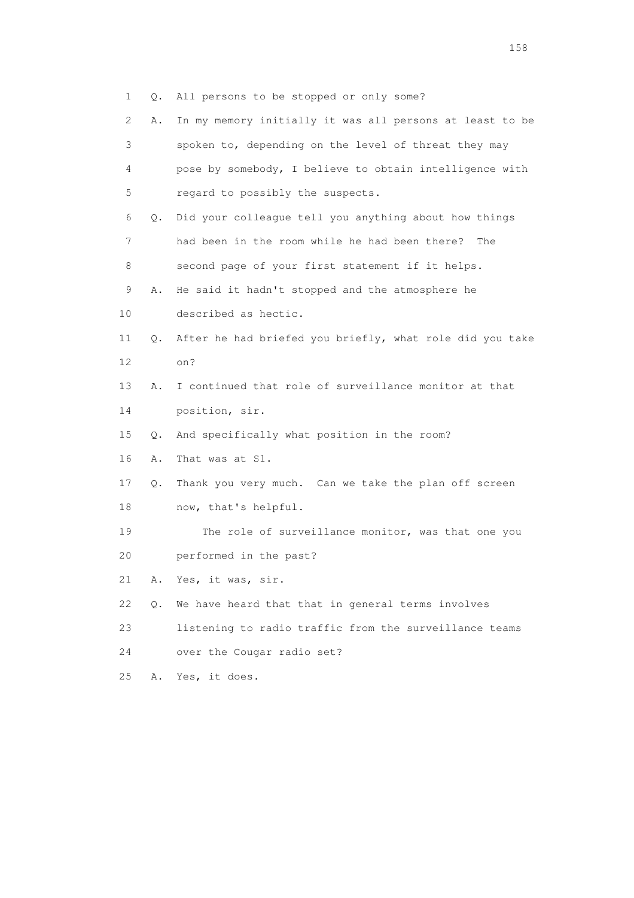1 Q. All persons to be stopped or only some?

2 A. In my memory initially it was all persons at least to be

3 spoken to, depending on the level of threat they may

4 pose by somebody, I believe to obtain intelligence with

5 regard to possibly the suspects.

6 Q. Did your colleague tell you anything about how things

7 had been in the room while he had been there? The

8 second page of your first statement if it helps.

9 A. He said it hadn't stopped and the atmosphere he

10 described as hectic.

11 Q. After he had briefed you briefly, what role did you take

12 on?

13 A. I continued that role of surveillance monitor at that

14 position, sir.

15 Q. And specifically what position in the room?

16 A. That was at S1.

17 Q. Thank you very much. Can we take the plan off screen

18 now, that's helpful.

19 The role of surveillance monitor, was that one you

20 performed in the past?

21 A. Yes, it was, sir.

22 Q. We have heard that that in general terms involves

23 listening to radio traffic from the surveillance teams

24 over the Cougar radio set?

25 A. Yes, it does.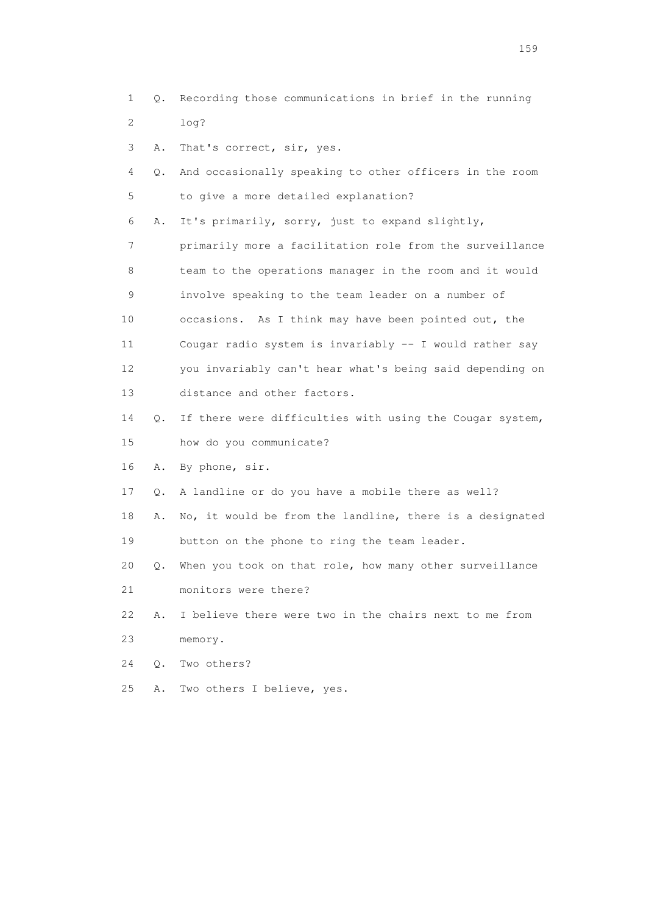1 Q. Recording those communications in brief in the running
2 log?
3 A. That's correct, sir, yes.
4 Q. And occasionally speaking to other officers in the room
5 to give a more detailed explanation?
6 A. It's primarily, sorry, just to expand slightly,
7 primarily more a facilitation role from the surveillance
8 team to the operations manager in the room and it would
9 involve speaking to the team leader on a number of
10 occasions. As I think may have been pointed out, the
11 Cougar radio system is invariably -- I would rather say
12 you invariably can't hear what's being said depending on
13 distance and other factors.
14 Q. If there were difficulties with using the Cougar system,
15 how do you communicate?
16 A. By phone, sir.
17 Q. A landline or do you have a mobile there as well?
18 A. No, it would be from the landline, there is a designated
19 button on the phone to ring the team leader.
20 Q. When you took on that role, how many other surveillance
21 monitors were there?
22 A. I believe there were two in the chairs next to me from
23 memory.
24 Q. Two others?
25 A. Two others I believe, yes.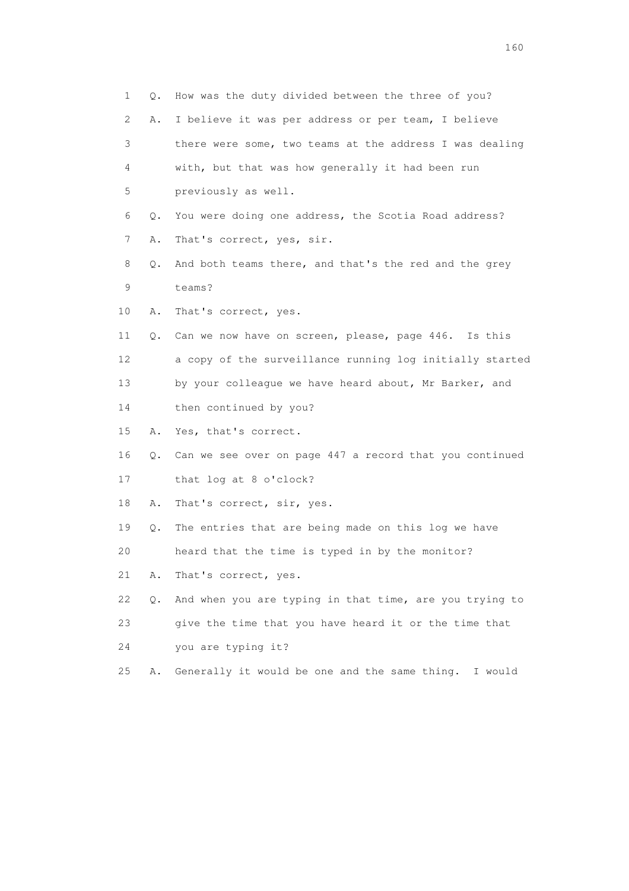1 Q. How was the duty divided between the three of you?

2 A. I believe it was per address or per team, I believe

3 there were some, two teams at the address I was dealing

4 with, but that was how generally it had been run

5 previously as well.

6 Q. You were doing one address, the Scotia Road address?

7 A. That's correct, yes, sir.

8 Q. And both teams there, and that's the red and the grey

9 teams?

10 A. That's correct, yes.

11 Q. Can we now have on screen, please, page 446. Is this

12 a copy of the surveillance running log initially started

13 by your colleague we have heard about, Mr Barker, and

14 then continued by you?

15 A. Yes, that's correct.

16 Q. Can we see over on page 447 a record that you continued

17 that log at 8 o'clock?

18 A. That's correct, sir, yes.

19 Q. The entries that are being made on this log we have

20 heard that the time is typed in by the monitor?

21 A. That's correct, yes.

22 Q. And when you are typing in that time, are you trying to

23 give the time that you have heard it or the time that

24 you are typing it?

25 A. Generally it would be one and the same thing. I would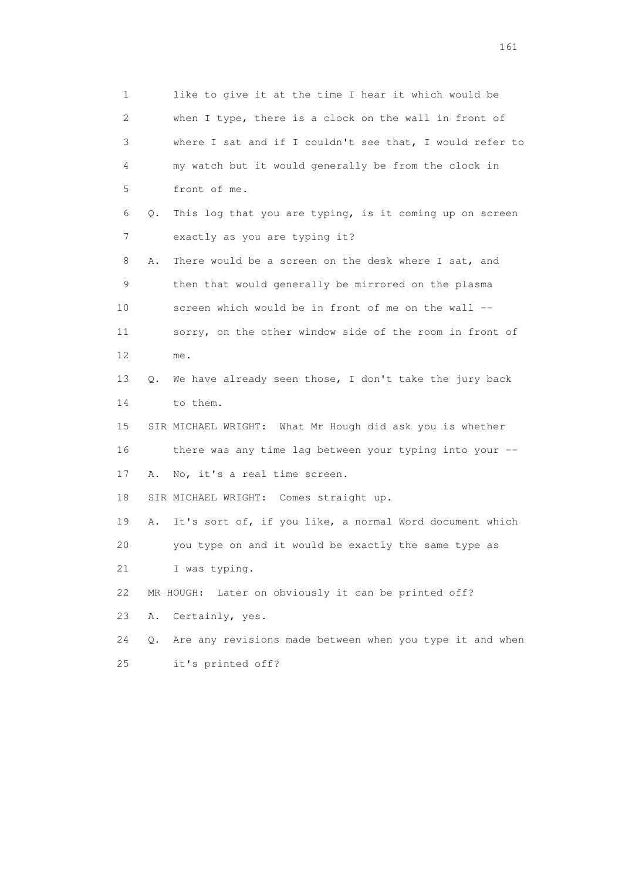1 like to give it at the time I hear it which would be
2 when I type, there is a clock on the wall in front of
3 where I sat and if I couldn't see that, I would refer to
4 my watch but it would generally be from the clock in
5 front of me.
6 Q. This log that you are typing, is it coming up on screen
7 exactly as you are typing it?
8 A. There would be a screen on the desk where I sat, and
9 then that would generally be mirrored on the plasma
10 screen which would be in front of me on the wall --
11 sorry, on the other window side of the room in front of
12 me.
13 Q. We have already seen those, I don't take the jury back
14 to them.
15 SIR MICHAEL WRIGHT: What Mr Hough did ask you is whether
16 there was any time lag between your typing into your --
17 A. No, it's a real time screen.
18 SIR MICHAEL WRIGHT: Comes straight up.
19 A. It's sort of, if you like, a normal Word document which
20 you type on and it would be exactly the same type as
21 I was typing.
22 MR HOUGH: Later on obviously it can be printed off?
23 A. Certainly, yes.
24 Q. Are any revisions made between when you type it and when
25 it's printed off?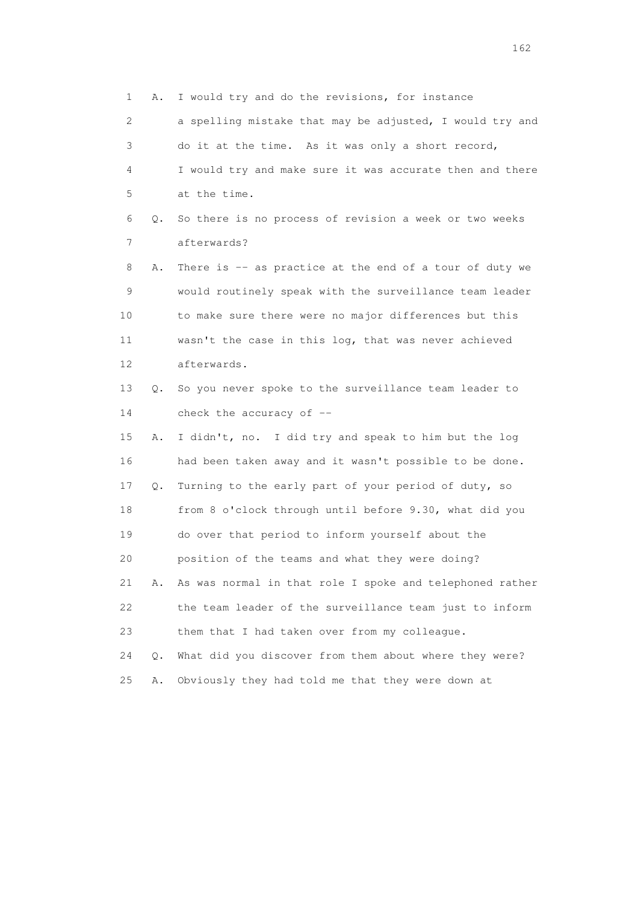1 A. I would try and do the revisions, for instance
2 a spelling mistake that may be adjusted, I would try and
3 do it at the time. As it was only a short record,
4 I would try and make sure it was accurate then and there
5 at the time.
6 Q. So there is no process of revision a week or two weeks
7 afterwards?
8 A. There is -- as practice at the end of a tour of duty we
9 would routinely speak with the surveillance team leader
10 to make sure there were no major differences but this
11 wasn't the case in this log, that was never achieved
12 afterwards.
13 Q. So you never spoke to the surveillance team leader to
14 check the accuracy of --
15 A. I didn't, no. I did try and speak to him but the log
16 had been taken away and it wasn't possible to be done.
17 Q. Turning to the early part of your period of duty, so
18 from 8 o'clock through until before 9.30, what did you
19 do over that period to inform yourself about the
20 position of the teams and what they were doing?
21 A. As was normal in that role I spoke and telephoned rather
22 the team leader of the surveillance team just to inform
23 them that I had taken over from my colleague.
24 Q. What did you discover from them about where they were?
25 A. Obviously they had told me that they were down at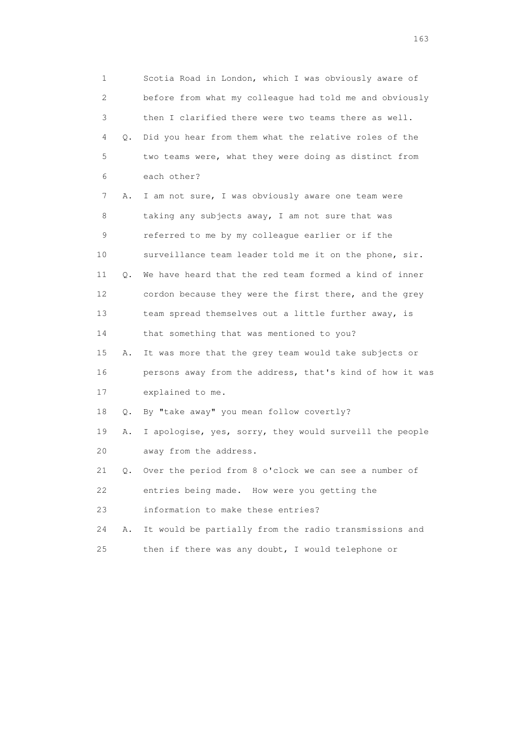1 Scotia Road in London, which I was obviously aware of
2 before from what my colleague had told me and obviously
3 then I clarified there were two teams there as well.
4 Q. Did you hear from them what the relative roles of the
5 two teams were, what they were doing as distinct from
6 each other?
7 A. I am not sure, I was obviously aware one team were
8 taking any subjects away, I am not sure that was
9 referred to me by my colleague earlier or if the
10 surveillance team leader told me it on the phone, sir.
11 Q. We have heard that the red team formed a kind of inner
12 cordon because they were the first there, and the grey
13 team spread themselves out a little further away, is
14 that something that was mentioned to you?
15 A. It was more that the grey team would take subjects or
16 persons away from the address, that's kind of how it was
17 explained to me.
18 Q. By "take away" you mean follow covertly?
19 A. I apologise, yes, sorry, they would surveill the people
20 away from the address.
21 Q. Over the period from 8 o'clock we can see a number of
22 entries being made. How were you getting the
23 information to make these entries?
24 A. It would be partially from the radio transmissions and
25 then if there was any doubt, I would telephone or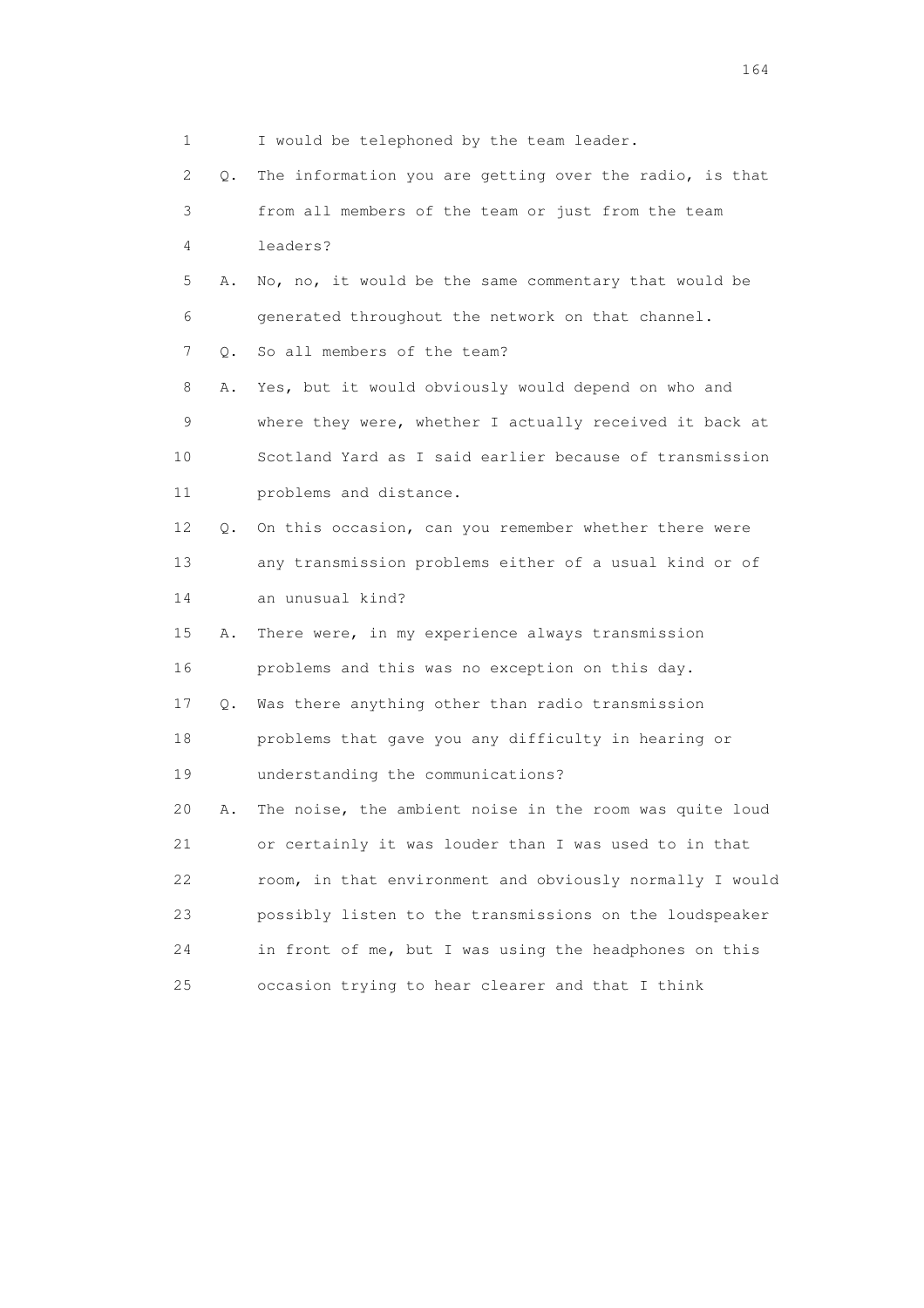1 I would be telephoned by the team leader.

2 Q. The information you are getting over the radio, is that

3 from all members of the team or just from the team

4 leaders?

5 A. No, no, it would be the same commentary that would be

6 generated throughout the network on that channel.

7 Q. So all members of the team?

8 A. Yes, but it would obviously would depend on who and

9 where they were, whether I actually received it back at

10 Scotland Yard as I said earlier because of transmission

11 problems and distance.

12 Q. On this occasion, can you remember whether there were

13 any transmission problems either of a usual kind or of

14 an unusual kind?

15 A. There were, in my experience always transmission

16 problems and this was no exception on this day.

17 Q. Was there anything other than radio transmission

18 problems that gave you any difficulty in hearing or

19 understanding the communications?

20 A. The noise, the ambient noise in the room was quite loud

21 or certainly it was louder than I was used to in that

22 room, in that environment and obviously normally I would

23 possibly listen to the transmissions on the loudspeaker

24 in front of me, but I was using the headphones on this

25 occasion trying to hear clearer and that I think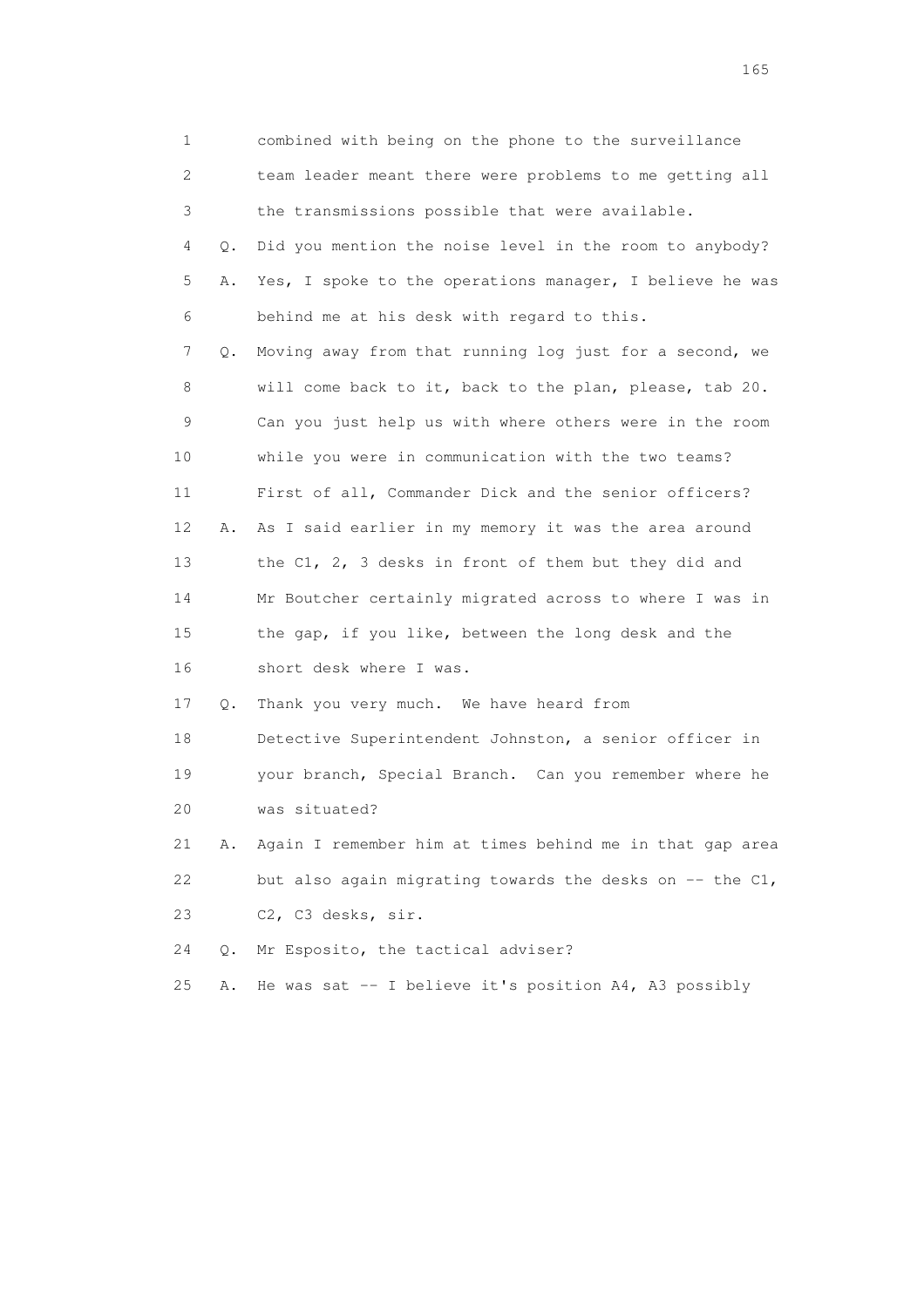1 combined with being on the phone to the surveillance
2 team leader meant there were problems to me getting all
3 the transmissions possible that were available.
4 Q. Did you mention the noise level in the room to anybody?
5 A. Yes, I spoke to the operations manager, I believe he was
6 behind me at his desk with regard to this.
7 Q. Moving away from that running log just for a second, we
8 will come back to it, back to the plan, please, tab 20.
9 Can you just help us with where others were in the room
10 while you were in communication with the two teams?
11 First of all, Commander Dick and the senior officers?
12 A. As I said earlier in my memory it was the area around
13 the C1, 2, 3 desks in front of them but they did and
14 Mr Boutcher certainly migrated across to where I was in
15 the gap, if you like, between the long desk and the
16 short desk where I was.
17 Q. Thank you very much. We have heard from
18 Detective Superintendent Johnston, a senior officer in
19 your branch, Special Branch. Can you remember where he
20 was situated?
21 A. Again I remember him at times behind me in that gap area
22 but also again migrating towards the desks on -- the C1,
23 C2, C3 desks, sir.
24 Q. Mr Esposito, the tactical adviser?
25 A. He was sat -- I believe it's position A4, A3 possibly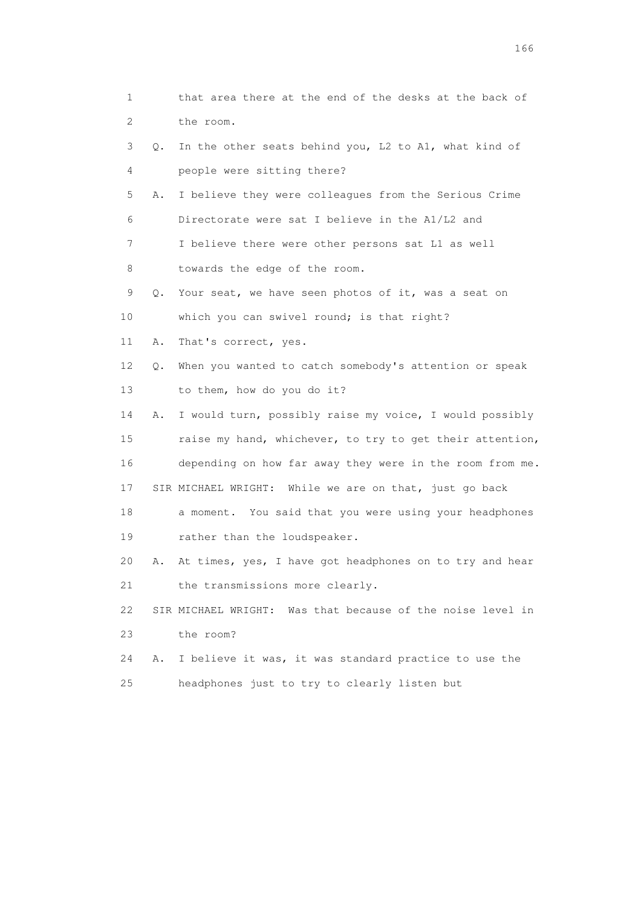1 that area there at the end of the desks at the back of
2 the room.

3 Q. In the other seats behind you, L2 to A1, what kind of
4 people were sitting there?

5 A. I believe they were colleagues from the Serious Crime
6 Directorate were sat I believe in the A1/L2 and
7 I believe there were other persons sat L1 as well
8 towards the edge of the room.

9 Q. Your seat, we have seen photos of it, was a seat on
10 which you can swivel round; is that right?

11 A. That's correct, yes.

12 Q. When you wanted to catch somebody's attention or speak
13 to them, how do you do it?

14 A. I would turn, possibly raise my voice, I would possibly
15 raise my hand, whichever, to try to get their attention,
16 depending on how far away they were in the room from me.

17 SIR MICHAEL WRIGHT: While we are on that, just go back
18 a moment. You said that you were using your headphones
19 rather than the loudspeaker.

20 A. At times, yes, I have got headphones on to try and hear
21 the transmissions more clearly.

22 SIR MICHAEL WRIGHT: Was that because of the noise level in
23 the room?

24 A. I believe it was, it was standard practice to use the
25 headphones just to try to clearly listen but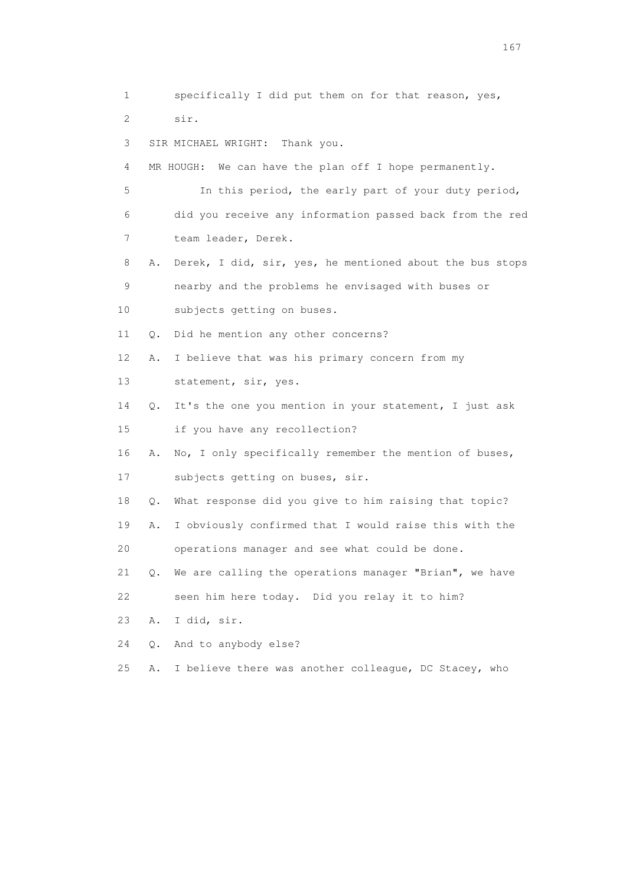1 specifically I did put them on for that reason, yes,

2 sir.

3 SIR MICHAEL WRIGHT: Thank you.

4 MR HOUGH: We can have the plan off I hope permanently.

5 In this period, the early part of your duty period,

6 did you receive any information passed back from the red

7 team leader, Derek.

8 A. Derek, I did, sir, yes, he mentioned about the bus stops

9 nearby and the problems he envisaged with buses or

10 subjects getting on buses.

11 Q. Did he mention any other concerns?

12 A. I believe that was his primary concern from my

13 statement, sir, yes.

14 Q. It's the one you mention in your statement, I just ask

15 if you have any recollection?

16 A. No, I only specifically remember the mention of buses,

17 subjects getting on buses, sir.

18 Q. What response did you give to him raising that topic?

19 A. I obviously confirmed that I would raise this with the

20 operations manager and see what could be done.

21 Q. We are calling the operations manager "Brian", we have

22 seen him here today. Did you relay it to him?

23 A. I did, sir.

24 Q. And to anybody else?

25 A. I believe there was another colleague, DC Stacey, who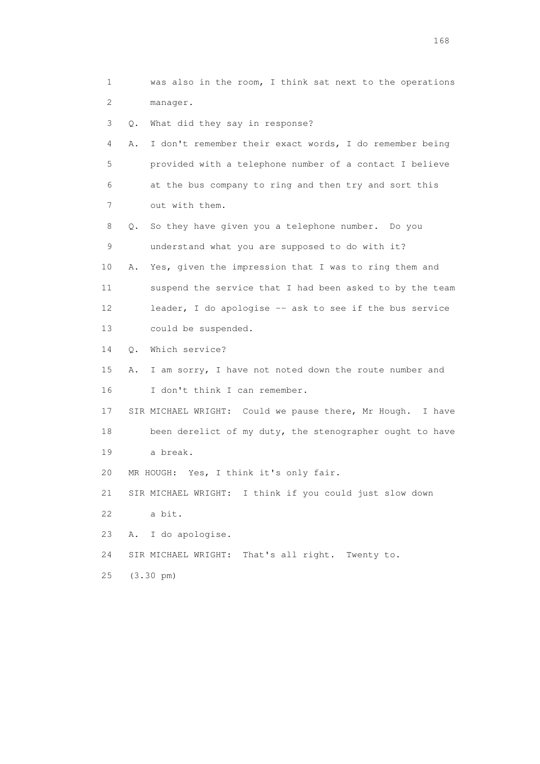1 was also in the room, I think sat next to the operations
2 manager.

3 Q. What did they say in response?

4 A. I don't remember their exact words, I do remember being
5 provided with a telephone number of a contact I believe
6 at the bus company to ring and then try and sort this
7 out with them.

8 Q. So they have given you a telephone number. Do you
9 understand what you are supposed to do with it?

10 A. Yes, given the impression that I was to ring them and
11 suspend the service that I had been asked to by the team
12 leader, I do apologise -- ask to see if the bus service
13 could be suspended.

14 Q. Which service?

15 A. I am sorry, I have not noted down the route number and
16 I don't think I can remember.

17 SIR MICHAEL WRIGHT: Could we pause there, Mr Hough. I have
18 been derelict of my duty, the stenographer ought to have
19 a break.

20 MR HOUGH: Yes, I think it's only fair.

21 SIR MICHAEL WRIGHT: I think if you could just slow down
22 a bit.

23 A. I do apologise.

24 SIR MICHAEL WRIGHT: That's all right. Twenty to.

25 (3.30 pm)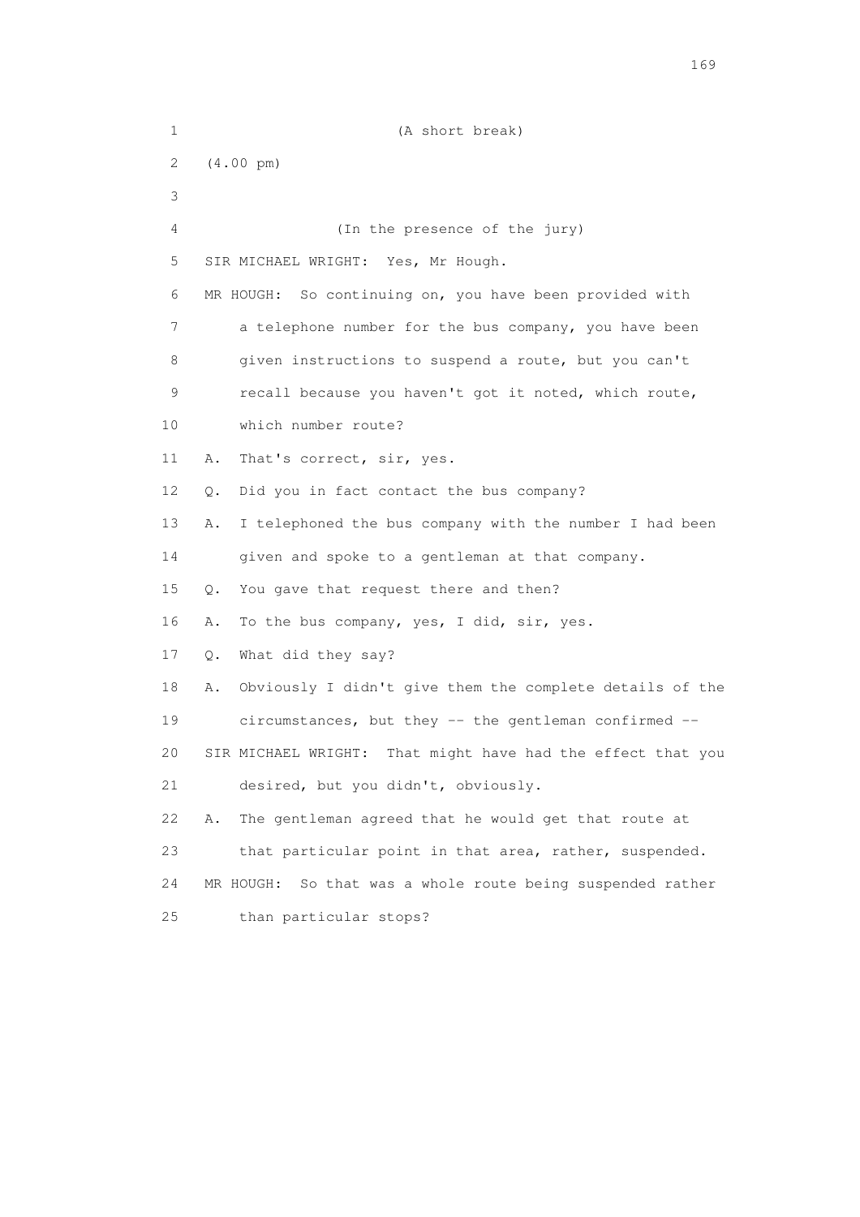1 (A short break)

2 (4.00 pm)

3

4 (In the presence of the jury)

5 SIR MICHAEL WRIGHT: Yes, Mr Hough.

6 MR HOUGH: So continuing on, you have been provided with

7 a telephone number for the bus company, you have been

8 given instructions to suspend a route, but you can't

9 recall because you haven't got it noted, which route,

10 which number route?

11 A. That's correct, sir, yes.

12 Q. Did you in fact contact the bus company?

13 A. I telephoned the bus company with the number I had been

14 given and spoke to a gentleman at that company.

15 Q. You gave that request there and then?

16 A. To the bus company, yes, I did, sir, yes.

17 Q. What did they say?

18 A. Obviously I didn't give them the complete details of the

19 circumstances, but they -- the gentleman confirmed --

20 SIR MICHAEL WRIGHT: That might have had the effect that you

21 desired, but you didn't, obviously.

22 A. The gentleman agreed that he would get that route at

23 that particular point in that area, rather, suspended.

24 MR HOUGH: So that was a whole route being suspended rather

25 than particular stops?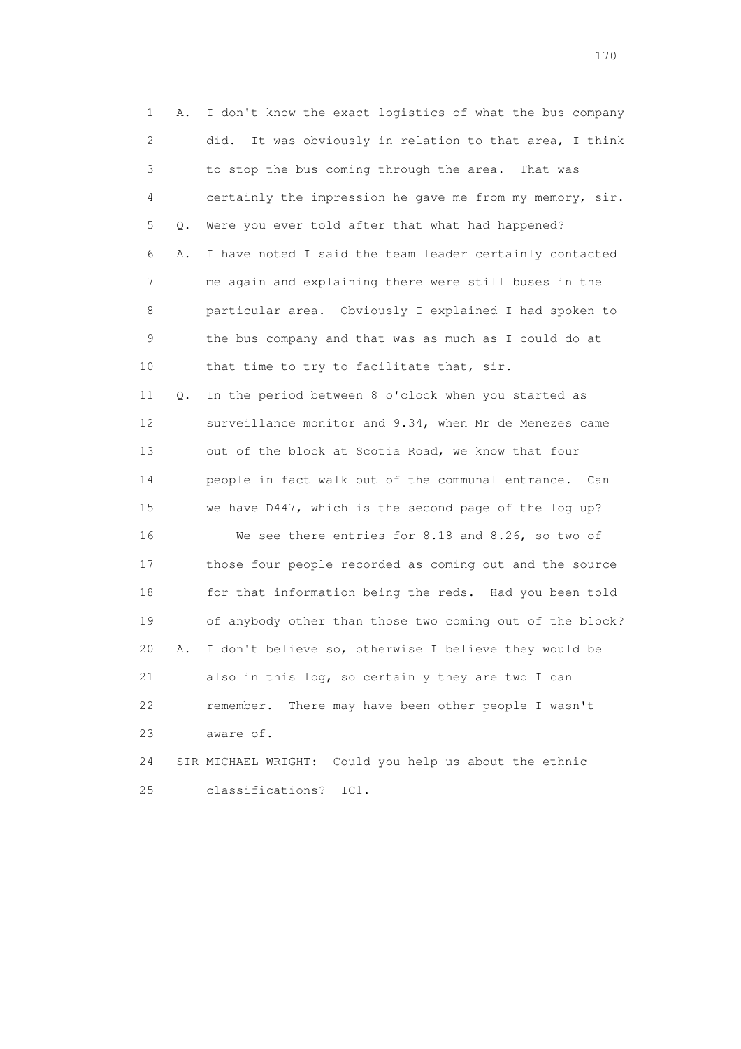1 A. I don't know the exact logistics of what the bus company
2 did. It was obviously in relation to that area, I think
3 to stop the bus coming through the area. That was
4 certainly the impression he gave me from my memory, sir.
5 Q. Were you ever told after that what had happened?
6 A. I have noted I said the team leader certainly contacted
7 me again and explaining there were still buses in the
8 particular area. Obviously I explained I had spoken to
9 the bus company and that was as much as I could do at
10 that time to try to facilitate that, sir.
11 Q. In the period between 8 o'clock when you started as
12 surveillance monitor and 9.34, when Mr de Menezes came
13 out of the block at Scotia Road, we know that four
14 people in fact walk out of the communal entrance. Can
15 we have D447, which is the second page of the log up?
16 We see there entries for 8.18 and 8.26, so two of
17 those four people recorded as coming out and the source
18 for that information being the reds. Had you been told
19 of anybody other than those two coming out of the block?
20 A. I don't believe so, otherwise I believe they would be
21 also in this log, so certainly they are two I can
22 remember. There may have been other people I wasn't
23 aware of.
24 SIR MICHAEL WRIGHT: Could you help us about the ethnic
25 classifications? IC1.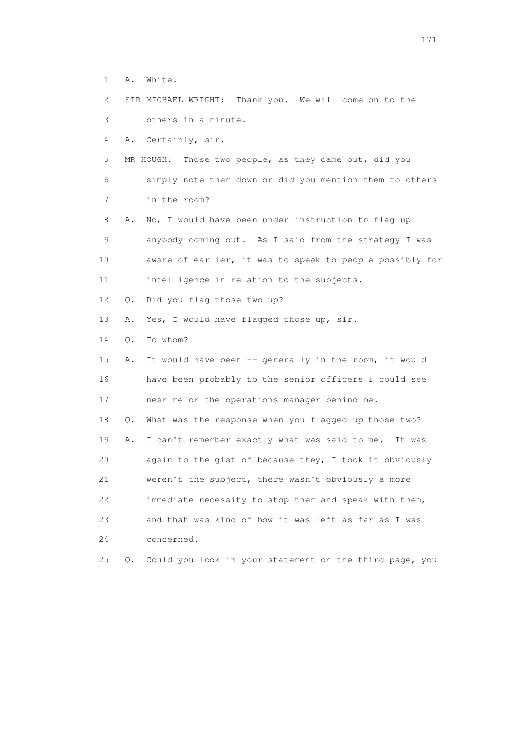1 A. White.

2 SIR MICHAEL WRIGHT: Thank you. We will come on to the

3 others in a minute.

4 A. Certainly, sir.

5 MR HOUGH: Those two people, as they came out, did you

6 simply note them down or did you mention them to others

7 in the room?

8 A. No, I would have been under instruction to flag up

9 anybody coming out. As I said from the strategy I was

10 aware of earlier, it was to speak to people possibly for

11 intelligence in relation to the subjects.

12 Q. Did you flag those two up?

13 A. Yes, I would have flagged those up, sir.

14 Q. To whom?

15 A. It would have been -- generally in the room, it would

16 have been probably to the senior officers I could see

17 near me or the operations manager behind me.

18 Q. What was the response when you flagged up those two?

19 A. I can't remember exactly what was said to me. It was

20 again to the gist of because they, I took it obviously

21 weren't the subject, there wasn't obviously a more

22 immediate necessity to stop them and speak with them,

23 and that was kind of how it was left as far as I was

24 concerned.

25 Q. Could you look in your statement on the third page, you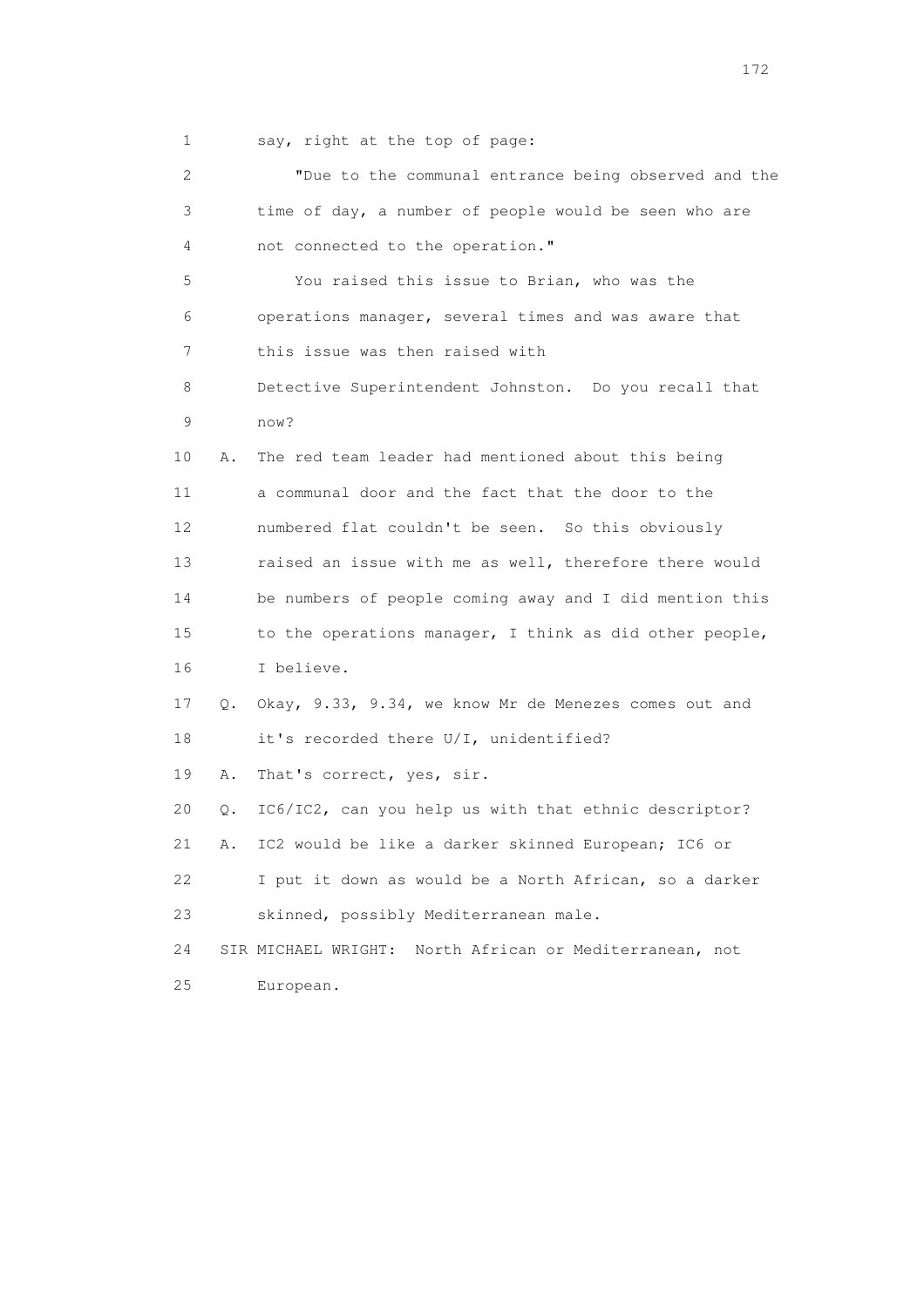1 say, right at the top of page:

2 "Due to the communal entrance being observed and the
3 time of day, a number of people would be seen who are
4 not connected to the operation."

5 You raised this issue to Brian, who was the
6 operations manager, several times and was aware that
7 this issue was then raised with
8 Detective Superintendent Johnston. Do you recall that
9 now?

10 A. The red team leader had mentioned about this being
11 a communal door and the fact that the door to the
12 numbered flat couldn't be seen. So this obviously
13 raised an issue with me as well, therefore there would
14 be numbers of people coming away and I did mention this
15 to the operations manager, I think as did other people,
16 I believe.

17 Q. Okay, 9.33, 9.34, we know Mr de Menezes comes out and
18 it's recorded there U/I, unidentified?

19 A. That's correct, yes, sir.

20 Q. IC6/IC2, can you help us with that ethnic descriptor?

21 A. IC2 would be like a darker skinned European; IC6 or
22 I put it down as would be a North African, so a darker
23 skinned, possibly Mediterranean male.

24 SIR MICHAEL WRIGHT: North African or Mediterranean, not
25 European.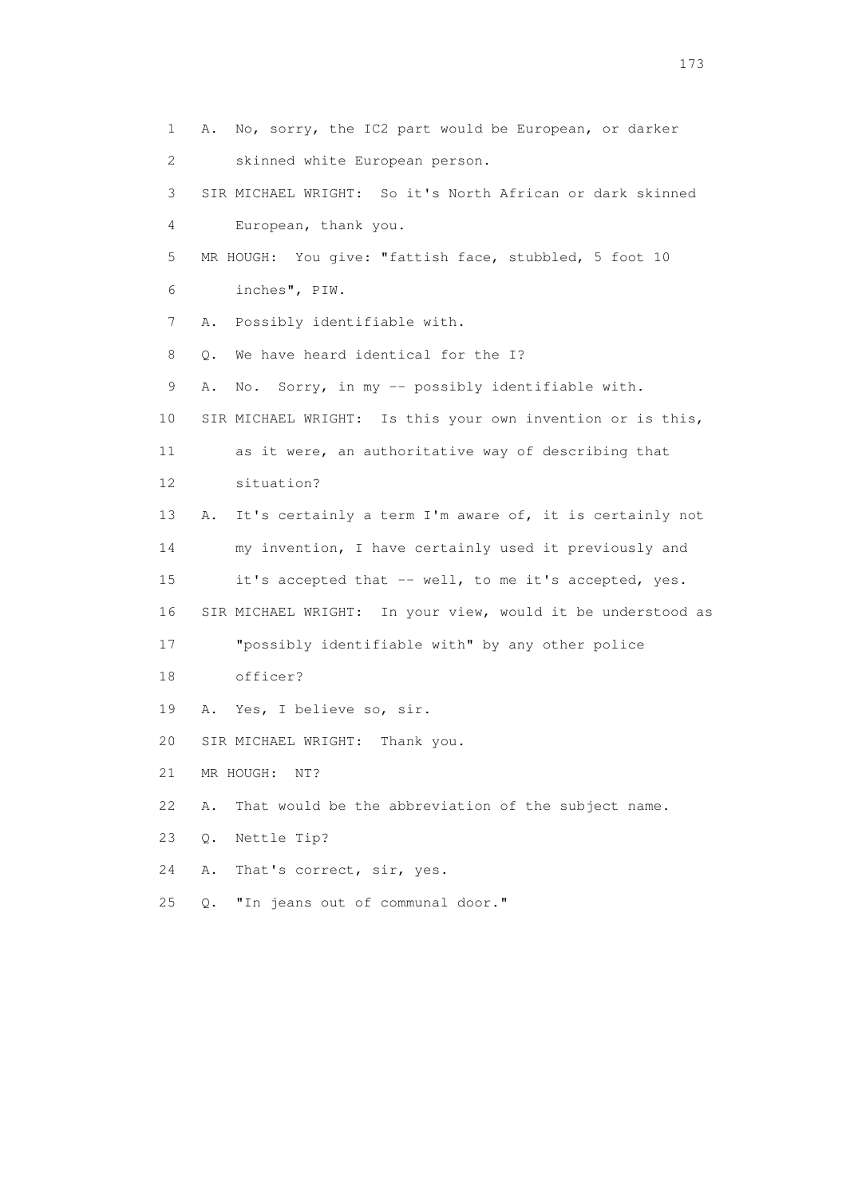1 A. No, sorry, the IC2 part would be European, or darker
2 skinned white European person.
3 SIR MICHAEL WRIGHT: So it's North African or dark skinned
4 European, thank you.
5 MR HOUGH: You give: "fattish face, stubbled, 5 foot 10
6 inches", PIW.
7 A. Possibly identifiable with.
8 Q. We have heard identical for the I?
9 A. No. Sorry, in my -- possibly identifiable with.
10 SIR MICHAEL WRIGHT: Is this your own invention or is this,
11 as it were, an authoritative way of describing that
12 situation?
13 A. It's certainly a term I'm aware of, it is certainly not
14 my invention, I have certainly used it previously and
15 it's accepted that -- well, to me it's accepted, yes.
16 SIR MICHAEL WRIGHT: In your view, would it be understood as
17 "possibly identifiable with" by any other police
18 officer?
19 A. Yes, I believe so, sir.
20 SIR MICHAEL WRIGHT: Thank you.
21 MR HOUGH: NT?
22 A. That would be the abbreviation of the subject name.
23 Q. Nettle Tip?
24 A. That's correct, sir, yes.
25 Q. "In jeans out of communal door."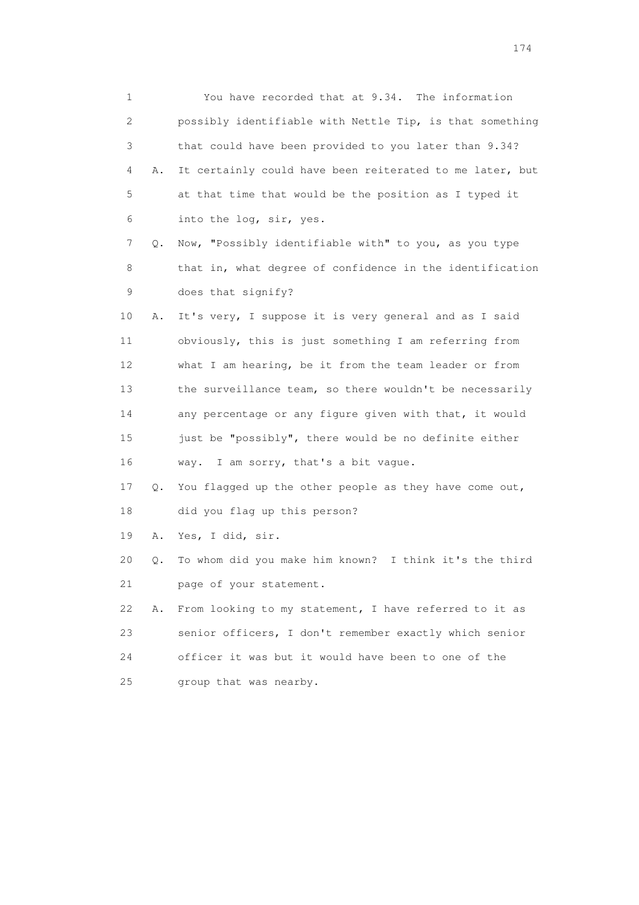1 You have recorded that at 9.34. The information
2 possibly identifiable with Nettle Tip, is that something
3 that could have been provided to you later than 9.34?
4 A. It certainly could have been reiterated to me later, but
5 at that time that would be the position as I typed it
6 into the log, sir, yes.
7 Q. Now, "Possibly identifiable with" to you, as you type
8 that in, what degree of confidence in the identification
9 does that signify?
10 A. It's very, I suppose it is very general and as I said
11 obviously, this is just something I am referring from
12 what I am hearing, be it from the team leader or from
13 the surveillance team, so there wouldn't be necessarily
14 any percentage or any figure given with that, it would
15 just be "possibly", there would be no definite either
16 way. I am sorry, that's a bit vague.
17 Q. You flagged up the other people as they have come out,
18 did you flag up this person?
19 A. Yes, I did, sir.
20 Q. To whom did you make him known? I think it's the third
21 page of your statement.
22 A. From looking to my statement, I have referred to it as
23 senior officers, I don't remember exactly which senior
24 officer it was but it would have been to one of the
25 group that was nearby.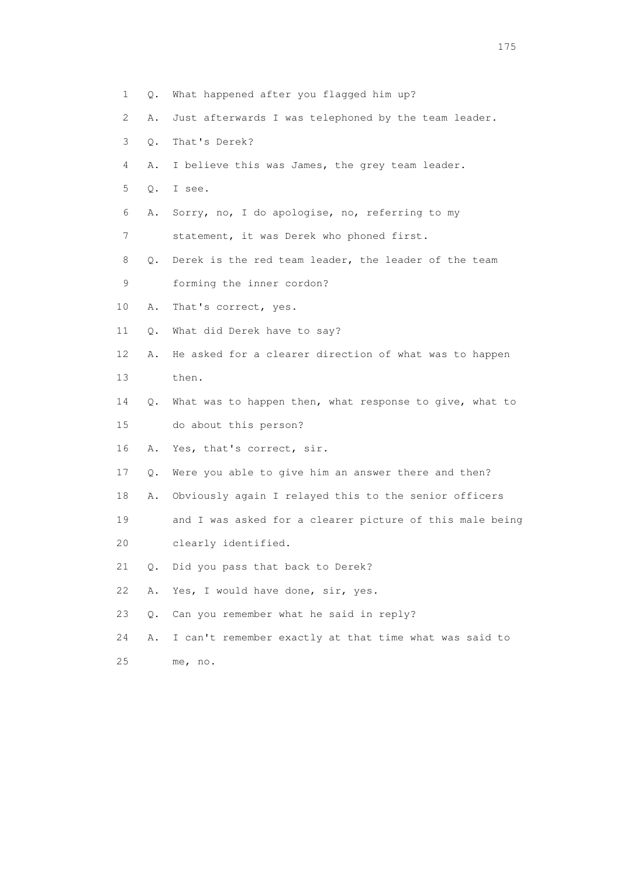1 Q. What happened after you flagged him up?

2 A. Just afterwards I was telephoned by the team leader.

3 Q. That's Derek?

4 A. I believe this was James, the grey team leader.

5 Q. I see.

6 A. Sorry, no, I do apologise, no, referring to my

7 statement, it was Derek who phoned first.

8 Q. Derek is the red team leader, the leader of the team

9 forming the inner cordon?

10 A. That's correct, yes.

11 Q. What did Derek have to say?

12 A. He asked for a clearer direction of what was to happen

13 then.

14 Q. What was to happen then, what response to give, what to

15 do about this person?

16 A. Yes, that's correct, sir.

17 Q. Were you able to give him an answer there and then?

18 A. Obviously again I relayed this to the senior officers

19 and I was asked for a clearer picture of this male being

20 clearly identified.

21 Q. Did you pass that back to Derek?

22 A. Yes, I would have done, sir, yes.

23 Q. Can you remember what he said in reply?

24 A. I can't remember exactly at that time what was said to

25 me, no.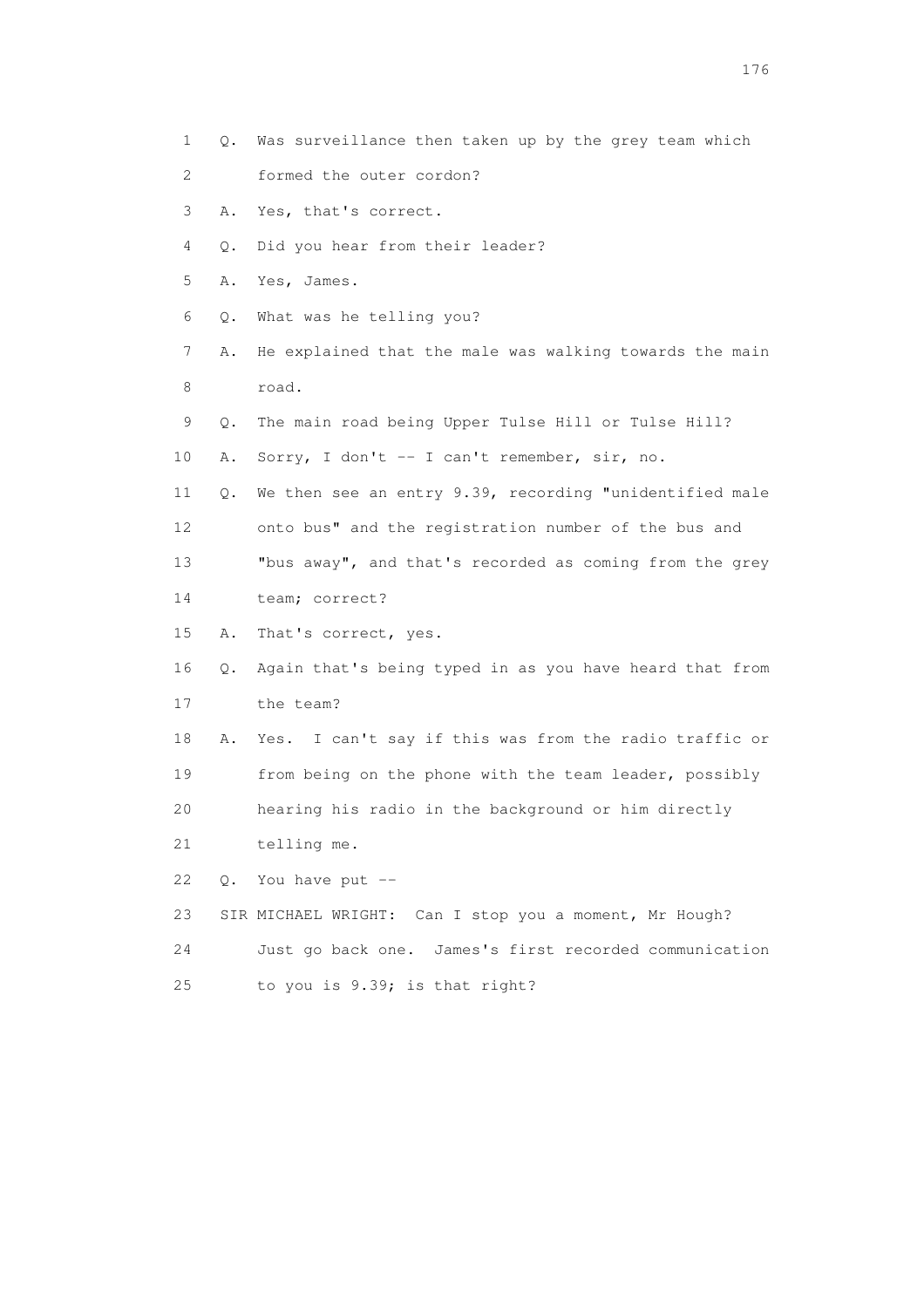1 Q. Was surveillance then taken up by the grey team which
2 formed the outer cordon?
3 A. Yes, that's correct.
4 Q. Did you hear from their leader?
5 A. Yes, James.
6 Q. What was he telling you?
7 A. He explained that the male was walking towards the main
8 road.
9 Q. The main road being Upper Tulse Hill or Tulse Hill?
10 A. Sorry, I don't -- I can't remember, sir, no.
11 Q. We then see an entry 9.39, recording "unidentified male
12 onto bus" and the registration number of the bus and
13 "bus away", and that's recorded as coming from the grey
14 team; correct?
15 A. That's correct, yes.
16 Q. Again that's being typed in as you have heard that from
17 the team?
18 A. Yes. I can't say if this was from the radio traffic or
19 from being on the phone with the team leader, possibly
20 hearing his radio in the background or him directly
21 telling me.
22 Q. You have put --
23 SIR MICHAEL WRIGHT: Can I stop you a moment, Mr Hough?
24 Just go back one. James's first recorded communication
25 to you is 9.39; is that right?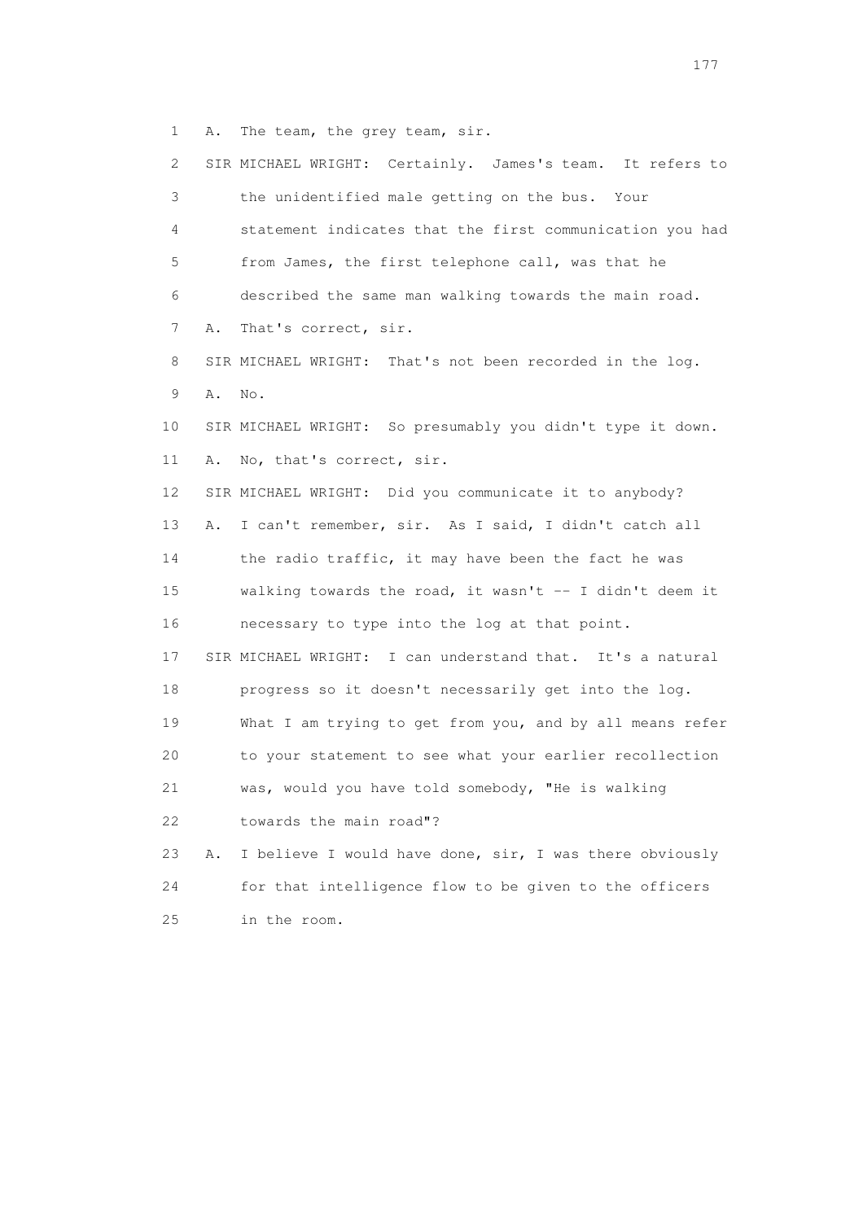1 A. The team, the grey team, sir.

2 SIR MICHAEL WRIGHT: Certainly. James's team. It refers to

3 the unidentified male getting on the bus. Your

4 statement indicates that the first communication you had

5 from James, the first telephone call, was that he

6 described the same man walking towards the main road.

7 A. That's correct, sir.

8 SIR MICHAEL WRIGHT: That's not been recorded in the log.

9 A. No.

10 SIR MICHAEL WRIGHT: So presumably you didn't type it down.

11 A. No, that's correct, sir.

12 SIR MICHAEL WRIGHT: Did you communicate it to anybody?

13 A. I can't remember, sir. As I said, I didn't catch all

14 the radio traffic, it may have been the fact he was

15 walking towards the road, it wasn't -- I didn't deem it

16 necessary to type into the log at that point.

17 SIR MICHAEL WRIGHT: I can understand that. It's a natural

18 progress so it doesn't necessarily get into the log.

19 What I am trying to get from you, and by all means refer

20 to your statement to see what your earlier recollection

21 was, would you have told somebody, "He is walking

22 towards the main road"?

23 A. I believe I would have done, sir, I was there obviously

24 for that intelligence flow to be given to the officers

25 in the room.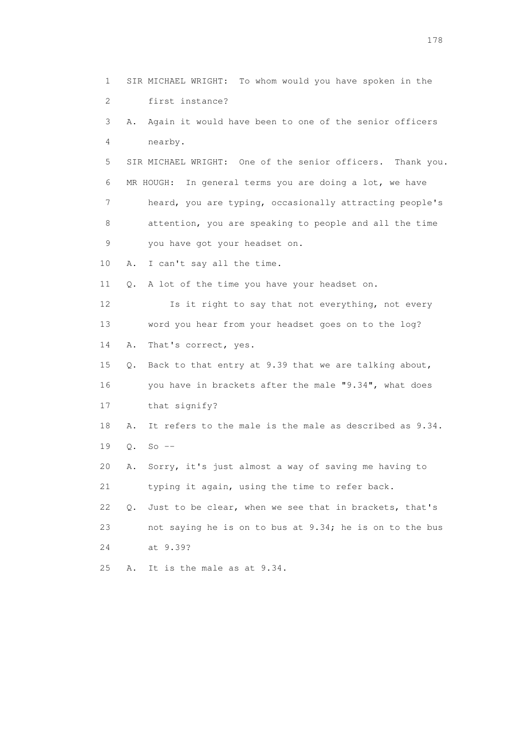1 SIR MICHAEL WRIGHT: To whom would you have spoken in the
2 first instance?
3 A. Again it would have been to one of the senior officers
4 nearby.
5 SIR MICHAEL WRIGHT: One of the senior officers. Thank you.
6 MR HOUGH: In general terms you are doing a lot, we have
7 heard, you are typing, occasionally attracting people's
8 attention, you are speaking to people and all the time
9 you have got your headset on.
10 A. I can't say all the time.
11 Q. A lot of the time you have your headset on.
12 Is it right to say that not everything, not every
13 word you hear from your headset goes on to the log?
14 A. That's correct, yes.
15 Q. Back to that entry at 9.39 that we are talking about,
16 you have in brackets after the male "9.34", what does
17 that signify?
18 A. It refers to the male is the male as described as 9.34.
19 Q. So --
20 A. Sorry, it's just almost a way of saving me having to
21 typing it again, using the time to refer back.
22 Q. Just to be clear, when we see that in brackets, that's
23 not saying he is on to bus at 9.34; he is on to the bus
24 at 9.39?
25 A. It is the male as at 9.34.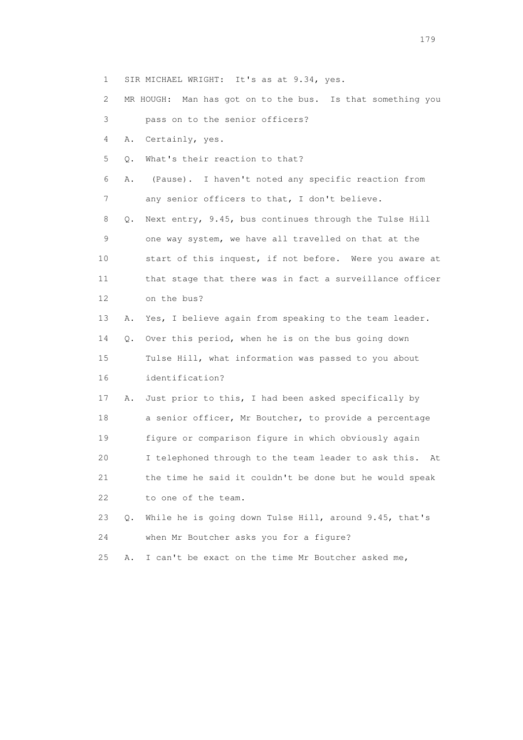1 SIR MICHAEL WRIGHT: It's as at 9.34, yes.

2 MR HOUGH: Man has got on to the bus. Is that something you

3 pass on to the senior officers?

4 A. Certainly, yes.

5 Q. What's their reaction to that?

6 A. (Pause). I haven't noted any specific reaction from

7 any senior officers to that, I don't believe.

8 Q. Next entry, 9.45, bus continues through the Tulse Hill

9 one way system, we have all travelled on that at the

10 start of this inquest, if not before. Were you aware at

11 that stage that there was in fact a surveillance officer

12 on the bus?

13 A. Yes, I believe again from speaking to the team leader.

14 Q. Over this period, when he is on the bus going down

15 Tulse Hill, what information was passed to you about

16 identification?

17 A. Just prior to this, I had been asked specifically by

18 a senior officer, Mr Boutcher, to provide a percentage

19 figure or comparison figure in which obviously again

20 I telephoned through to the team leader to ask this. At

21 the time he said it couldn't be done but he would speak

22 to one of the team.

23 Q. While he is going down Tulse Hill, around 9.45, that's

24 when Mr Boutcher asks you for a figure?

25 A. I can't be exact on the time Mr Boutcher asked me,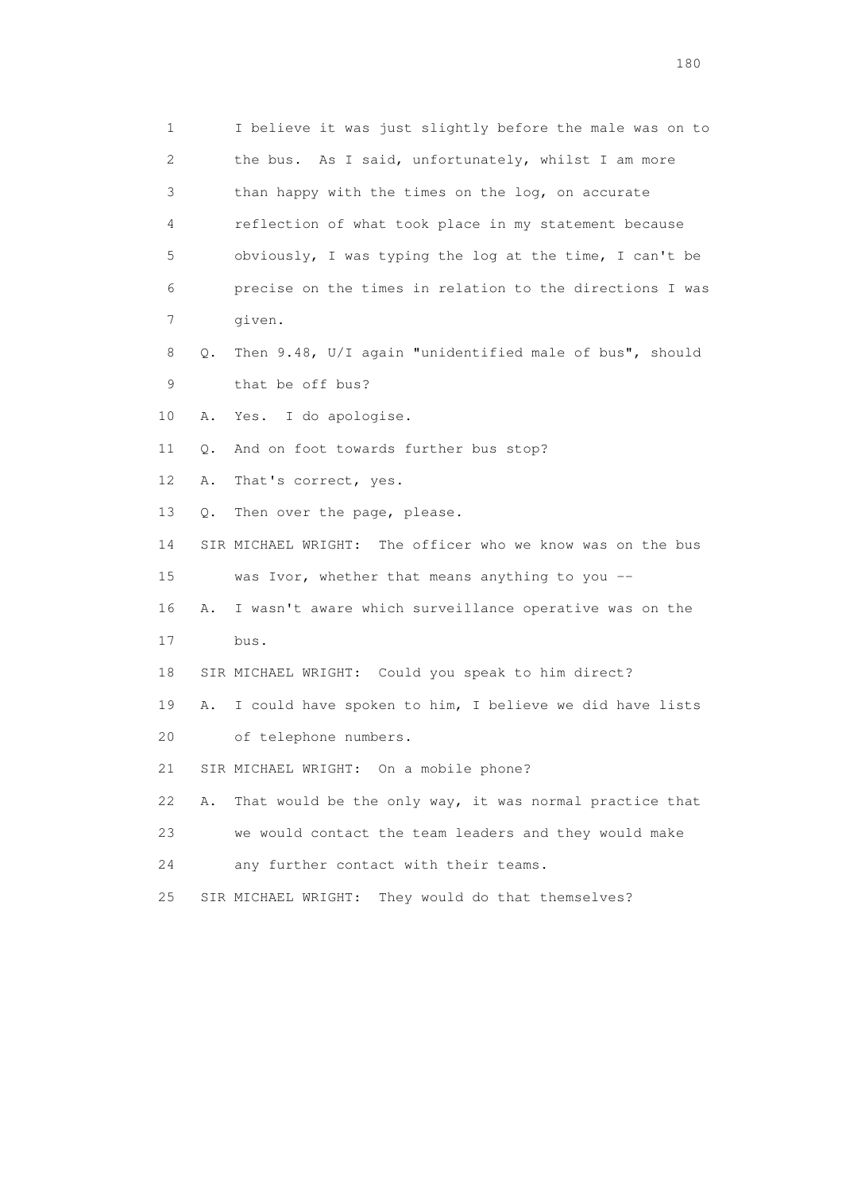1 I believe it was just slightly before the male was on to
2 the bus. As I said, unfortunately, whilst I am more
3 than happy with the times on the log, on accurate
4 reflection of what took place in my statement because
5 obviously, I was typing the log at the time, I can't be
6 precise on the times in relation to the directions I was
7 given.

8 Q. Then 9.48, U/I again "unidentified male of bus", should
9 that be off bus?

10 A. Yes. I do apologise.

11 Q. And on foot towards further bus stop?

12 A. That's correct, yes.

13 Q. Then over the page, please.

14 SIR MICHAEL WRIGHT: The officer who we know was on the bus
15 was Ivor, whether that means anything to you --

16 A. I wasn't aware which surveillance operative was on the
17 bus.

18 SIR MICHAEL WRIGHT: Could you speak to him direct?

19 A. I could have spoken to him, I believe we did have lists
20 of telephone numbers.

21 SIR MICHAEL WRIGHT: On a mobile phone?

22 A. That would be the only way, it was normal practice that
23 we would contact the team leaders and they would make
24 any further contact with their teams.

25 SIR MICHAEL WRIGHT: They would do that themselves?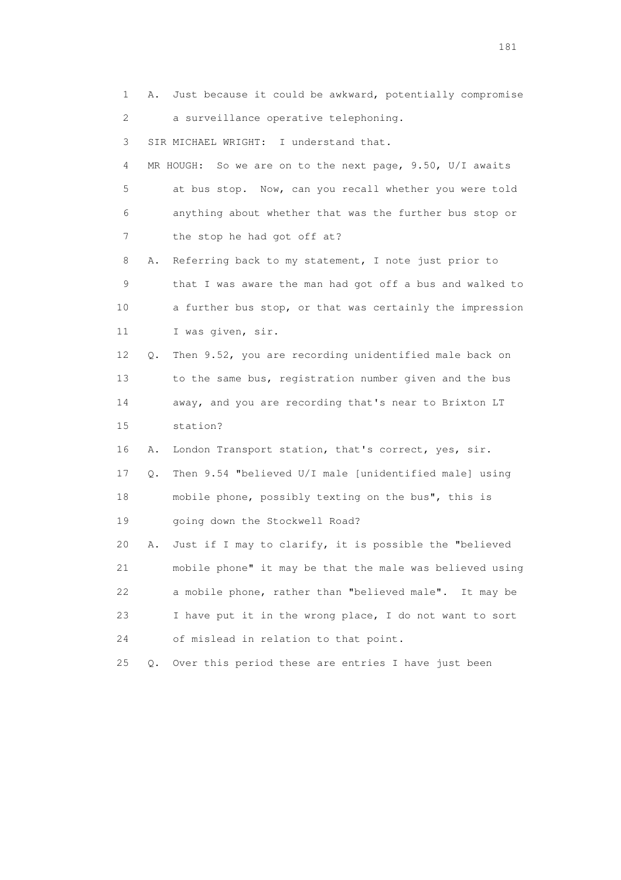1 A. Just because it could be awkward, potentially compromise
2 a surveillance operative telephoning.

3 SIR MICHAEL WRIGHT: I understand that.

4 MR HOUGH: So we are on to the next page, 9.50, U/I awaits
5 at bus stop. Now, can you recall whether you were told
6 anything about whether that was the further bus stop or
7 the stop he had got off at?

8 A. Referring back to my statement, I note just prior to
9 that I was aware the man had got off a bus and walked to
10 a further bus stop, or that was certainly the impression
11 I was given, sir.

12 Q. Then 9.52, you are recording unidentified male back on
13 to the same bus, registration number given and the bus
14 away, and you are recording that's near to Brixton LT
15 station?

16 A. London Transport station, that's correct, yes, sir.

17 Q. Then 9.54 "believed U/I male [unidentified male] using
18 mobile phone, possibly texting on the bus", this is
19 going down the Stockwell Road?

20 A. Just if I may to clarify, it is possible the "believed
21 mobile phone" it may be that the male was believed using
22 a mobile phone, rather than "believed male". It may be
23 I have put it in the wrong place, I do not want to sort
24 of mislead in relation to that point.

25 Q. Over this period these are entries I have just been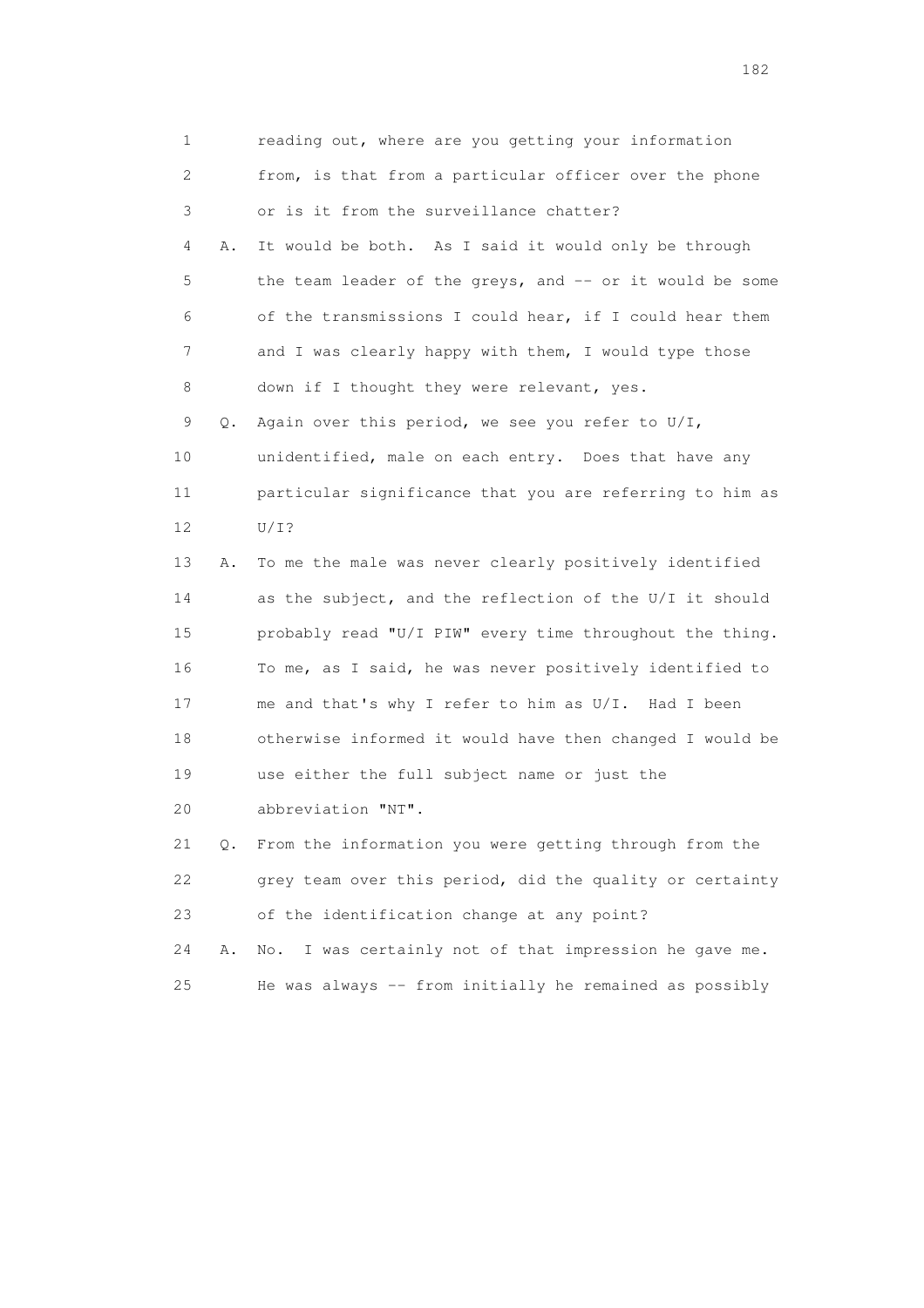1 reading out, where are you getting your information
2 from, is that from a particular officer over the phone
3 or is it from the surveillance chatter?
4 A. It would be both. As I said it would only be through
5 the team leader of the greys, and -- or it would be some
6 of the transmissions I could hear, if I could hear them
7 and I was clearly happy with them, I would type those
8 down if I thought they were relevant, yes.
9 Q. Again over this period, we see you refer to U/I,
10 unidentified, male on each entry. Does that have any
11 particular significance that you are referring to him as
12 U/I?
13 A. To me the male was never clearly positively identified
14 as the subject, and the reflection of the U/I it should
15 probably read "U/I PIW" every time throughout the thing.
16 To me, as I said, he was never positively identified to
17 me and that's why I refer to him as U/I. Had I been
18 otherwise informed it would have then changed I would be
19 use either the full subject name or just the
20 abbreviation "NT".
21 Q. From the information you were getting through from the
22 grey team over this period, did the quality or certainty
23 of the identification change at any point?
24 A. No. I was certainly not of that impression he gave me.
25 He was always -- from initially he remained as possibly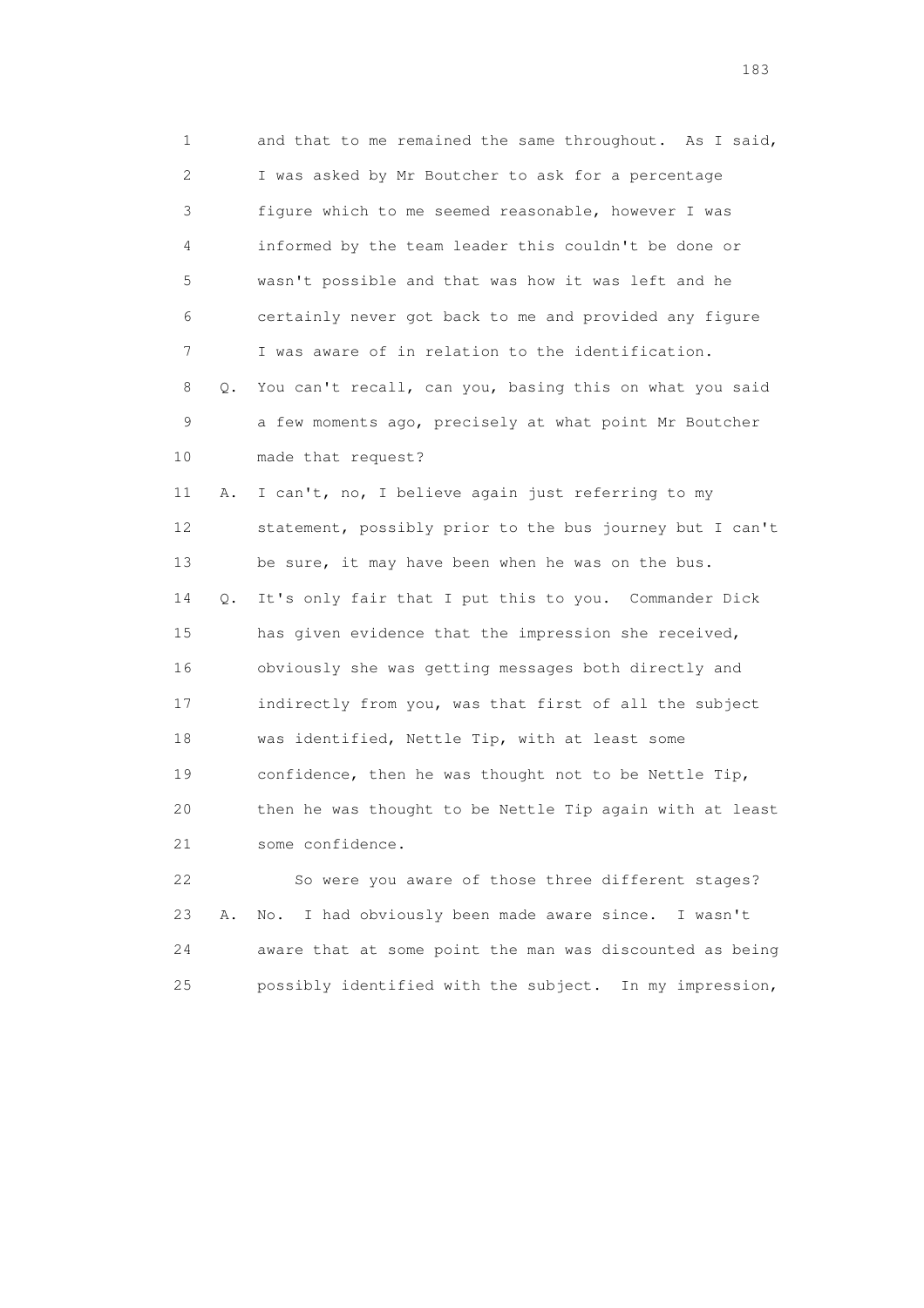1 and that to me remained the same throughout. As I said,
2 I was asked by Mr Boutcher to ask for a percentage
3 figure which to me seemed reasonable, however I was
4 informed by the team leader this couldn't be done or
5 wasn't possible and that was how it was left and he
6 certainly never got back to me and provided any figure
7 I was aware of in relation to the identification.

8 Q. You can't recall, can you, basing this on what you said
9 a few moments ago, precisely at what point Mr Boutcher
10 made that request?

11 A. I can't, no, I believe again just referring to my
12 statement, possibly prior to the bus journey but I can't
13 be sure, it may have been when he was on the bus.

14 Q. It's only fair that I put this to you. Commander Dick
15 has given evidence that the impression she received,
16 obviously she was getting messages both directly and
17 indirectly from you, was that first of all the subject
18 was identified, Nettle Tip, with at least some
19 confidence, then he was thought not to be Nettle Tip,
20 then he was thought to be Nettle Tip again with at least
21 some confidence.

22 So were you aware of those three different stages?

23 A. No. I had obviously been made aware since. I wasn't
24 aware that at some point the man was discounted as being
25 possibly identified with the subject. In my impression,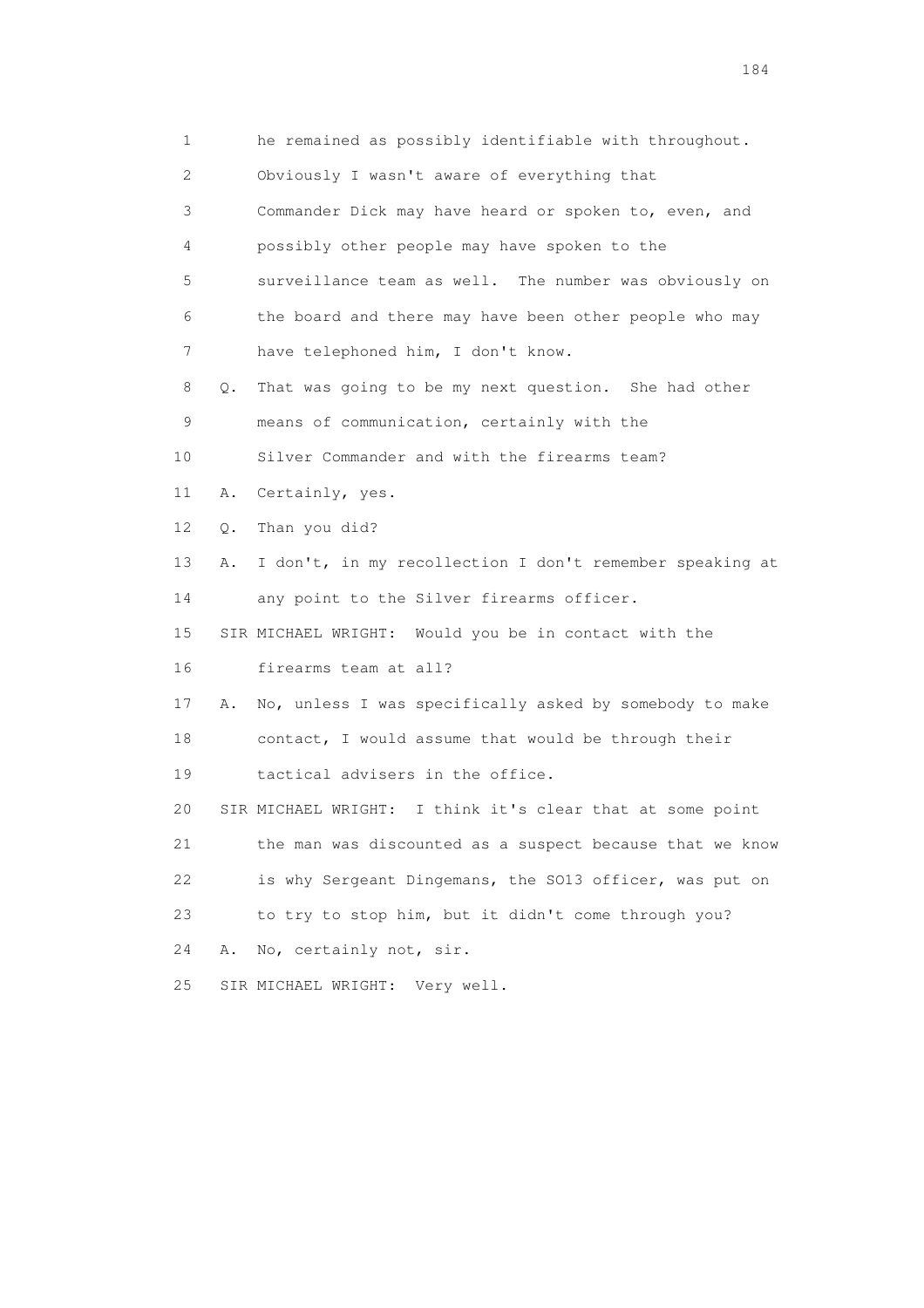1 he remained as possibly identifiable with throughout.
2 Obviously I wasn't aware of everything that
3 Commander Dick may have heard or spoken to, even, and
4 possibly other people may have spoken to the
5 surveillance team as well. The number was obviously on
6 the board and there may have been other people who may
7 have telephoned him, I don't know.
8 Q. That was going to be my next question. She had other
9 means of communication, certainly with the
10 Silver Commander and with the firearms team?
11 A. Certainly, yes.
12 Q. Than you did?
13 A. I don't, in my recollection I don't remember speaking at
14 any point to the Silver firearms officer.
15 SIR MICHAEL WRIGHT: Would you be in contact with the
16 firearms team at all?
17 A. No, unless I was specifically asked by somebody to make
18 contact, I would assume that would be through their
19 tactical advisers in the office.
20 SIR MICHAEL WRIGHT: I think it's clear that at some point
21 the man was discounted as a suspect because that we know
22 is why Sergeant Dingemans, the SO13 officer, was put on
23 to try to stop him, but it didn't come through you?
24 A. No, certainly not, sir.
25 SIR MICHAEL WRIGHT: Very well.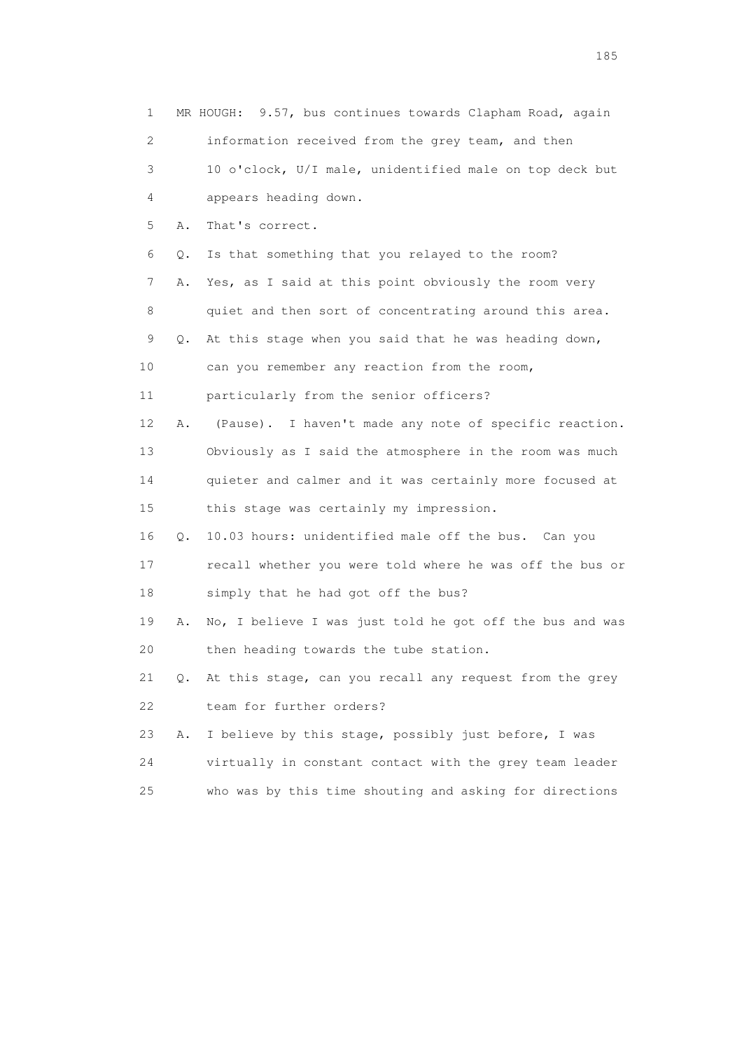1 MR HOUGH: 9.57, bus continues towards Clapham Road, again
2 information received from the grey team, and then
3 10 o'clock, U/I male, unidentified male on top deck but
4 appears heading down.
5 A. That's correct.
6 Q. Is that something that you relayed to the room?
7 A. Yes, as I said at this point obviously the room very
8 quiet and then sort of concentrating around this area.
9 Q. At this stage when you said that he was heading down,
10 can you remember any reaction from the room,
11 particularly from the senior officers?
12 A. (Pause). I haven't made any note of specific reaction.
13 Obviously as I said the atmosphere in the room was much
14 quieter and calmer and it was certainly more focused at
15 this stage was certainly my impression.
16 Q. 10.03 hours: unidentified male off the bus. Can you
17 recall whether you were told where he was off the bus or
18 simply that he had got off the bus?
19 A. No, I believe I was just told he got off the bus and was
20 then heading towards the tube station.
21 Q. At this stage, can you recall any request from the grey
22 team for further orders?
23 A. I believe by this stage, possibly just before, I was
24 virtually in constant contact with the grey team leader
25 who was by this time shouting and asking for directions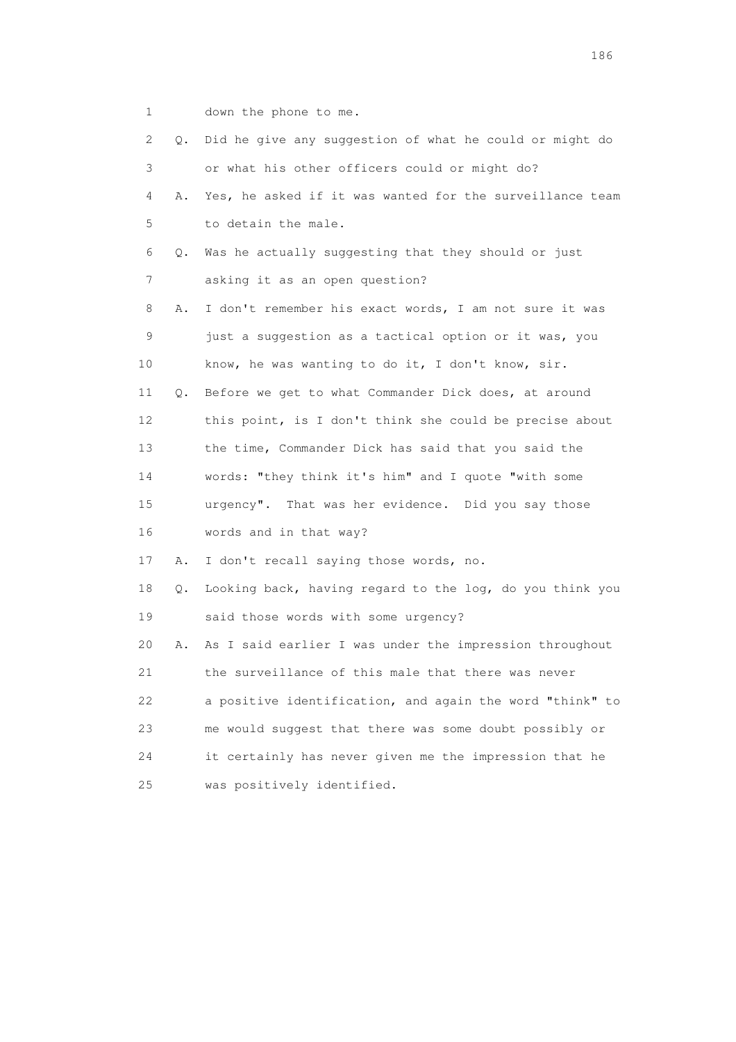1 down the phone to me.

2 Q. Did he give any suggestion of what he could or might do

3 or what his other officers could or might do?

4 A. Yes, he asked if it was wanted for the surveillance team

5 to detain the male.

6 Q. Was he actually suggesting that they should or just

7 asking it as an open question?

8 A. I don't remember his exact words, I am not sure it was

9 just a suggestion as a tactical option or it was, you

10 know, he was wanting to do it, I don't know, sir.

11 Q. Before we get to what Commander Dick does, at around

12 this point, is I don't think she could be precise about

13 the time, Commander Dick has said that you said the

14 words: "they think it's him" and I quote "with some

15 urgency". That was her evidence. Did you say those

16 words and in that way?

17 A. I don't recall saying those words, no.

18 Q. Looking back, having regard to the log, do you think you

19 said those words with some urgency?

20 A. As I said earlier I was under the impression throughout

21 the surveillance of this male that there was never

22 a positive identification, and again the word "think" to

23 me would suggest that there was some doubt possibly or

24 it certainly has never given me the impression that he

25 was positively identified.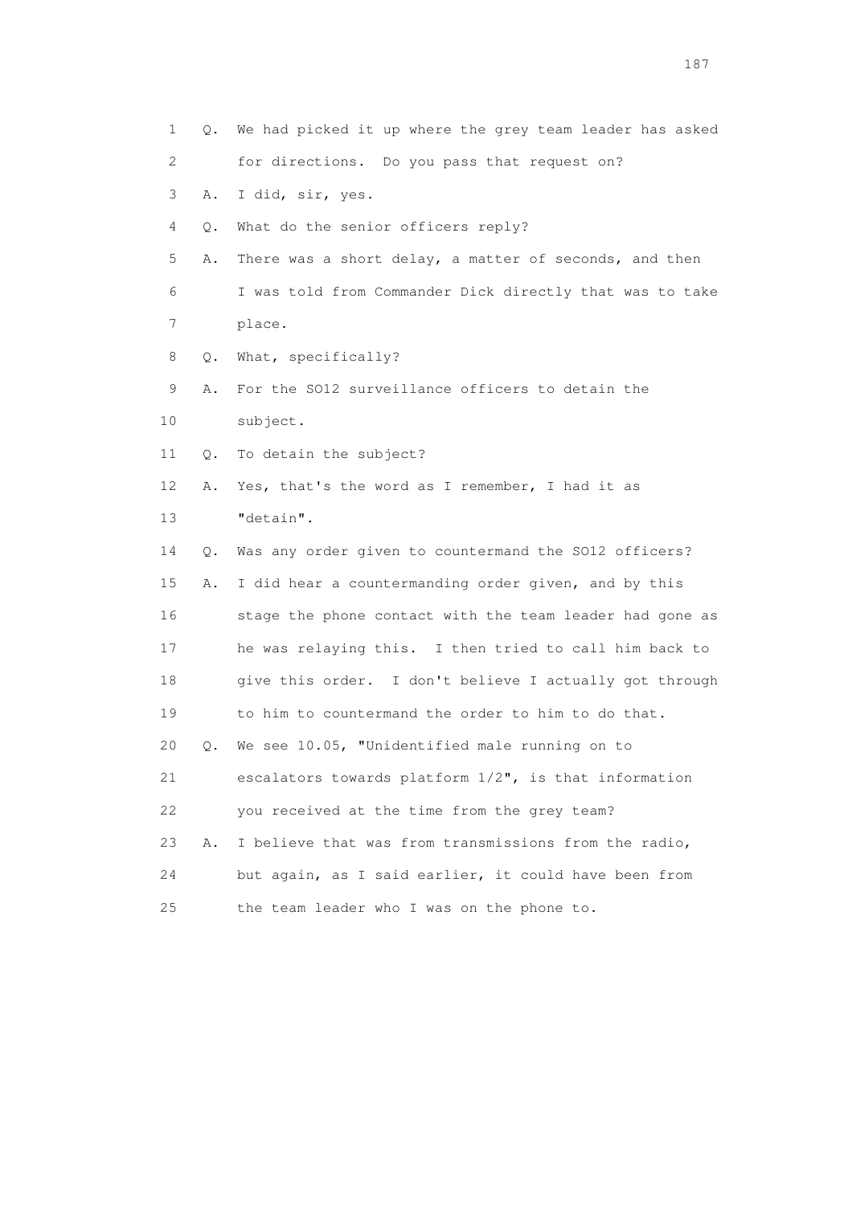1 Q. We had picked it up where the grey team leader has asked
2 for directions. Do you pass that request on?
3 A. I did, sir, yes.
4 Q. What do the senior officers reply?
5 A. There was a short delay, a matter of seconds, and then
6 I was told from Commander Dick directly that was to take
7 place.
8 Q. What, specifically?
9 A. For the SO12 surveillance officers to detain the
10 subject.
11 Q. To detain the subject?
12 A. Yes, that's the word as I remember, I had it as
13 "detain".
14 Q. Was any order given to countermand the SO12 officers?
15 A. I did hear a countermanding order given, and by this
16 stage the phone contact with the team leader had gone as
17 he was relaying this. I then tried to call him back to
18 give this order. I don't believe I actually got through
19 to him to countermand the order to him to do that.
20 Q. We see 10.05, "Unidentified male running on to
21 escalators towards platform 1/2", is that information
22 you received at the time from the grey team?
23 A. I believe that was from transmissions from the radio,
24 but again, as I said earlier, it could have been from
25 the team leader who I was on the phone to.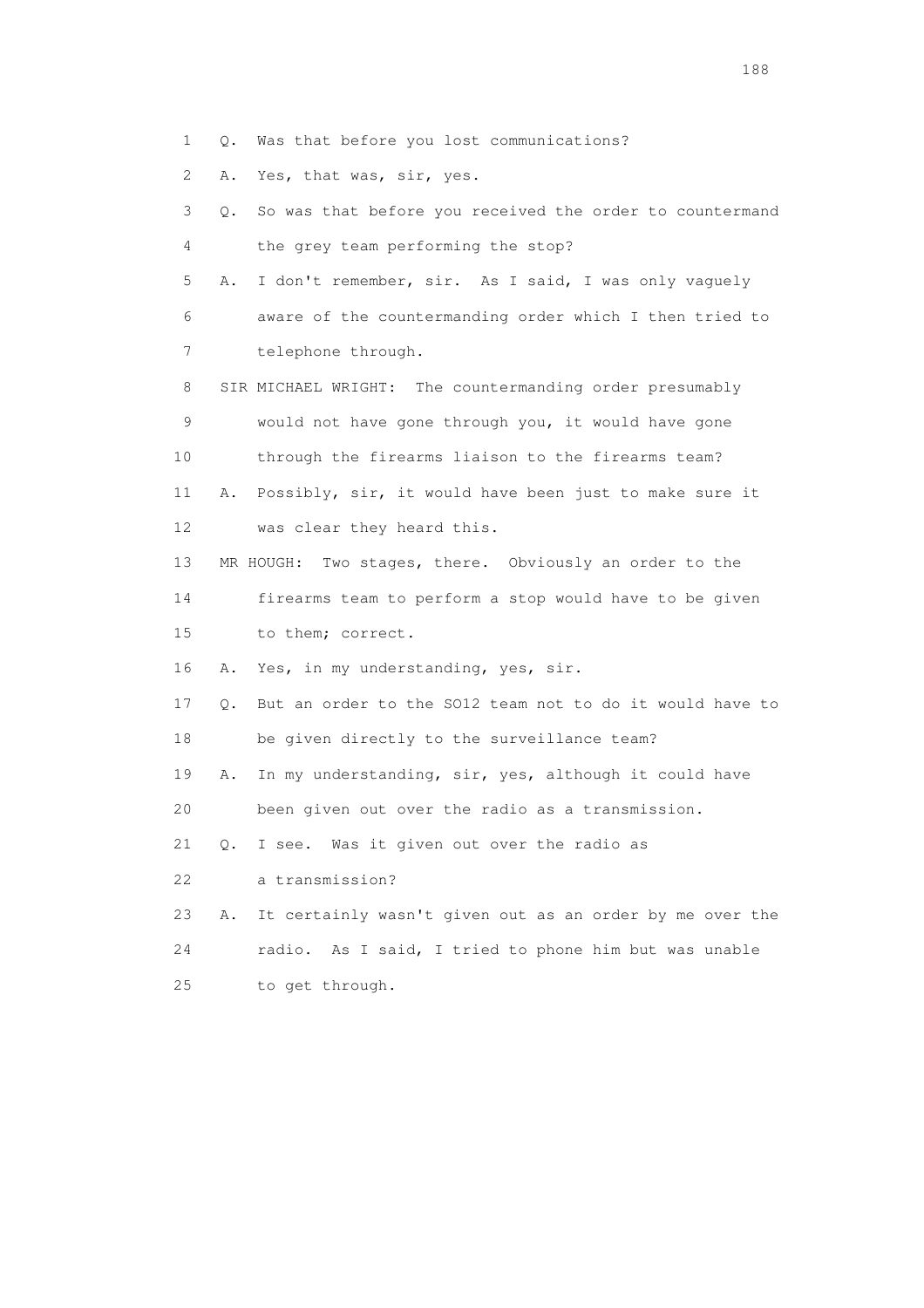1 Q. Was that before you lost communications?

2 A. Yes, that was, sir, yes.

3 Q. So was that before you received the order to countermand

4 the grey team performing the stop?

5 A. I don't remember, sir. As I said, I was only vaguely

6 aware of the countermanding order which I then tried to

7 telephone through.

8 SIR MICHAEL WRIGHT: The countermanding order presumably

9 would not have gone through you, it would have gone

10 through the firearms liaison to the firearms team?

11 A. Possibly, sir, it would have been just to make sure it

12 was clear they heard this.

13 MR HOUGH: Two stages, there. Obviously an order to the

14 firearms team to perform a stop would have to be given

15 to them; correct.

16 A. Yes, in my understanding, yes, sir.

17 Q. But an order to the SO12 team not to do it would have to

18 be given directly to the surveillance team?

19 A. In my understanding, sir, yes, although it could have

20 been given out over the radio as a transmission.

21 Q. I see. Was it given out over the radio as

22 a transmission?

23 A. It certainly wasn't given out as an order by me over the

24 radio. As I said, I tried to phone him but was unable

25 to get through.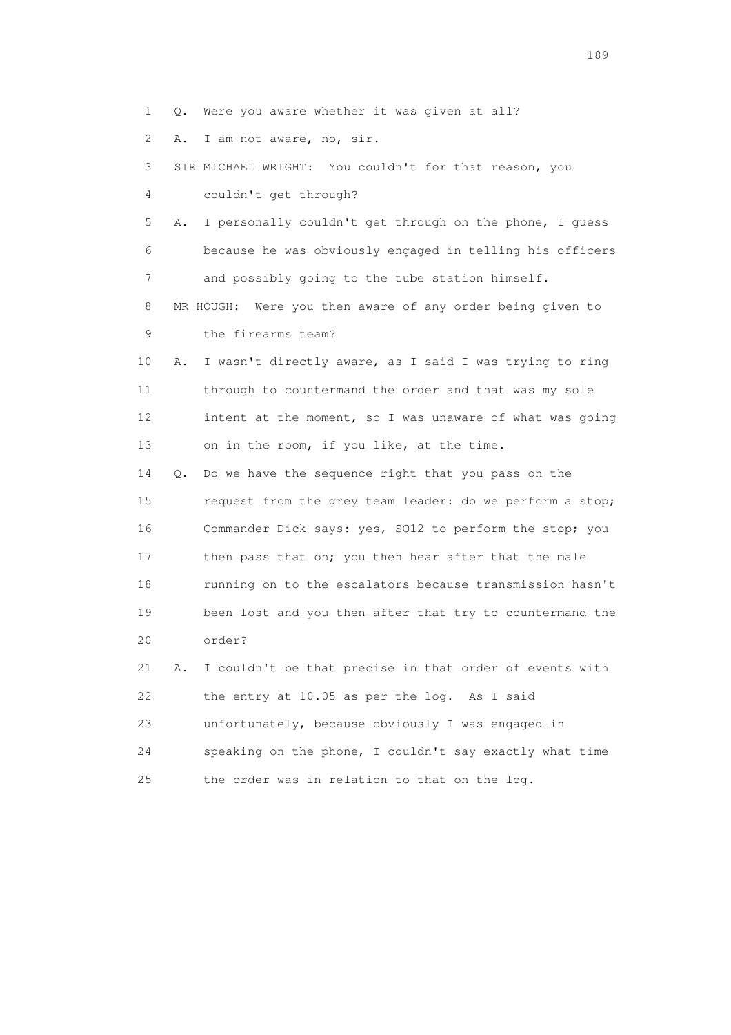1 Q. Were you aware whether it was given at all?

2 A. I am not aware, no, sir.

3 SIR MICHAEL WRIGHT: You couldn't for that reason, you

4 couldn't get through?

5 A. I personally couldn't get through on the phone, I guess

6 because he was obviously engaged in telling his officers

7 and possibly going to the tube station himself.

8 MR HOUGH: Were you then aware of any order being given to

9 the firearms team?

10 A. I wasn't directly aware, as I said I was trying to ring

11 through to countermand the order and that was my sole

12 intent at the moment, so I was unaware of what was going

13 on in the room, if you like, at the time.

14 Q. Do we have the sequence right that you pass on the

15 request from the grey team leader: do we perform a stop;

16 Commander Dick says: yes, SO12 to perform the stop; you

17 then pass that on; you then hear after that the male

18 running on to the escalators because transmission hasn't

19 been lost and you then after that try to countermand the

20 order?

21 A. I couldn't be that precise in that order of events with

22 the entry at 10.05 as per the log. As I said

23 unfortunately, because obviously I was engaged in

24 speaking on the phone, I couldn't say exactly what time

25 the order was in relation to that on the log.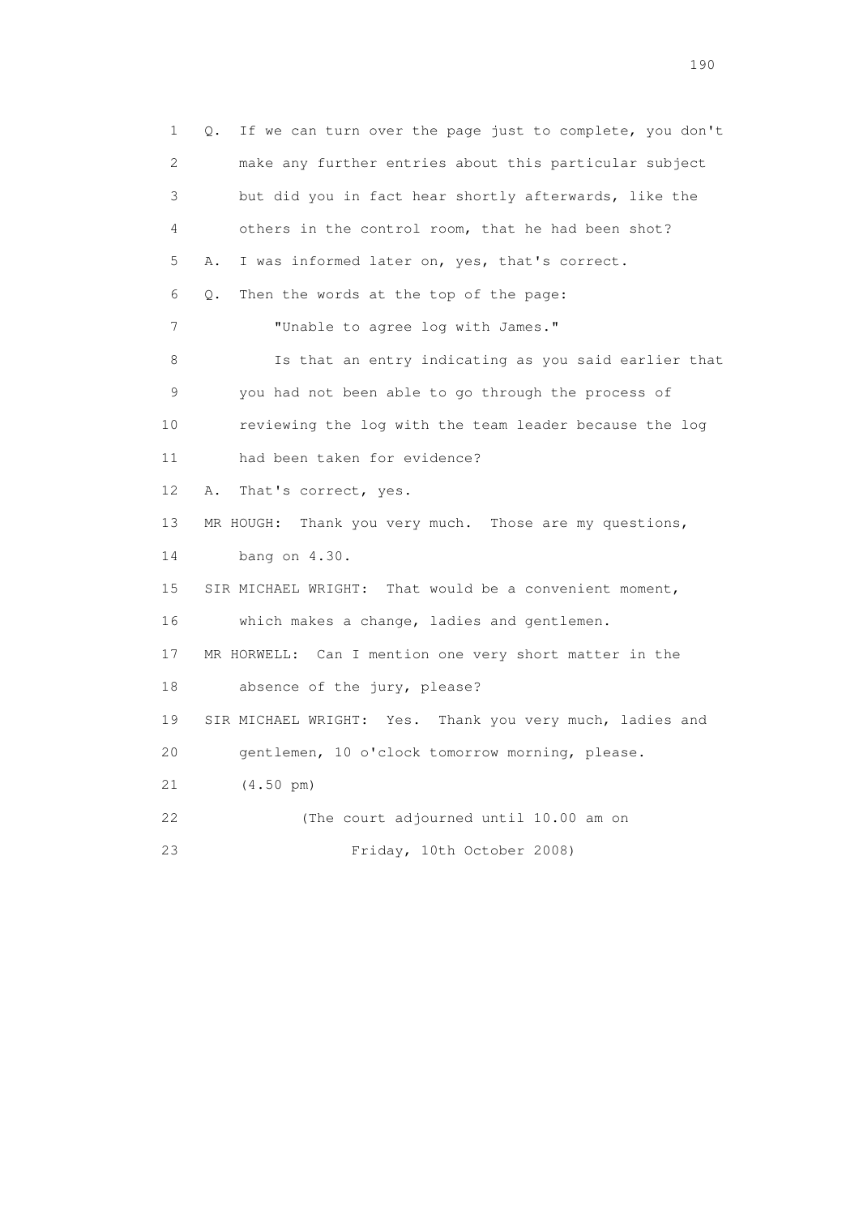1 Q. If we can turn over the page just to complete, you don't
2 make any further entries about this particular subject
3 but did you in fact hear shortly afterwards, like the
4 others in the control room, that he had been shot?
5 A. I was informed later on, yes, that's correct.
6 Q. Then the words at the top of the page:
7 "Unable to agree log with James."
8 Is that an entry indicating as you said earlier that
9 you had not been able to go through the process of
10 reviewing the log with the team leader because the log
11 had been taken for evidence?
12 A. That's correct, yes.
13 MR HOUGH: Thank you very much. Those are my questions,
14 bang on 4.30.
15 SIR MICHAEL WRIGHT: That would be a convenient moment,
16 which makes a change, ladies and gentlemen.
17 MR HORWELL: Can I mention one very short matter in the
18 absence of the jury, please?
19 SIR MICHAEL WRIGHT: Yes. Thank you very much, ladies and
20 gentlemen, 10 o'clock tomorrow morning, please.
21 (4.50 pm)
22 (The court adjourned until 10.00 am on
23 Friday, 10th October 2008)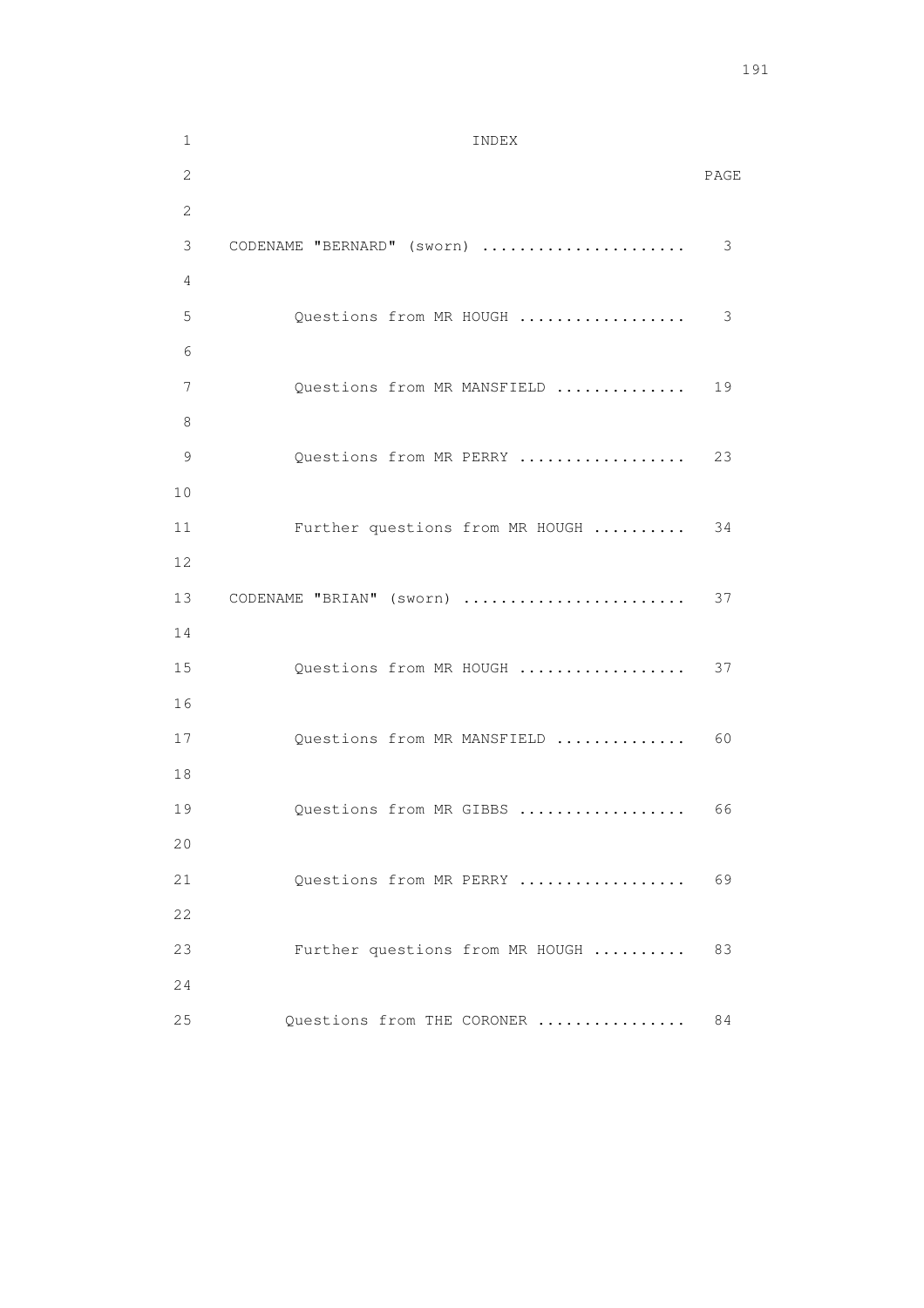# INDEX

| | PAGE |
|---|---|
| CODENAME "BERNARD" (sworn) | 3 |
| Questions from MR HOUGH | 3 |
| Questions from MR MANSFIELD | 19 |
| Questions from MR PERRY | 23 |
| Further questions from MR HOUGH | 34 |
| CODENAME "BRIAN" (sworn) | 37 |
| Questions from MR HOUGH | 37 |
| Questions from MR MANSFIELD | 60 |
| Questions from MR GIBBS | 66 |
| Questions from MR PERRY | 69 |
| Further questions from MR HOUGH | 83 |
| Questions from THE CORONER | 84 |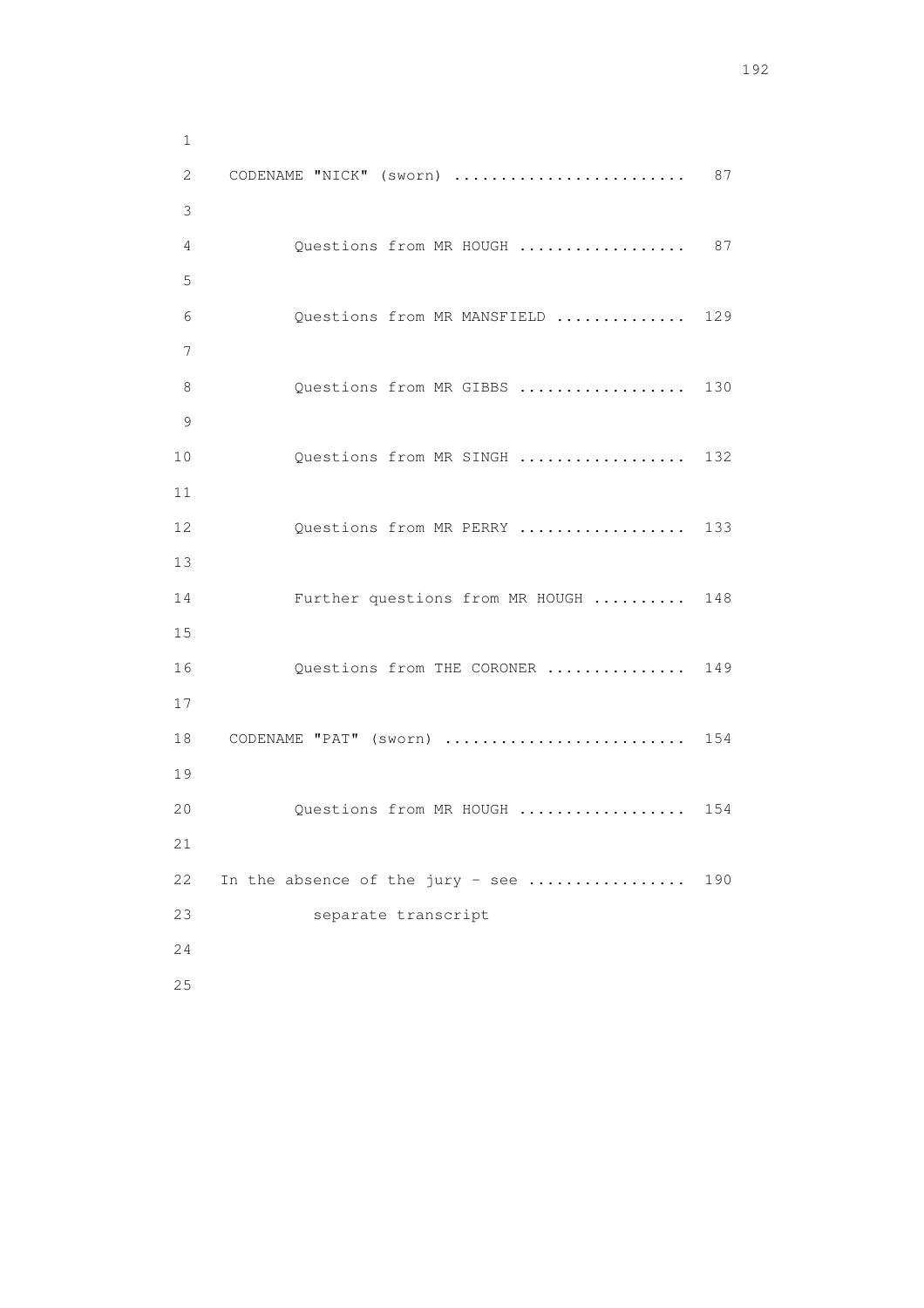CODENAME "NICK" (sworn) ........................ 87

Questions from MR HOUGH ................. 87

Questions from MR MANSFIELD ............. 129

Questions from MR GIBBS ................. 130

Questions from MR SINGH ................. 132

Questions from MR PERRY ................. 133

Further questions from MR HOUGH .......... 148

Questions from THE CORONER ............... 149

CODENAME "PAT" (sworn) ......................... 154

Questions from MR HOUGH ................. 154

In the absence of the jury - see ................ 190
separate transcript